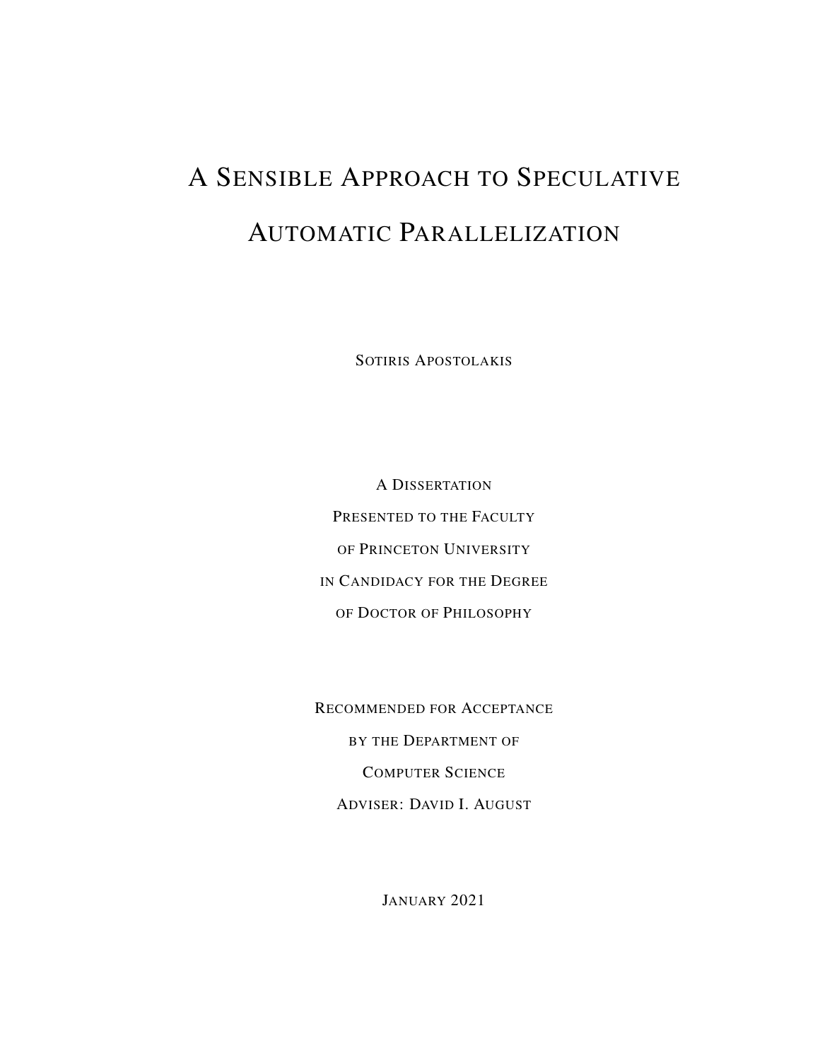# A Sensible Approach to Speculative Automatic Parallelization

Sotiris Apostolakis

A Dissertation
Presented to the Faculty
of Princeton University
in Candidacy for the Degree
of Doctor of Philosophy

Recommended for Acceptance
by the Department of
Computer Science
Adviser: David I. August

January 2021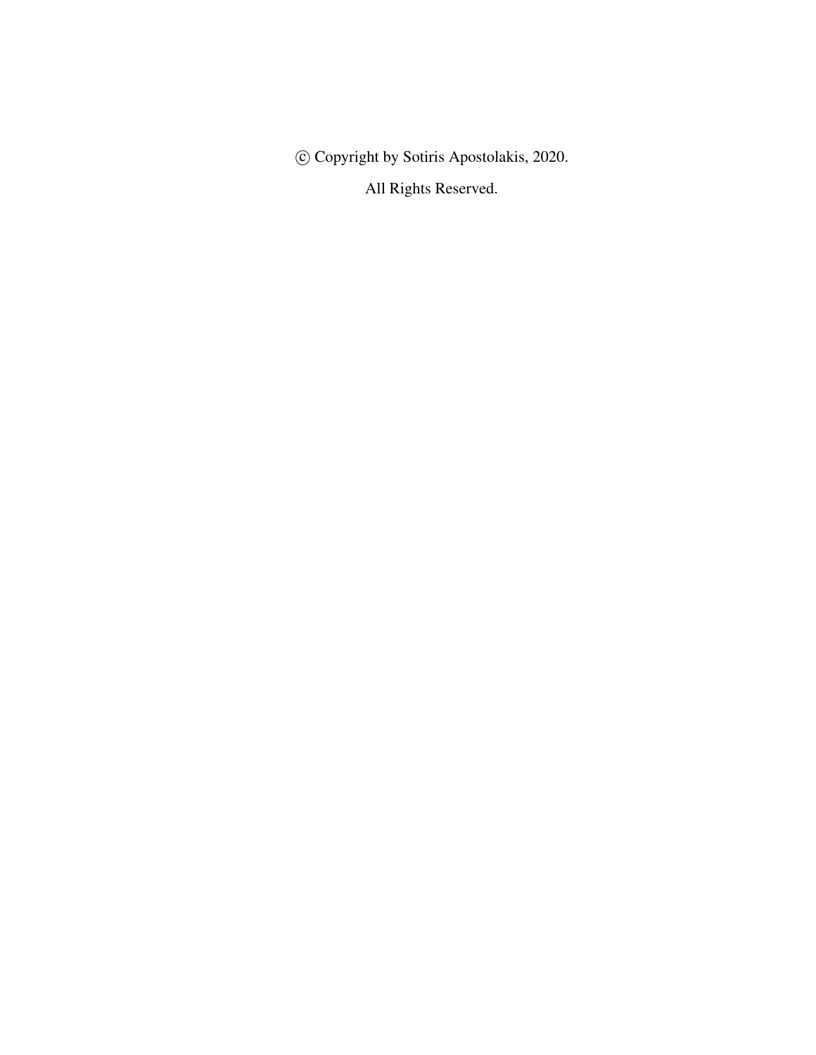© Copyright by Sotiris Apostolakis, 2020.

All Rights Reserved.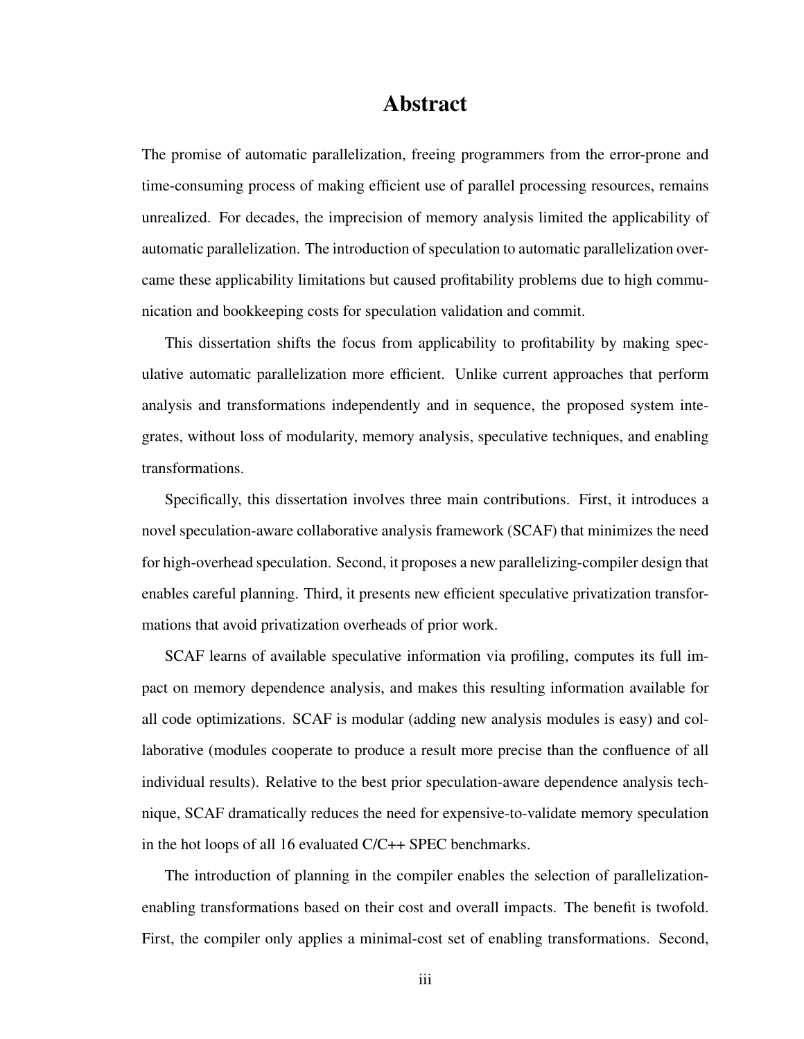# Abstract

The promise of automatic parallelization, freeing programmers from the error-prone and time-consuming process of making efficient use of parallel processing resources, remains unrealized. For decades, the imprecision of memory analysis limited the applicability of automatic parallelization. The introduction of speculation to automatic parallelization overcame these applicability limitations but caused profitability problems due to high communication and bookkeeping costs for speculation validation and commit.

This dissertation shifts the focus from applicability to profitability by making speculative automatic parallelization more efficient. Unlike current approaches that perform analysis and transformations independently and in sequence, the proposed system integrates, without loss of modularity, memory analysis, speculative techniques, and enabling transformations.

Specifically, this dissertation involves three main contributions. First, it introduces a novel speculation-aware collaborative analysis framework (SCAF) that minimizes the need for high-overhead speculation. Second, it proposes a new parallelizing-compiler design that enables careful planning. Third, it presents new efficient speculative privatization transformations that avoid privatization overheads of prior work.

SCAF learns of available speculative information via profiling, computes its full impact on memory dependence analysis, and makes this resulting information available for all code optimizations. SCAF is modular (adding new analysis modules is easy) and collaborative (modules cooperate to produce a result more precise than the confluence of all individual results). Relative to the best prior speculation-aware dependence analysis technique, SCAF dramatically reduces the need for expensive-to-validate memory speculation in the hot loops of all 16 evaluated C/C++ SPEC benchmarks.

The introduction of planning in the compiler enables the selection of parallelization-enabling transformations based on their cost and overall impacts. The benefit is twofold. First, the compiler only applies a minimal-cost set of enabling transformations. Second,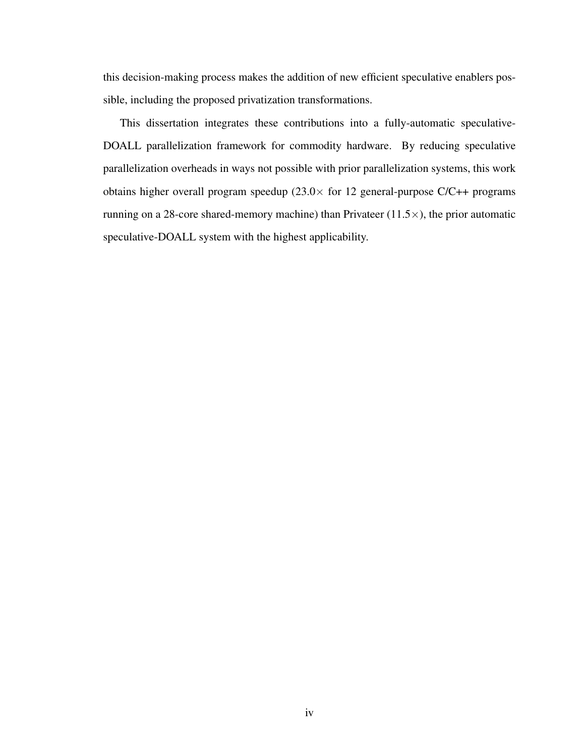this decision-making process makes the addition of new efficient speculative enablers possible, including the proposed privatization transformations.

This dissertation integrates these contributions into a fully-automatic speculative-DOALL parallelization framework for commodity hardware. By reducing speculative parallelization overheads in ways not possible with prior parallelization systems, this work obtains higher overall program speedup ($23.0\times$ for 12 general-purpose C/C++ programs running on a 28-core shared-memory machine) than Privateer ($11.5\times$), the prior automatic speculative-DOALL system with the highest applicability.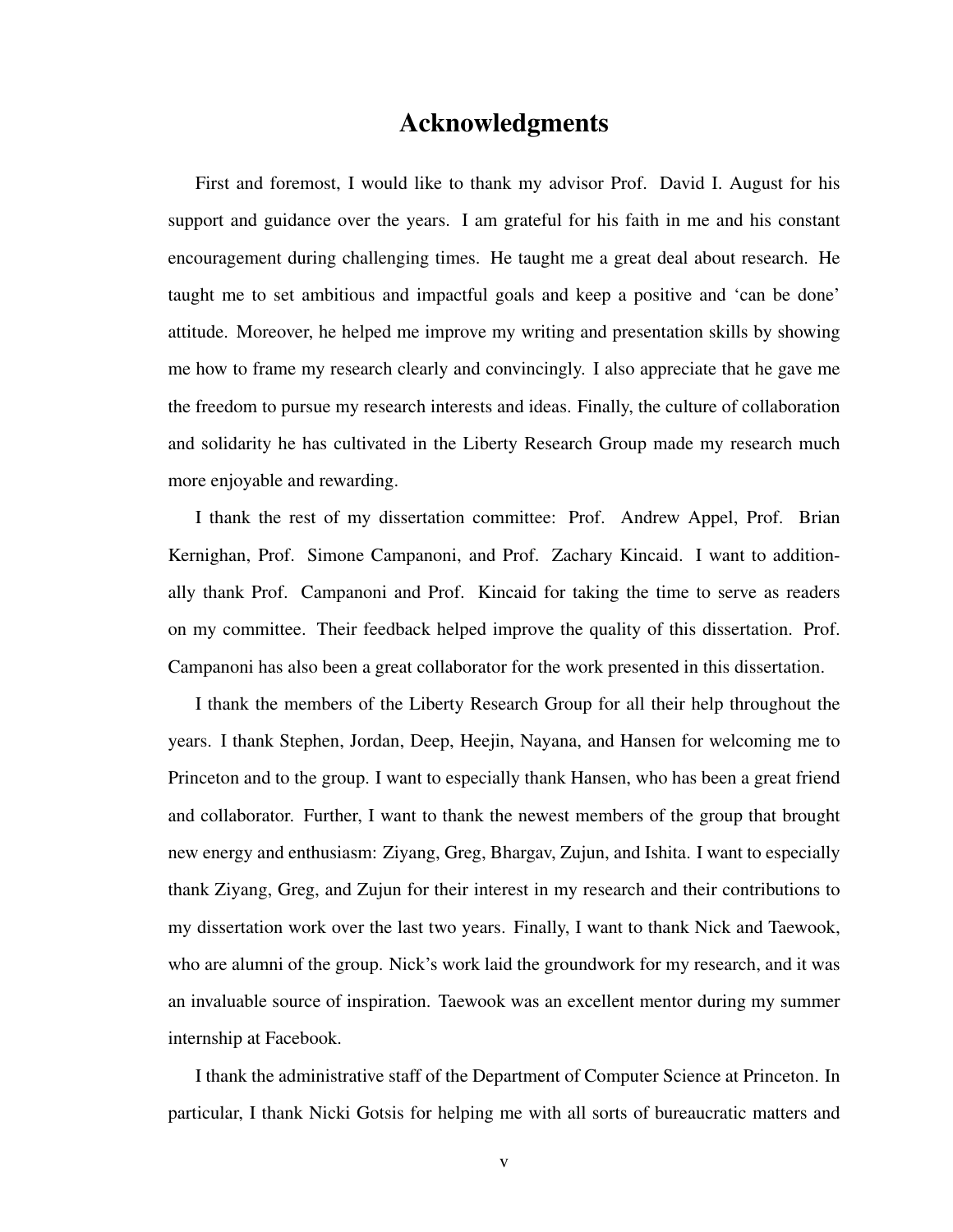# Acknowledgments

First and foremost, I would like to thank my advisor Prof. David I. August for his support and guidance over the years. I am grateful for his faith in me and his constant encouragement during challenging times. He taught me a great deal about research. He taught me to set ambitious and impactful goals and keep a positive and 'can be done' attitude. Moreover, he helped me improve my writing and presentation skills by showing me how to frame my research clearly and convincingly. I also appreciate that he gave me the freedom to pursue my research interests and ideas. Finally, the culture of collaboration and solidarity he has cultivated in the Liberty Research Group made my research much more enjoyable and rewarding.

I thank the rest of my dissertation committee: Prof. Andrew Appel, Prof. Brian Kernighan, Prof. Simone Campanoni, and Prof. Zachary Kincaid. I want to additionally thank Prof. Campanoni and Prof. Kincaid for taking the time to serve as readers on my committee. Their feedback helped improve the quality of this dissertation. Prof. Campanoni has also been a great collaborator for the work presented in this dissertation.

I thank the members of the Liberty Research Group for all their help throughout the years. I thank Stephen, Jordan, Deep, Heejin, Nayana, and Hansen for welcoming me to Princeton and to the group. I want to especially thank Hansen, who has been a great friend and collaborator. Further, I want to thank the newest members of the group that brought new energy and enthusiasm: Ziyang, Greg, Bhargav, Zujun, and Ishita. I want to especially thank Ziyang, Greg, and Zujun for their interest in my research and their contributions to my dissertation work over the last two years. Finally, I want to thank Nick and Taewook, who are alumni of the group. Nick's work laid the groundwork for my research, and it was an invaluable source of inspiration. Taewook was an excellent mentor during my summer internship at Facebook.

I thank the administrative staff of the Department of Computer Science at Princeton. In particular, I thank Nicki Gotsis for helping me with all sorts of bureaucratic matters and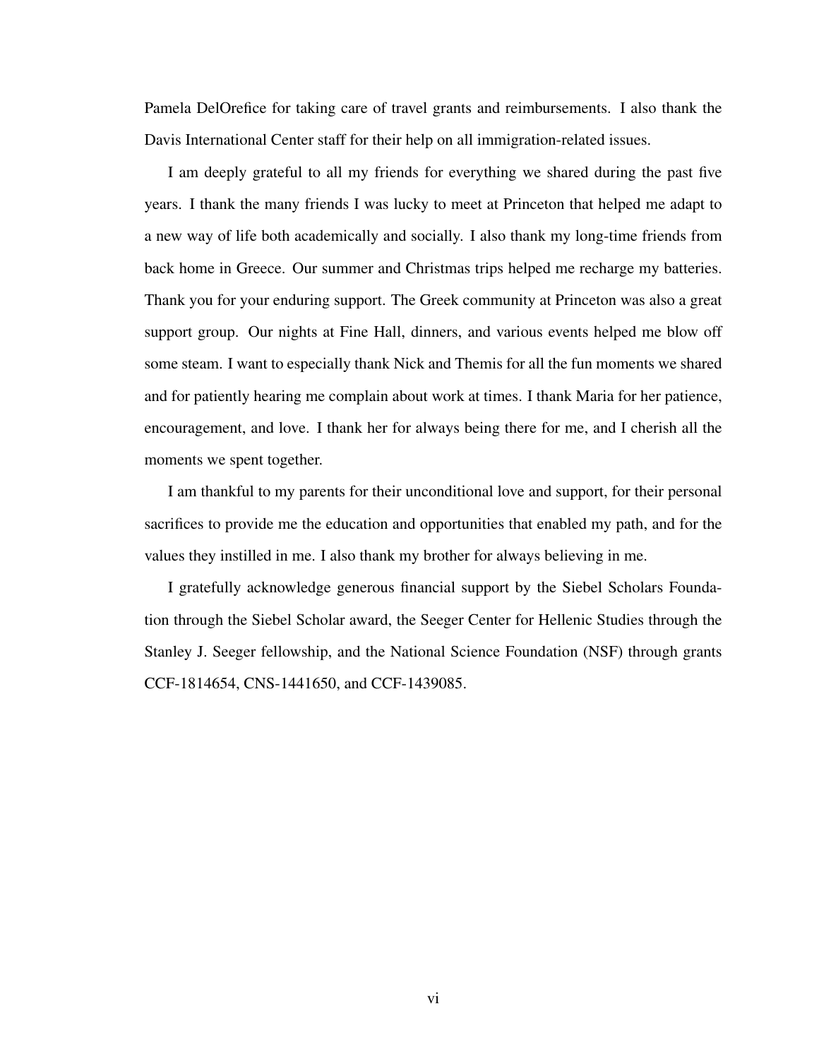Pamela DelOrefice for taking care of travel grants and reimbursements. I also thank the Davis International Center staff for their help on all immigration-related issues.

I am deeply grateful to all my friends for everything we shared during the past five years. I thank the many friends I was lucky to meet at Princeton that helped me adapt to a new way of life both academically and socially. I also thank my long-time friends from back home in Greece. Our summer and Christmas trips helped me recharge my batteries. Thank you for your enduring support. The Greek community at Princeton was also a great support group. Our nights at Fine Hall, dinners, and various events helped me blow off some steam. I want to especially thank Nick and Themis for all the fun moments we shared and for patiently hearing me complain about work at times. I thank Maria for her patience, encouragement, and love. I thank her for always being there for me, and I cherish all the moments we spent together.

I am thankful to my parents for their unconditional love and support, for their personal sacrifices to provide me the education and opportunities that enabled my path, and for the values they instilled in me. I also thank my brother for always believing in me.

I gratefully acknowledge generous financial support by the Siebel Scholars Foundation through the Siebel Scholar award, the Seeger Center for Hellenic Studies through the Stanley J. Seeger fellowship, and the National Science Foundation (NSF) through grants CCF-1814654, CNS-1441650, and CCF-1439085.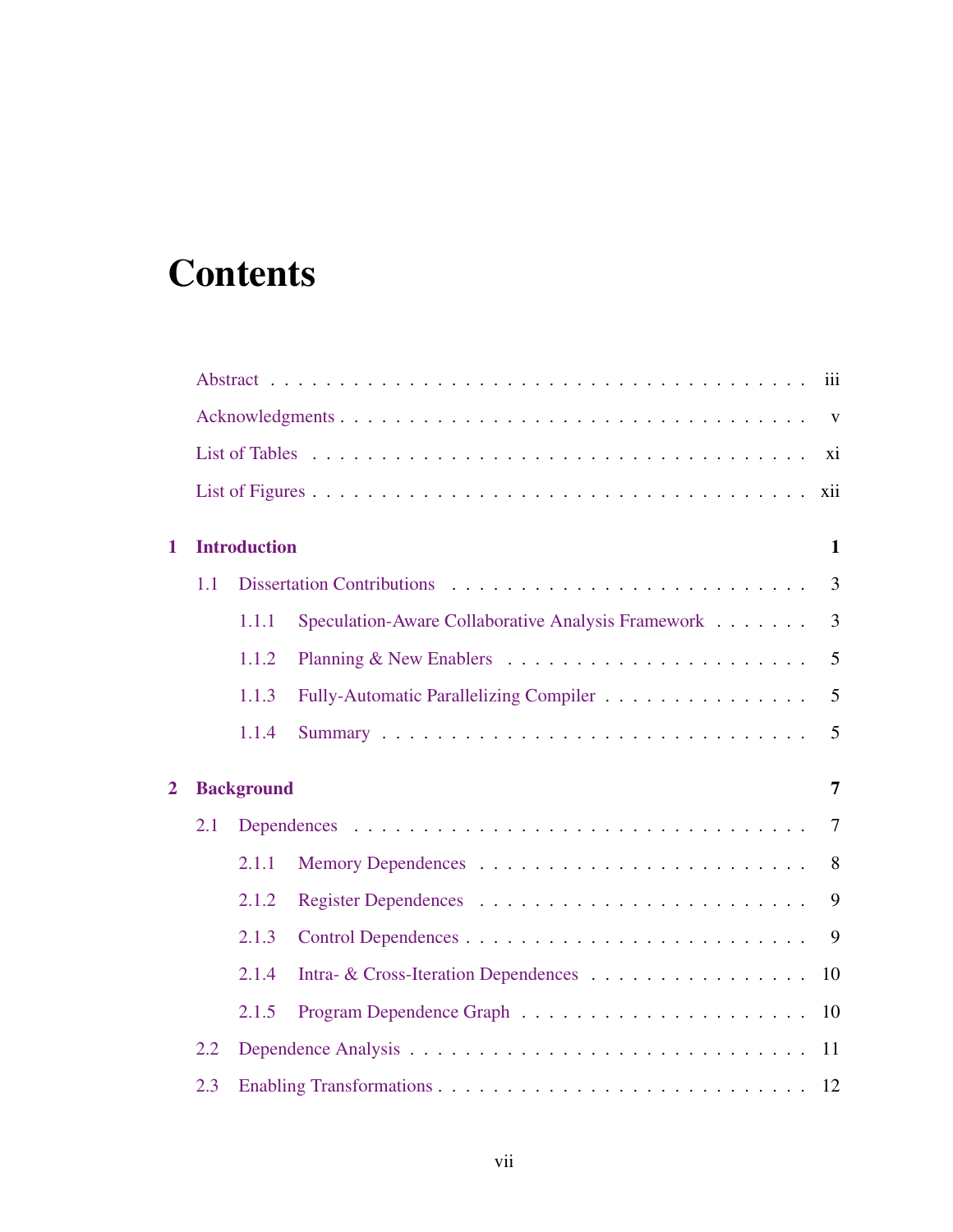# Contents

Abstract . . . . . . . . . . . . . . . . . . . . . . . . . . . . . . . . . . . . . iii

Acknowledgments . . . . . . . . . . . . . . . . . . . . . . . . . . . . . . . . v

List of Tables . . . . . . . . . . . . . . . . . . . . . . . . . . . . . . . . . . xi

List of Figures . . . . . . . . . . . . . . . . . . . . . . . . . . . . . . . . . xii

**1 Introduction** **1**

1.1 Dissertation Contributions . . . . . . . . . . . . . . . . . . . . . . . . . 3

1.1.1 Speculation-Aware Collaborative Analysis Framework . . . . . . . 3

1.1.2 Planning & New Enablers . . . . . . . . . . . . . . . . . . . . . . 5

1.1.3 Fully-Automatic Parallelizing Compiler . . . . . . . . . . . . . . . 5

1.1.4 Summary . . . . . . . . . . . . . . . . . . . . . . . . . . . . . . . 5

**2 Background** **7**

2.1 Dependences . . . . . . . . . . . . . . . . . . . . . . . . . . . . . . . . 7

2.1.1 Memory Dependences . . . . . . . . . . . . . . . . . . . . . . . . 8

2.1.2 Register Dependences . . . . . . . . . . . . . . . . . . . . . . . . 9

2.1.3 Control Dependences . . . . . . . . . . . . . . . . . . . . . . . . . 9

2.1.4 Intra- & Cross-Iteration Dependences . . . . . . . . . . . . . . . . 10

2.1.5 Program Dependence Graph . . . . . . . . . . . . . . . . . . . . . 10

2.2 Dependence Analysis . . . . . . . . . . . . . . . . . . . . . . . . . . . . 11

2.3 Enabling Transformations . . . . . . . . . . . . . . . . . . . . . . . . . . 12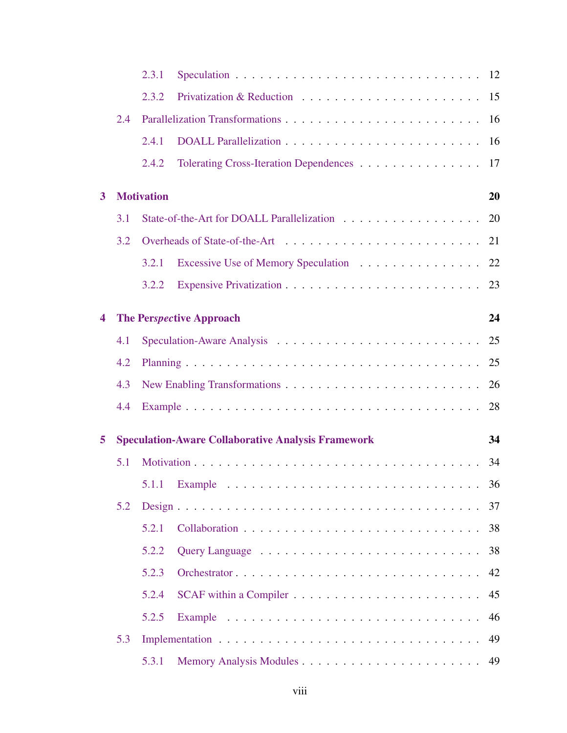- 2.3.1 Speculation . . . . . . . . . . 12
- 2.3.2 Privatization & Reduction . . . . . . . . . . 15
- 2.4 Parallelization Transformations . . . . . . . . . . 16
  - 2.4.1 DOALL Parallelization . . . . . . . . . . 16
  - 2.4.2 Tolerating Cross-Iteration Dependences . . . . . . . . . . 17

**3 Motivation** **20**

- 3.1 State-of-the-Art for DOALL Parallelization . . . . . . . . . . 20
- 3.2 Overheads of State-of-the-Art . . . . . . . . . . 21
  - 3.2.1 Excessive Use of Memory Speculation . . . . . . . . . . 22
  - 3.2.2 Expensive Privatization . . . . . . . . . . 23

**4 The Per*spec*tive Approach** **24**

- 4.1 Speculation-Aware Analysis . . . . . . . . . . 25
- 4.2 Planning . . . . . . . . . . 25
- 4.3 New Enabling Transformations . . . . . . . . . . 26
- 4.4 Example . . . . . . . . . . 28

**5 Speculation-Aware Collaborative Analysis Framework** **34**

- 5.1 Motivation . . . . . . . . . . 34
  - 5.1.1 Example . . . . . . . . . . 36
- 5.2 Design . . . . . . . . . . 37
  - 5.2.1 Collaboration . . . . . . . . . . 38
  - 5.2.2 Query Language . . . . . . . . . . 38
  - 5.2.3 Orchestrator . . . . . . . . . . 42
  - 5.2.4 SCAF within a Compiler . . . . . . . . . . 45
  - 5.2.5 Example . . . . . . . . . . 46
- 5.3 Implementation . . . . . . . . . . 49
  - 5.3.1 Memory Analysis Modules . . . . . . . . . . 49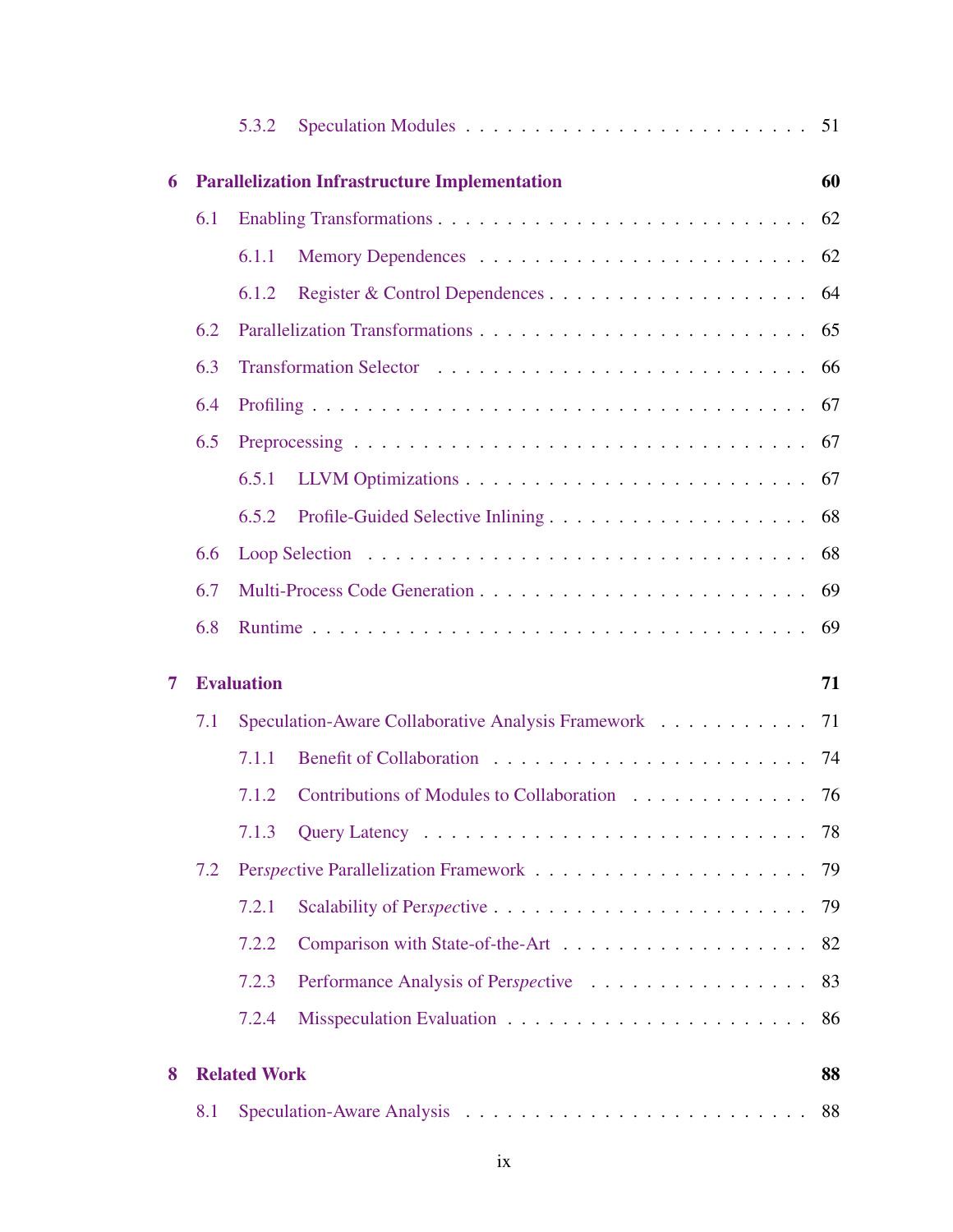5.3.2 Speculation Modules . . . . . . . . . . . . . . . . . . . . . . . . 51

**6 Parallelization Infrastructure Implementation 60**

6.1 Enabling Transformations . . . . . . . . . . . . . . . . . . . . . . . . . . . 62

6.1.1 Memory Dependences . . . . . . . . . . . . . . . . . . . . . . . 62

6.1.2 Register & Control Dependences . . . . . . . . . . . . . . . . . . 64

6.2 Parallelization Transformations . . . . . . . . . . . . . . . . . . . . . . . . 65

6.3 Transformation Selector . . . . . . . . . . . . . . . . . . . . . . . . . . . 66

6.4 Profiling . . . . . . . . . . . . . . . . . . . . . . . . . . . . . . . . . . . 67

6.5 Preprocessing . . . . . . . . . . . . . . . . . . . . . . . . . . . . . . . . 67

6.5.1 LLVM Optimizations . . . . . . . . . . . . . . . . . . . . . . . . 67

6.5.2 Profile-Guided Selective Inlining . . . . . . . . . . . . . . . . . . 68

6.6 Loop Selection . . . . . . . . . . . . . . . . . . . . . . . . . . . . . . . . 68

6.7 Multi-Process Code Generation . . . . . . . . . . . . . . . . . . . . . . . 69

6.8 Runtime . . . . . . . . . . . . . . . . . . . . . . . . . . . . . . . . . . . 69

**7 Evaluation 71**

7.1 Speculation-Aware Collaborative Analysis Framework . . . . . . . . . . . 71

7.1.1 Benefit of Collaboration . . . . . . . . . . . . . . . . . . . . . . . 74

7.1.2 Contributions of Modules to Collaboration . . . . . . . . . . . . . 76

7.1.3 Query Latency . . . . . . . . . . . . . . . . . . . . . . . . . . . . 78

7.2 Per*spec*tive Parallelization Framework . . . . . . . . . . . . . . . . . . . 79

7.2.1 Scalability of Per*spec*tive . . . . . . . . . . . . . . . . . . . . . . 79

7.2.2 Comparison with State-of-the-Art . . . . . . . . . . . . . . . . . . 82

7.2.3 Performance Analysis of Per*spec*tive . . . . . . . . . . . . . . . . 83

7.2.4 Misspeculation Evaluation . . . . . . . . . . . . . . . . . . . . . . 86

**8 Related Work 88**

8.1 Speculation-Aware Analysis . . . . . . . . . . . . . . . . . . . . . . . . . 88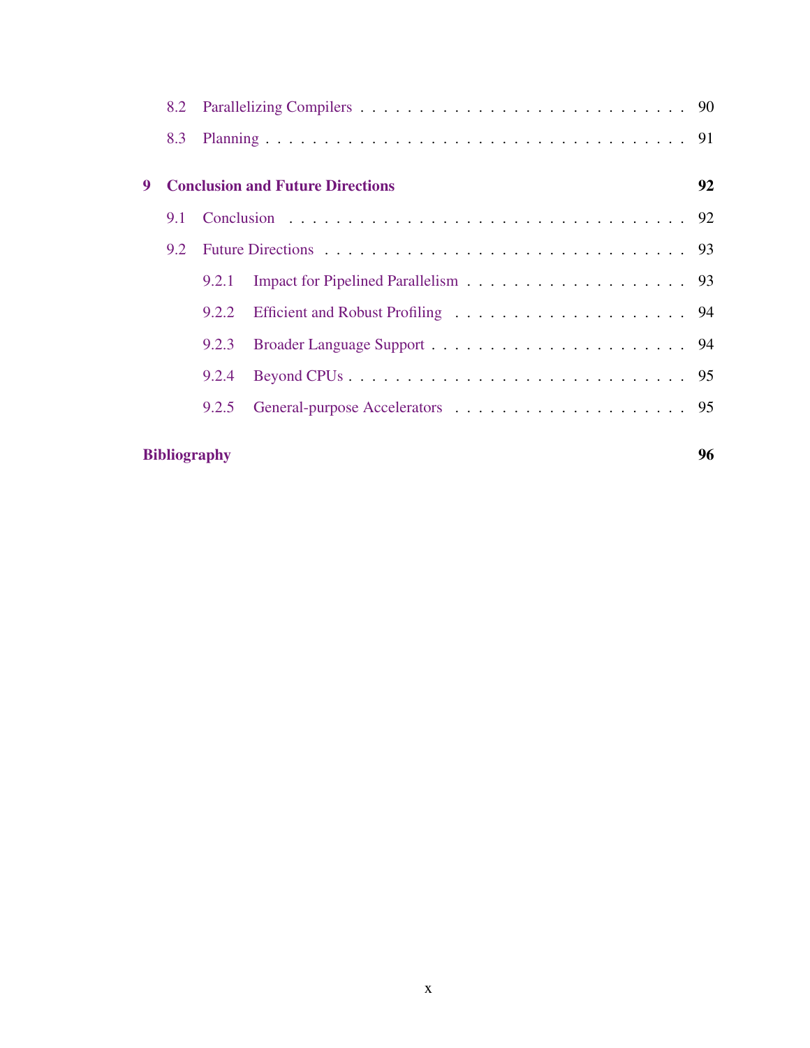8.2 Parallelizing Compilers . . . . . . . . . . . . . . . . . . . . . . . . . . . . 90

8.3 Planning . . . . . . . . . . . . . . . . . . . . . . . . . . . . . . . . . . . 91

**9 Conclusion and Future Directions** **92**

9.1 Conclusion . . . . . . . . . . . . . . . . . . . . . . . . . . . . . . . . . 92

9.2 Future Directions . . . . . . . . . . . . . . . . . . . . . . . . . . . . . . 93

9.2.1 Impact for Pipelined Parallelism . . . . . . . . . . . . . . . . . . . 93

9.2.2 Efficient and Robust Profiling . . . . . . . . . . . . . . . . . . . . 94

9.2.3 Broader Language Support . . . . . . . . . . . . . . . . . . . . . . 94

9.2.4 Beyond CPUs . . . . . . . . . . . . . . . . . . . . . . . . . . . . . 95

9.2.5 General-purpose Accelerators . . . . . . . . . . . . . . . . . . . . 95

**Bibliography** **96**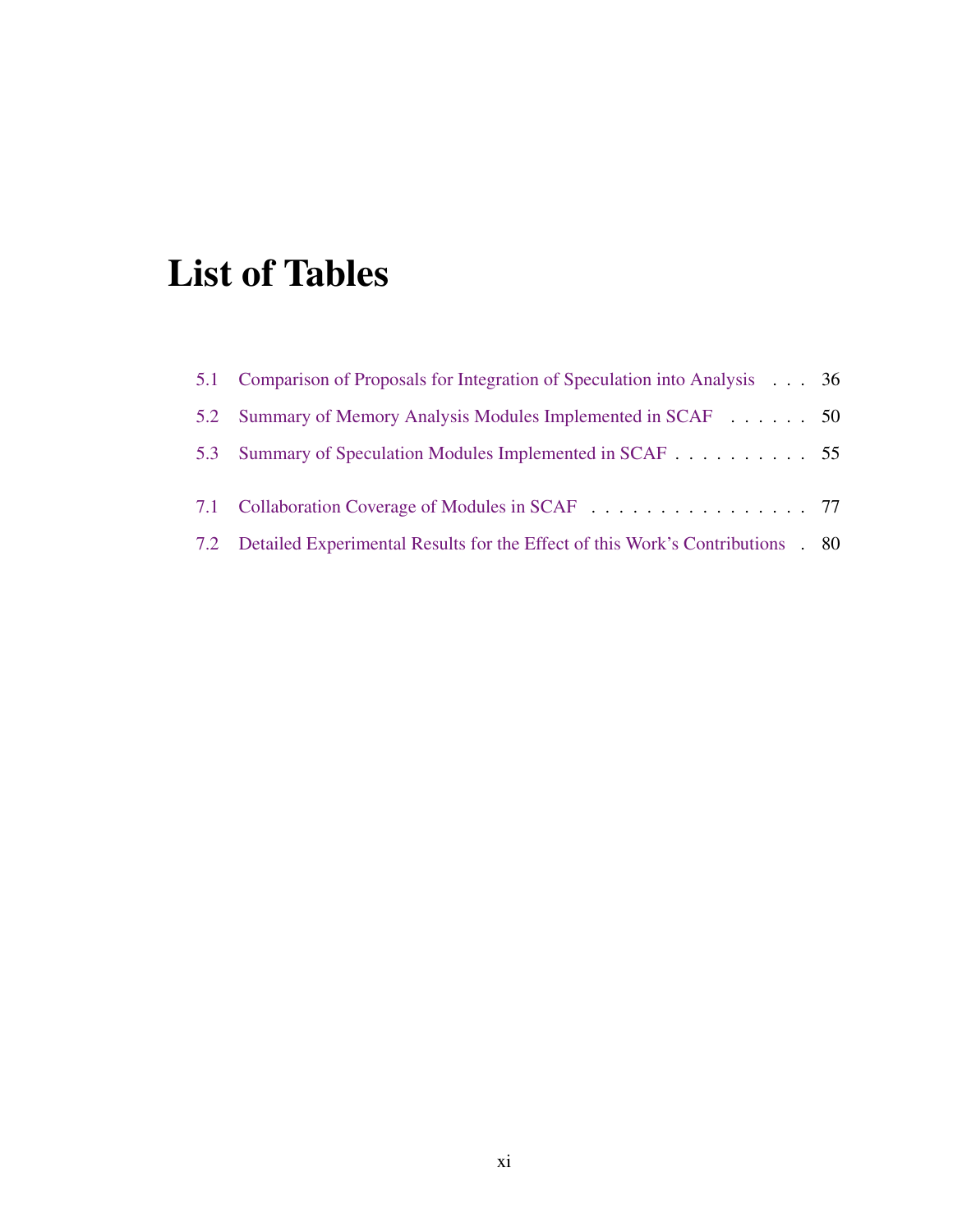# List of Tables

5.1 Comparison of Proposals for Integration of Speculation into Analysis . . . 36

5.2 Summary of Memory Analysis Modules Implemented in SCAF . . . . . . 50

5.3 Summary of Speculation Modules Implemented in SCAF . . . . . . . . . . 55

7.1 Collaboration Coverage of Modules in SCAF . . . . . . . . . . . . . . . . . 77

7.2 Detailed Experimental Results for the Effect of this Work's Contributions . 80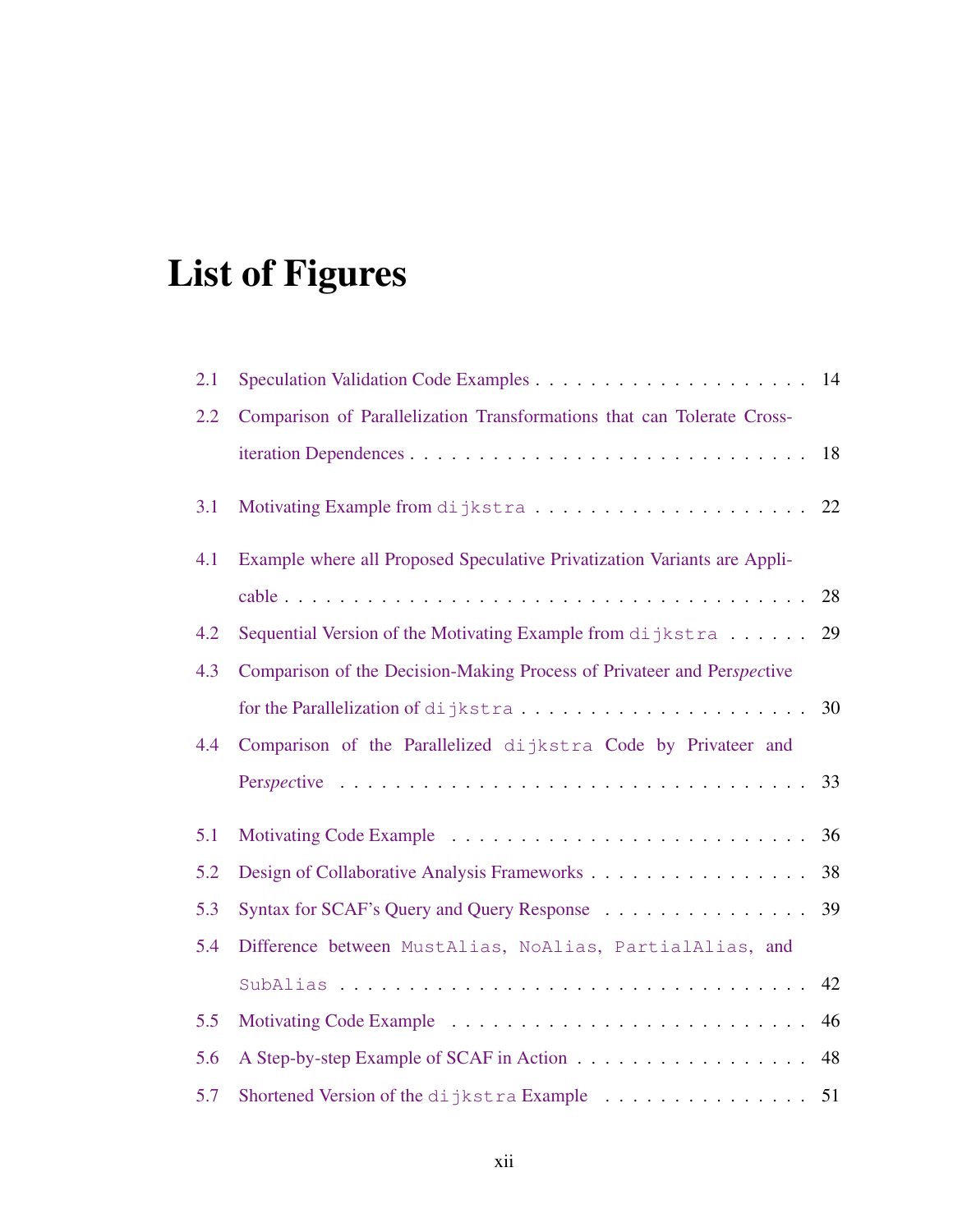# List of Figures

2.1 Speculation Validation Code Examples . . . . . . . . . . . . . . . . . . . . 14

2.2 Comparison of Parallelization Transformations that can Tolerate Cross-iteration Dependences . . . . . . . . . . . . . . . . . . . . . . . . . . . . . 18

3.1 Motivating Example from `dijkstra` . . . . . . . . . . . . . . . . . . . . 22

4.1 Example where all Proposed Speculative Privatization Variants are Applicable . . . . . . . . . . . . . . . . . . . . . . . . . . . . . . . . . . . . . 28

4.2 Sequential Version of the Motivating Example from `dijkstra` . . . . . . 29

4.3 Comparison of the Decision-Making Process of Privateer and Per*spec*tive for the Parallelization of `dijkstra` . . . . . . . . . . . . . . . . . . . . . 30

4.4 Comparison of the Parallelized `dijkstra` Code by Privateer and Per*spec*tive . . . . . . . . . . . . . . . . . . . . . . . . . . . . . . . . . . 33

5.1 Motivating Code Example . . . . . . . . . . . . . . . . . . . . . . . . . . 36

5.2 Design of Collaborative Analysis Frameworks . . . . . . . . . . . . . . . . 38

5.3 Syntax for SCAF's Query and Query Response . . . . . . . . . . . . . . . 39

5.4 Difference between `MustAlias`, `NoAlias`, `PartialAlias`, and `SubAlias` . . . . . . . . . . . . . . . . . . . . . . . . . . . . . . . . . . . 42

5.5 Motivating Code Example . . . . . . . . . . . . . . . . . . . . . . . . . . 46

5.6 A Step-by-step Example of SCAF in Action . . . . . . . . . . . . . . . . . 48

5.7 Shortened Version of the `dijkstra` Example . . . . . . . . . . . . . . . . 51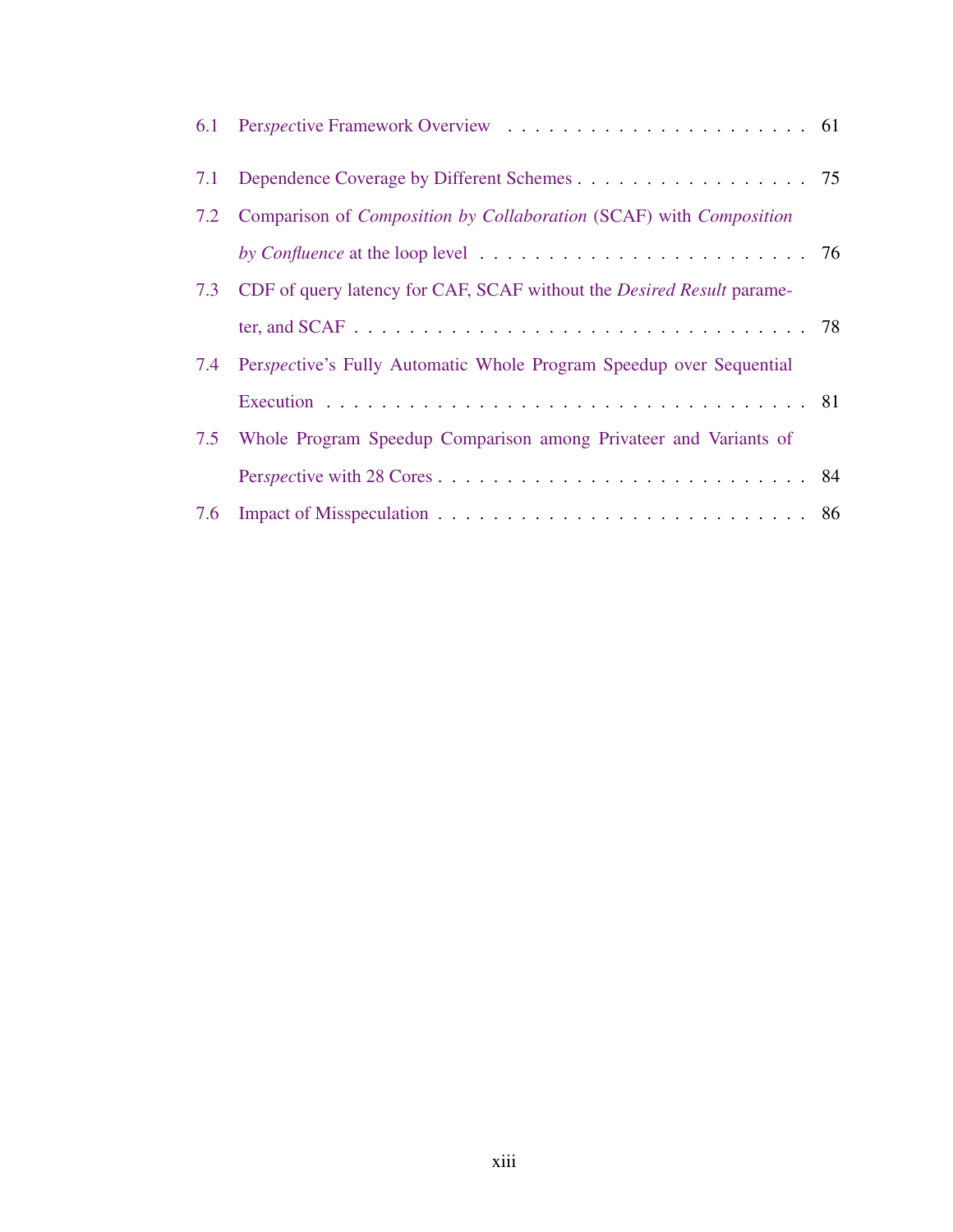6.1 Per*spec*tive Framework Overview . . . . . . . . . . . . . . . . . . . . . . 61

7.1 Dependence Coverage by Different Schemes . . . . . . . . . . . . . . . . . . 75

7.2 Comparison of *Composition by Collaboration* (SCAF) with *Composition by Confluence* at the loop level . . . . . . . . . . . . . . . . . . . . . . . . 76

7.3 CDF of query latency for CAF, SCAF without the *Desired Result* parameter, and SCAF . . . . . . . . . . . . . . . . . . . . . . . . . . . . . . . . . 78

7.4 Per*spec*tive's Fully Automatic Whole Program Speedup over Sequential Execution . . . . . . . . . . . . . . . . . . . . . . . . . . . . . . . . . . 81

7.5 Whole Program Speedup Comparison among Privateer and Variants of Per*spec*tive with 28 Cores . . . . . . . . . . . . . . . . . . . . . . . . . . . 84

7.6 Impact of Misspeculation . . . . . . . . . . . . . . . . . . . . . . . . . . . 86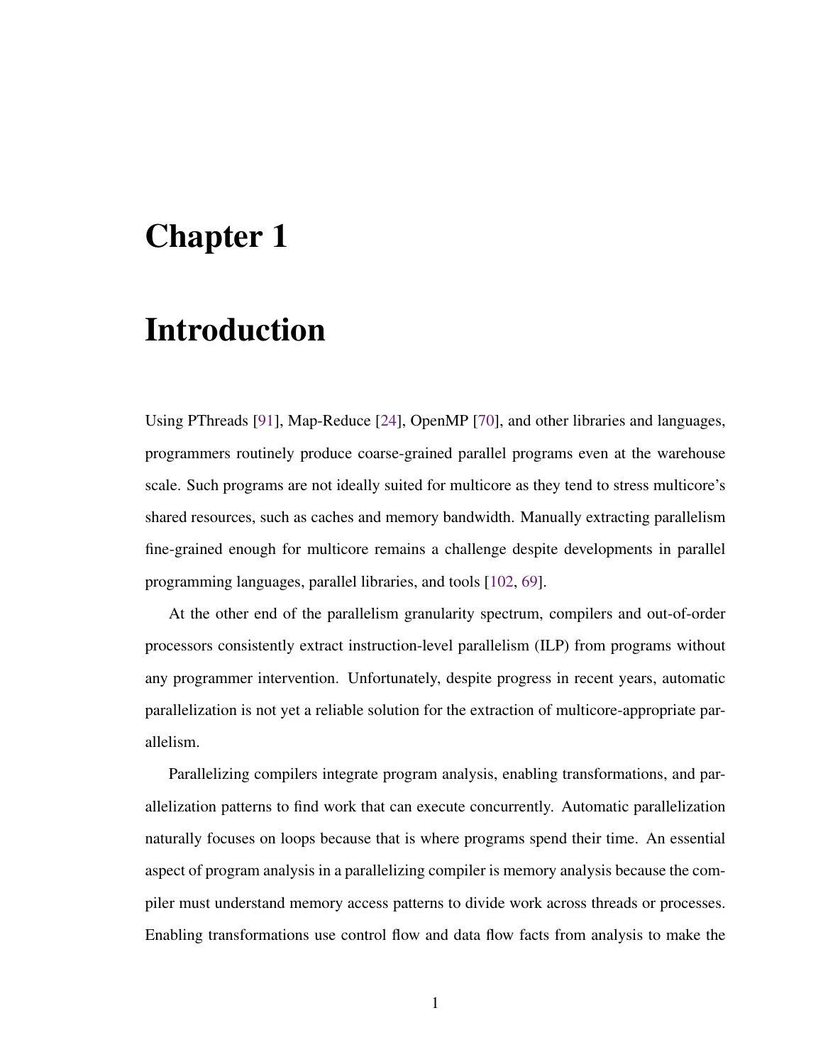# Chapter 1

# Introduction

Using PThreads [91], Map-Reduce [24], OpenMP [70], and other libraries and languages, programmers routinely produce coarse-grained parallel programs even at the warehouse scale. Such programs are not ideally suited for multicore as they tend to stress multicore's shared resources, such as caches and memory bandwidth. Manually extracting parallelism fine-grained enough for multicore remains a challenge despite developments in parallel programming languages, parallel libraries, and tools [102, 69].

At the other end of the parallelism granularity spectrum, compilers and out-of-order processors consistently extract instruction-level parallelism (ILP) from programs without any programmer intervention. Unfortunately, despite progress in recent years, automatic parallelization is not yet a reliable solution for the extraction of multicore-appropriate parallelism.

Parallelizing compilers integrate program analysis, enabling transformations, and parallelization patterns to find work that can execute concurrently. Automatic parallelization naturally focuses on loops because that is where programs spend their time. An essential aspect of program analysis in a parallelizing compiler is memory analysis because the compiler must understand memory access patterns to divide work across threads or processes. Enabling transformations use control flow and data flow facts from analysis to make the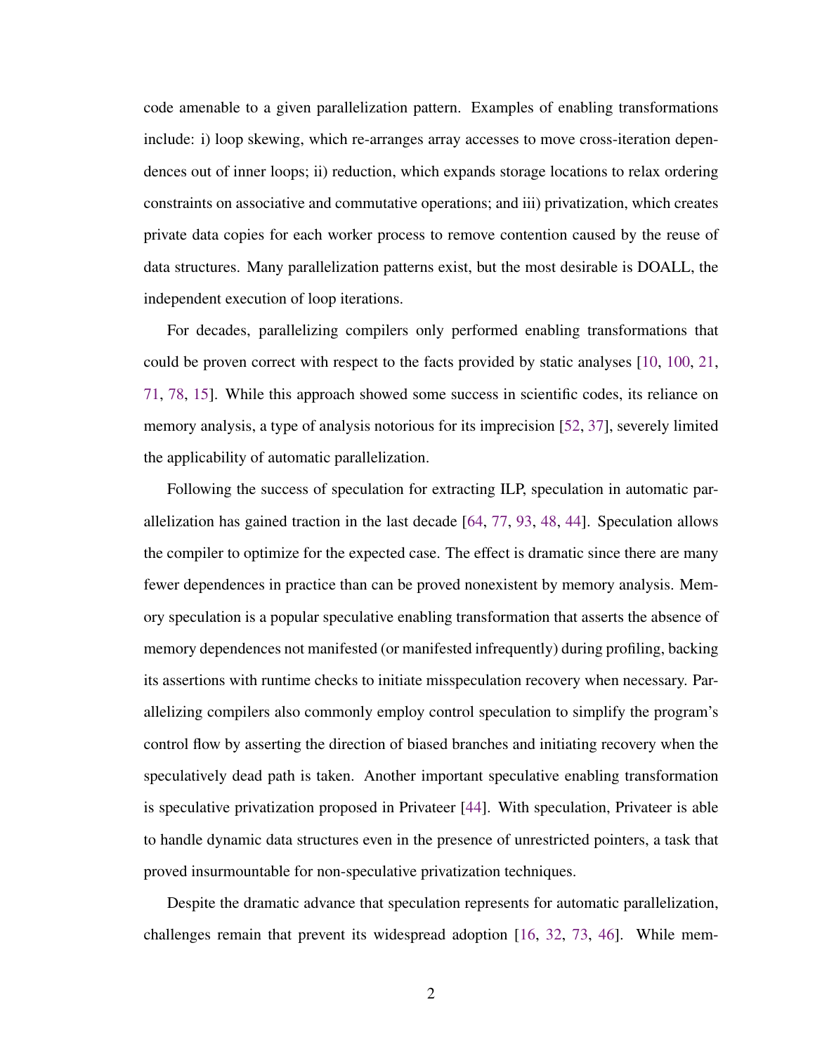code amenable to a given parallelization pattern. Examples of enabling transformations include: i) loop skewing, which re-arranges array accesses to move cross-iteration dependences out of inner loops; ii) reduction, which expands storage locations to relax ordering constraints on associative and commutative operations; and iii) privatization, which creates private data copies for each worker process to remove contention caused by the reuse of data structures. Many parallelization patterns exist, but the most desirable is DOALL, the independent execution of loop iterations.

For decades, parallelizing compilers only performed enabling transformations that could be proven correct with respect to the facts provided by static analyses [10, 100, 21, 71, 78, 15]. While this approach showed some success in scientific codes, its reliance on memory analysis, a type of analysis notorious for its imprecision [52, 37], severely limited the applicability of automatic parallelization.

Following the success of speculation for extracting ILP, speculation in automatic parallelization has gained traction in the last decade [64, 77, 93, 48, 44]. Speculation allows the compiler to optimize for the expected case. The effect is dramatic since there are many fewer dependences in practice than can be proved nonexistent by memory analysis. Memory speculation is a popular speculative enabling transformation that asserts the absence of memory dependences not manifested (or manifested infrequently) during profiling, backing its assertions with runtime checks to initiate misspeculation recovery when necessary. Parallelizing compilers also commonly employ control speculation to simplify the program's control flow by asserting the direction of biased branches and initiating recovery when the speculatively dead path is taken. Another important speculative enabling transformation is speculative privatization proposed in Privateer [44]. With speculation, Privateer is able to handle dynamic data structures even in the presence of unrestricted pointers, a task that proved insurmountable for non-speculative privatization techniques.

Despite the dramatic advance that speculation represents for automatic parallelization, challenges remain that prevent its widespread adoption [16, 32, 73, 46]. While mem-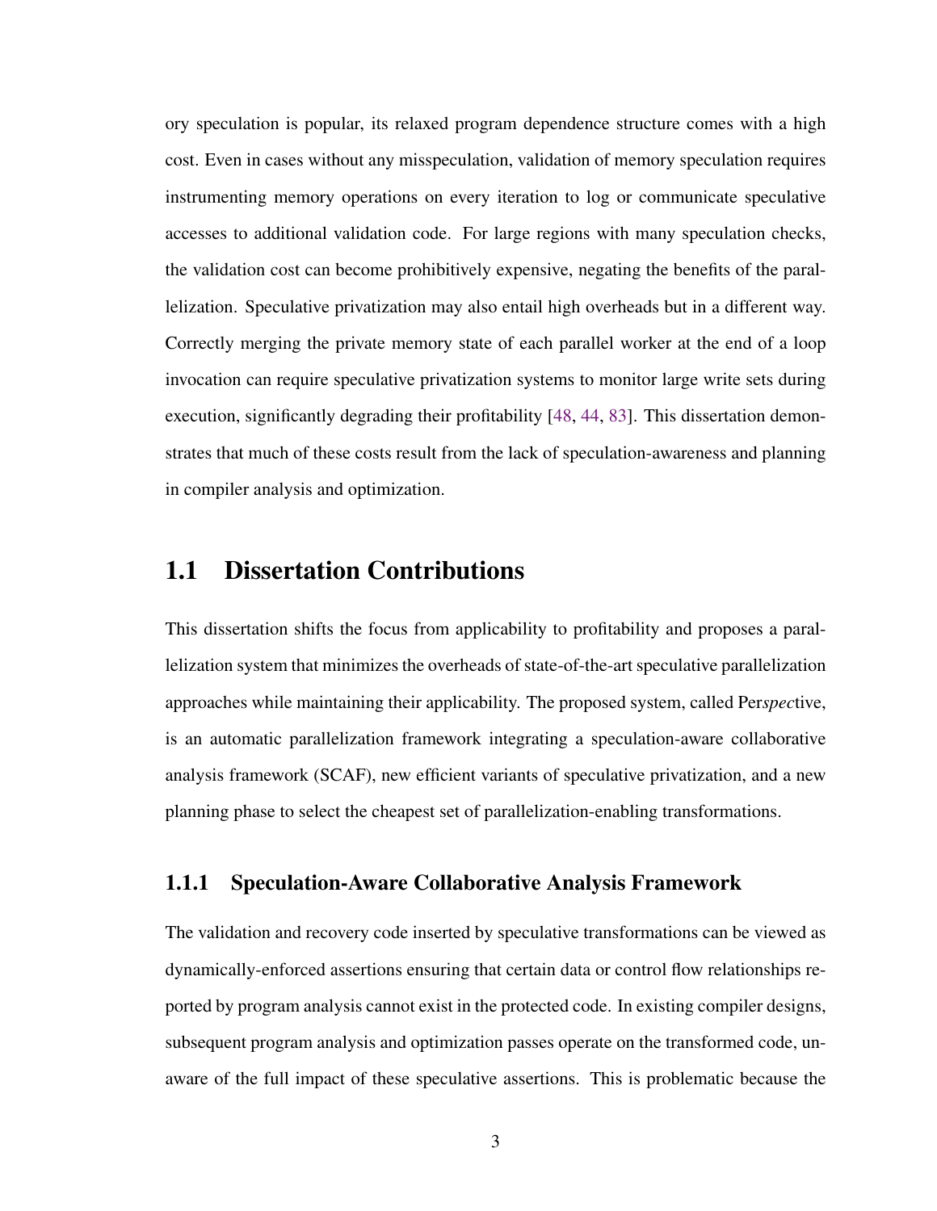ory speculation is popular, its relaxed program dependence structure comes with a high cost. Even in cases without any misspeculation, validation of memory speculation requires instrumenting memory operations on every iteration to log or communicate speculative accesses to additional validation code. For large regions with many speculation checks, the validation cost can become prohibitively expensive, negating the benefits of the parallelization. Speculative privatization may also entail high overheads but in a different way. Correctly merging the private memory state of each parallel worker at the end of a loop invocation can require speculative privatization systems to monitor large write sets during execution, significantly degrading their profitability [48, 44, 83]. This dissertation demonstrates that much of these costs result from the lack of speculation-awareness and planning in compiler analysis and optimization.

## 1.1 Dissertation Contributions

This dissertation shifts the focus from applicability to profitability and proposes a parallelization system that minimizes the overheads of state-of-the-art speculative parallelization approaches while maintaining their applicability. The proposed system, called Per*spec*tive, is an automatic parallelization framework integrating a speculation-aware collaborative analysis framework (SCAF), new efficient variants of speculative privatization, and a new planning phase to select the cheapest set of parallelization-enabling transformations.

### 1.1.1 Speculation-Aware Collaborative Analysis Framework

The validation and recovery code inserted by speculative transformations can be viewed as dynamically-enforced assertions ensuring that certain data or control flow relationships reported by program analysis cannot exist in the protected code. In existing compiler designs, subsequent program analysis and optimization passes operate on the transformed code, unaware of the full impact of these speculative assertions. This is problematic because the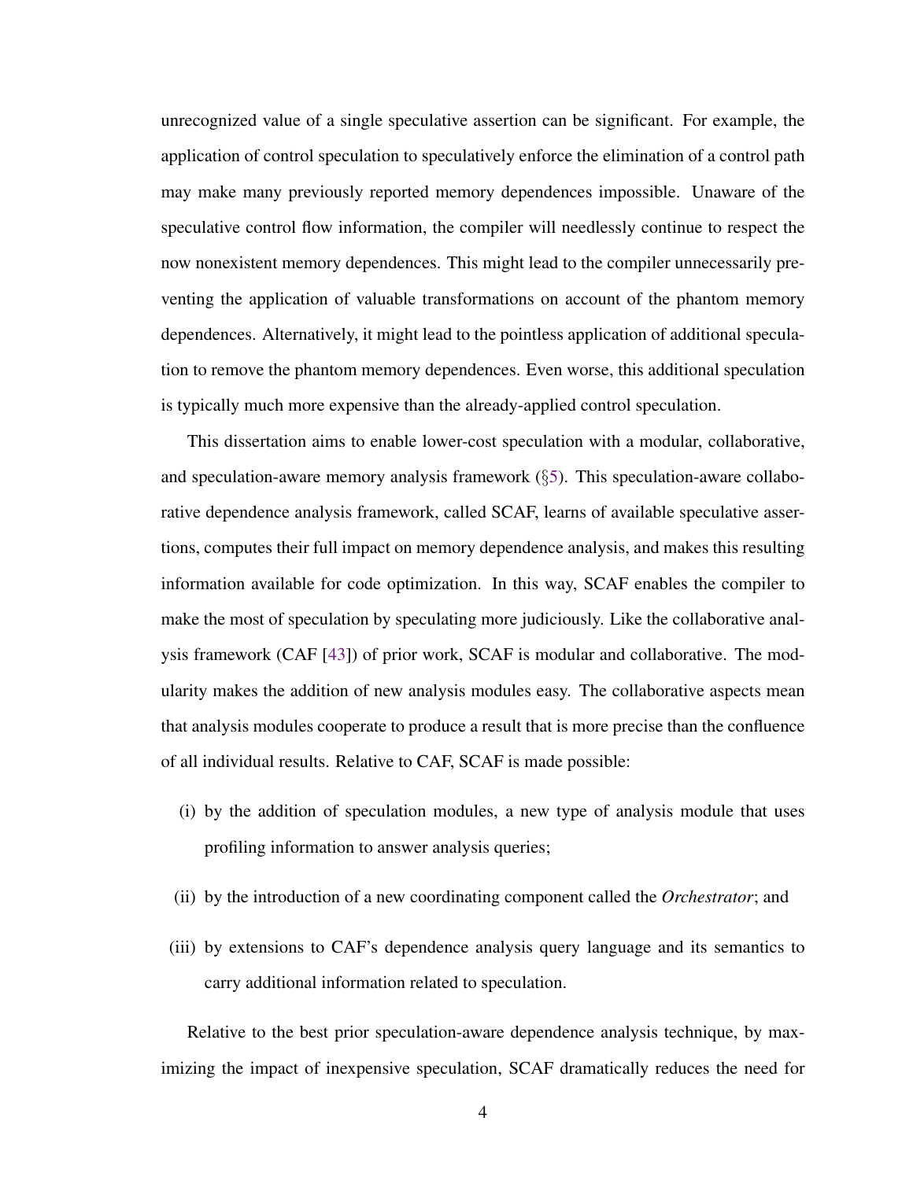unrecognized value of a single speculative assertion can be significant. For example, the application of control speculation to speculatively enforce the elimination of a control path may make many previously reported memory dependences impossible. Unaware of the speculative control flow information, the compiler will needlessly continue to respect the now nonexistent memory dependences. This might lead to the compiler unnecessarily preventing the application of valuable transformations on account of the phantom memory dependences. Alternatively, it might lead to the pointless application of additional speculation to remove the phantom memory dependences. Even worse, this additional speculation is typically much more expensive than the already-applied control speculation.

This dissertation aims to enable lower-cost speculation with a modular, collaborative, and speculation-aware memory analysis framework (§5). This speculation-aware collaborative dependence analysis framework, called SCAF, learns of available speculative assertions, computes their full impact on memory dependence analysis, and makes this resulting information available for code optimization. In this way, SCAF enables the compiler to make the most of speculation by speculating more judiciously. Like the collaborative analysis framework (CAF [43]) of prior work, SCAF is modular and collaborative. The modularity makes the addition of new analysis modules easy. The collaborative aspects mean that analysis modules cooperate to produce a result that is more precise than the confluence of all individual results. Relative to CAF, SCAF is made possible:

(i) by the addition of speculation modules, a new type of analysis module that uses profiling information to answer analysis queries;

(ii) by the introduction of a new coordinating component called the *Orchestrator*; and

(iii) by extensions to CAF's dependence analysis query language and its semantics to carry additional information related to speculation.

Relative to the best prior speculation-aware dependence analysis technique, by maximizing the impact of inexpensive speculation, SCAF dramatically reduces the need for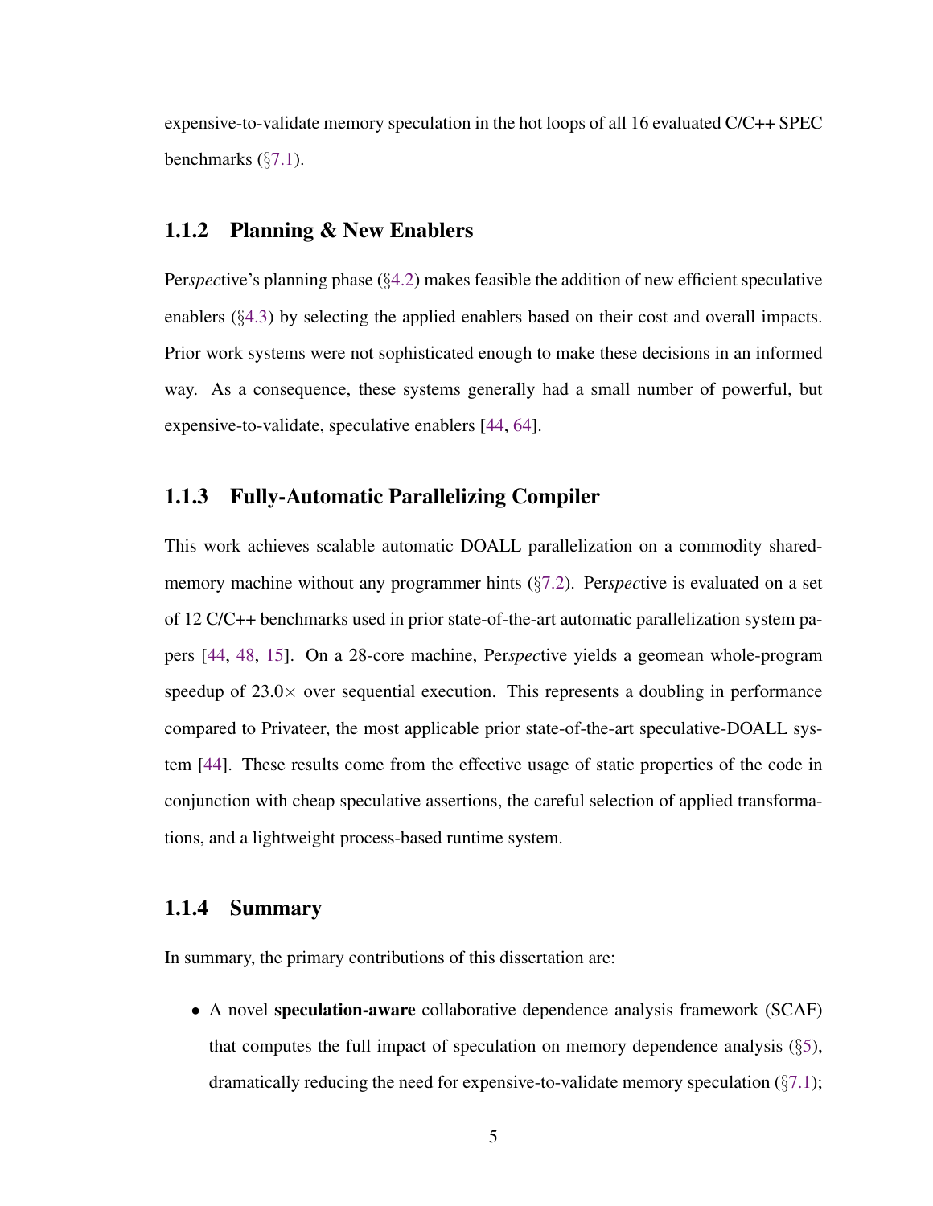expensive-to-validate memory speculation in the hot loops of all 16 evaluated C/C++ SPEC benchmarks (§7.1).

### 1.1.2 Planning & New Enablers

Per*spec*tive's planning phase (§4.2) makes feasible the addition of new efficient speculative enablers (§4.3) by selecting the applied enablers based on their cost and overall impacts. Prior work systems were not sophisticated enough to make these decisions in an informed way. As a consequence, these systems generally had a small number of powerful, but expensive-to-validate, speculative enablers [44, 64].

### 1.1.3 Fully-Automatic Parallelizing Compiler

This work achieves scalable automatic DOALL parallelization on a commodity shared-memory machine without any programmer hints (§7.2). Per*spec*tive is evaluated on a set of 12 C/C++ benchmarks used in prior state-of-the-art automatic parallelization system papers [44, 48, 15]. On a 28-core machine, Per*spec*tive yields a geomean whole-program speedup of 23.0× over sequential execution. This represents a doubling in performance compared to Privateer, the most applicable prior state-of-the-art speculative-DOALL system [44]. These results come from the effective usage of static properties of the code in conjunction with cheap speculative assertions, the careful selection of applied transformations, and a lightweight process-based runtime system.

### 1.1.4 Summary

In summary, the primary contributions of this dissertation are:

- A novel **speculation-aware** collaborative dependence analysis framework (SCAF) that computes the full impact of speculation on memory dependence analysis (§5), dramatically reducing the need for expensive-to-validate memory speculation (§7.1);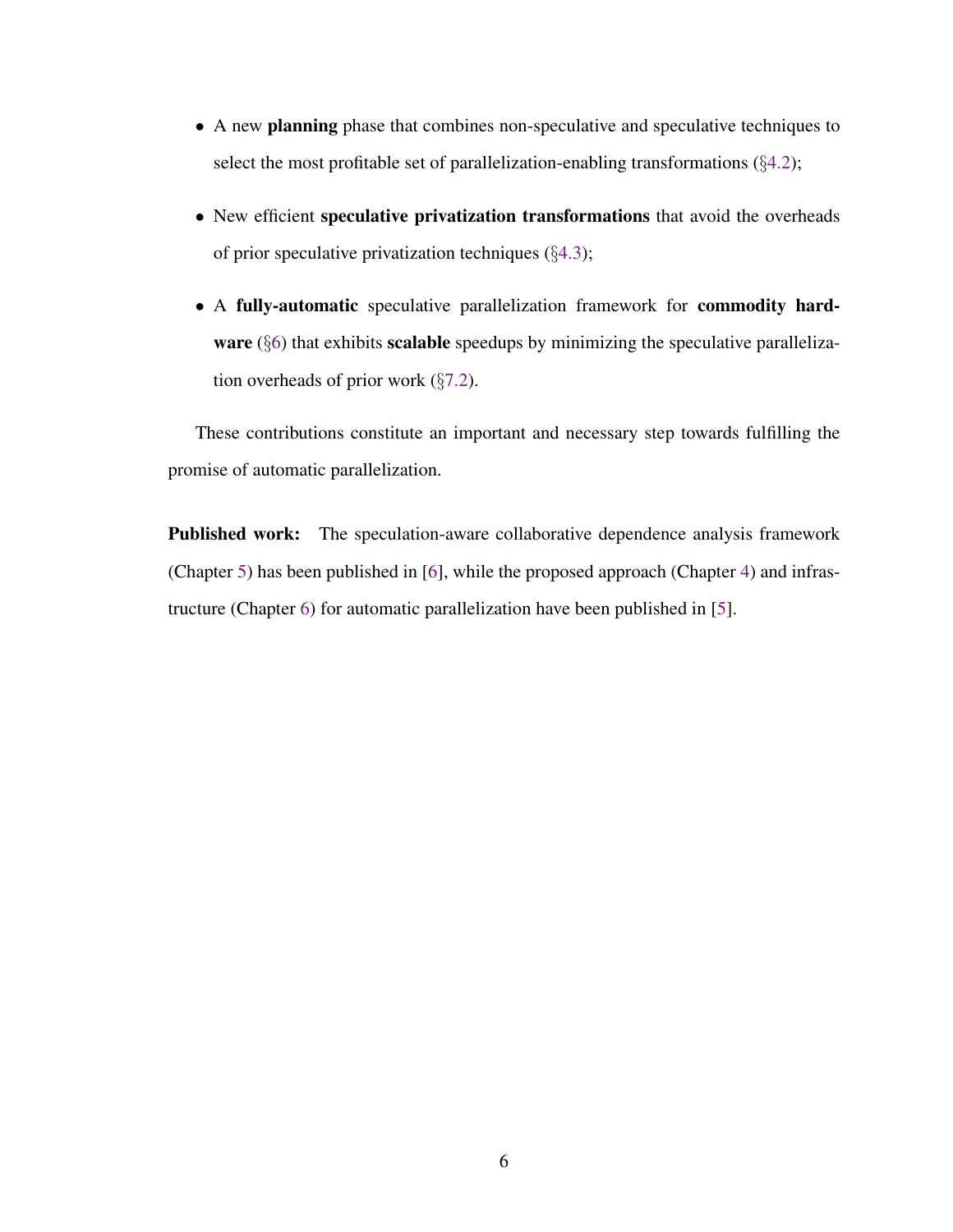- A new **planning** phase that combines non-speculative and speculative techniques to select the most profitable set of parallelization-enabling transformations (§4.2);
- New efficient **speculative privatization transformations** that avoid the overheads of prior speculative privatization techniques (§4.3);
- A **fully-automatic** speculative parallelization framework for **commodity hardware** (§6) that exhibits **scalable** speedups by minimizing the speculative parallelization overheads of prior work (§7.2).

These contributions constitute an important and necessary step towards fulfilling the promise of automatic parallelization.

**Published work:** The speculation-aware collaborative dependence analysis framework (Chapter 5) has been published in [6], while the proposed approach (Chapter 4) and infrastructure (Chapter 6) for automatic parallelization have been published in [5].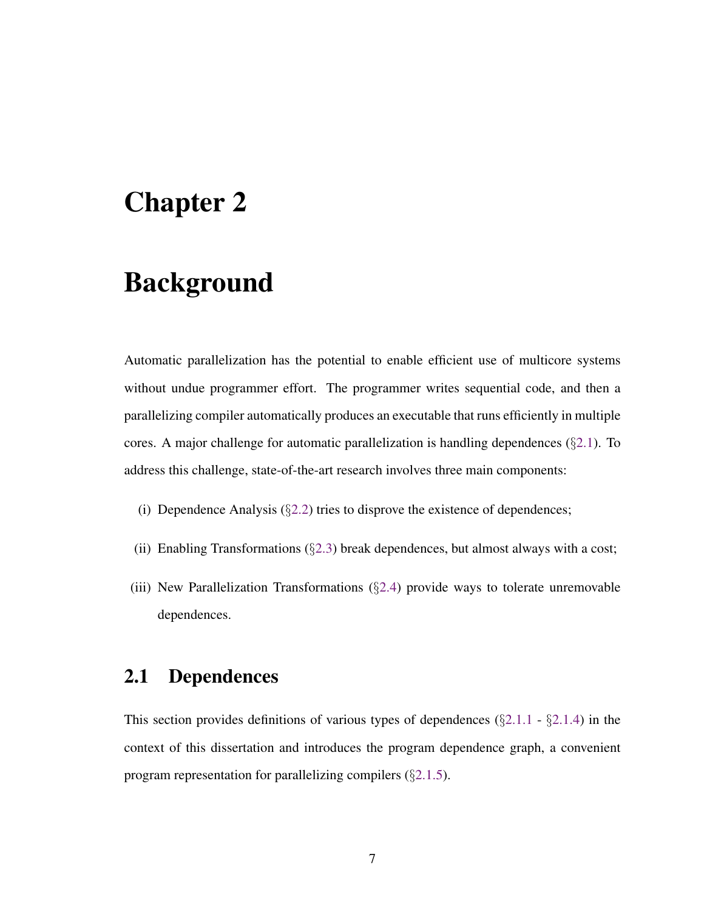# Chapter 2

# Background

Automatic parallelization has the potential to enable efficient use of multicore systems without undue programmer effort. The programmer writes sequential code, and then a parallelizing compiler automatically produces an executable that runs efficiently in multiple cores. A major challenge for automatic parallelization is handling dependences (§2.1). To address this challenge, state-of-the-art research involves three main components:

(i) Dependence Analysis (§2.2) tries to disprove the existence of dependences;

(ii) Enabling Transformations (§2.3) break dependences, but almost always with a cost;

(iii) New Parallelization Transformations (§2.4) provide ways to tolerate unremovable dependences.

## 2.1 Dependences

This section provides definitions of various types of dependences (§2.1.1 - §2.1.4) in the context of this dissertation and introduces the program dependence graph, a convenient program representation for parallelizing compilers (§2.1.5).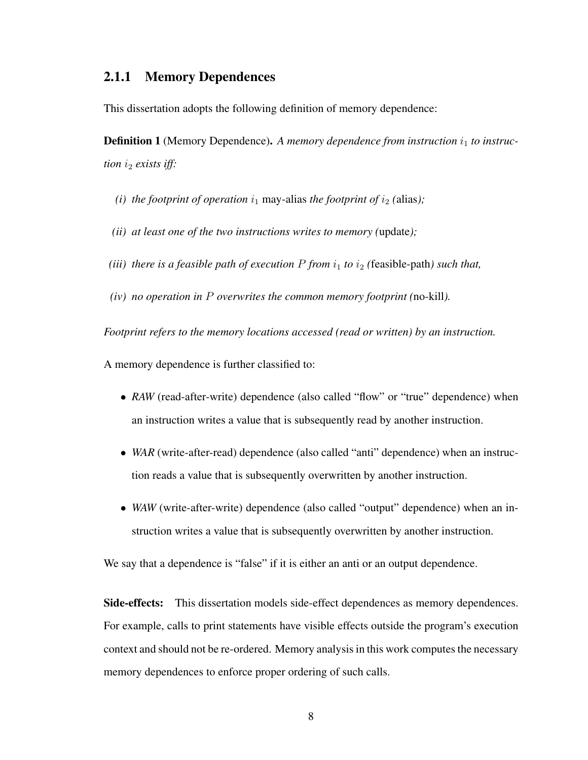### 2.1.1 Memory Dependences

This dissertation adopts the following definition of memory dependence:

**Definition 1** (Memory Dependence)**.** *A memory dependence from instruction $i_1$ to instruction $i_2$ exists iff:*

*(i) the footprint of operation $i_1$* may-alias *the footprint of $i_2$ (*alias*);*

*(ii) at least one of the two instructions writes to memory (*update*);*

*(iii) there is a feasible path of execution $P$ from $i_1$ to $i_2$ (*feasible-path*) such that,*

*(iv) no operation in $P$ overwrites the common memory footprint (*no-kill*).*

*Footprint refers to the memory locations accessed (read or written) by an instruction.*

A memory dependence is further classified to:

- *RAW* (read-after-write) dependence (also called "flow" or "true" dependence) when an instruction writes a value that is subsequently read by another instruction.
- *WAR* (write-after-read) dependence (also called "anti" dependence) when an instruction reads a value that is subsequently overwritten by another instruction.
- *WAW* (write-after-write) dependence (also called "output" dependence) when an instruction writes a value that is subsequently overwritten by another instruction.

We say that a dependence is "false" if it is either an anti or an output dependence.

**Side-effects:** This dissertation models side-effect dependences as memory dependences. For example, calls to print statements have visible effects outside the program's execution context and should not be re-ordered. Memory analysis in this work computes the necessary memory dependences to enforce proper ordering of such calls.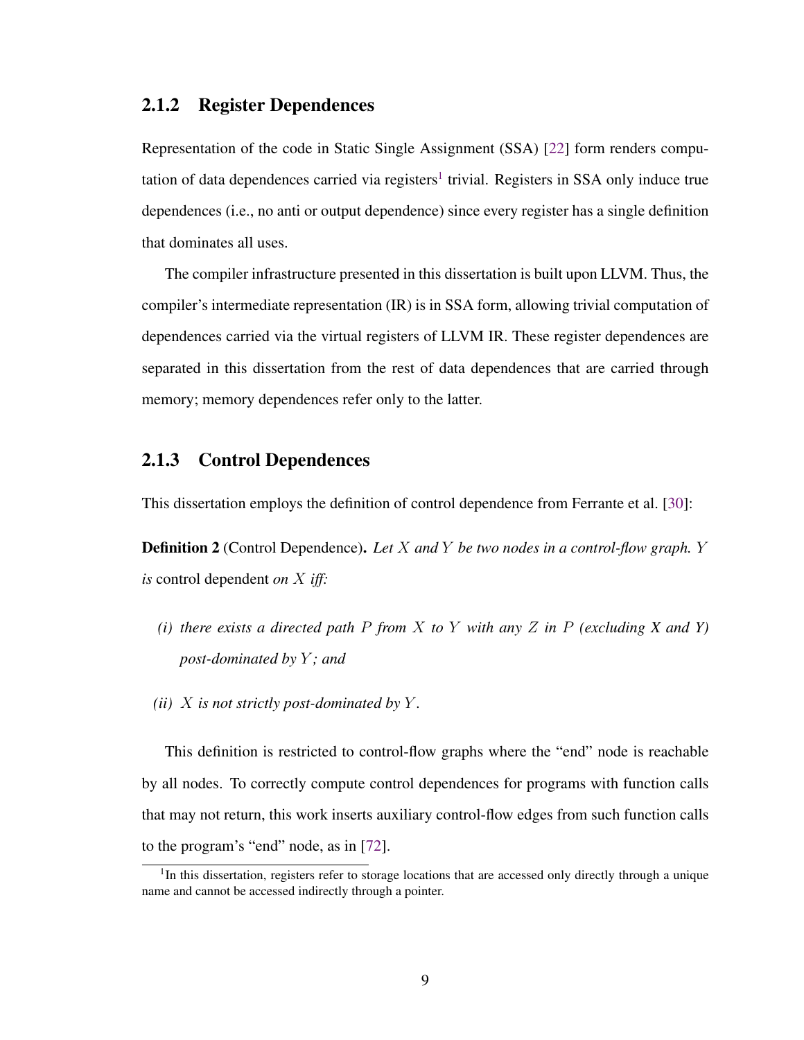### 2.1.2 Register Dependences

Representation of the code in Static Single Assignment (SSA) [22] form renders computation of data dependences carried via registers[1] trivial. Registers in SSA only induce true dependences (i.e., no anti or output dependence) since every register has a single definition that dominates all uses.

The compiler infrastructure presented in this dissertation is built upon LLVM. Thus, the compiler's intermediate representation (IR) is in SSA form, allowing trivial computation of dependences carried via the virtual registers of LLVM IR. These register dependences are separated in this dissertation from the rest of data dependences that are carried through memory; memory dependences refer only to the latter.

### 2.1.3 Control Dependences

This dissertation employs the definition of control dependence from Ferrante et al. [30]:

**Definition 2** (Control Dependence)**.** *Let $X$ and $Y$ be two nodes in a control-flow graph. $Y$ is* control dependent *on $X$ iff:*

*(i) there exists a directed path $P$ from $X$ to $Y$ with any $Z$ in $P$ (excluding* **X** *and* **Y***) post-dominated by $Y$; and*

*(ii) $X$ is not strictly post-dominated by $Y$.*

This definition is restricted to control-flow graphs where the "end" node is reachable by all nodes. To correctly compute control dependences for programs with function calls that may not return, this work inserts auxiliary control-flow edges from such function calls to the program's "end" node, as in [72].

[1] In this dissertation, registers refer to storage locations that are accessed only directly through a unique name and cannot be accessed indirectly through a pointer.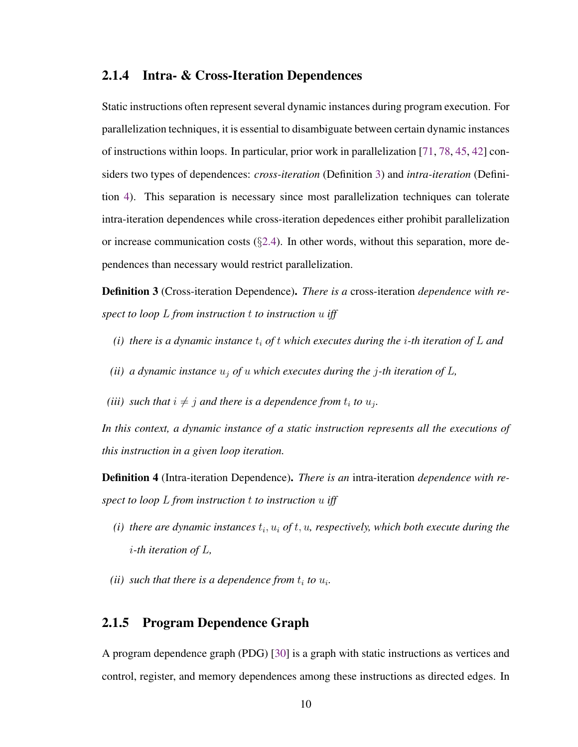### 2.1.4 Intra- & Cross-Iteration Dependences

Static instructions often represent several dynamic instances during program execution. For parallelization techniques, it is essential to disambiguate between certain dynamic instances of instructions within loops. In particular, prior work in parallelization [71, 78, 45, 42] considers two types of dependences: *cross-iteration* (Definition 3) and *intra-iteration* (Definition 4). This separation is necessary since most parallelization techniques can tolerate intra-iteration dependences while cross-iteration depedences either prohibit parallelization or increase communication costs (§2.4). In other words, without this separation, more dependences than necessary would restrict parallelization.

**Definition 3** (Cross-iteration Dependence)**.** *There is a* cross-iteration *dependence with respect to loop $L$ from instruction $t$ to instruction $u$ iff*

*(i) there is a dynamic instance $t_i$ of $t$ which executes during the $i$-th iteration of $L$ and*

*(ii) a dynamic instance $u_j$ of $u$ which executes during the $j$-th iteration of $L$,*

*(iii) such that $i \neq j$ and there is a dependence from $t_i$ to $u_j$.*

*In this context, a dynamic instance of a static instruction represents all the executions of this instruction in a given loop iteration.*

**Definition 4** (Intra-iteration Dependence)**.** *There is an* intra-iteration *dependence with respect to loop $L$ from instruction $t$ to instruction $u$ iff*

*(i) there are dynamic instances $t_i, u_i$ of $t, u$, respectively, which both execute during the $i$-th iteration of $L$,*

*(ii) such that there is a dependence from $t_i$ to $u_i$.*

### 2.1.5 Program Dependence Graph

A program dependence graph (PDG) [30] is a graph with static instructions as vertices and control, register, and memory dependences among these instructions as directed edges. In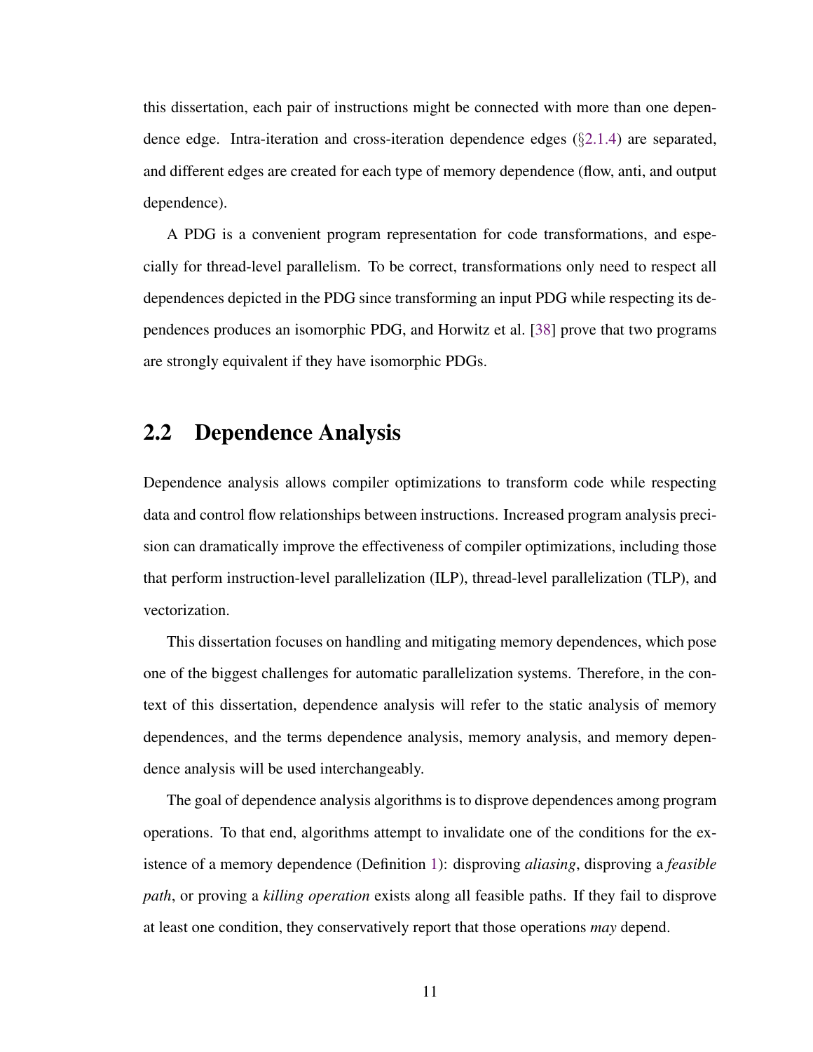this dissertation, each pair of instructions might be connected with more than one dependence edge. Intra-iteration and cross-iteration dependence edges (§2.1.4) are separated, and different edges are created for each type of memory dependence (flow, anti, and output dependence).

A PDG is a convenient program representation for code transformations, and especially for thread-level parallelism. To be correct, transformations only need to respect all dependences depicted in the PDG since transforming an input PDG while respecting its dependences produces an isomorphic PDG, and Horwitz et al. [38] prove that two programs are strongly equivalent if they have isomorphic PDGs.

## 2.2 Dependence Analysis

Dependence analysis allows compiler optimizations to transform code while respecting data and control flow relationships between instructions. Increased program analysis precision can dramatically improve the effectiveness of compiler optimizations, including those that perform instruction-level parallelization (ILP), thread-level parallelization (TLP), and vectorization.

This dissertation focuses on handling and mitigating memory dependences, which pose one of the biggest challenges for automatic parallelization systems. Therefore, in the context of this dissertation, dependence analysis will refer to the static analysis of memory dependences, and the terms dependence analysis, memory analysis, and memory dependence analysis will be used interchangeably.

The goal of dependence analysis algorithms is to disprove dependences among program operations. To that end, algorithms attempt to invalidate one of the conditions for the existence of a memory dependence (Definition 1): disproving *aliasing*, disproving a *feasible path*, or proving a *killing operation* exists along all feasible paths. If they fail to disprove at least one condition, they conservatively report that those operations *may* depend.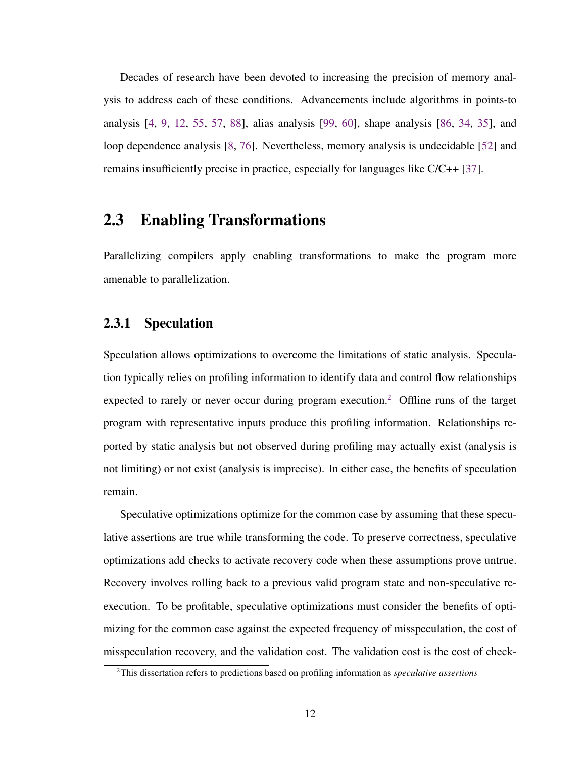Decades of research have been devoted to increasing the precision of memory analysis to address each of these conditions. Advancements include algorithms in points-to analysis [4, 9, 12, 55, 57, 88], alias analysis [99, 60], shape analysis [86, 34, 35], and loop dependence analysis [8, 76]. Nevertheless, memory analysis is undecidable [52] and remains insufficiently precise in practice, especially for languages like C/C++ [37].

## 2.3 Enabling Transformations

Parallelizing compilers apply enabling transformations to make the program more amenable to parallelization.

### 2.3.1 Speculation

Speculation allows optimizations to overcome the limitations of static analysis. Speculation typically relies on profiling information to identify data and control flow relationships expected to rarely or never occur during program execution.[2] Offline runs of the target program with representative inputs produce this profiling information. Relationships reported by static analysis but not observed during profiling may actually exist (analysis is not limiting) or not exist (analysis is imprecise). In either case, the benefits of speculation remain.

Speculative optimizations optimize for the common case by assuming that these speculative assertions are true while transforming the code. To preserve correctness, speculative optimizations add checks to activate recovery code when these assumptions prove untrue. Recovery involves rolling back to a previous valid program state and non-speculative re-execution. To be profitable, speculative optimizations must consider the benefits of optimizing for the common case against the expected frequency of misspeculation, the cost of misspeculation recovery, and the validation cost. The validation cost is the cost of check-

[2] This dissertation refers to predictions based on profiling information as *speculative assertions*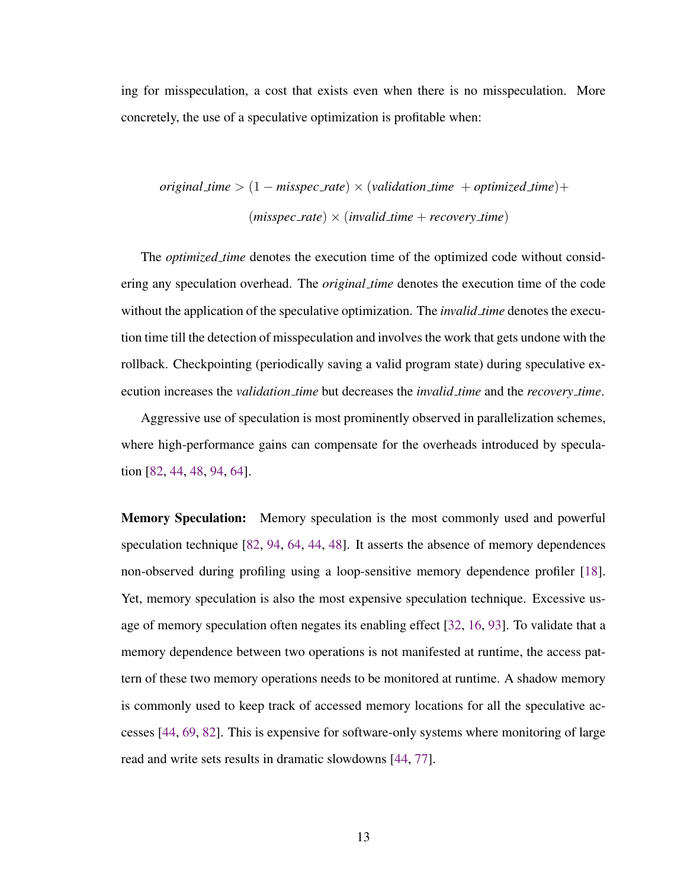ing for misspeculation, a cost that exists even when there is no misspeculation. More concretely, the use of a speculative optimization is profitable when:

$$
\begin{aligned}
\mathit{original\_time} > (1 - \mathit{misspec\_rate}) \times (\mathit{validation\_time} \ + \mathit{optimized\_time}) + \\
(\mathit{misspec\_rate}) \times (\mathit{invalid\_time} + \mathit{recovery\_time})
\end{aligned}
$$

The *optimized_time* denotes the execution time of the optimized code without considering any speculation overhead. The *original_time* denotes the execution time of the code without the application of the speculative optimization. The *invalid_time* denotes the execution time till the detection of misspeculation and involves the work that gets undone with the rollback. Checkpointing (periodically saving a valid program state) during speculative execution increases the *validation_time* but decreases the *invalid_time* and the *recovery_time*.

Aggressive use of speculation is most prominently observed in parallelization schemes, where high-performance gains can compensate for the overheads introduced by speculation [82, 44, 48, 94, 64].

**Memory Speculation:** Memory speculation is the most commonly used and powerful speculation technique [82, 94, 64, 44, 48]. It asserts the absence of memory dependences non-observed during profiling using a loop-sensitive memory dependence profiler [18]. Yet, memory speculation is also the most expensive speculation technique. Excessive usage of memory speculation often negates its enabling effect [32, 16, 93]. To validate that a memory dependence between two operations is not manifested at runtime, the access pattern of these two memory operations needs to be monitored at runtime. A shadow memory is commonly used to keep track of accessed memory locations for all the speculative accesses [44, 69, 82]. This is expensive for software-only systems where monitoring of large read and write sets results in dramatic slowdowns [44, 77].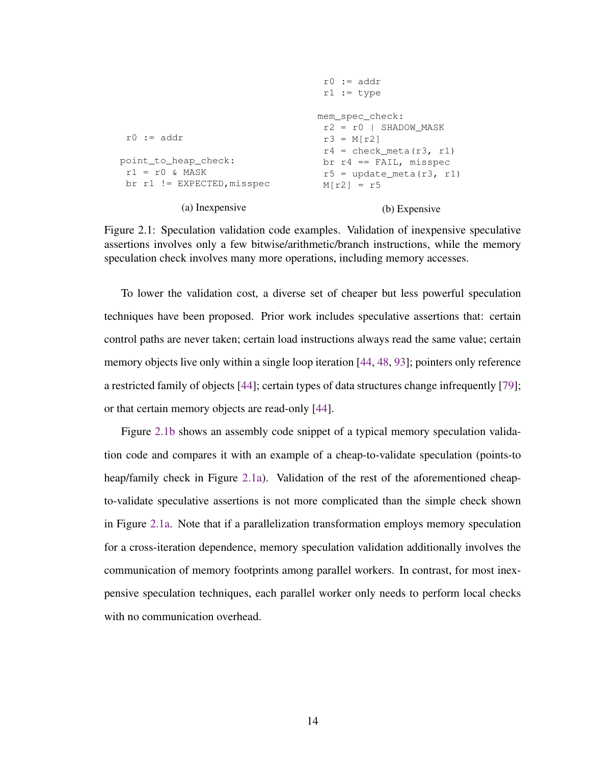```
 r0 := addr

point_to_heap_check:
 r1 = r0 & MASK
 br r1 != EXPECTED,misspec
```

(a) Inexpensive

```
 r0 := addr
 r1 := type

mem_spec_check:
 r2 = r0 | SHADOW_MASK
 r3 = M[r2]
 r4 = check_meta(r3, r1)
 br r4 == FAIL, misspec
 r5 = update_meta(r3, r1)
 M[r2] = r5
```

(b) Expensive

Figure 2.1: Speculation validation code examples. Validation of inexpensive speculative assertions involves only a few bitwise/arithmetic/branch instructions, while the memory speculation check involves many more operations, including memory accesses.

To lower the validation cost, a diverse set of cheaper but less powerful speculation techniques have been proposed. Prior work includes speculative assertions that: certain control paths are never taken; certain load instructions always read the same value; certain memory objects live only within a single loop iteration [44, 48, 93]; pointers only reference a restricted family of objects [44]; certain types of data structures change infrequently [79]; or that certain memory objects are read-only [44].

Figure 2.1b shows an assembly code snippet of a typical memory speculation validation code and compares it with an example of a cheap-to-validate speculation (points-to heap/family check in Figure 2.1a). Validation of the rest of the aforementioned cheap-to-validate speculative assertions is not more complicated than the simple check shown in Figure 2.1a. Note that if a parallelization transformation employs memory speculation for a cross-iteration dependence, memory speculation validation additionally involves the communication of memory footprints among parallel workers. In contrast, for most inexpensive speculation techniques, each parallel worker only needs to perform local checks with no communication overhead.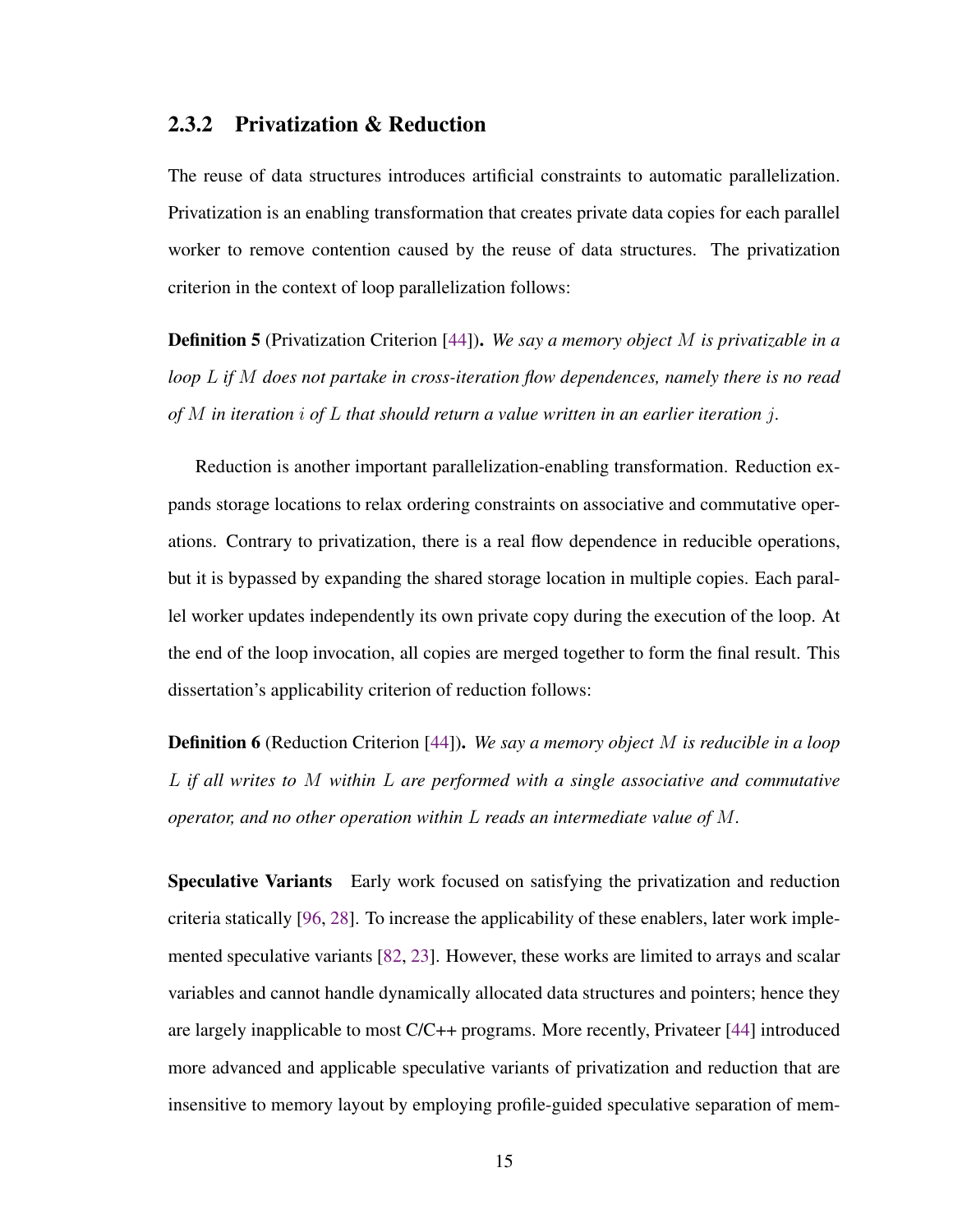### 2.3.2 Privatization & Reduction

The reuse of data structures introduces artificial constraints to automatic parallelization. Privatization is an enabling transformation that creates private data copies for each parallel worker to remove contention caused by the reuse of data structures. The privatization criterion in the context of loop parallelization follows:

**Definition 5** (Privatization Criterion [44]). *We say a memory object $M$ is privatizable in a loop $L$ if $M$ does not partake in cross-iteration flow dependences, namely there is no read of $M$ in iteration $i$ of $L$ that should return a value written in an earlier iteration $j$.*

Reduction is another important parallelization-enabling transformation. Reduction expands storage locations to relax ordering constraints on associative and commutative operations. Contrary to privatization, there is a real flow dependence in reducible operations, but it is bypassed by expanding the shared storage location in multiple copies. Each parallel worker updates independently its own private copy during the execution of the loop. At the end of the loop invocation, all copies are merged together to form the final result. This dissertation's applicability criterion of reduction follows:

**Definition 6** (Reduction Criterion [44]). *We say a memory object $M$ is reducible in a loop $L$ if all writes to $M$ within $L$ are performed with a single associative and commutative operator, and no other operation within $L$ reads an intermediate value of $M$.*

**Speculative Variants** Early work focused on satisfying the privatization and reduction criteria statically [96, 28]. To increase the applicability of these enablers, later work implemented speculative variants [82, 23]. However, these works are limited to arrays and scalar variables and cannot handle dynamically allocated data structures and pointers; hence they are largely inapplicable to most C/C++ programs. More recently, Privateer [44] introduced more advanced and applicable speculative variants of privatization and reduction that are insensitive to memory layout by employing profile-guided speculative separation of mem-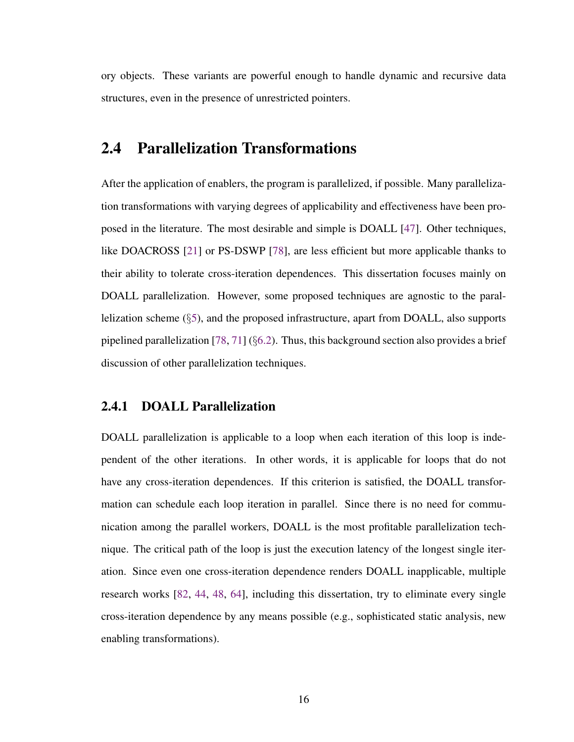ory objects. These variants are powerful enough to handle dynamic and recursive data structures, even in the presence of unrestricted pointers.

## 2.4 Parallelization Transformations

After the application of enablers, the program is parallelized, if possible. Many parallelization transformations with varying degrees of applicability and effectiveness have been proposed in the literature. The most desirable and simple is DOALL [47]. Other techniques, like DOACROSS [21] or PS-DSWP [78], are less efficient but more applicable thanks to their ability to tolerate cross-iteration dependences. This dissertation focuses mainly on DOALL parallelization. However, some proposed techniques are agnostic to the parallelization scheme (§5), and the proposed infrastructure, apart from DOALL, also supports pipelined parallelization [78, 71] (§6.2). Thus, this background section also provides a brief discussion of other parallelization techniques.

### 2.4.1 DOALL Parallelization

DOALL parallelization is applicable to a loop when each iteration of this loop is independent of the other iterations. In other words, it is applicable for loops that do not have any cross-iteration dependences. If this criterion is satisfied, the DOALL transformation can schedule each loop iteration in parallel. Since there is no need for communication among the parallel workers, DOALL is the most profitable parallelization technique. The critical path of the loop is just the execution latency of the longest single iteration. Since even one cross-iteration dependence renders DOALL inapplicable, multiple research works [82, 44, 48, 64], including this dissertation, try to eliminate every single cross-iteration dependence by any means possible (e.g., sophisticated static analysis, new enabling transformations).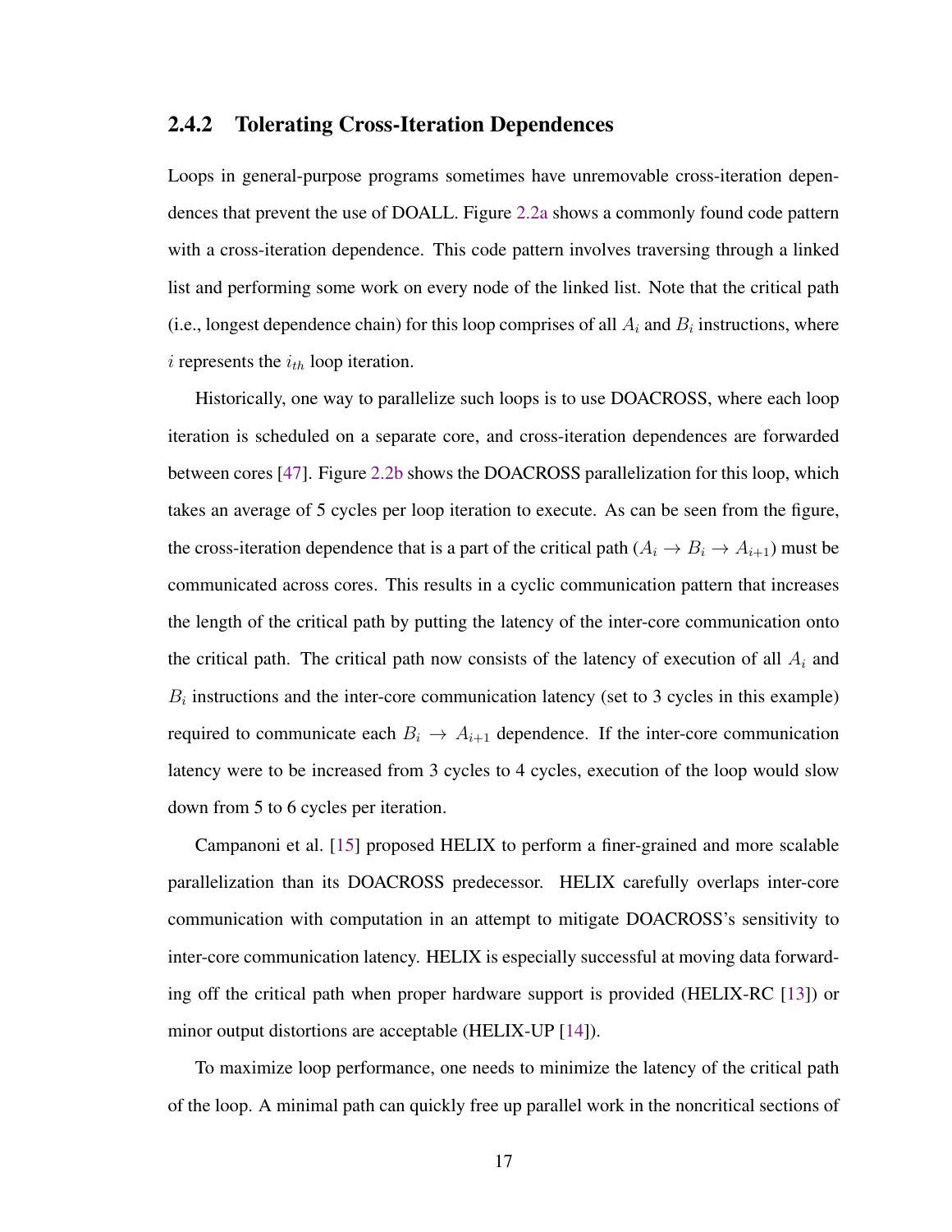### 2.4.2 Tolerating Cross-Iteration Dependences

Loops in general-purpose programs sometimes have unremovable cross-iteration dependences that prevent the use of DOALL. Figure 2.2a shows a commonly found code pattern with a cross-iteration dependence. This code pattern involves traversing through a linked list and performing some work on every node of the linked list. Note that the critical path (i.e., longest dependence chain) for this loop comprises of all $A_i$ and $B_i$ instructions, where $i$ represents the $i_{th}$ loop iteration.

Historically, one way to parallelize such loops is to use DOACROSS, where each loop iteration is scheduled on a separate core, and cross-iteration dependences are forwarded between cores [47]. Figure 2.2b shows the DOACROSS parallelization for this loop, which takes an average of 5 cycles per loop iteration to execute. As can be seen from the figure, the cross-iteration dependence that is a part of the critical path ($A_i \rightarrow B_i \rightarrow A_{i+1}$) must be communicated across cores. This results in a cyclic communication pattern that increases the length of the critical path by putting the latency of the inter-core communication onto the critical path. The critical path now consists of the latency of execution of all $A_i$ and $B_i$ instructions and the inter-core communication latency (set to 3 cycles in this example) required to communicate each $B_i \rightarrow A_{i+1}$ dependence. If the inter-core communication latency were to be increased from 3 cycles to 4 cycles, execution of the loop would slow down from 5 to 6 cycles per iteration.

Campanoni et al. [15] proposed HELIX to perform a finer-grained and more scalable parallelization than its DOACROSS predecessor. HELIX carefully overlaps inter-core communication with computation in an attempt to mitigate DOACROSS's sensitivity to inter-core communication latency. HELIX is especially successful at moving data forwarding off the critical path when proper hardware support is provided (HELIX-RC [13]) or minor output distortions are acceptable (HELIX-UP [14]).

To maximize loop performance, one needs to minimize the latency of the critical path of the loop. A minimal path can quickly free up parallel work in the noncritical sections of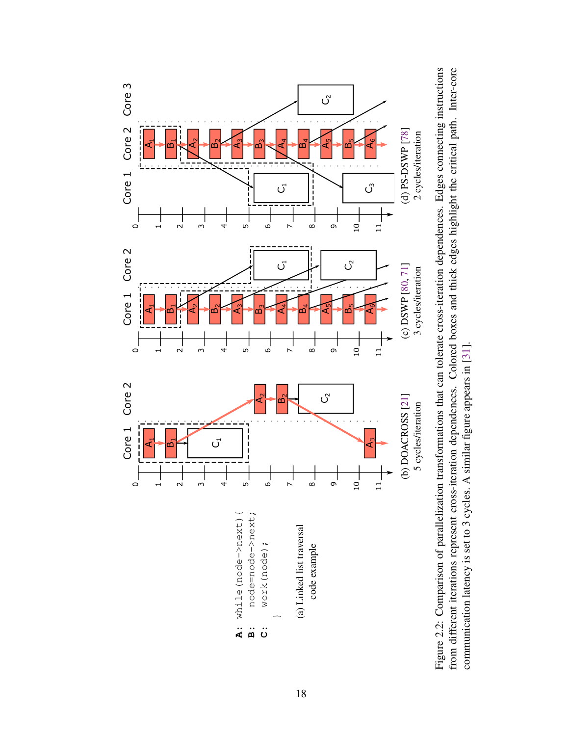```
A: while(node->next){
B:   node=node->next;
C:   work(node);
   }
```

(a) Linked list traversal code example

(b) DOACROSS [21]
5 cycles/iteration

(c) DSWP [80, 71]
3 cycles/iteration

(d) PS-DSWP [78]
2 cycles/iteration

Figure 2.2: Comparison of parallelization transformations that can tolerate cross-iteration dependences. Edges connecting instructions from different iterations represent cross-iteration dependences. Colored boxes and thick edges highlight the critical path. Inter-core communication latency is set to 3 cycles. A similar figure appears in [31].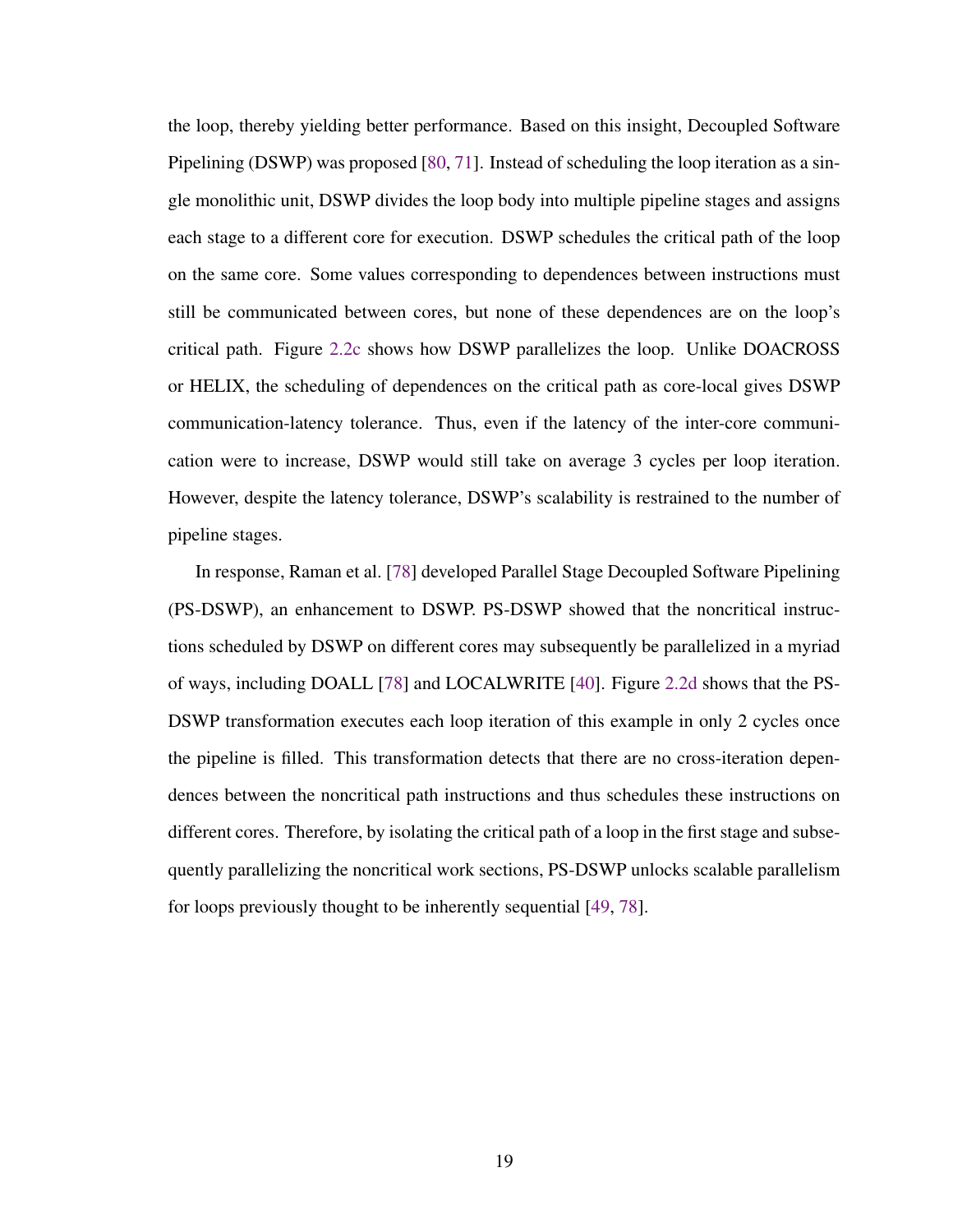the loop, thereby yielding better performance. Based on this insight, Decoupled Software Pipelining (DSWP) was proposed [80, 71]. Instead of scheduling the loop iteration as a single monolithic unit, DSWP divides the loop body into multiple pipeline stages and assigns each stage to a different core for execution. DSWP schedules the critical path of the loop on the same core. Some values corresponding to dependences between instructions must still be communicated between cores, but none of these dependences are on the loop's critical path. Figure 2.2c shows how DSWP parallelizes the loop. Unlike DOACROSS or HELIX, the scheduling of dependences on the critical path as core-local gives DSWP communication-latency tolerance. Thus, even if the latency of the inter-core communication were to increase, DSWP would still take on average 3 cycles per loop iteration. However, despite the latency tolerance, DSWP's scalability is restrained to the number of pipeline stages.

In response, Raman et al. [78] developed Parallel Stage Decoupled Software Pipelining (PS-DSWP), an enhancement to DSWP. PS-DSWP showed that the noncritical instructions scheduled by DSWP on different cores may subsequently be parallelized in a myriad of ways, including DOALL [78] and LOCALWRITE [40]. Figure 2.2d shows that the PS-DSWP transformation executes each loop iteration of this example in only 2 cycles once the pipeline is filled. This transformation detects that there are no cross-iteration dependences between the noncritical path instructions and thus schedules these instructions on different cores. Therefore, by isolating the critical path of a loop in the first stage and subsequently parallelizing the noncritical work sections, PS-DSWP unlocks scalable parallelism for loops previously thought to be inherently sequential [49, 78].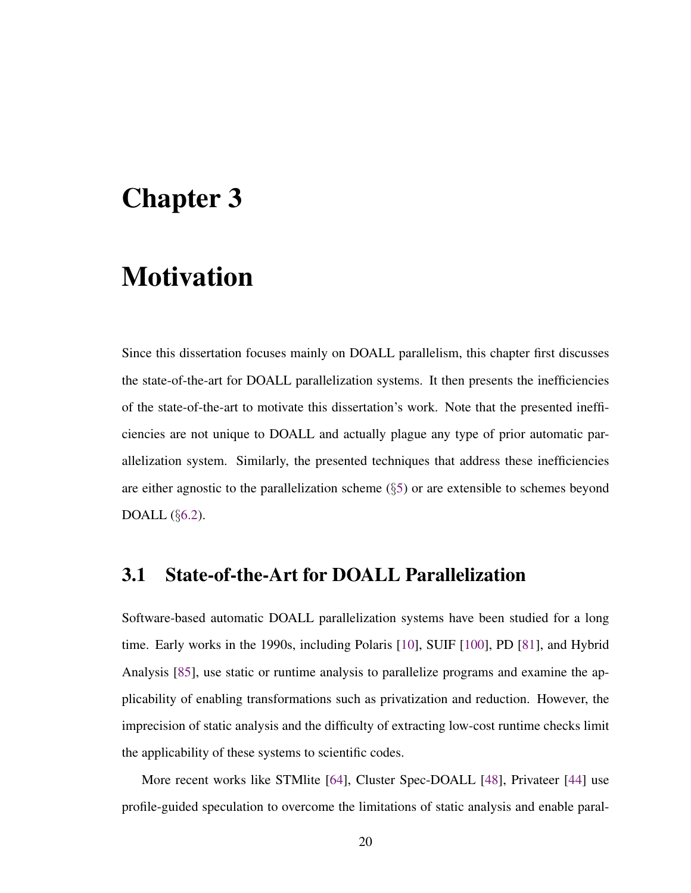# Chapter 3

# Motivation

Since this dissertation focuses mainly on DOALL parallelism, this chapter first discusses the state-of-the-art for DOALL parallelization systems. It then presents the inefficiencies of the state-of-the-art to motivate this dissertation's work. Note that the presented inefficiencies are not unique to DOALL and actually plague any type of prior automatic parallelization system. Similarly, the presented techniques that address these inefficiencies are either agnostic to the parallelization scheme (§5) or are extensible to schemes beyond DOALL (§6.2).

## 3.1 State-of-the-Art for DOALL Parallelization

Software-based automatic DOALL parallelization systems have been studied for a long time. Early works in the 1990s, including Polaris [10], SUIF [100], PD [81], and Hybrid Analysis [85], use static or runtime analysis to parallelize programs and examine the applicability of enabling transformations such as privatization and reduction. However, the imprecision of static analysis and the difficulty of extracting low-cost runtime checks limit the applicability of these systems to scientific codes.

More recent works like STMlite [64], Cluster Spec-DOALL [48], Privateer [44] use profile-guided speculation to overcome the limitations of static analysis and enable paral-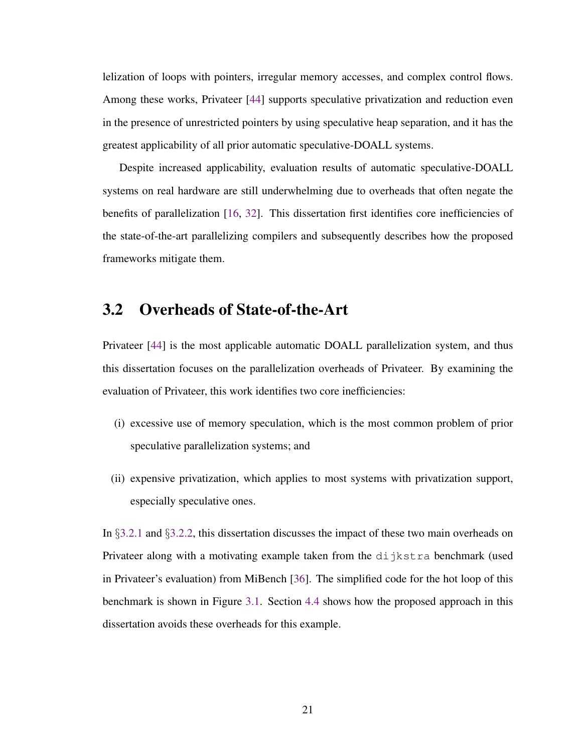lelization of loops with pointers, irregular memory accesses, and complex control flows. Among these works, Privateer [44] supports speculative privatization and reduction even in the presence of unrestricted pointers by using speculative heap separation, and it has the greatest applicability of all prior automatic speculative-DOALL systems.

Despite increased applicability, evaluation results of automatic speculative-DOALL systems on real hardware are still underwhelming due to overheads that often negate the benefits of parallelization [16, 32]. This dissertation first identifies core inefficiencies of the state-of-the-art parallelizing compilers and subsequently describes how the proposed frameworks mitigate them.

## 3.2 Overheads of State-of-the-Art

Privateer [44] is the most applicable automatic DOALL parallelization system, and thus this dissertation focuses on the parallelization overheads of Privateer. By examining the evaluation of Privateer, this work identifies two core inefficiencies:

(i) excessive use of memory speculation, which is the most common problem of prior speculative parallelization systems; and

(ii) expensive privatization, which applies to most systems with privatization support, especially speculative ones.

In §3.2.1 and §3.2.2, this dissertation discusses the impact of these two main overheads on Privateer along with a motivating example taken from the `dijkstra` benchmark (used in Privateer's evaluation) from MiBench [36]. The simplified code for the hot loop of this benchmark is shown in Figure 3.1. Section 4.4 shows how the proposed approach in this dissertation avoids these overheads for this example.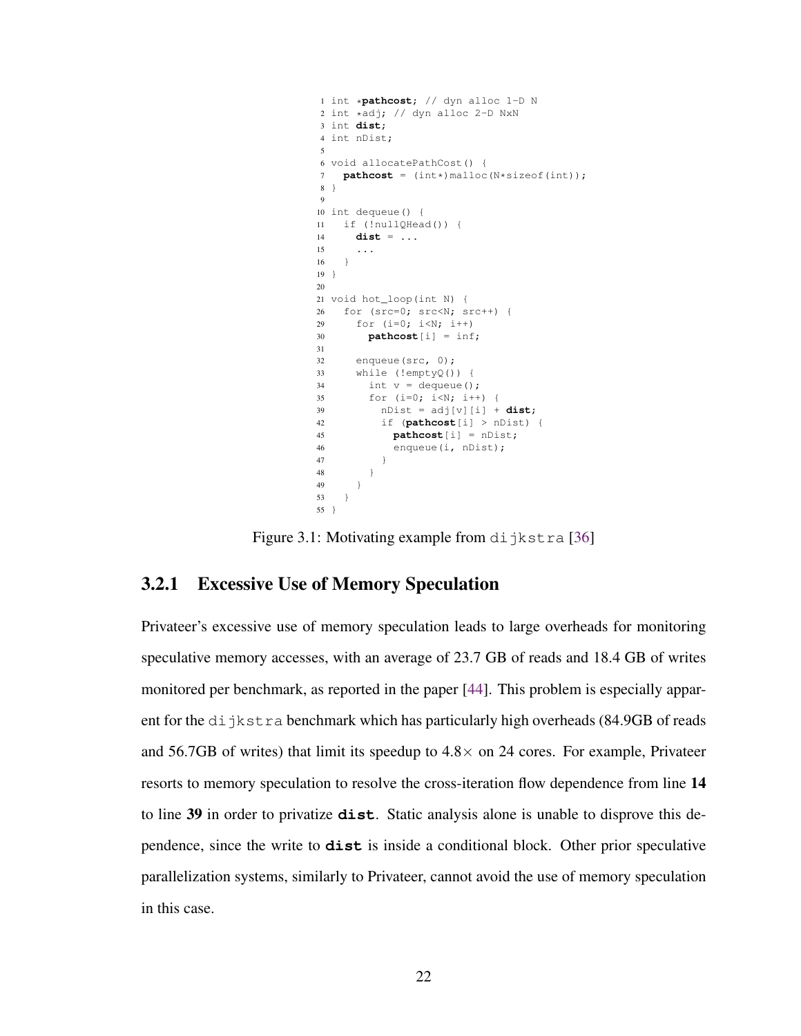```
1 int *pathcost; // dyn alloc 1-D N
2 int *adj; // dyn alloc 2-D NxN
3 int dist;
4 int nDist;
5
6 void allocatePathCost() {
7   pathcost = (int*)malloc(N*sizeof(int));
8 }
9
10 int dequeue() {
11   if (!nullQHead()) {
14     dist = ...
15     ...
16   }
19 }
20
21 void hot_loop(int N) {
26   for (src=0; src<N; src++) {
29     for (i=0; i<N; i++)
30       pathcost[i] = inf;
31
32     enqueue(src, 0);
33     while (!emptyQ()) {
34       int v = dequeue();
35       for (i=0; i<N; i++) {
39         nDist = adj[v][i] + dist;
42         if (pathcost[i] > nDist) {
45           pathcost[i] = nDist;
46           enqueue(i, nDist);
47         }
48       }
49     }
53   }
55 }
```

Figure 3.1: Motivating example from dijkstra [36]

### 3.2.1 Excessive Use of Memory Speculation

Privateer's excessive use of memory speculation leads to large overheads for monitoring speculative memory accesses, with an average of 23.7 GB of reads and 18.4 GB of writes monitored per benchmark, as reported in the paper [44]. This problem is especially apparent for the dijkstra benchmark which has particularly high overheads (84.9GB of reads and 56.7GB of writes) that limit its speedup to 4.8× on 24 cores. For example, Privateer resorts to memory speculation to resolve the cross-iteration flow dependence from line **14** to line **39** in order to privatize **dist**. Static analysis alone is unable to disprove this dependence, since the write to **dist** is inside a conditional block. Other prior speculative parallelization systems, similarly to Privateer, cannot avoid the use of memory speculation in this case.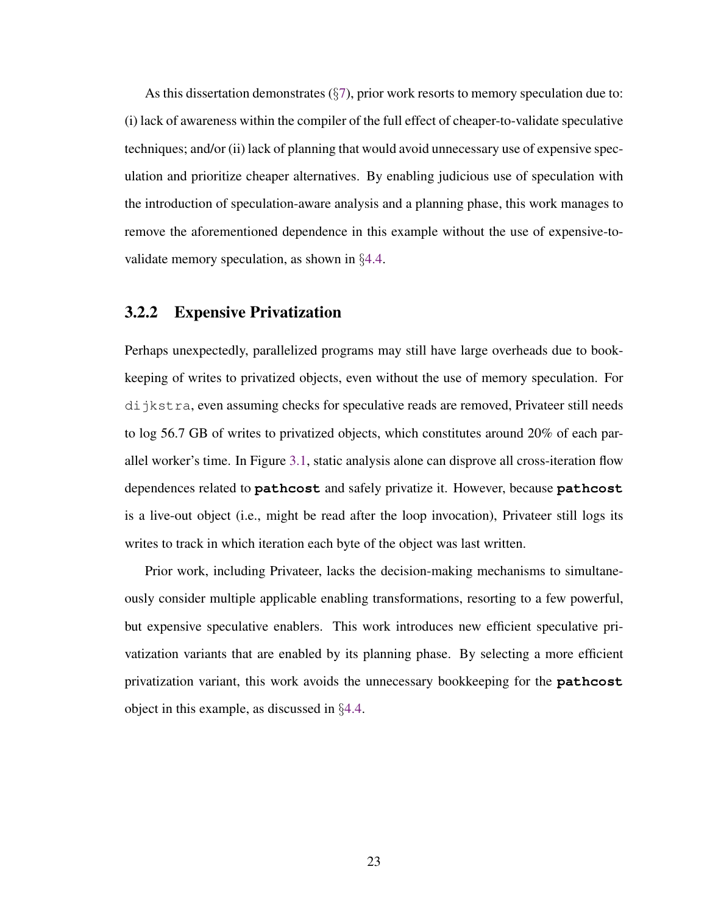As this dissertation demonstrates (§7), prior work resorts to memory speculation due to: (i) lack of awareness within the compiler of the full effect of cheaper-to-validate speculative techniques; and/or (ii) lack of planning that would avoid unnecessary use of expensive speculation and prioritize cheaper alternatives. By enabling judicious use of speculation with the introduction of speculation-aware analysis and a planning phase, this work manages to remove the aforementioned dependence in this example without the use of expensive-to-validate memory speculation, as shown in §4.4.

### 3.2.2 Expensive Privatization

Perhaps unexpectedly, parallelized programs may still have large overheads due to bookkeeping of writes to privatized objects, even without the use of memory speculation. For `dijkstra`, even assuming checks for speculative reads are removed, Privateer still needs to log 56.7 GB of writes to privatized objects, which constitutes around 20% of each parallel worker's time. In Figure 3.1, static analysis alone can disprove all cross-iteration flow dependences related to **`pathcost`** and safely privatize it. However, because **`pathcost`** is a live-out object (i.e., might be read after the loop invocation), Privateer still logs its writes to track in which iteration each byte of the object was last written.

Prior work, including Privateer, lacks the decision-making mechanisms to simultaneously consider multiple applicable enabling transformations, resorting to a few powerful, but expensive speculative enablers. This work introduces new efficient speculative privatization variants that are enabled by its planning phase. By selecting a more efficient privatization variant, this work avoids the unnecessary bookkeeping for the **`pathcost`** object in this example, as discussed in §4.4.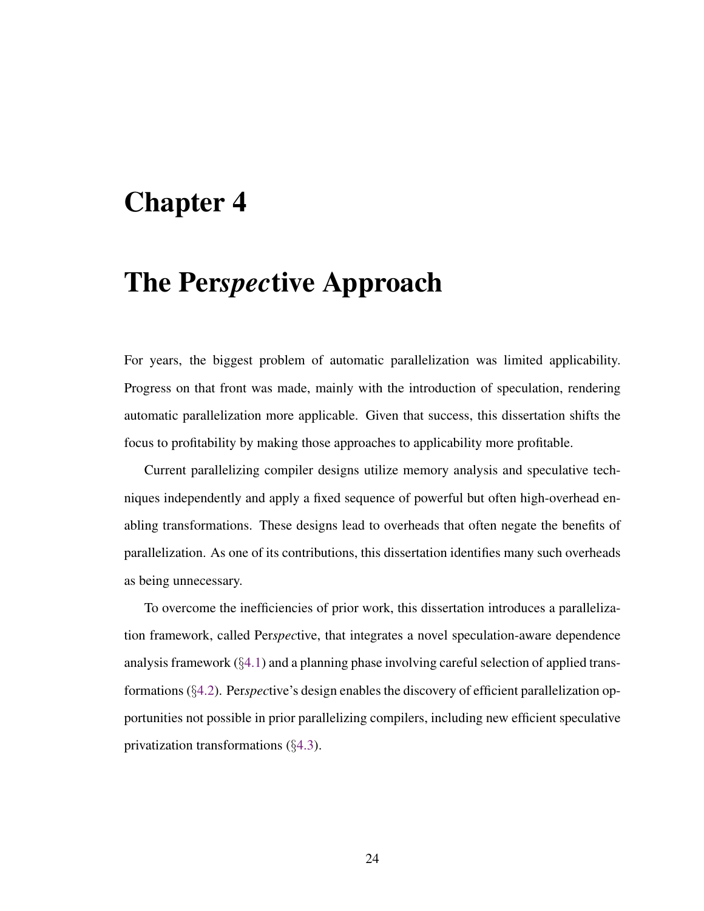# Chapter 4

# The Per*spec*tive Approach

For years, the biggest problem of automatic parallelization was limited applicability. Progress on that front was made, mainly with the introduction of speculation, rendering automatic parallelization more applicable. Given that success, this dissertation shifts the focus to profitability by making those approaches to applicability more profitable.

Current parallelizing compiler designs utilize memory analysis and speculative techniques independently and apply a fixed sequence of powerful but often high-overhead enabling transformations. These designs lead to overheads that often negate the benefits of parallelization. As one of its contributions, this dissertation identifies many such overheads as being unnecessary.

To overcome the inefficiencies of prior work, this dissertation introduces a parallelization framework, called Per*spec*tive, that integrates a novel speculation-aware dependence analysis framework (§4.1) and a planning phase involving careful selection of applied transformations (§4.2). Per*spec*tive's design enables the discovery of efficient parallelization opportunities not possible in prior parallelizing compilers, including new efficient speculative privatization transformations (§4.3).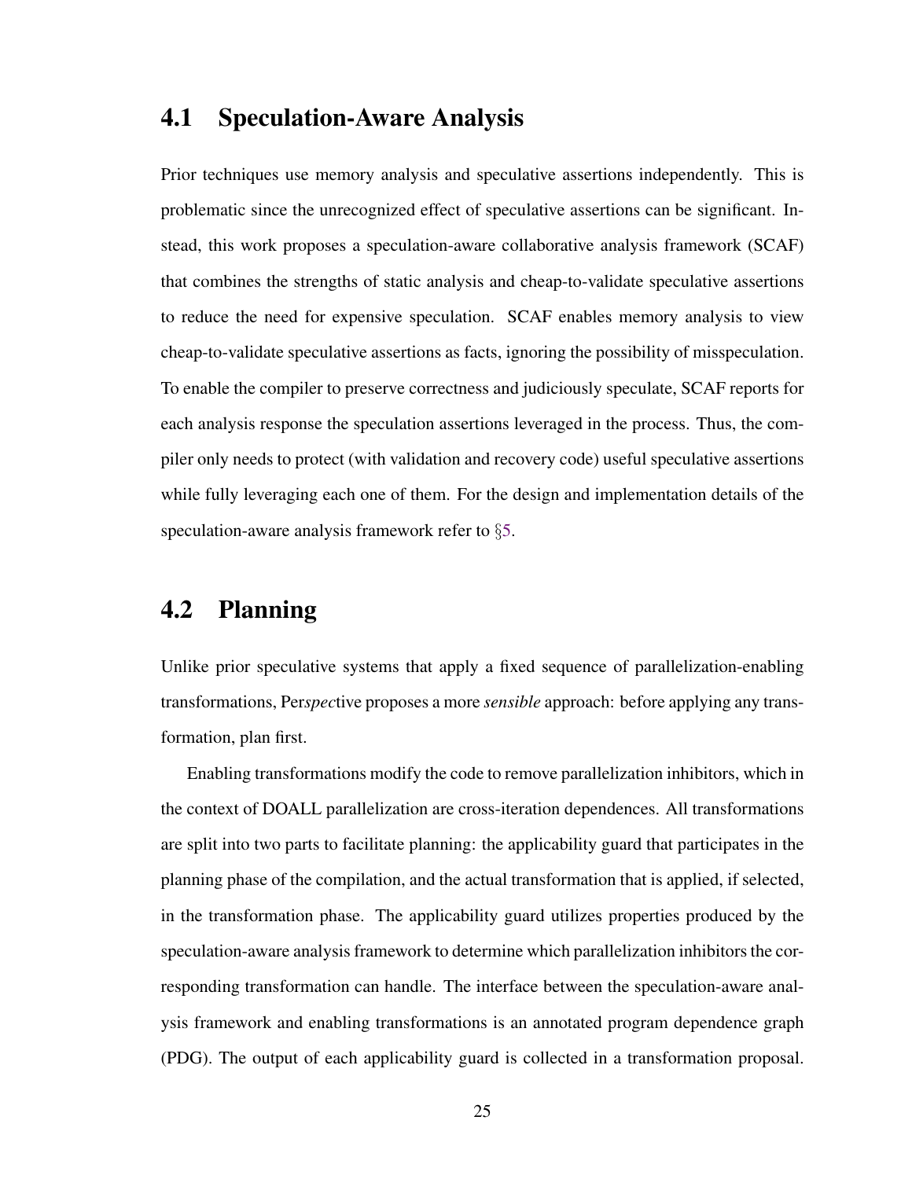## 4.1 Speculation-Aware Analysis

Prior techniques use memory analysis and speculative assertions independently. This is problematic since the unrecognized effect of speculative assertions can be significant. Instead, this work proposes a speculation-aware collaborative analysis framework (SCAF) that combines the strengths of static analysis and cheap-to-validate speculative assertions to reduce the need for expensive speculation. SCAF enables memory analysis to view cheap-to-validate speculative assertions as facts, ignoring the possibility of misspeculation. To enable the compiler to preserve correctness and judiciously speculate, SCAF reports for each analysis response the speculation assertions leveraged in the process. Thus, the compiler only needs to protect (with validation and recovery code) useful speculative assertions while fully leveraging each one of them. For the design and implementation details of the speculation-aware analysis framework refer to §5.

## 4.2 Planning

Unlike prior speculative systems that apply a fixed sequence of parallelization-enabling transformations, Per*spec*tive proposes a more *sensible* approach: before applying any transformation, plan first.

Enabling transformations modify the code to remove parallelization inhibitors, which in the context of DOALL parallelization are cross-iteration dependences. All transformations are split into two parts to facilitate planning: the applicability guard that participates in the planning phase of the compilation, and the actual transformation that is applied, if selected, in the transformation phase. The applicability guard utilizes properties produced by the speculation-aware analysis framework to determine which parallelization inhibitors the corresponding transformation can handle. The interface between the speculation-aware analysis framework and enabling transformations is an annotated program dependence graph (PDG). The output of each applicability guard is collected in a transformation proposal.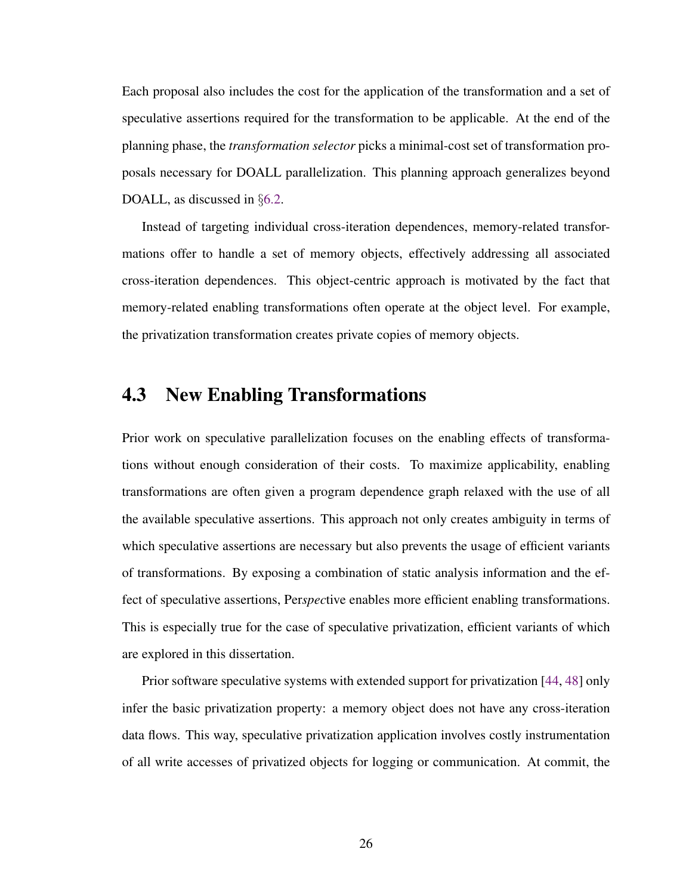Each proposal also includes the cost for the application of the transformation and a set of speculative assertions required for the transformation to be applicable. At the end of the planning phase, the *transformation selector* picks a minimal-cost set of transformation proposals necessary for DOALL parallelization. This planning approach generalizes beyond DOALL, as discussed in §6.2.

Instead of targeting individual cross-iteration dependences, memory-related transformations offer to handle a set of memory objects, effectively addressing all associated cross-iteration dependences. This object-centric approach is motivated by the fact that memory-related enabling transformations often operate at the object level. For example, the privatization transformation creates private copies of memory objects.

## 4.3 New Enabling Transformations

Prior work on speculative parallelization focuses on the enabling effects of transformations without enough consideration of their costs. To maximize applicability, enabling transformations are often given a program dependence graph relaxed with the use of all the available speculative assertions. This approach not only creates ambiguity in terms of which speculative assertions are necessary but also prevents the usage of efficient variants of transformations. By exposing a combination of static analysis information and the effect of speculative assertions, Per*spec*tive enables more efficient enabling transformations. This is especially true for the case of speculative privatization, efficient variants of which are explored in this dissertation.

Prior software speculative systems with extended support for privatization [44, 48] only infer the basic privatization property: a memory object does not have any cross-iteration data flows. This way, speculative privatization application involves costly instrumentation of all write accesses of privatized objects for logging or communication. At commit, the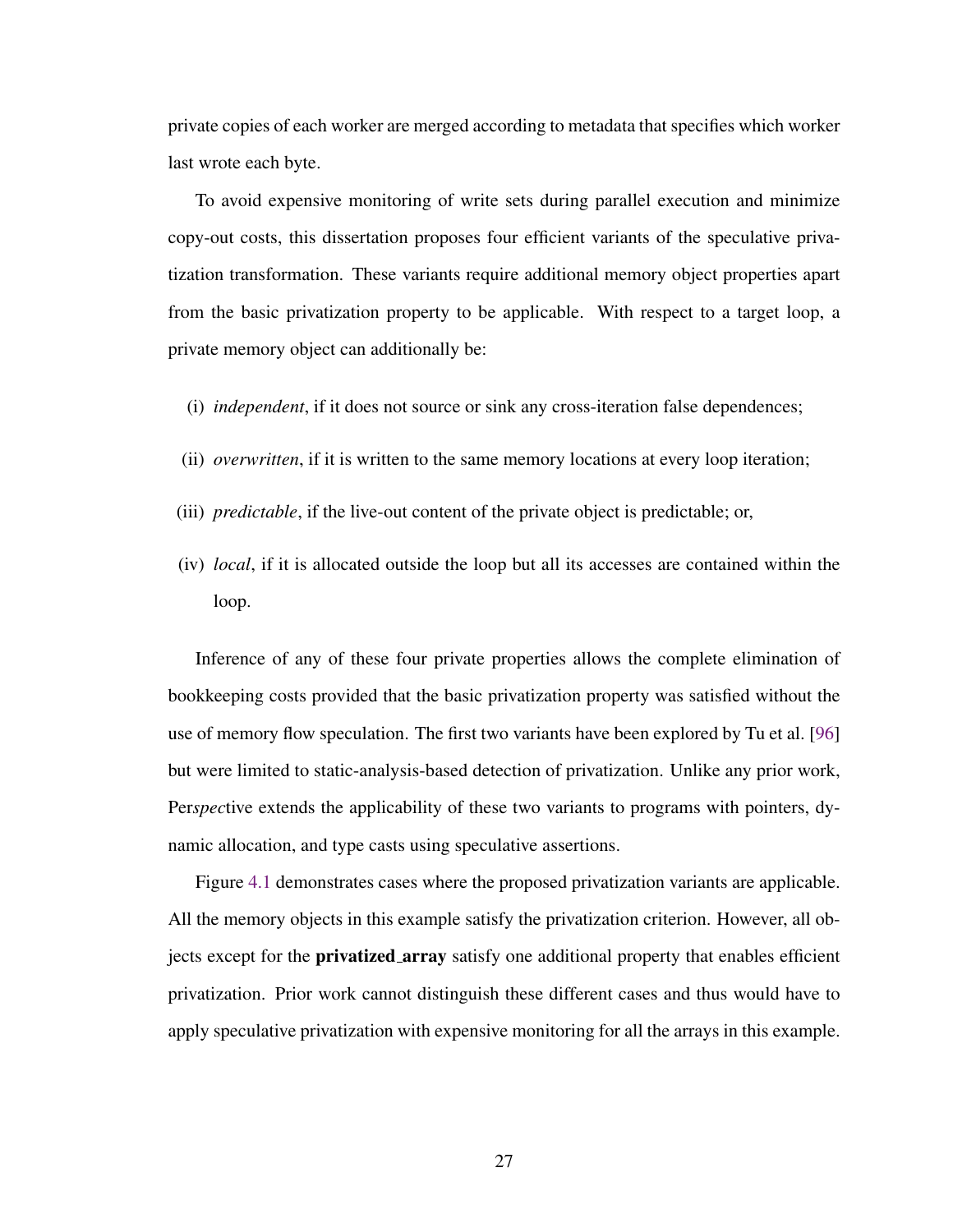private copies of each worker are merged according to metadata that specifies which worker last wrote each byte.

To avoid expensive monitoring of write sets during parallel execution and minimize copy-out costs, this dissertation proposes four efficient variants of the speculative privatization transformation. These variants require additional memory object properties apart from the basic privatization property to be applicable. With respect to a target loop, a private memory object can additionally be:

(i) *independent*, if it does not source or sink any cross-iteration false dependences;

(ii) *overwritten*, if it is written to the same memory locations at every loop iteration;

(iii) *predictable*, if the live-out content of the private object is predictable; or,

(iv) *local*, if it is allocated outside the loop but all its accesses are contained within the loop.

Inference of any of these four private properties allows the complete elimination of bookkeeping costs provided that the basic privatization property was satisfied without the use of memory flow speculation. The first two variants have been explored by Tu et al. [96] but were limited to static-analysis-based detection of privatization. Unlike any prior work, Per*spec*tive extends the applicability of these two variants to programs with pointers, dynamic allocation, and type casts using speculative assertions.

Figure 4.1 demonstrates cases where the proposed privatization variants are applicable. All the memory objects in this example satisfy the privatization criterion. However, all objects except for the **privatized_array** satisfy one additional property that enables efficient privatization. Prior work cannot distinguish these different cases and thus would have to apply speculative privatization with expensive monitoring for all the arrays in this example.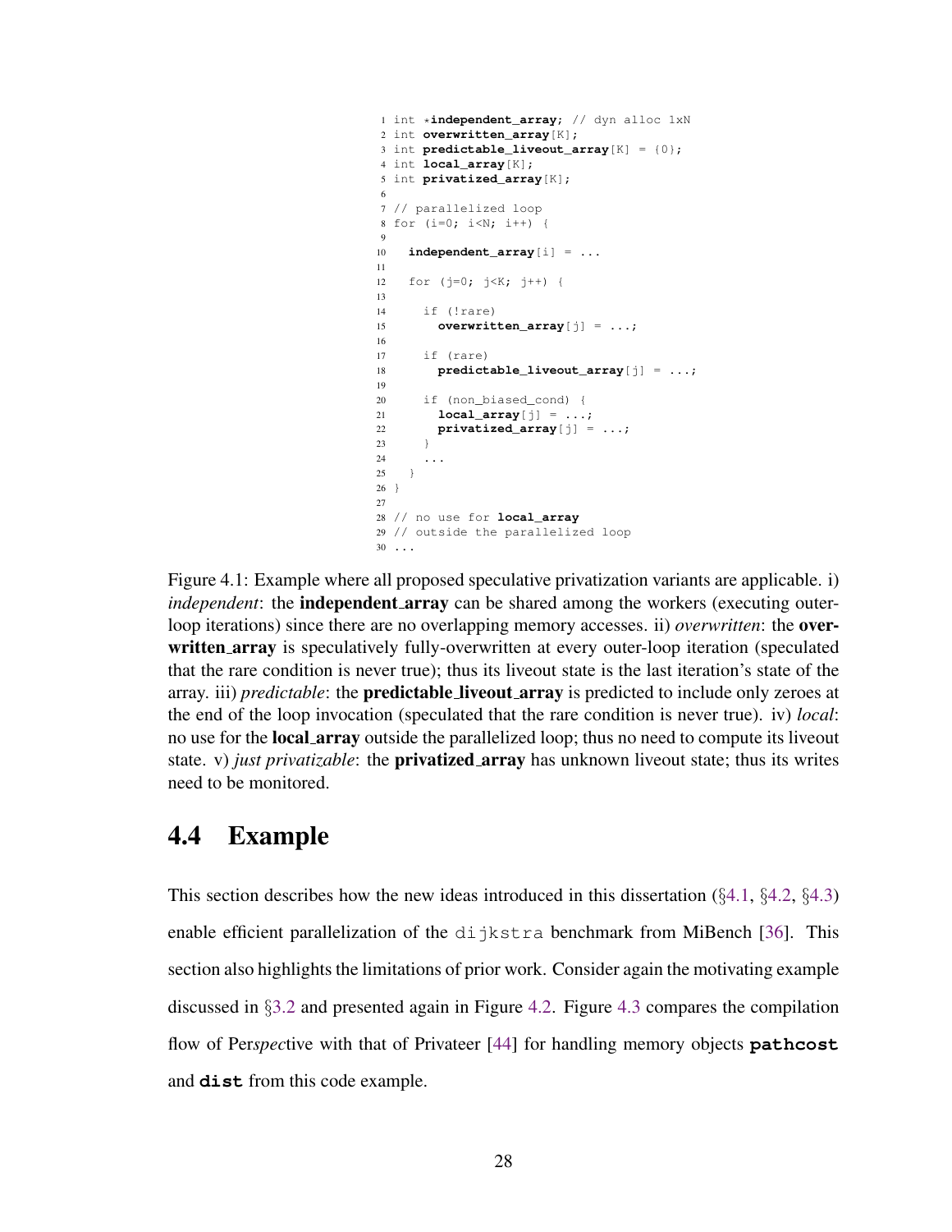```
1 int *independent_array; // dyn alloc 1xN
2 int overwritten_array[K];
3 int predictable_liveout_array[K] = {0};
4 int local_array[K];
5 int privatized_array[K];
6
7 // parallelized loop
8 for (i=0; i<N; i++) {
9
10   independent_array[i] = ...
11
12   for (j=0; j<K; j++) {
13
14     if (!rare)
15       overwritten_array[j] = ...;
16
17     if (rare)
18       predictable_liveout_array[j] = ...;
19
20     if (non_biased_cond) {
21       local_array[j] = ...;
22       privatized_array[j] = ...;
23     }
24     ...
25   }
26 }
27
28 // no use for local_array
29 // outside the parallelized loop
30 ...
```

Figure 4.1: Example where all proposed speculative privatization variants are applicable. i) *independent*: the **independent_array** can be shared among the workers (executing outer-loop iterations) since there are no overlapping memory accesses. ii) *overwritten*: the **overwritten_array** is speculatively fully-overwritten at every outer-loop iteration (speculated that the rare condition is never true); thus its liveout state is the last iteration's state of the array. iii) *predictable*: the **predictable_liveout_array** is predicted to include only zeroes at the end of the loop invocation (speculated that the rare condition is never true). iv) *local*: no use for the **local_array** outside the parallelized loop; thus no need to compute its liveout state. v) *just privatizable*: the **privatized_array** has unknown liveout state; thus its writes need to be monitored.

## 4.4 Example

This section describes how the new ideas introduced in this dissertation (§4.1, §4.2, §4.3) enable efficient parallelization of the dijkstra benchmark from MiBench [36]. This section also highlights the limitations of prior work. Consider again the motivating example discussed in §3.2 and presented again in Figure 4.2. Figure 4.3 compares the compilation flow of Per*spec*tive with that of Privateer [44] for handling memory objects **pathcost** and **dist** from this code example.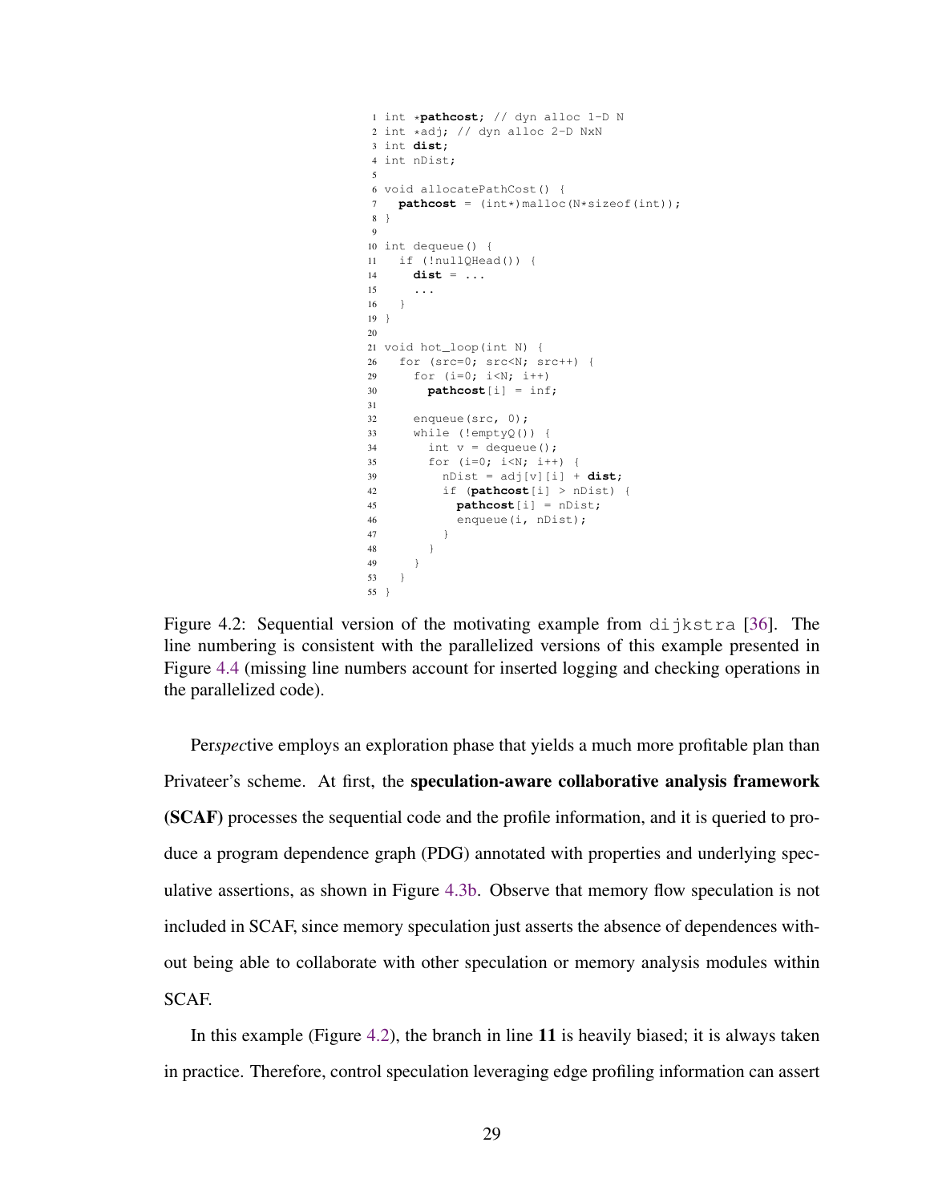```
1  int *pathcost; // dyn alloc 1-D N
2  int *adj; // dyn alloc 2-D NxN
3  int dist;
4  int nDist;
5
6  void allocatePathCost() {
7    pathcost = (int*)malloc(N*sizeof(int));
8  }
9
10 int dequeue() {
11   if (!nullQHead()) {
14     dist = ...
15     ...
16   }
19 }
20
21 void hot_loop(int N) {
26   for (src=0; src<N; src++) {
29     for (i=0; i<N; i++)
30       pathcost[i] = inf;
31
32     enqueue(src, 0);
33     while (!emptyQ()) {
34       int v = dequeue();
35       for (i=0; i<N; i++) {
39         nDist = adj[v][i] + dist;
42         if (pathcost[i] > nDist) {
45           pathcost[i] = nDist;
46           enqueue(i, nDist);
47         }
48       }
49     }
53   }
55 }
```

Figure 4.2: Sequential version of the motivating example from dijkstra [36]. The line numbering is consistent with the parallelized versions of this example presented in Figure 4.4 (missing line numbers account for inserted logging and checking operations in the parallelized code).

Per*spec*tive employs an exploration phase that yields a much more profitable plan than Privateer's scheme. At first, the **speculation-aware collaborative analysis framework (SCAF)** processes the sequential code and the profile information, and it is queried to produce a program dependence graph (PDG) annotated with properties and underlying speculative assertions, as shown in Figure 4.3b. Observe that memory flow speculation is not included in SCAF, since memory speculation just asserts the absence of dependences without being able to collaborate with other speculation or memory analysis modules within SCAF.

In this example (Figure 4.2), the branch in line **11** is heavily biased; it is always taken in practice. Therefore, control speculation leveraging edge profiling information can assert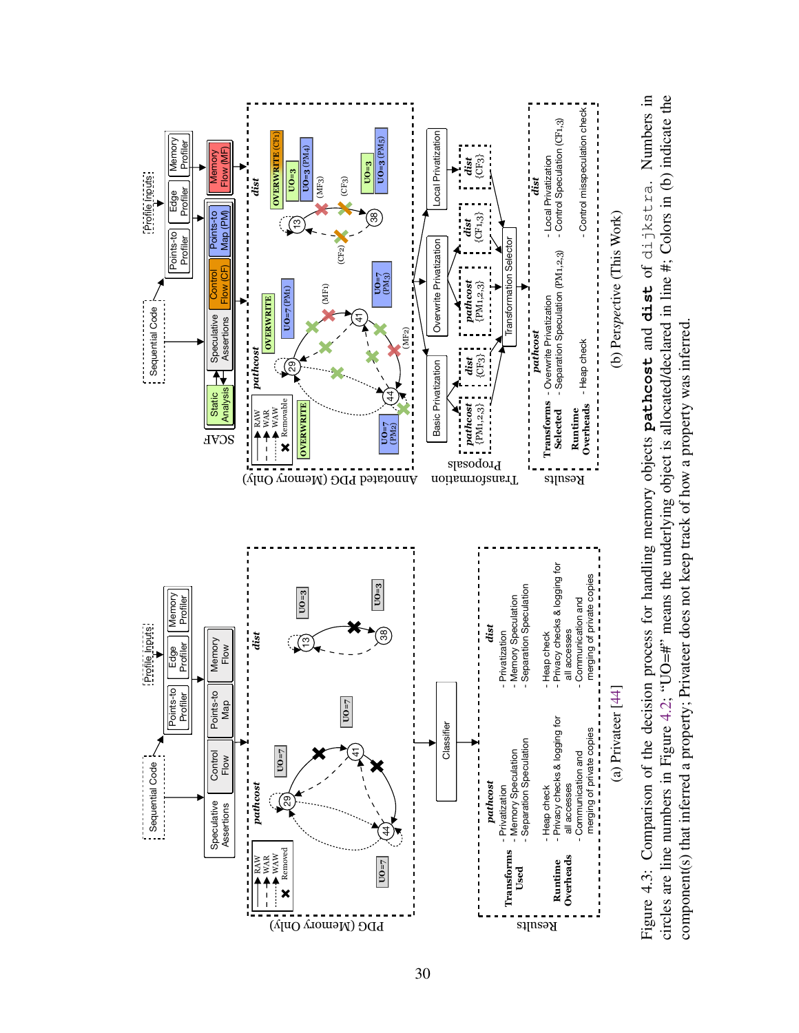Figure 4.3: Comparison of the decision process for handling memory objects **pathcost** and **dist** of `dijkstra`. Numbers in circles are line numbers in Figure 4.2; "UO=#" means the underlying object is allocated/declared in line #; Colors in (b) indicate the component(s) that inferred a property; Privateer does not keep track of how a property was inferred.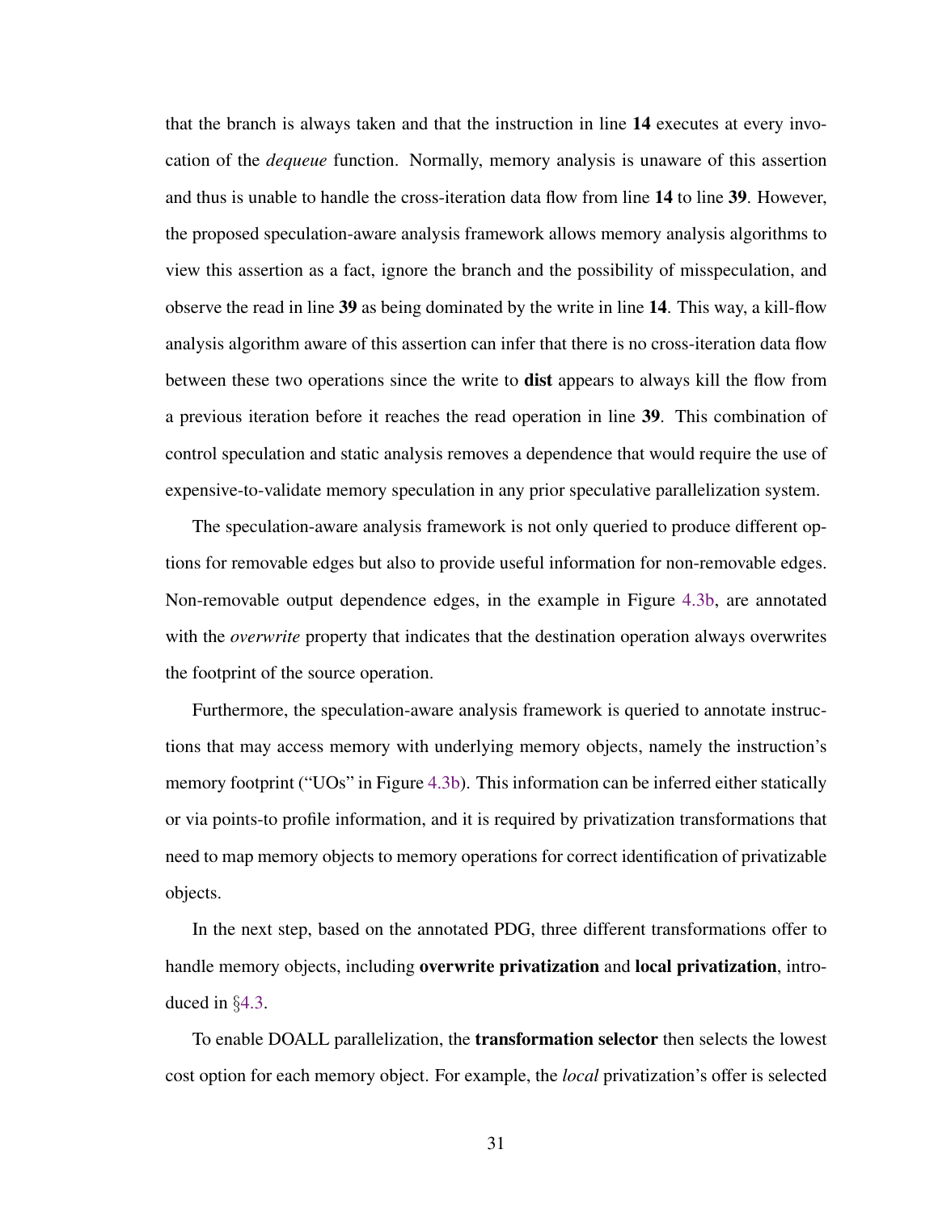that the branch is always taken and that the instruction in line **14** executes at every invocation of the *dequeue* function. Normally, memory analysis is unaware of this assertion and thus is unable to handle the cross-iteration data flow from line **14** to line **39**. However, the proposed speculation-aware analysis framework allows memory analysis algorithms to view this assertion as a fact, ignore the branch and the possibility of misspeculation, and observe the read in line **39** as being dominated by the write in line **14**. This way, a kill-flow analysis algorithm aware of this assertion can infer that there is no cross-iteration data flow between these two operations since the write to **dist** appears to always kill the flow from a previous iteration before it reaches the read operation in line **39**. This combination of control speculation and static analysis removes a dependence that would require the use of expensive-to-validate memory speculation in any prior speculative parallelization system.

The speculation-aware analysis framework is not only queried to produce different options for removable edges but also to provide useful information for non-removable edges. Non-removable output dependence edges, in the example in Figure 4.3b, are annotated with the *overwrite* property that indicates that the destination operation always overwrites the footprint of the source operation.

Furthermore, the speculation-aware analysis framework is queried to annotate instructions that may access memory with underlying memory objects, namely the instruction's memory footprint ("UOs" in Figure 4.3b). This information can be inferred either statically or via points-to profile information, and it is required by privatization transformations that need to map memory objects to memory operations for correct identification of privatizable objects.

In the next step, based on the annotated PDG, three different transformations offer to handle memory objects, including **overwrite privatization** and **local privatization**, introduced in §4.3.

To enable DOALL parallelization, the **transformation selector** then selects the lowest cost option for each memory object. For example, the *local* privatization's offer is selected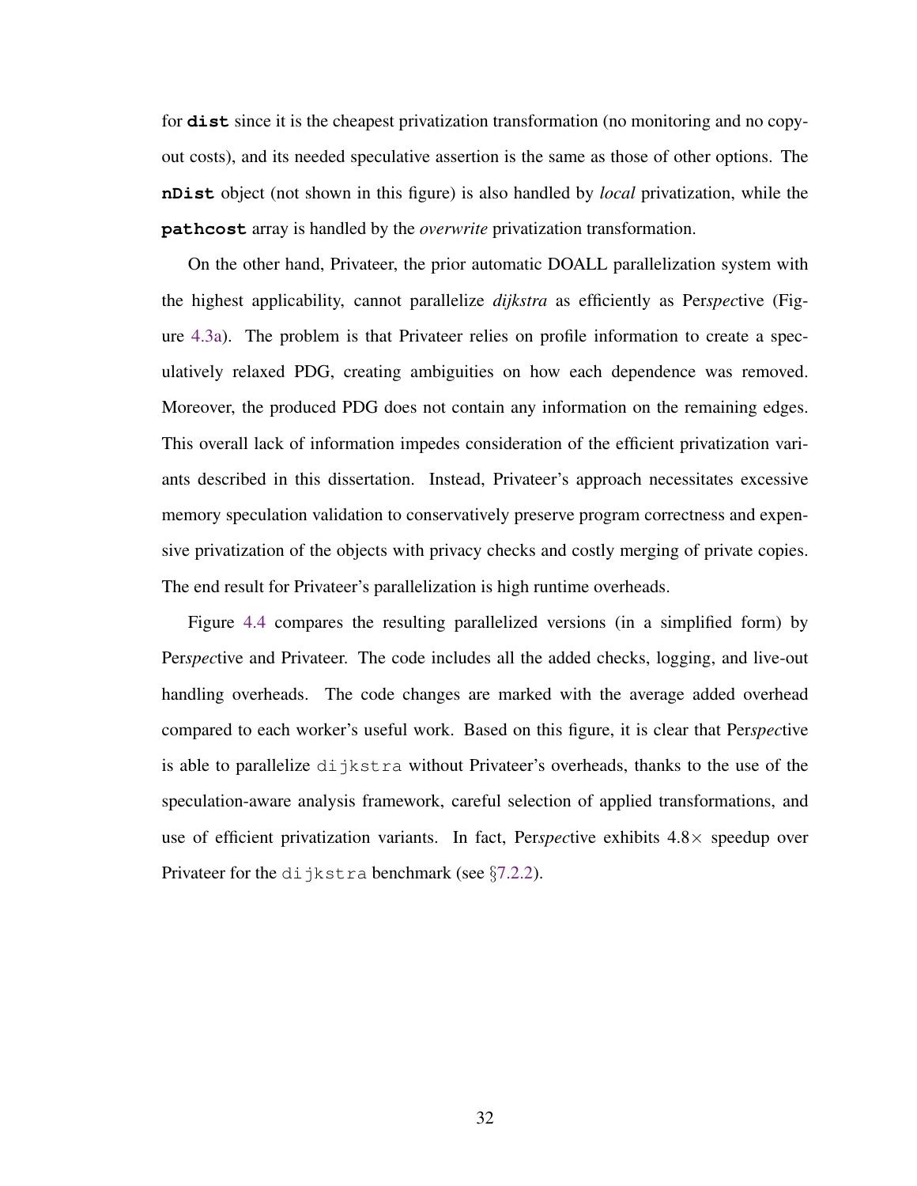for **dist** since it is the cheapest privatization transformation (no monitoring and no copy-out costs), and its needed speculative assertion is the same as those of other options. The **nDist** object (not shown in this figure) is also handled by *local* privatization, while the **pathcost** array is handled by the *overwrite* privatization transformation.

On the other hand, Privateer, the prior automatic DOALL parallelization system with the highest applicability, cannot parallelize *dijkstra* as efficiently as Per*spec*tive (Figure 4.3a). The problem is that Privateer relies on profile information to create a speculatively relaxed PDG, creating ambiguities on how each dependence was removed. Moreover, the produced PDG does not contain any information on the remaining edges. This overall lack of information impedes consideration of the efficient privatization variants described in this dissertation. Instead, Privateer's approach necessitates excessive memory speculation validation to conservatively preserve program correctness and expensive privatization of the objects with privacy checks and costly merging of private copies. The end result for Privateer's parallelization is high runtime overheads.

Figure 4.4 compares the resulting parallelized versions (in a simplified form) by Per*spec*tive and Privateer. The code includes all the added checks, logging, and live-out handling overheads. The code changes are marked with the average added overhead compared to each worker's useful work. Based on this figure, it is clear that Per*spec*tive is able to parallelize `dijkstra` without Privateer's overheads, thanks to the use of the speculation-aware analysis framework, careful selection of applied transformations, and use of efficient privatization variants. In fact, Per*spec*tive exhibits $4.8\times$ speedup over Privateer for the `dijkstra` benchmark (see §7.2.2).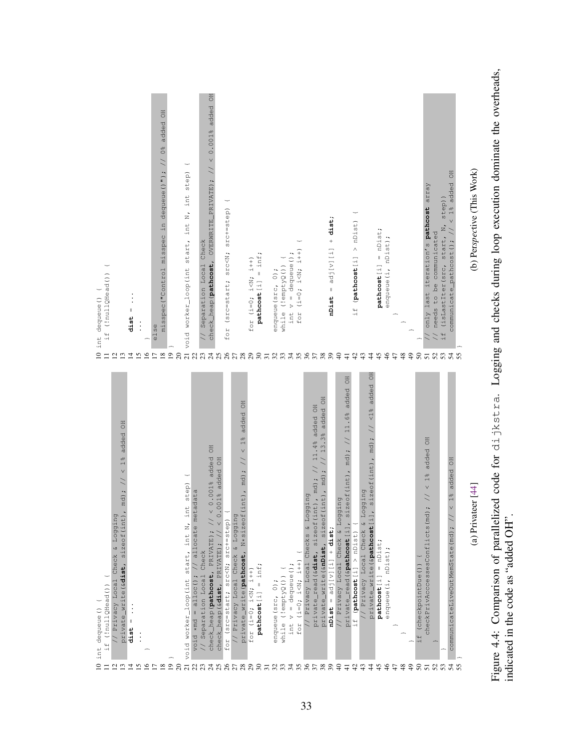(a) Privateer [44]

```
10 int dequeue() {
11   if (!nullQHead()) {
12     // Privacy Local Check & Logging
13     private_write(&dist, sizeof(int), md); // < 1% added OH
14     dist = ...
15     ...
16   }
17
18
19 }
20
21 void worker_loop(int start, int N, int step) {
22   void *md = alloc(); // allocate metadata
23   // Separation Local Check
24   check_heap(pathcost, PRIVATE); // < 0.001% added OH
25   check_heap(&dist, PRIVATE); // < 0.001% added OH
26   for (src=start; src<N; src+=step) {
27     // Privacy Local Check & Logging
28     private_write(pathcost, N*sizeof(int), md); // < 1% added OH
29     for (i=0; i<N; i++)
30       pathcost[i] = inf;
31
32     enqueue(src, 0);
33     while (!emptyQ()) {
34       int v = dequeue();
35       for (i=0; i<N; i++) {
36         // Privacy Local Checks & Logging
37         private_read(&dist, sizeof(int), md); // 11.4% added OH
38         private_write(&nDist, sizeof(int), md); // 13.3% added OH
39         nDist = adj[v][i] + dist;
40         // Privacy Local Check & Logging
41         private_read(&pathcost[i], sizeof(int), md); // 11.6% added OH
42         if (pathcost[i] > nDist) {
43           // Privacy Local Check & Logging
44           private_write(&pathcost[i], sizeof(int), md); // <1% added OH
45           pathcost[i] = nDist;
46           enqueue(i, nDist);
47         }
48       }
49     }
50     if (checkpointDue()) {
51       checkPrivAccessesConflicts(md); // < 1% added OH
52     }
53   }
54   communicateLiveOutMemState(md); // < 1% added OH
55 }
```

(b) Perspective (This Work)

```
10 int dequeue() {
11   if (!nullQHead()) {
12
13
14     dist = ...
15     ...
16   }
17   else
18     misspec("Control misspec in dequeue()"); // 0% added OH
19 }
20
21 void worker_loop(int start, int N, int step) {
22
23   // Separation Local Check
24   check_heap(pathcost, OVERWRITE_PRIVATE); // < 0.001% added OH
25
26   for (src=start; src<N; src+=step) {
27
28
29     for (i=0; i<N; i++)
30       pathcost[i] = inf;
31
32     enqueue(src, 0);
33     while (!emptyQ()) {
34       int v = dequeue();
35       for (i=0; i<N; i++) {
36
37
38
39         nDist = adj[v][i] + dist;
40
41
42         if (pathcost[i] > nDist) {
43
44
45           pathcost[i] = nDist;
46           enqueue(i, nDist);
47         }
48       }
49     }
50   }
51   // only last iteration's pathcost array
52   // needs to be communicated
53   if (isLastIter(src, start, N, step))
54     communicate_pathcost(); // < 1% added OH
55 }
```

Figure 4.4: Comparison of parallelized code for `dijkstra`. Logging and checks during loop execution dominate the overheads, indicated in the code as "added OH".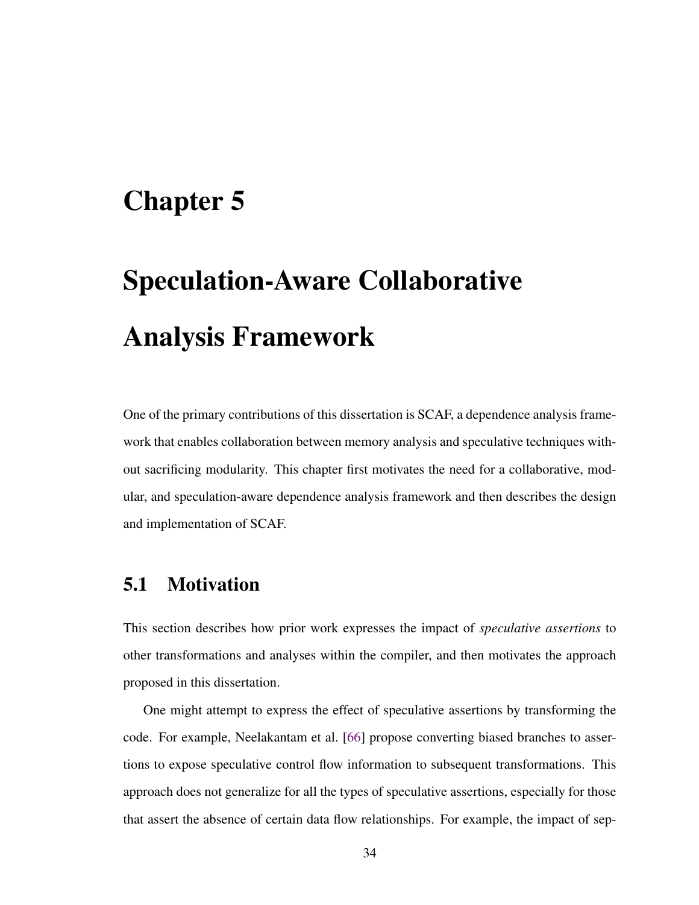# Chapter 5

# Speculation-Aware Collaborative Analysis Framework

One of the primary contributions of this dissertation is SCAF, a dependence analysis framework that enables collaboration between memory analysis and speculative techniques without sacrificing modularity. This chapter first motivates the need for a collaborative, modular, and speculation-aware dependence analysis framework and then describes the design and implementation of SCAF.

## 5.1 Motivation

This section describes how prior work expresses the impact of *speculative assertions* to other transformations and analyses within the compiler, and then motivates the approach proposed in this dissertation.

One might attempt to express the effect of speculative assertions by transforming the code. For example, Neelakantam et al. [66] propose converting biased branches to assertions to expose speculative control flow information to subsequent transformations. This approach does not generalize for all the types of speculative assertions, especially for those that assert the absence of certain data flow relationships. For example, the impact of sep-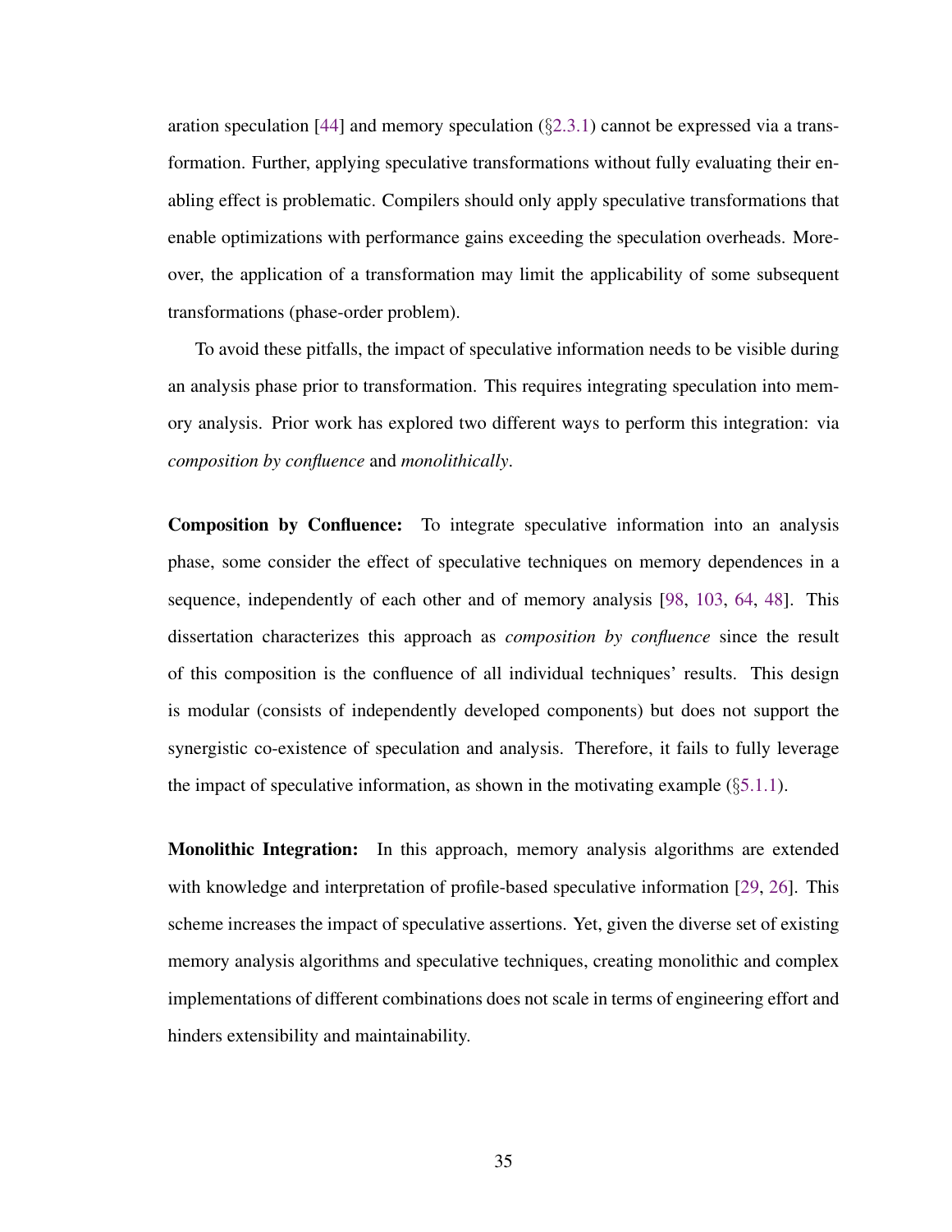aration speculation [44] and memory speculation (§2.3.1) cannot be expressed via a transformation. Further, applying speculative transformations without fully evaluating their enabling effect is problematic. Compilers should only apply speculative transformations that enable optimizations with performance gains exceeding the speculation overheads. Moreover, the application of a transformation may limit the applicability of some subsequent transformations (phase-order problem).

To avoid these pitfalls, the impact of speculative information needs to be visible during an analysis phase prior to transformation. This requires integrating speculation into memory analysis. Prior work has explored two different ways to perform this integration: via *composition by confluence* and *monolithically*.

**Composition by Confluence:** To integrate speculative information into an analysis phase, some consider the effect of speculative techniques on memory dependences in a sequence, independently of each other and of memory analysis [98, 103, 64, 48]. This dissertation characterizes this approach as *composition by confluence* since the result of this composition is the confluence of all individual techniques' results. This design is modular (consists of independently developed components) but does not support the synergistic co-existence of speculation and analysis. Therefore, it fails to fully leverage the impact of speculative information, as shown in the motivating example (§5.1.1).

**Monolithic Integration:** In this approach, memory analysis algorithms are extended with knowledge and interpretation of profile-based speculative information [29, 26]. This scheme increases the impact of speculative assertions. Yet, given the diverse set of existing memory analysis algorithms and speculative techniques, creating monolithic and complex implementations of different combinations does not scale in terms of engineering effort and hinders extensibility and maintainability.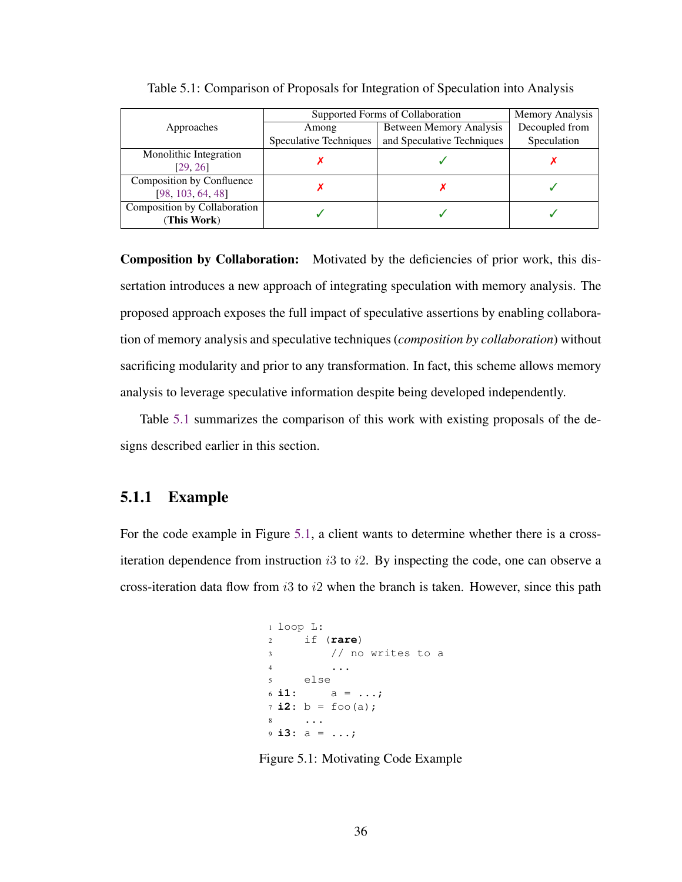Table 5.1: Comparison of Proposals for Integration of Speculation into Analysis

| Approaches | Supported Forms of Collaboration | | Memory Analysis Decoupled from Speculation |
|---|---|---|---|
| | Among Speculative Techniques | Between Memory Analysis and Speculative Techniques | |
| Monolithic Integration [29, 26] | ✗ | ✓ | ✗ |
| Composition by Confluence [98, 103, 64, 48] | ✗ | ✗ | ✓ |
| Composition by Collaboration (**This Work**) | ✓ | ✓ | ✓ |

**Composition by Collaboration:** Motivated by the deficiencies of prior work, this dissertation introduces a new approach of integrating speculation with memory analysis. The proposed approach exposes the full impact of speculative assertions by enabling collaboration of memory analysis and speculative techniques (*composition by collaboration*) without sacrificing modularity and prior to any transformation. In fact, this scheme allows memory analysis to leverage speculative information despite being developed independently.

Table 5.1 summarizes the comparison of this work with existing proposals of the designs described earlier in this section.

### 5.1.1 Example

For the code example in Figure 5.1, a client wants to determine whether there is a cross-iteration dependence from instruction $i3$ to $i2$. By inspecting the code, one can observe a cross-iteration data flow from $i3$ to $i2$ when the branch is taken. However, since this path

```
1 loop L:
2     if (rare)
3         // no writes to a
4         ...
5     else
6 i1:      a = ...;
7 i2: b = foo(a);
8     ...
9 i3: a = ...;
```

Figure 5.1: Motivating Code Example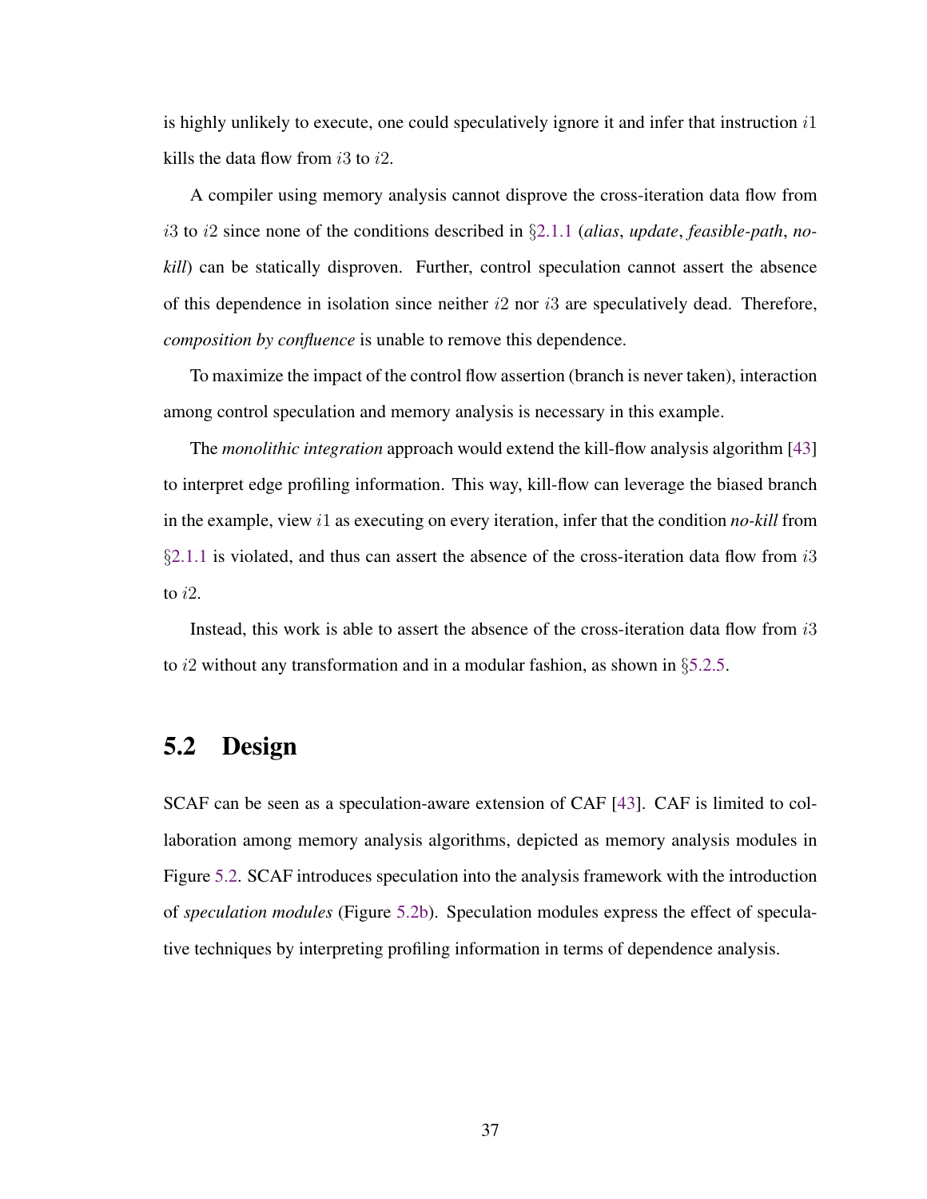is highly unlikely to execute, one could speculatively ignore it and infer that instruction $i1$ kills the data flow from $i3$ to $i2$.

A compiler using memory analysis cannot disprove the cross-iteration data flow from $i3$ to $i2$ since none of the conditions described in §2.1.1 (*alias*, *update*, *feasible-path*, *no-kill*) can be statically disproven. Further, control speculation cannot assert the absence of this dependence in isolation since neither $i2$ nor $i3$ are speculatively dead. Therefore, *composition by confluence* is unable to remove this dependence.

To maximize the impact of the control flow assertion (branch is never taken), interaction among control speculation and memory analysis is necessary in this example.

The *monolithic integration* approach would extend the kill-flow analysis algorithm [43] to interpret edge profiling information. This way, kill-flow can leverage the biased branch in the example, view $i1$ as executing on every iteration, infer that the condition *no-kill* from §2.1.1 is violated, and thus can assert the absence of the cross-iteration data flow from $i3$ to $i2$.

Instead, this work is able to assert the absence of the cross-iteration data flow from $i3$ to $i2$ without any transformation and in a modular fashion, as shown in §5.2.5.

## 5.2 Design

SCAF can be seen as a speculation-aware extension of CAF [43]. CAF is limited to collaboration among memory analysis algorithms, depicted as memory analysis modules in Figure 5.2. SCAF introduces speculation into the analysis framework with the introduction of *speculation modules* (Figure 5.2b). Speculation modules express the effect of speculative techniques by interpreting profiling information in terms of dependence analysis.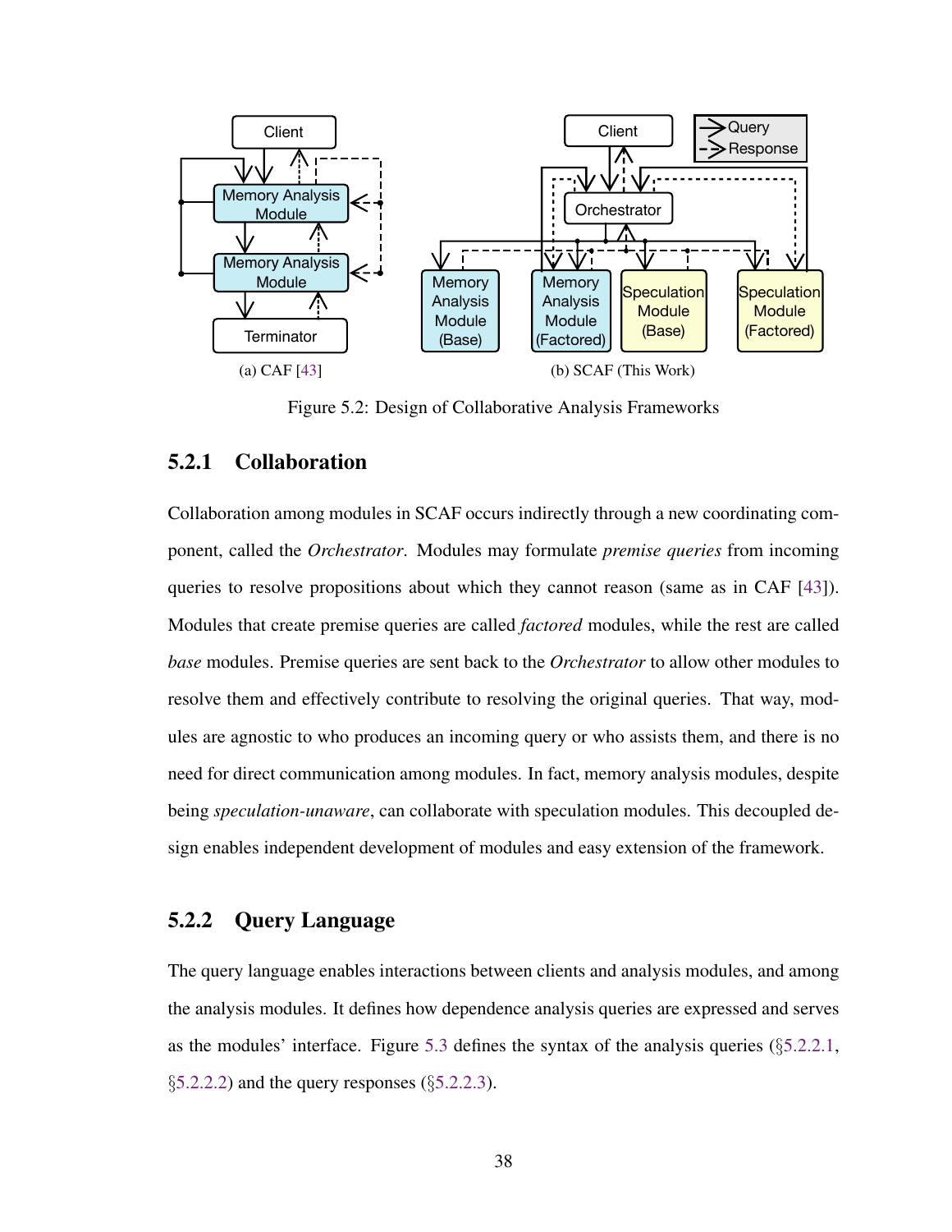(a) CAF [43]

(b) SCAF (This Work)

Figure 5.2: Design of Collaborative Analysis Frameworks

### 5.2.1 Collaboration

Collaboration among modules in SCAF occurs indirectly through a new coordinating component, called the *Orchestrator*. Modules may formulate *premise queries* from incoming queries to resolve propositions about which they cannot reason (same as in CAF [43]). Modules that create premise queries are called *factored* modules, while the rest are called *base* modules. Premise queries are sent back to the *Orchestrator* to allow other modules to resolve them and effectively contribute to resolving the original queries. That way, modules are agnostic to who produces an incoming query or who assists them, and there is no need for direct communication among modules. In fact, memory analysis modules, despite being *speculation-unaware*, can collaborate with speculation modules. This decoupled design enables independent development of modules and easy extension of the framework.

### 5.2.2 Query Language

The query language enables interactions between clients and analysis modules, and among the analysis modules. It defines how dependence analysis queries are expressed and serves as the modules' interface. Figure 5.3 defines the syntax of the analysis queries (§5.2.2.1, §5.2.2.2) and the query responses (§5.2.2.3).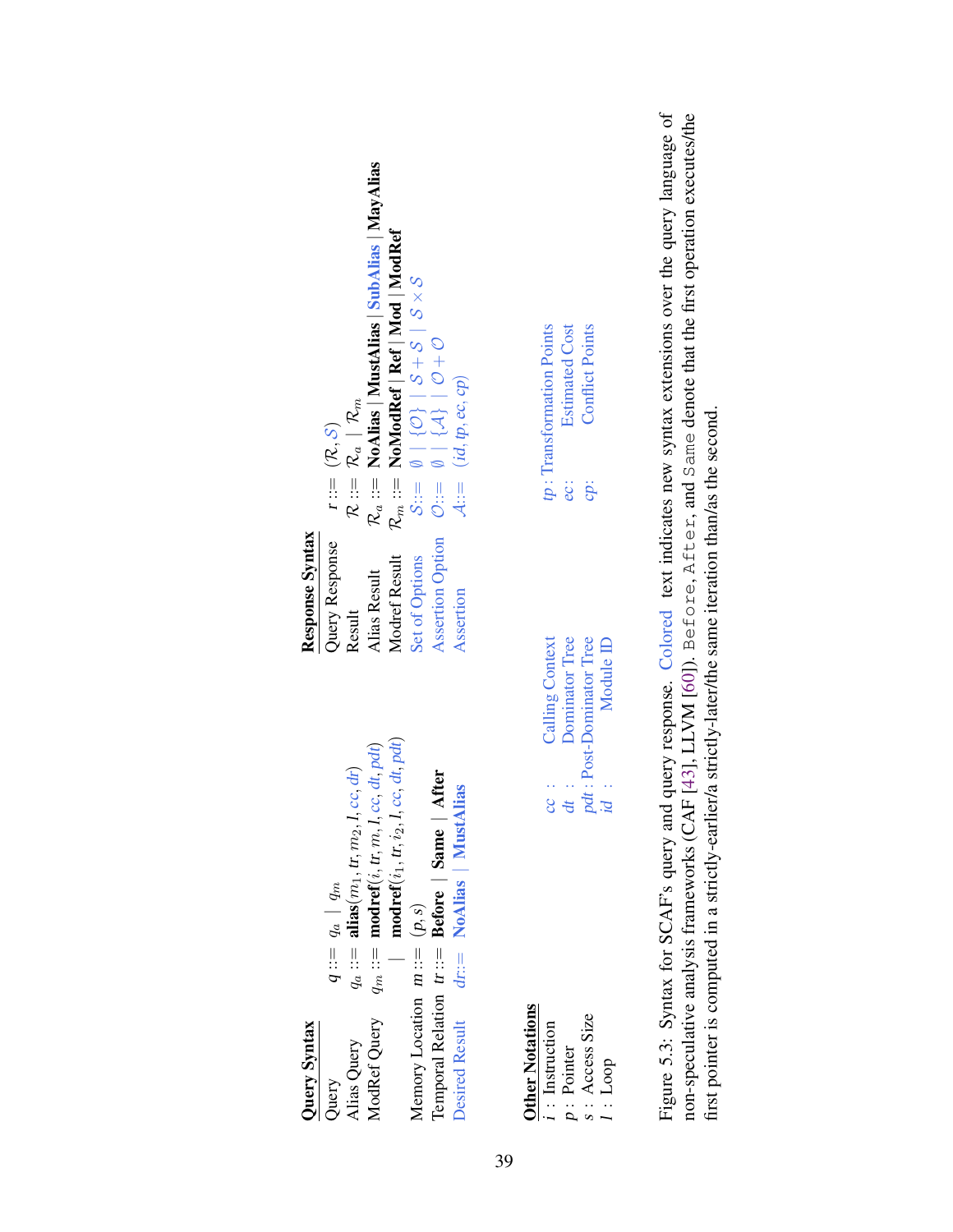**Query Syntax**

| | | |
|---|---|---|
| Query | $q ::=$ | $q_a \mid q_m$ |
| Alias Query | $q_a ::=$ | **alias**$(m_1, tr, m_2, l, cc, dr)$ |
| ModRef Query | $q_m ::=$ | **modref**$(i, tr, m, l, cc, dt, pdt)$ |
| | $\mid$ | **modref**$(i_1, tr, i_2, l, cc, dt, pdt)$ |
| Memory Location | $m ::=$ | $(p, s)$ |
| Temporal Relation | $tr ::=$ | **Before** $\mid$ **Same** $\mid$ **After** |
| Desired Result | $dr ::=$ | **NoAlias** $\mid$ **MustAlias** |

**Response Syntax**

| | | |
|---|---|---|
| Query Response | $r ::=$ | $(\mathcal{R}, \mathcal{S})$ |
| Result | $\mathcal{R} ::=$ | $\mathcal{R}_a \mid \mathcal{R}_m$ |
| Alias Result | $\mathcal{R}_a ::=$ | **NoAlias** $\mid$ **MustAlias** $\mid$ **SubAlias** $\mid$ **MayAlias** |
| Modref Result | $\mathcal{R}_m ::=$ | **NoModRef** $\mid$ **Ref** $\mid$ **Mod** $\mid$ **ModRef** |
| Set of Options | $\mathcal{S} ::=$ | $\emptyset \mid \{\mathcal{O}\} \mid \mathcal{S} + \mathcal{S} \mid \mathcal{S} \times \mathcal{S}$ |
| Assertion Option | $\mathcal{O} ::=$ | $\emptyset \mid \{\mathcal{A}\} \mid \mathcal{O} + \mathcal{O}$ |
| Assertion | $\mathcal{A} ::=$ | $(id, tp, ec, cp)$ |

**Other Notations**

- $i$ : Instruction
- $p$ : Pointer
- $s$ : Access Size
- $l$ : Loop
- $cc$ : Calling Context
- $dt$ : Dominator Tree
- $pdt$ : Post-Dominator Tree
- $id$ : Module ID
- $tp$ : Transformation Points
- $ec$ : Estimated Cost
- $cp$ : Conflict Points

Figure 5.3: Syntax for SCAF's query and query response. Colored text indicates new syntax extensions over the query language of non-speculative analysis frameworks (CAF [43], LLVM [60]). `Before`, `After`, and `Same` denote that the first operation executes/the first pointer is computed in a strictly-earlier/a strictly-later/the same iteration than/as the second.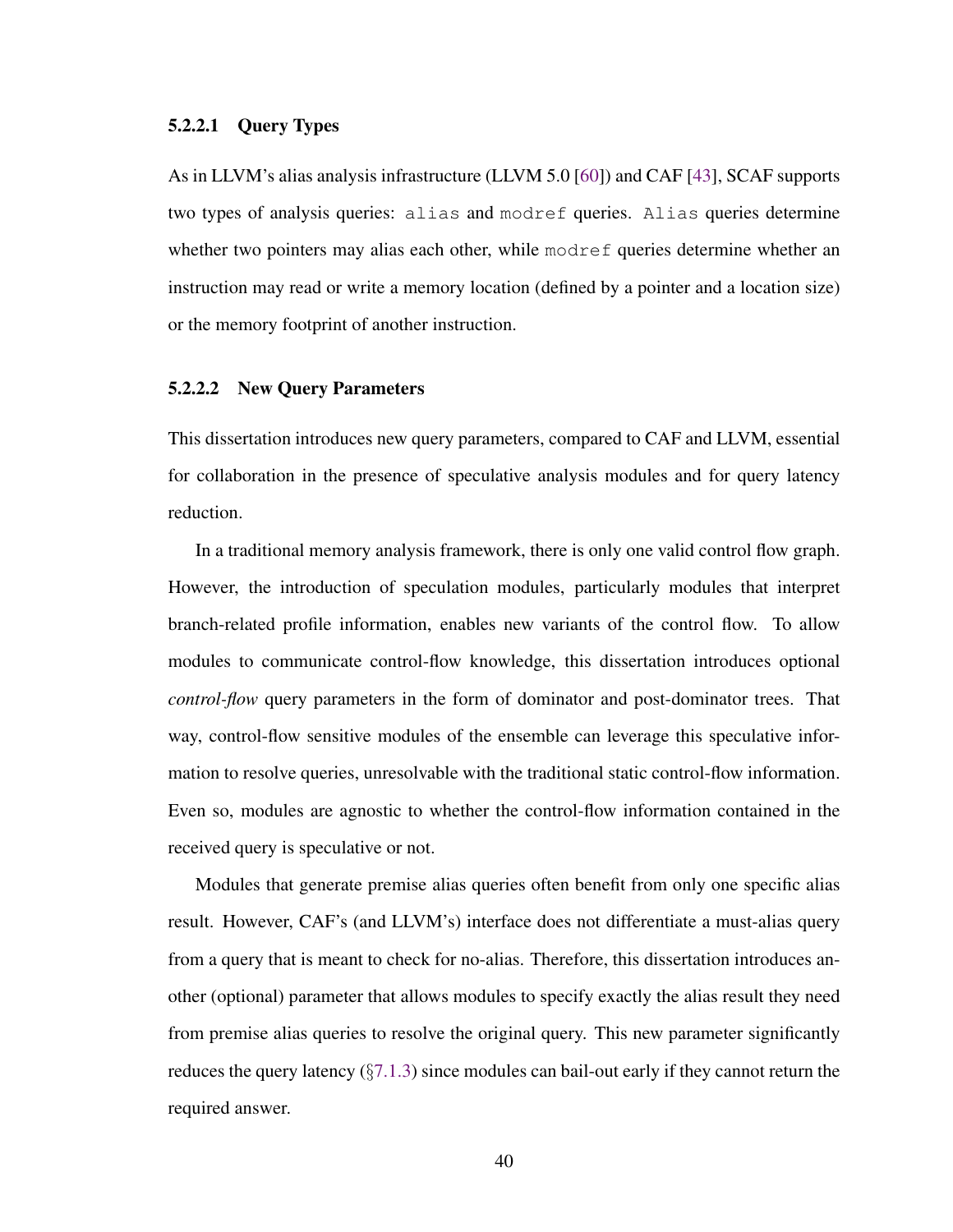#### 5.2.2.1 Query Types

As in LLVM's alias analysis infrastructure (LLVM 5.0 [60]) and CAF [43], SCAF supports two types of analysis queries: `alias` and `modref` queries. `Alias` queries determine whether two pointers may alias each other, while `modref` queries determine whether an instruction may read or write a memory location (defined by a pointer and a location size) or the memory footprint of another instruction.

#### 5.2.2.2 New Query Parameters

This dissertation introduces new query parameters, compared to CAF and LLVM, essential for collaboration in the presence of speculative analysis modules and for query latency reduction.

In a traditional memory analysis framework, there is only one valid control flow graph. However, the introduction of speculation modules, particularly modules that interpret branch-related profile information, enables new variants of the control flow. To allow modules to communicate control-flow knowledge, this dissertation introduces optional *control-flow* query parameters in the form of dominator and post-dominator trees. That way, control-flow sensitive modules of the ensemble can leverage this speculative information to resolve queries, unresolvable with the traditional static control-flow information. Even so, modules are agnostic to whether the control-flow information contained in the received query is speculative or not.

Modules that generate premise alias queries often benefit from only one specific alias result. However, CAF's (and LLVM's) interface does not differentiate a must-alias query from a query that is meant to check for no-alias. Therefore, this dissertation introduces another (optional) parameter that allows modules to specify exactly the alias result they need from premise alias queries to resolve the original query. This new parameter significantly reduces the query latency (§7.1.3) since modules can bail-out early if they cannot return the required answer.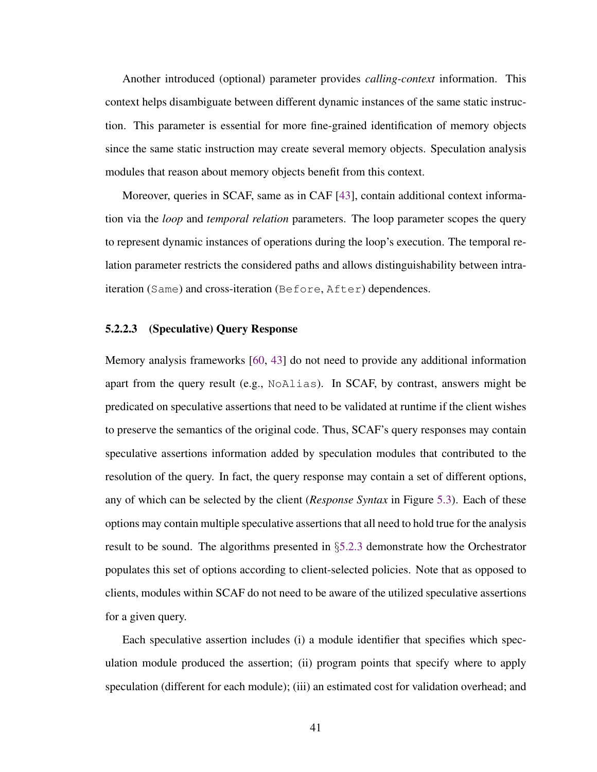Another introduced (optional) parameter provides *calling-context* information. This context helps disambiguate between different dynamic instances of the same static instruction. This parameter is essential for more fine-grained identification of memory objects since the same static instruction may create several memory objects. Speculation analysis modules that reason about memory objects benefit from this context.

Moreover, queries in SCAF, same as in CAF [43], contain additional context information via the *loop* and *temporal relation* parameters. The loop parameter scopes the query to represent dynamic instances of operations during the loop's execution. The temporal relation parameter restricts the considered paths and allows distinguishability between intra-iteration (`Same`) and cross-iteration (`Before`, `After`) dependences.

#### 5.2.2.3 (Speculative) Query Response

Memory analysis frameworks [60, 43] do not need to provide any additional information apart from the query result (e.g., `NoAlias`). In SCAF, by contrast, answers might be predicated on speculative assertions that need to be validated at runtime if the client wishes to preserve the semantics of the original code. Thus, SCAF's query responses may contain speculative assertions information added by speculation modules that contributed to the resolution of the query. In fact, the query response may contain a set of different options, any of which can be selected by the client (*Response Syntax* in Figure 5.3). Each of these options may contain multiple speculative assertions that all need to hold true for the analysis result to be sound. The algorithms presented in §5.2.3 demonstrate how the Orchestrator populates this set of options according to client-selected policies. Note that as opposed to clients, modules within SCAF do not need to be aware of the utilized speculative assertions for a given query.

Each speculative assertion includes (i) a module identifier that specifies which speculation module produced the assertion; (ii) program points that specify where to apply speculation (different for each module); (iii) an estimated cost for validation overhead; and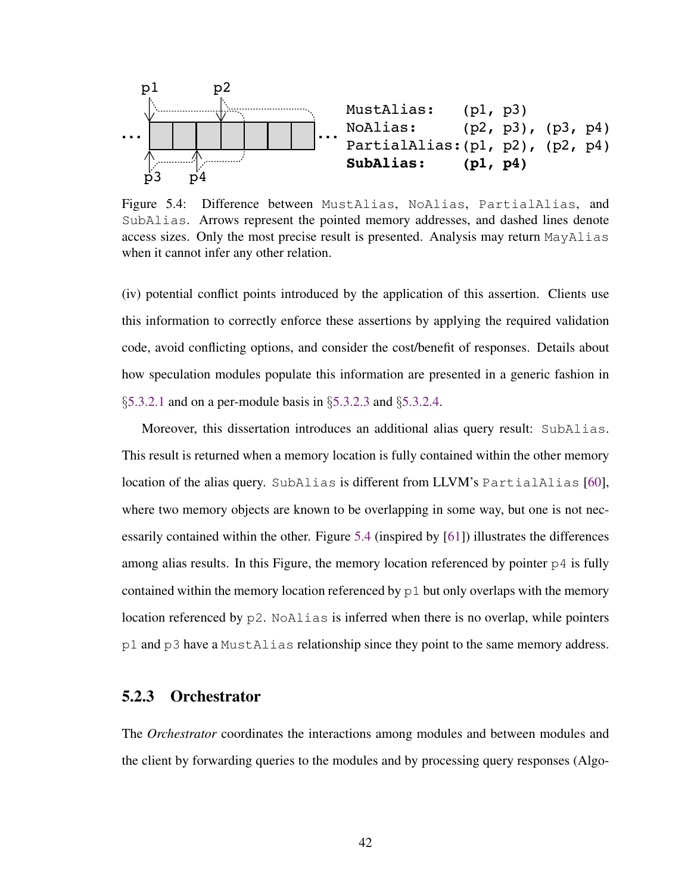```
MustAlias:    (p1, p3)
NoAlias:      (p2, p3), (p3, p4)
PartialAlias: (p1, p2), (p2, p4)
SubAlias:     (p1, p4)
```

Figure 5.4: Difference between `MustAlias`, `NoAlias`, `PartialAlias`, and `SubAlias`. Arrows represent the pointed memory addresses, and dashed lines denote access sizes. Only the most precise result is presented. Analysis may return `MayAlias` when it cannot infer any other relation.

(iv) potential conflict points introduced by the application of this assertion. Clients use this information to correctly enforce these assertions by applying the required validation code, avoid conflicting options, and consider the cost/benefit of responses. Details about how speculation modules populate this information are presented in a generic fashion in §5.3.2.1 and on a per-module basis in §5.3.2.3 and §5.3.2.4.

Moreover, this dissertation introduces an additional alias query result: `SubAlias`. This result is returned when a memory location is fully contained within the other memory location of the alias query. `SubAlias` is different from LLVM's `PartialAlias` [60], where two memory objects are known to be overlapping in some way, but one is not necessarily contained within the other. Figure 5.4 (inspired by [61]) illustrates the differences among alias results. In this Figure, the memory location referenced by pointer `p4` is fully contained within the memory location referenced by `p1` but only overlaps with the memory location referenced by `p2`. `NoAlias` is inferred when there is no overlap, while pointers `p1` and `p3` have a `MustAlias` relationship since they point to the same memory address.

### 5.2.3 Orchestrator

The *Orchestrator* coordinates the interactions among modules and between modules and the client by forwarding queries to the modules and by processing query responses (Algo-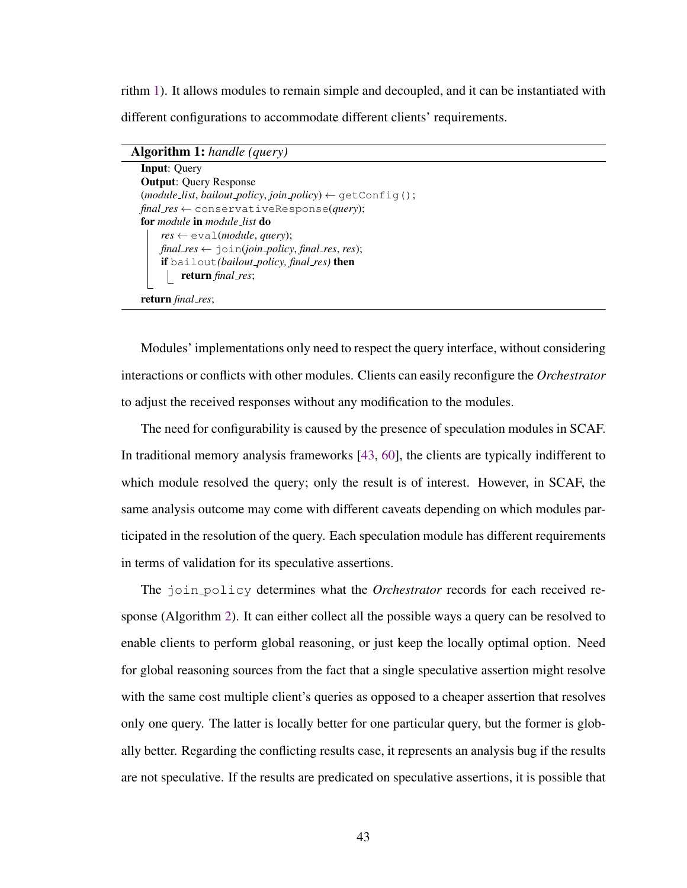rithm 1). It allows modules to remain simple and decoupled, and it can be instantiated with different configurations to accommodate different clients' requirements.

**Algorithm 1:** *handle (query)*

```
Input: Query
Output: Query Response
(module_list, bailout_policy, join_policy) ← getConfig();
final_res ← conservativeResponse(query);
for module in module_list do
    res ← eval(module, query);
    final_res ← join(join_policy, final_res, res);
    if bailout(bailout_policy, final_res) then
        return final_res;
return final_res;
```

Modules' implementations only need to respect the query interface, without considering interactions or conflicts with other modules. Clients can easily reconfigure the *Orchestrator* to adjust the received responses without any modification to the modules.

The need for configurability is caused by the presence of speculation modules in SCAF. In traditional memory analysis frameworks [43, 60], the clients are typically indifferent to which module resolved the query; only the result is of interest. However, in SCAF, the same analysis outcome may come with different caveats depending on which modules participated in the resolution of the query. Each speculation module has different requirements in terms of validation for its speculative assertions.

The join_policy determines what the *Orchestrator* records for each received response (Algorithm 2). It can either collect all the possible ways a query can be resolved to enable clients to perform global reasoning, or just keep the locally optimal option. Need for global reasoning sources from the fact that a single speculative assertion might resolve with the same cost multiple client's queries as opposed to a cheaper assertion that resolves only one query. The latter is locally better for one particular query, but the former is globally better. Regarding the conflicting results case, it represents an analysis bug if the results are not speculative. If the results are predicated on speculative assertions, it is possible that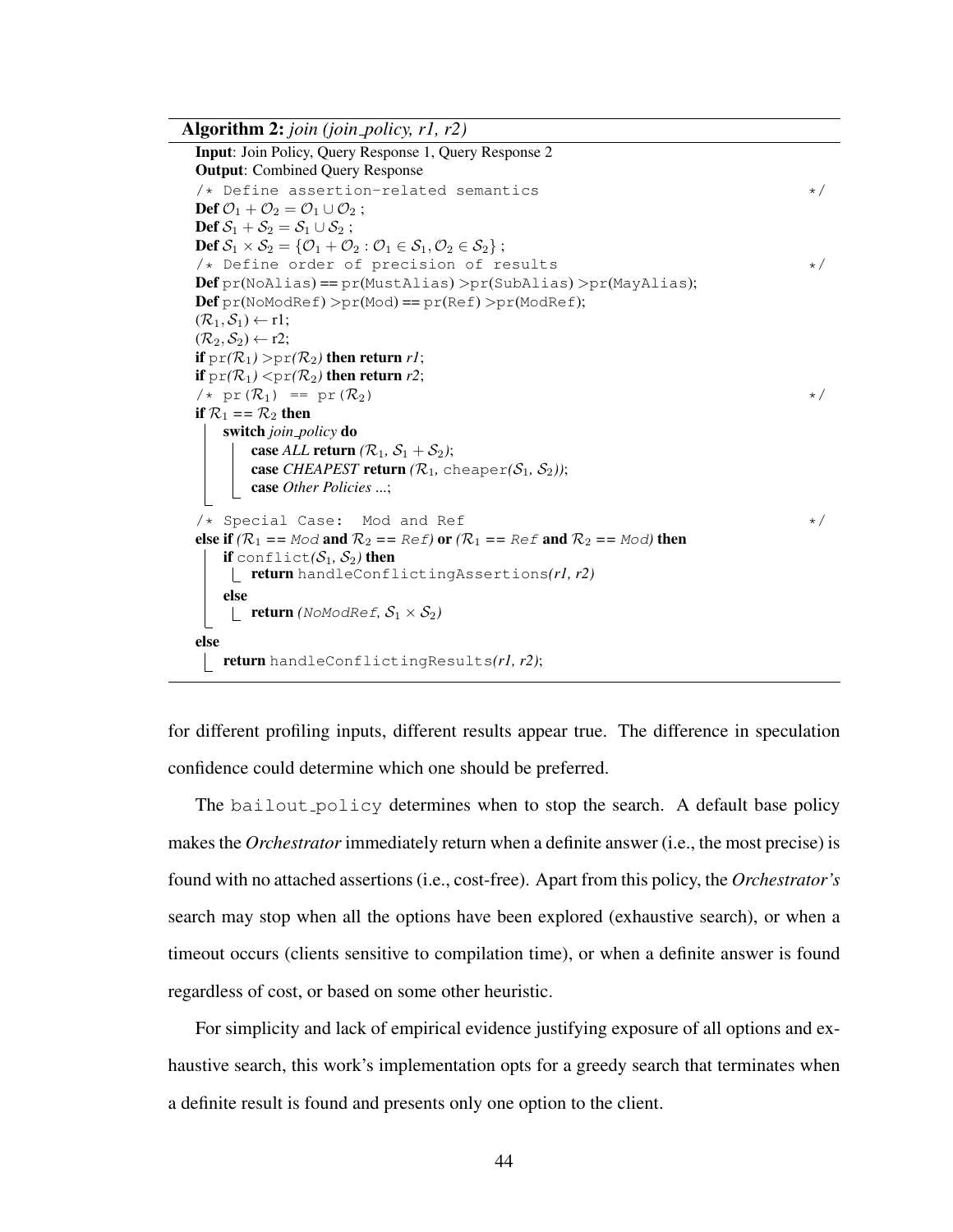**Algorithm 2:** *join (join_policy, r1, r2)*

```
Input: Join Policy, Query Response 1, Query Response 2
Output: Combined Query Response
/* Define assertion-related semantics                                    */
Def O1 + O2 = O1 ∪ O2 ;
Def S1 + S2 = S1 ∪ S2 ;
Def S1 × S2 = {O1 + O2 : O1 ∈ S1, O2 ∈ S2} ;
/* Define order of precision of results                                  */
Def pr(NoAlias) == pr(MustAlias) > pr(SubAlias) > pr(MayAlias);
Def pr(NoModRef) > pr(Mod) == pr(Ref) > pr(ModRef);
(R1, S1) ← r1;
(R2, S2) ← r2;
if pr(R1) > pr(R2) then return r1;
if pr(R1) < pr(R2) then return r2;
/* pr(R1) == pr(R2)                                                      */
if R1 == R2 then
    switch join_policy do
        case ALL return (R1, S1 + S2);
        case CHEAPEST return (R1, cheaper(S1, S2));
        case Other Policies ...;
/* Special Case: Mod and Ref                                             */
else if (R1 == Mod and R2 == Ref) or (R1 == Ref and R2 == Mod) then
    if conflict(S1, S2) then
        return handleConflictingAssertions(r1, r2)
    else
        return (NoModRef, S1 × S2)
else
    return handleConflictingResults(r1, r2);
```

for different profiling inputs, different results appear true. The difference in speculation confidence could determine which one should be preferred.

The bailout_policy determines when to stop the search. A default base policy makes the *Orchestrator* immediately return when a definite answer (i.e., the most precise) is found with no attached assertions (i.e., cost-free). Apart from this policy, the *Orchestrator's* search may stop when all the options have been explored (exhaustive search), or when a timeout occurs (clients sensitive to compilation time), or when a definite answer is found regardless of cost, or based on some other heuristic.

For simplicity and lack of empirical evidence justifying exposure of all options and exhaustive search, this work's implementation opts for a greedy search that terminates when a definite result is found and presents only one option to the client.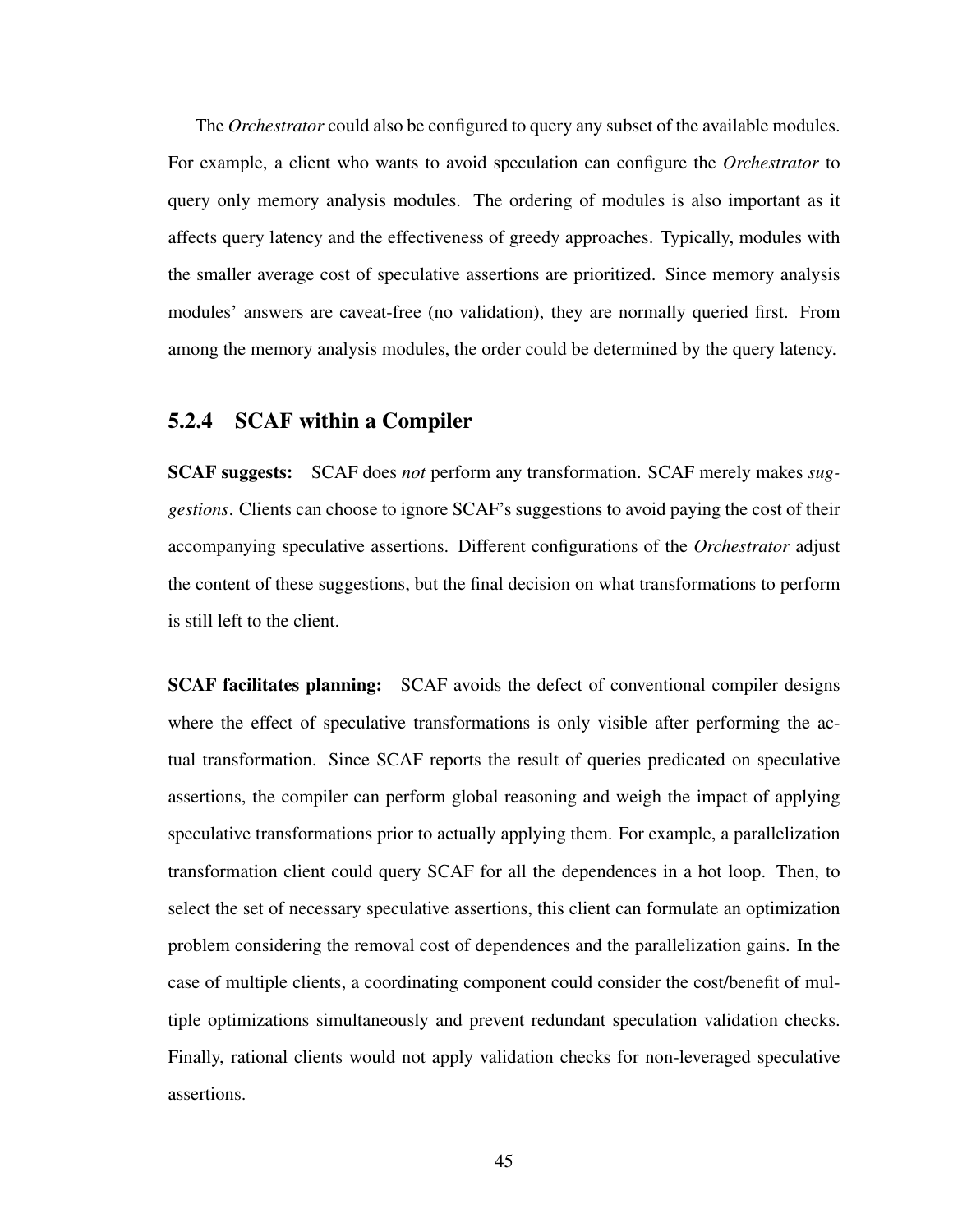The *Orchestrator* could also be configured to query any subset of the available modules. For example, a client who wants to avoid speculation can configure the *Orchestrator* to query only memory analysis modules. The ordering of modules is also important as it affects query latency and the effectiveness of greedy approaches. Typically, modules with the smaller average cost of speculative assertions are prioritized. Since memory analysis modules' answers are caveat-free (no validation), they are normally queried first. From among the memory analysis modules, the order could be determined by the query latency.

### 5.2.4 SCAF within a Compiler

**SCAF suggests:** SCAF does *not* perform any transformation. SCAF merely makes *suggestions*. Clients can choose to ignore SCAF's suggestions to avoid paying the cost of their accompanying speculative assertions. Different configurations of the *Orchestrator* adjust the content of these suggestions, but the final decision on what transformations to perform is still left to the client.

**SCAF facilitates planning:** SCAF avoids the defect of conventional compiler designs where the effect of speculative transformations is only visible after performing the actual transformation. Since SCAF reports the result of queries predicated on speculative assertions, the compiler can perform global reasoning and weigh the impact of applying speculative transformations prior to actually applying them. For example, a parallelization transformation client could query SCAF for all the dependences in a hot loop. Then, to select the set of necessary speculative assertions, this client can formulate an optimization problem considering the removal cost of dependences and the parallelization gains. In the case of multiple clients, a coordinating component could consider the cost/benefit of multiple optimizations simultaneously and prevent redundant speculation validation checks. Finally, rational clients would not apply validation checks for non-leveraged speculative assertions.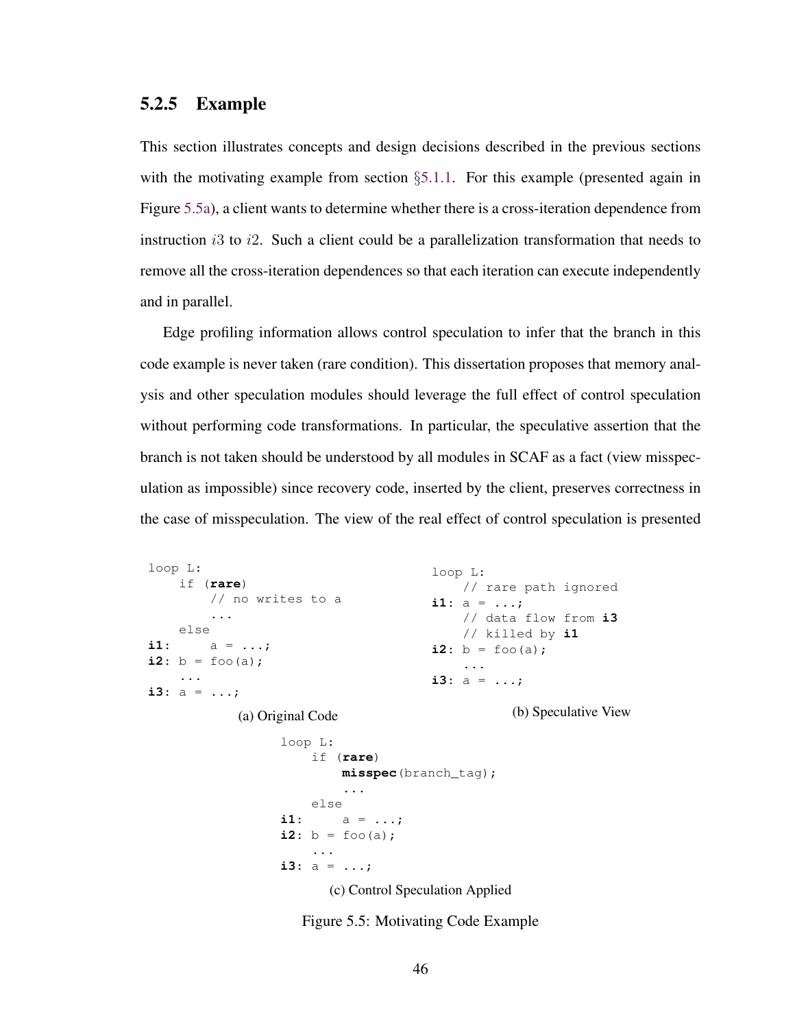### 5.2.5 Example

This section illustrates concepts and design decisions described in the previous sections with the motivating example from section §5.1.1. For this example (presented again in Figure 5.5a), a client wants to determine whether there is a cross-iteration dependence from instruction $i3$ to $i2$. Such a client could be a parallelization transformation that needs to remove all the cross-iteration dependences so that each iteration can execute independently and in parallel.

Edge profiling information allows control speculation to infer that the branch in this code example is never taken (rare condition). This dissertation proposes that memory analysis and other speculation modules should leverage the full effect of control speculation without performing code transformations. In particular, the speculative assertion that the branch is not taken should be understood by all modules in SCAF as a fact (view misspeculation as impossible) since recovery code, inserted by the client, preserves correctness in the case of misspeculation. The view of the real effect of control speculation is presented

```
loop L:
    if (rare)
        // no writes to a
        ...
    else
i1:     a = ...;
i2: b = foo(a);
    ...
i3: a = ...;
```

(a) Original Code

```
loop L:
    // rare path ignored
i1: a = ...;
    // data flow from i3
    // killed by i1
i2: b = foo(a);
    ...
i3: a = ...;
```

(b) Speculative View

```
loop L:
    if (rare)
        misspec(branch_tag);
        ...
    else
i1:     a = ...;
i2: b = foo(a);
    ...
i3: a = ...;
```

(c) Control Speculation Applied

Figure 5.5: Motivating Code Example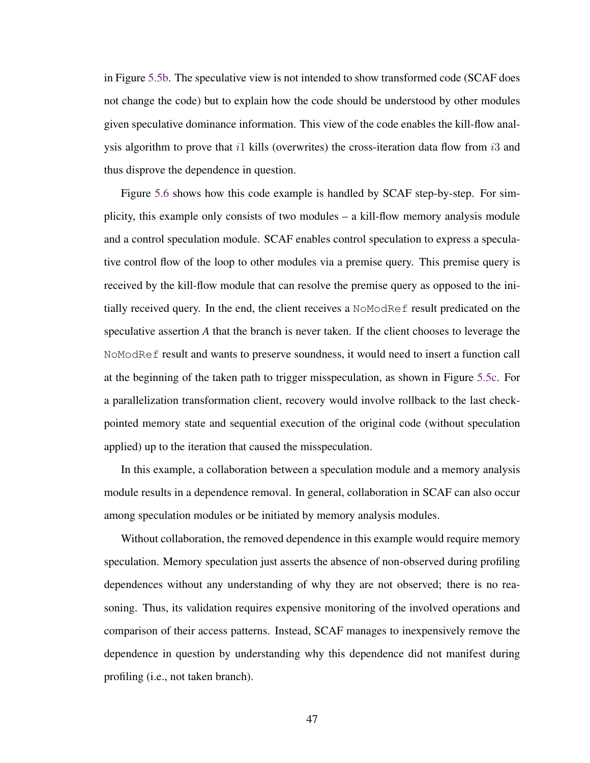in Figure 5.5b. The speculative view is not intended to show transformed code (SCAF does not change the code) but to explain how the code should be understood by other modules given speculative dominance information. This view of the code enables the kill-flow analysis algorithm to prove that $i1$ kills (overwrites) the cross-iteration data flow from $i3$ and thus disprove the dependence in question.

Figure 5.6 shows how this code example is handled by SCAF step-by-step. For simplicity, this example only consists of two modules – a kill-flow memory analysis module and a control speculation module. SCAF enables control speculation to express a speculative control flow of the loop to other modules via a premise query. This premise query is received by the kill-flow module that can resolve the premise query as opposed to the initially received query. In the end, the client receives a `NoModRef` result predicated on the speculative assertion *A* that the branch is never taken. If the client chooses to leverage the `NoModRef` result and wants to preserve soundness, it would need to insert a function call at the beginning of the taken path to trigger misspeculation, as shown in Figure 5.5c. For a parallelization transformation client, recovery would involve rollback to the last checkpointed memory state and sequential execution of the original code (without speculation applied) up to the iteration that caused the misspeculation.

In this example, a collaboration between a speculation module and a memory analysis module results in a dependence removal. In general, collaboration in SCAF can also occur among speculation modules or be initiated by memory analysis modules.

Without collaboration, the removed dependence in this example would require memory speculation. Memory speculation just asserts the absence of non-observed during profiling dependences without any understanding of why they are not observed; there is no reasoning. Thus, its validation requires expensive monitoring of the involved operations and comparison of their access patterns. Instead, SCAF manages to inexpensively remove the dependence in question by understanding why this dependence did not manifest during profiling (i.e., not taken branch).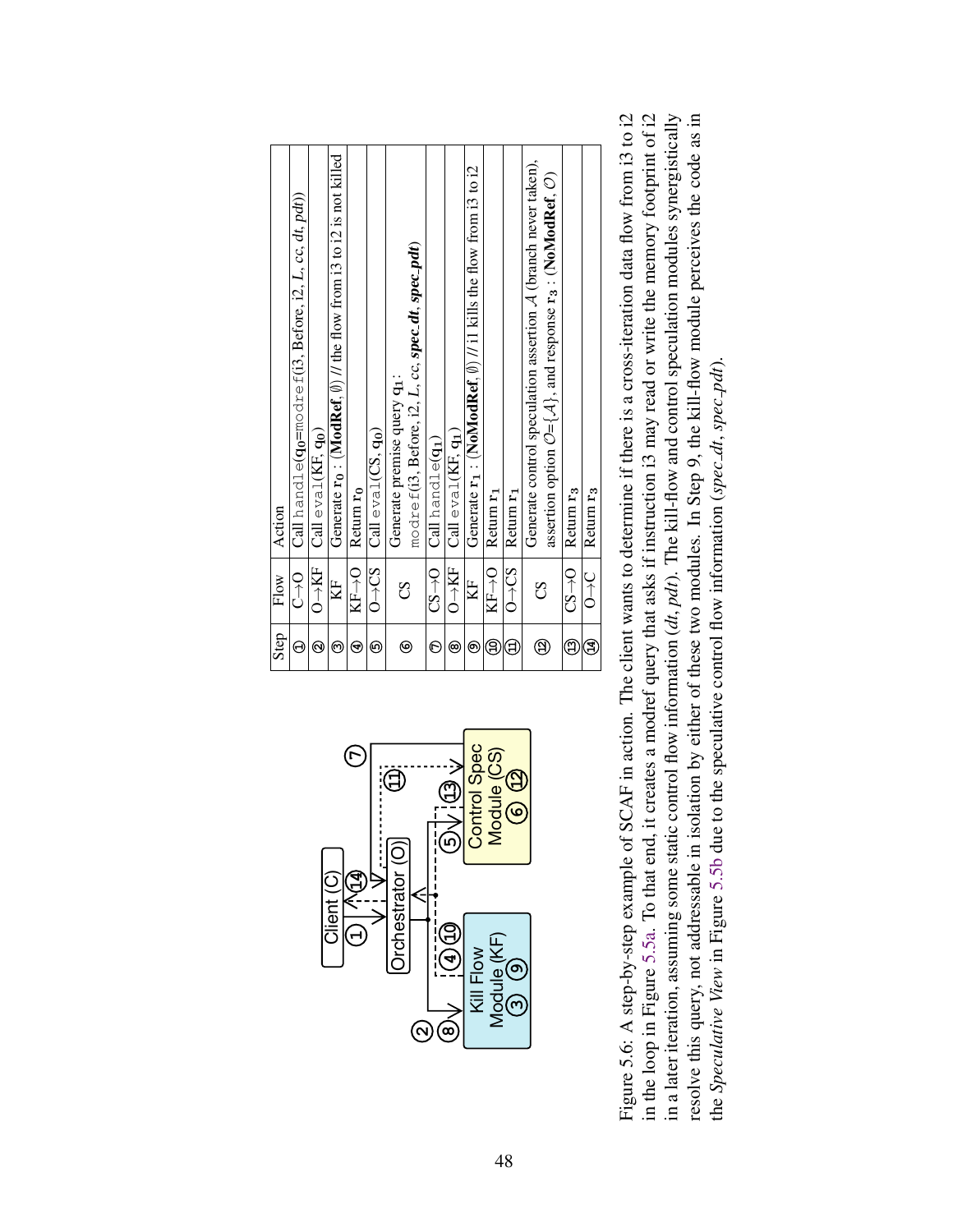| Step | Flow | Action |
|---|---|---|
| ① | C→O | Call `handle`($\mathbf{q_0}$=`modref`(i3, Before, i2, $L$, $cc$, $dt$, $pdt$)) |
| ② | O→KF | Call `eval`(KF, $\mathbf{q_0}$) |
| ③ | KF | Generate $\mathbf{r_0}$ : ⟨**ModRef**, ∅⟩ // the flow from i3 to i2 is not killed |
| ④ | KF→O | Return $\mathbf{r_0}$ |
| ⑤ | O→CS | Call `eval`(CS, $\mathbf{q_0}$) |
| ⑥ | CS | Generate premise query $\mathbf{q_1}$ : `modref`(i3, Before, i2, $L$, $cc$, ***spec_dt***, ***spec_pdt***) |
| ⑦ | CS→O | Call `handle`($\mathbf{q_1}$) |
| ⑧ | O→KF | Call `eval`(KF, $\mathbf{q_1}$) |
| ⑨ | KF | Generate $\mathbf{r_1}$ : ⟨**NoModRef**, ∅⟩ // i1 kills the flow from i3 to i2 |
| ⑩ | KF→O | Return $\mathbf{r_1}$ |
| ⑪ | O→CS | Return $\mathbf{r_1}$ |
| ⑫ | CS | Generate control speculation assertion $\mathcal{A}$ (branch never taken), assertion option $\mathcal{O}$={$\mathcal{A}$}, and response $\mathbf{r_3}$ : ⟨**NoModRef**, $\mathcal{O}$⟩ |
| ⑬ | CS→O | Return $\mathbf{r_3}$ |
| ⑭ | O→C | Return $\mathbf{r_3}$ |

Figure 5.6: A step-by-step example of SCAF in action. The client wants to determine if there is a cross-iteration data flow from i3 to i2 in the loop in Figure 5.5a. To that end, it creates a modref query that asks if instruction i3 may read or write the memory footprint of i2 in a later iteration, assuming some static control flow information ($dt$, $pdt$). The kill-flow and control speculation modules synergistically resolve this query, not addressable in isolation by either of these two modules. In Step 9, the kill-flow module perceives the code as in the *Speculative View* in Figure 5.5b due to the speculative control flow information (*spec_dt*, *spec_pdt*).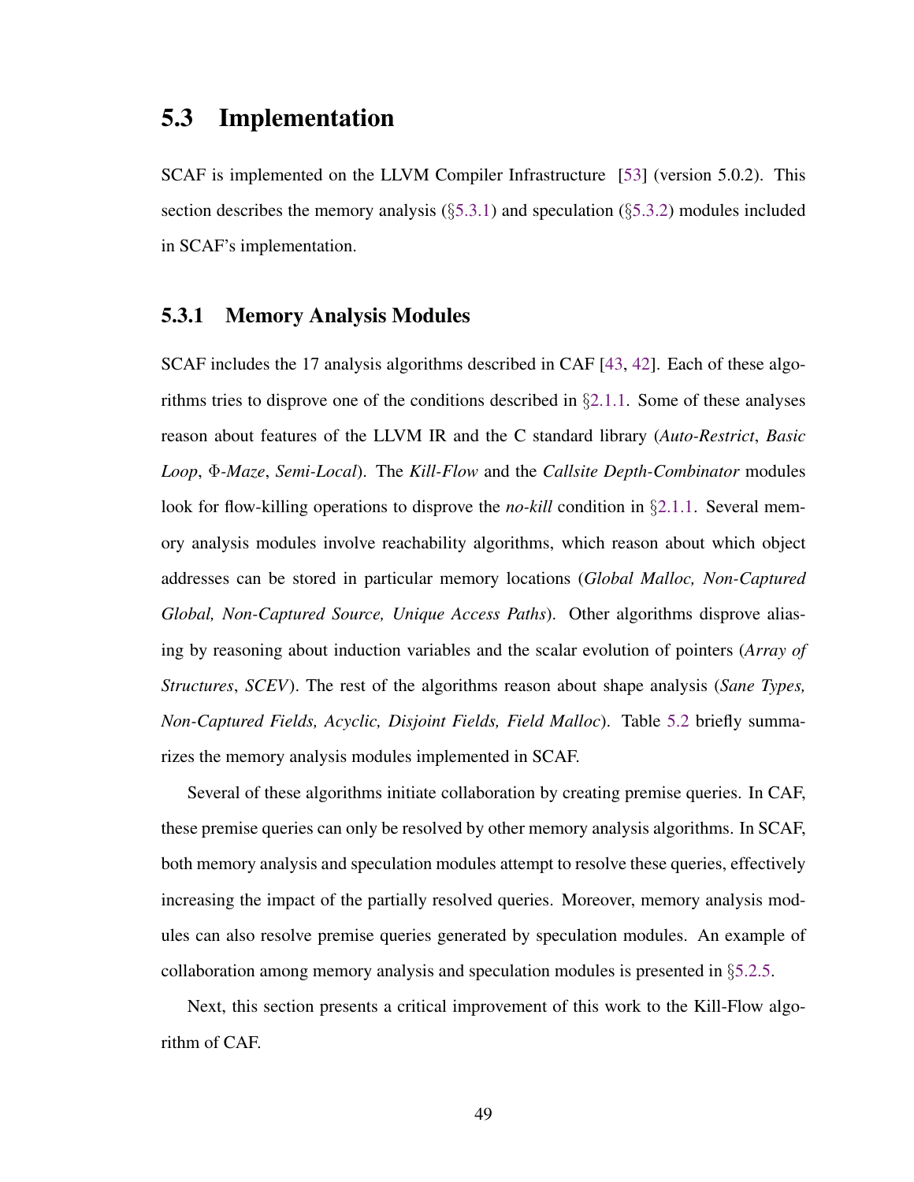## 5.3 Implementation

SCAF is implemented on the LLVM Compiler Infrastructure [53] (version 5.0.2). This section describes the memory analysis (§5.3.1) and speculation (§5.3.2) modules included in SCAF's implementation.

### 5.3.1 Memory Analysis Modules

SCAF includes the 17 analysis algorithms described in CAF [43, 42]. Each of these algorithms tries to disprove one of the conditions described in §2.1.1. Some of these analyses reason about features of the LLVM IR and the C standard library (*Auto-Restrict*, *Basic Loop*, *Φ-Maze*, *Semi-Local*). The *Kill-Flow* and the *Callsite Depth-Combinator* modules look for flow-killing operations to disprove the *no-kill* condition in §2.1.1. Several memory analysis modules involve reachability algorithms, which reason about which object addresses can be stored in particular memory locations (*Global Malloc, Non-Captured Global, Non-Captured Source, Unique Access Paths*). Other algorithms disprove aliasing by reasoning about induction variables and the scalar evolution of pointers (*Array of Structures*, *SCEV*). The rest of the algorithms reason about shape analysis (*Sane Types, Non-Captured Fields, Acyclic, Disjoint Fields, Field Malloc*). Table 5.2 briefly summarizes the memory analysis modules implemented in SCAF.

Several of these algorithms initiate collaboration by creating premise queries. In CAF, these premise queries can only be resolved by other memory analysis algorithms. In SCAF, both memory analysis and speculation modules attempt to resolve these queries, effectively increasing the impact of the partially resolved queries. Moreover, memory analysis modules can also resolve premise queries generated by speculation modules. An example of collaboration among memory analysis and speculation modules is presented in §5.2.5.

Next, this section presents a critical improvement of this work to the Kill-Flow algorithm of CAF.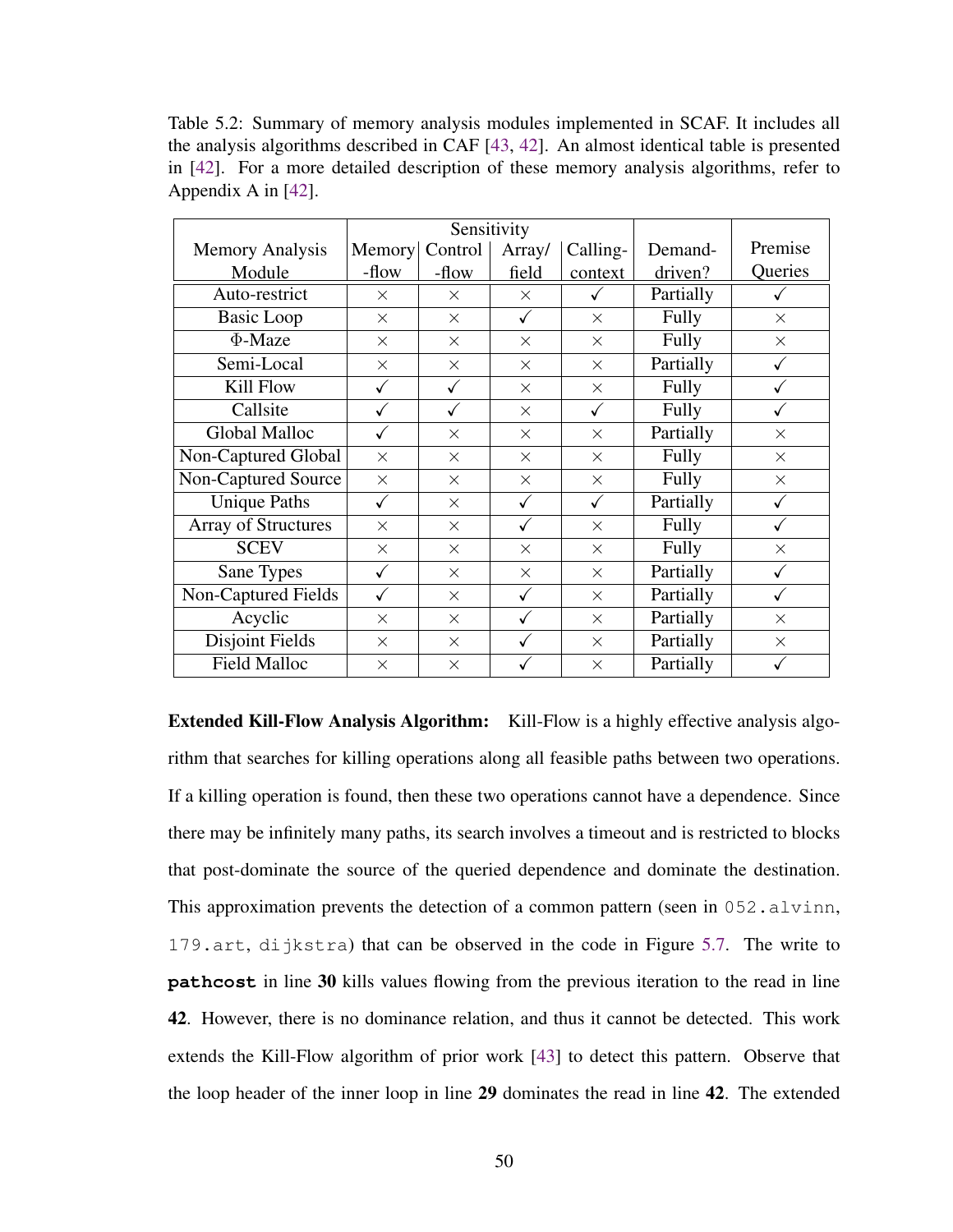Table 5.2: Summary of memory analysis modules implemented in SCAF. It includes all the analysis algorithms described in CAF [43, 42]. An almost identical table is presented in [42]. For a more detailed description of these memory analysis algorithms, refer to Appendix A in [42].

| Memory Analysis Module | Sensitivity | | | | Demand-driven? | Premise Queries |
|---|---|---|---|---|---|---|
| | Memory-flow | Control-flow | Array/field | Calling-context | | |
| Auto-restrict | × | × | × | ✓ | Partially | ✓ |
| Basic Loop | × | × | ✓ | × | Fully | × |
| Φ-Maze | × | × | × | × | Fully | × |
| Semi-Local | × | × | × | × | Partially | ✓ |
| Kill Flow | ✓ | ✓ | × | × | Fully | ✓ |
| Callsite | ✓ | ✓ | × | ✓ | Fully | ✓ |
| Global Malloc | ✓ | × | × | × | Partially | × |
| Non-Captured Global | × | × | × | × | Fully | × |
| Non-Captured Source | × | × | × | × | Fully | × |
| Unique Paths | ✓ | × | ✓ | ✓ | Partially | ✓ |
| Array of Structures | × | × | ✓ | × | Fully | ✓ |
| SCEV | × | × | × | × | Fully | × |
| Sane Types | ✓ | × | × | × | Partially | ✓ |
| Non-Captured Fields | ✓ | × | ✓ | × | Partially | ✓ |
| Acyclic | × | × | ✓ | × | Partially | × |
| Disjoint Fields | × | × | ✓ | × | Partially | × |
| Field Malloc | × | × | ✓ | × | Partially | ✓ |

**Extended Kill-Flow Analysis Algorithm:** Kill-Flow is a highly effective analysis algorithm that searches for killing operations along all feasible paths between two operations. If a killing operation is found, then these two operations cannot have a dependence. Since there may be infinitely many paths, its search involves a timeout and is restricted to blocks that post-dominate the source of the queried dependence and dominate the destination. This approximation prevents the detection of a common pattern (seen in `052.alvinn`, `179.art`, `dijkstra`) that can be observed in the code in Figure 5.7. The write to **`pathcost`** in line **30** kills values flowing from the previous iteration to the read in line **42**. However, there is no dominance relation, and thus it cannot be detected. This work extends the Kill-Flow algorithm of prior work [43] to detect this pattern. Observe that the loop header of the inner loop in line **29** dominates the read in line **42**. The extended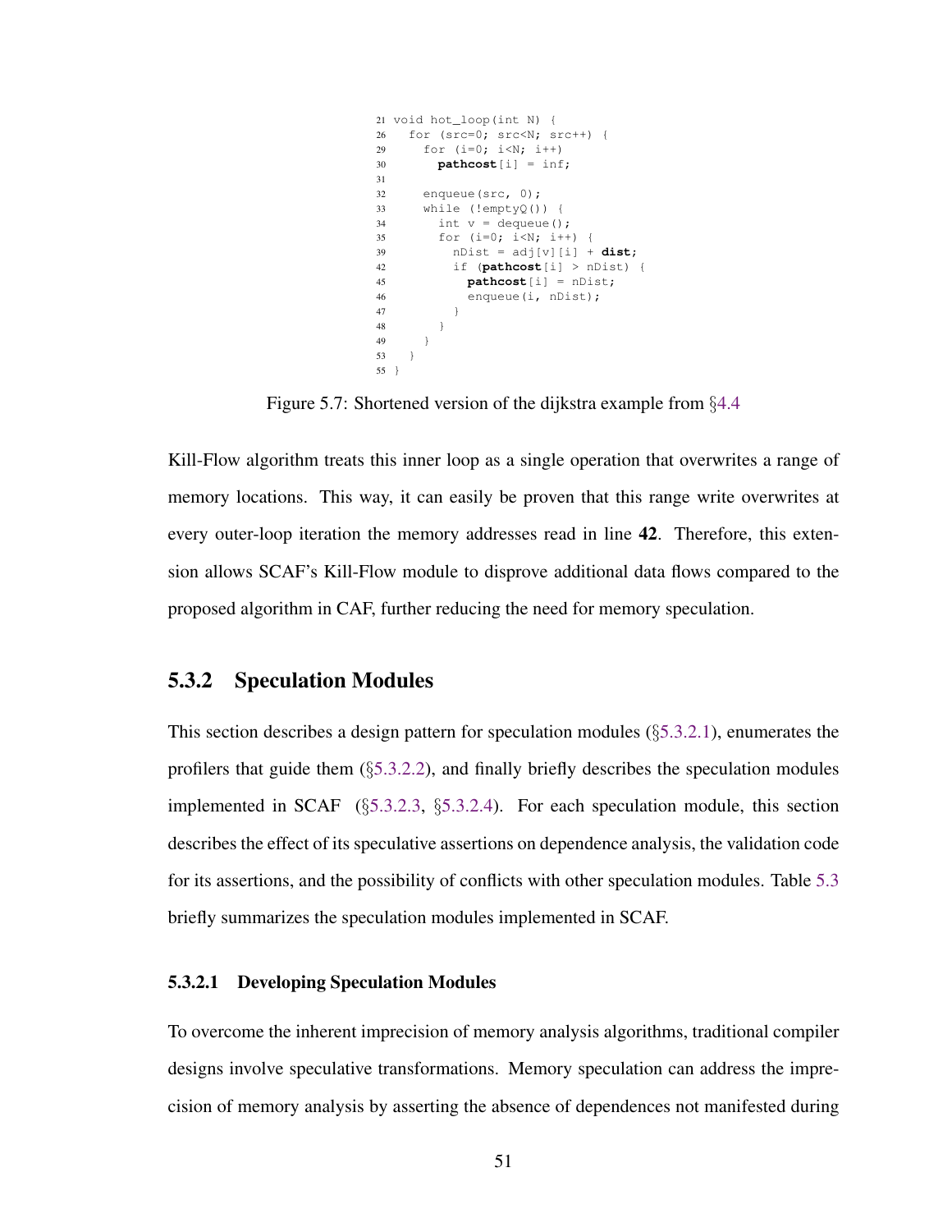```
21 void hot_loop(int N) {
26   for (src=0; src<N; src++) {
29     for (i=0; i<N; i++)
30       pathcost[i] = inf;
31
32     enqueue(src, 0);
33     while (!emptyQ()) {
34       int v = dequeue();
35       for (i=0; i<N; i++) {
39         nDist = adj[v][i] + dist;
42         if (pathcost[i] > nDist) {
45           pathcost[i] = nDist;
46           enqueue(i, nDist);
47         }
48       }
49     }
53   }
55 }
```

Figure 5.7: Shortened version of the dijkstra example from §4.4

Kill-Flow algorithm treats this inner loop as a single operation that overwrites a range of memory locations. This way, it can easily be proven that this range write overwrites at every outer-loop iteration the memory addresses read in line **42**. Therefore, this extension allows SCAF's Kill-Flow module to disprove additional data flows compared to the proposed algorithm in CAF, further reducing the need for memory speculation.

### 5.3.2 Speculation Modules

This section describes a design pattern for speculation modules (§5.3.2.1), enumerates the profilers that guide them (§5.3.2.2), and finally briefly describes the speculation modules implemented in SCAF (§5.3.2.3, §5.3.2.4). For each speculation module, this section describes the effect of its speculative assertions on dependence analysis, the validation code for its assertions, and the possibility of conflicts with other speculation modules. Table 5.3 briefly summarizes the speculation modules implemented in SCAF.

#### 5.3.2.1 Developing Speculation Modules

To overcome the inherent imprecision of memory analysis algorithms, traditional compiler designs involve speculative transformations. Memory speculation can address the imprecision of memory analysis by asserting the absence of dependences not manifested during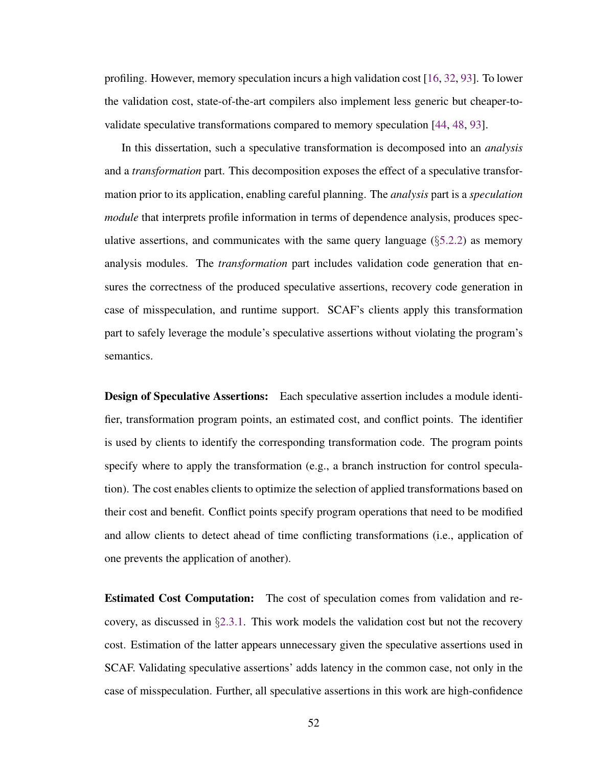profiling. However, memory speculation incurs a high validation cost [16, 32, 93]. To lower the validation cost, state-of-the-art compilers also implement less generic but cheaper-to-validate speculative transformations compared to memory speculation [44, 48, 93].

In this dissertation, such a speculative transformation is decomposed into an *analysis* and a *transformation* part. This decomposition exposes the effect of a speculative transformation prior to its application, enabling careful planning. The *analysis* part is a *speculation module* that interprets profile information in terms of dependence analysis, produces speculative assertions, and communicates with the same query language (§5.2.2) as memory analysis modules. The *transformation* part includes validation code generation that ensures the correctness of the produced speculative assertions, recovery code generation in case of misspeculation, and runtime support. SCAF's clients apply this transformation part to safely leverage the module's speculative assertions without violating the program's semantics.

**Design of Speculative Assertions:** Each speculative assertion includes a module identifier, transformation program points, an estimated cost, and conflict points. The identifier is used by clients to identify the corresponding transformation code. The program points specify where to apply the transformation (e.g., a branch instruction for control speculation). The cost enables clients to optimize the selection of applied transformations based on their cost and benefit. Conflict points specify program operations that need to be modified and allow clients to detect ahead of time conflicting transformations (i.e., application of one prevents the application of another).

**Estimated Cost Computation:** The cost of speculation comes from validation and recovery, as discussed in §2.3.1. This work models the validation cost but not the recovery cost. Estimation of the latter appears unnecessary given the speculative assertions used in SCAF. Validating speculative assertions' adds latency in the common case, not only in the case of misspeculation. Further, all speculative assertions in this work are high-confidence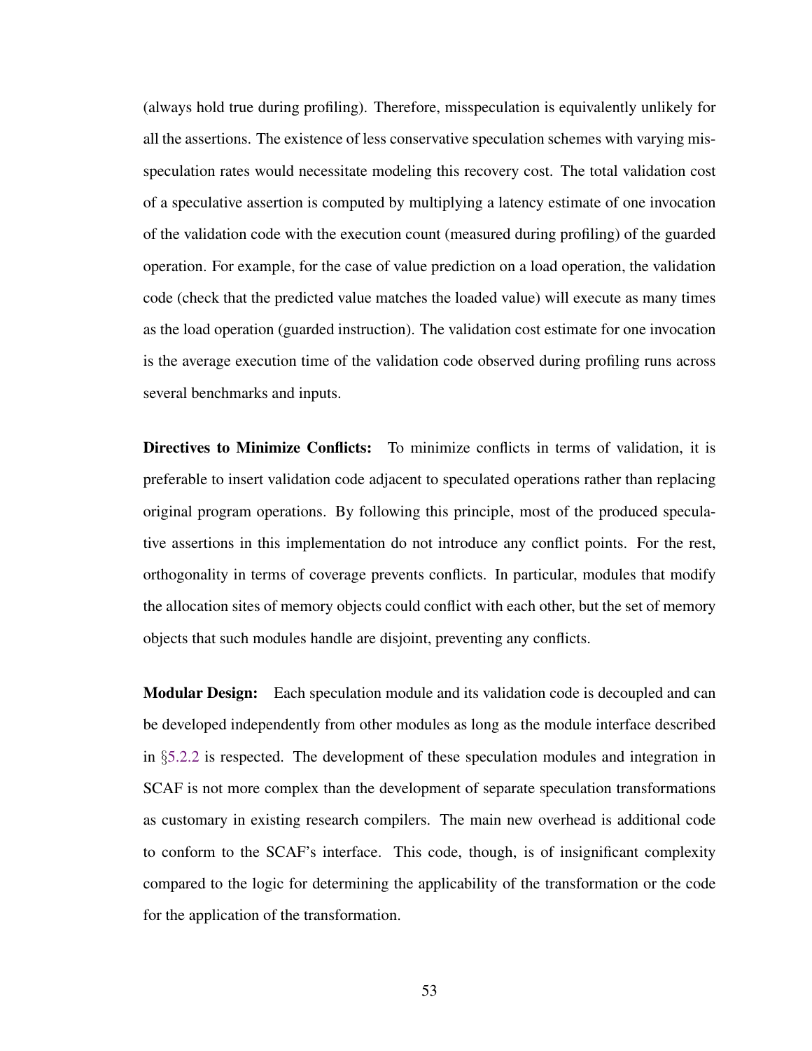(always hold true during profiling). Therefore, misspeculation is equivalently unlikely for all the assertions. The existence of less conservative speculation schemes with varying misspeculation rates would necessitate modeling this recovery cost. The total validation cost of a speculative assertion is computed by multiplying a latency estimate of one invocation of the validation code with the execution count (measured during profiling) of the guarded operation. For example, for the case of value prediction on a load operation, the validation code (check that the predicted value matches the loaded value) will execute as many times as the load operation (guarded instruction). The validation cost estimate for one invocation is the average execution time of the validation code observed during profiling runs across several benchmarks and inputs.

**Directives to Minimize Conflicts:** To minimize conflicts in terms of validation, it is preferable to insert validation code adjacent to speculated operations rather than replacing original program operations. By following this principle, most of the produced speculative assertions in this implementation do not introduce any conflict points. For the rest, orthogonality in terms of coverage prevents conflicts. In particular, modules that modify the allocation sites of memory objects could conflict with each other, but the set of memory objects that such modules handle are disjoint, preventing any conflicts.

**Modular Design:** Each speculation module and its validation code is decoupled and can be developed independently from other modules as long as the module interface described in §5.2.2 is respected. The development of these speculation modules and integration in SCAF is not more complex than the development of separate speculation transformations as customary in existing research compilers. The main new overhead is additional code to conform to the SCAF's interface. This code, though, is of insignificant complexity compared to the logic for determining the applicability of the transformation or the code for the application of the transformation.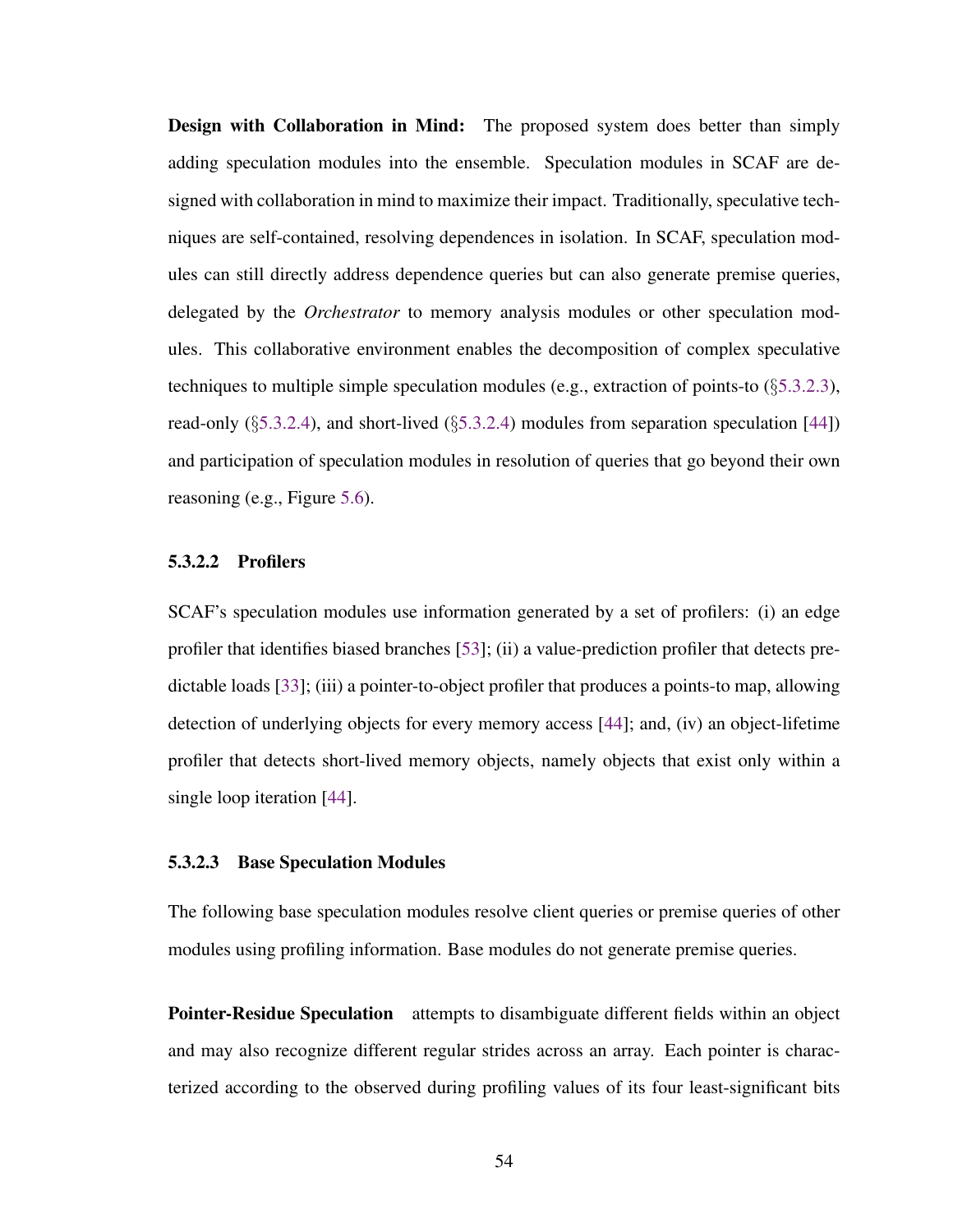**Design with Collaboration in Mind:** The proposed system does better than simply adding speculation modules into the ensemble. Speculation modules in SCAF are designed with collaboration in mind to maximize their impact. Traditionally, speculative techniques are self-contained, resolving dependences in isolation. In SCAF, speculation modules can still directly address dependence queries but can also generate premise queries, delegated by the *Orchestrator* to memory analysis modules or other speculation modules. This collaborative environment enables the decomposition of complex speculative techniques to multiple simple speculation modules (e.g., extraction of points-to (§5.3.2.3), read-only (§5.3.2.4), and short-lived (§5.3.2.4) modules from separation speculation [44]) and participation of speculation modules in resolution of queries that go beyond their own reasoning (e.g., Figure 5.6).

#### 5.3.2.2 Profilers

SCAF's speculation modules use information generated by a set of profilers: (i) an edge profiler that identifies biased branches [53]; (ii) a value-prediction profiler that detects predictable loads [33]; (iii) a pointer-to-object profiler that produces a points-to map, allowing detection of underlying objects for every memory access [44]; and, (iv) an object-lifetime profiler that detects short-lived memory objects, namely objects that exist only within a single loop iteration [44].

#### 5.3.2.3 Base Speculation Modules

The following base speculation modules resolve client queries or premise queries of other modules using profiling information. Base modules do not generate premise queries.

**Pointer-Residue Speculation** attempts to disambiguate different fields within an object and may also recognize different regular strides across an array. Each pointer is characterized according to the observed during profiling values of its four least-significant bits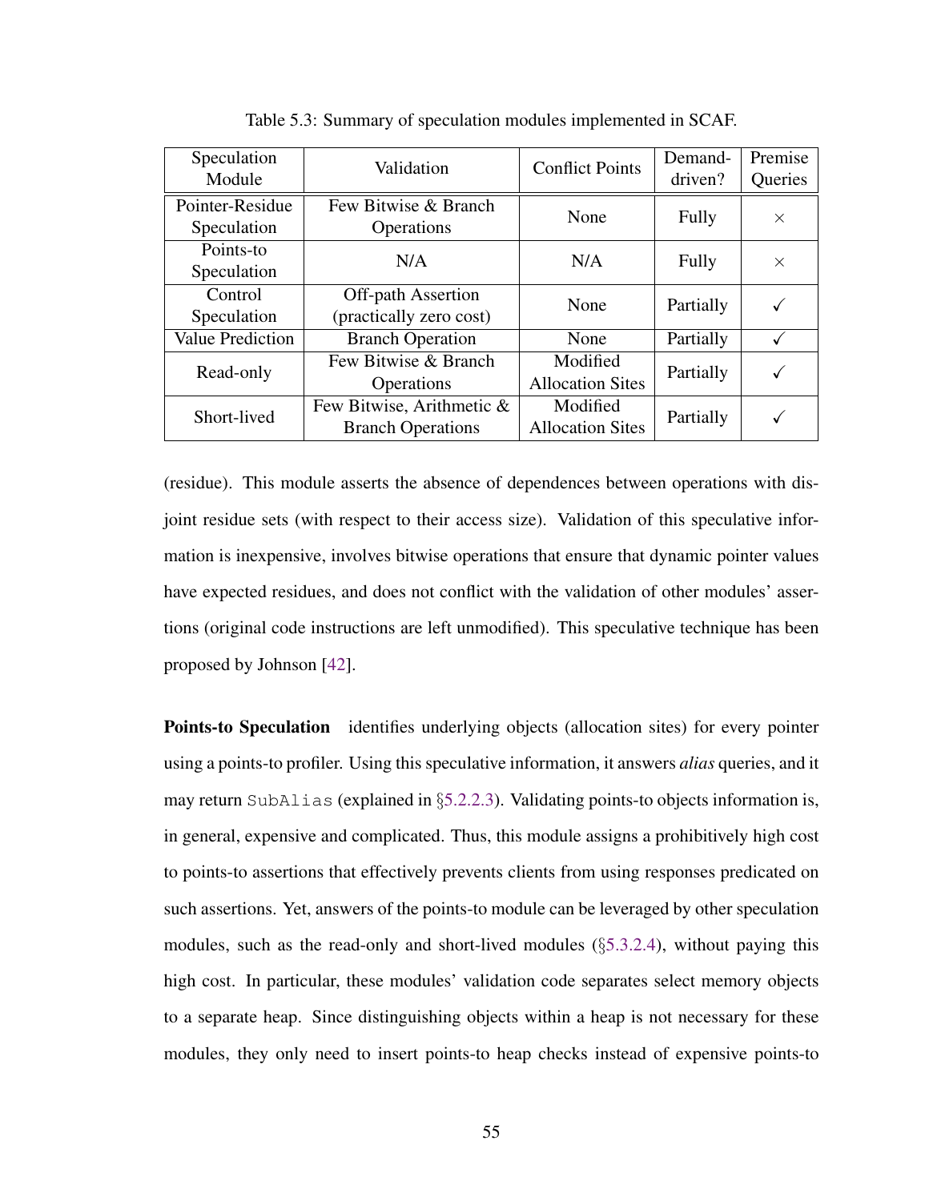Table 5.3: Summary of speculation modules implemented in SCAF.

| Speculation Module | Validation | Conflict Points | Demand-driven? | Premise Queries |
|---|---|---|---|---|
| Pointer-Residue Speculation | Few Bitwise & Branch Operations | None | Fully | × |
| Points-to Speculation | N/A | N/A | Fully | × |
| Control Speculation | Off-path Assertion (practically zero cost) | None | Partially | ✓ |
| Value Prediction | Branch Operation | None | Partially | ✓ |
| Read-only | Few Bitwise & Branch Operations | Modified Allocation Sites | Partially | ✓ |
| Short-lived | Few Bitwise, Arithmetic & Branch Operations | Modified Allocation Sites | Partially | ✓ |

(residue). This module asserts the absence of dependences between operations with disjoint residue sets (with respect to their access size). Validation of this speculative information is inexpensive, involves bitwise operations that ensure that dynamic pointer values have expected residues, and does not conflict with the validation of other modules' assertions (original code instructions are left unmodified). This speculative technique has been proposed by Johnson [42].

**Points-to Speculation** identifies underlying objects (allocation sites) for every pointer using a points-to profiler. Using this speculative information, it answers *alias* queries, and it may return `SubAlias` (explained in §5.2.2.3). Validating points-to objects information is, in general, expensive and complicated. Thus, this module assigns a prohibitively high cost to points-to assertions that effectively prevents clients from using responses predicated on such assertions. Yet, answers of the points-to module can be leveraged by other speculation modules, such as the read-only and short-lived modules (§5.3.2.4), without paying this high cost. In particular, these modules' validation code separates select memory objects to a separate heap. Since distinguishing objects within a heap is not necessary for these modules, they only need to insert points-to heap checks instead of expensive points-to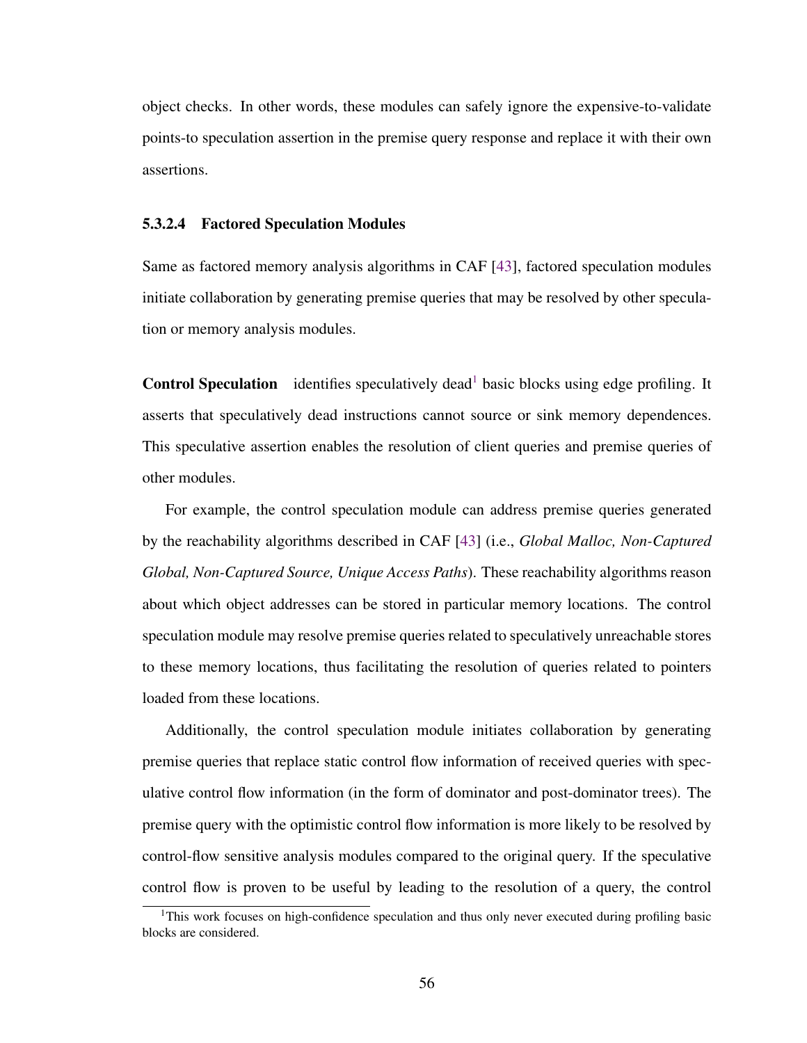object checks. In other words, these modules can safely ignore the expensive-to-validate points-to speculation assertion in the premise query response and replace it with their own assertions.

#### 5.3.2.4 Factored Speculation Modules

Same as factored memory analysis algorithms in CAF [43], factored speculation modules initiate collaboration by generating premise queries that may be resolved by other speculation or memory analysis modules.

**Control Speculation** identifies speculatively dead[1] basic blocks using edge profiling. It asserts that speculatively dead instructions cannot source or sink memory dependences. This speculative assertion enables the resolution of client queries and premise queries of other modules.

For example, the control speculation module can address premise queries generated by the reachability algorithms described in CAF [43] (i.e., *Global Malloc, Non-Captured Global, Non-Captured Source, Unique Access Paths*). These reachability algorithms reason about which object addresses can be stored in particular memory locations. The control speculation module may resolve premise queries related to speculatively unreachable stores to these memory locations, thus facilitating the resolution of queries related to pointers loaded from these locations.

Additionally, the control speculation module initiates collaboration by generating premise queries that replace static control flow information of received queries with speculative control flow information (in the form of dominator and post-dominator trees). The premise query with the optimistic control flow information is more likely to be resolved by control-flow sensitive analysis modules compared to the original query. If the speculative control flow is proven to be useful by leading to the resolution of a query, the control

[1]This work focuses on high-confidence speculation and thus only never executed during profiling basic blocks are considered.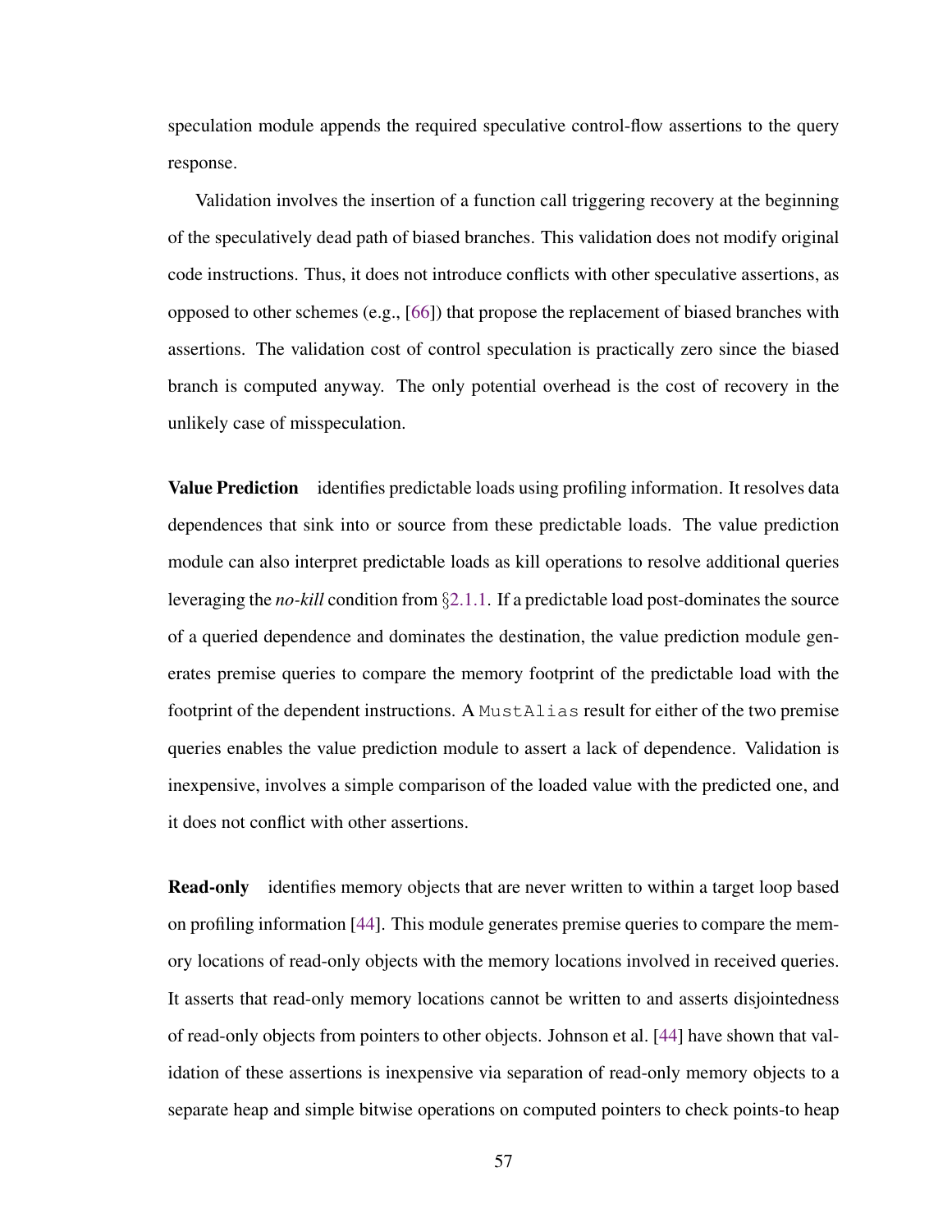speculation module appends the required speculative control-flow assertions to the query response.

Validation involves the insertion of a function call triggering recovery at the beginning of the speculatively dead path of biased branches. This validation does not modify original code instructions. Thus, it does not introduce conflicts with other speculative assertions, as opposed to other schemes (e.g., [66]) that propose the replacement of biased branches with assertions. The validation cost of control speculation is practically zero since the biased branch is computed anyway. The only potential overhead is the cost of recovery in the unlikely case of misspeculation.

**Value Prediction** identifies predictable loads using profiling information. It resolves data dependences that sink into or source from these predictable loads. The value prediction module can also interpret predictable loads as kill operations to resolve additional queries leveraging the *no-kill* condition from §2.1.1. If a predictable load post-dominates the source of a queried dependence and dominates the destination, the value prediction module generates premise queries to compare the memory footprint of the predictable load with the footprint of the dependent instructions. A `MustAlias` result for either of the two premise queries enables the value prediction module to assert a lack of dependence. Validation is inexpensive, involves a simple comparison of the loaded value with the predicted one, and it does not conflict with other assertions.

**Read-only** identifies memory objects that are never written to within a target loop based on profiling information [44]. This module generates premise queries to compare the memory locations of read-only objects with the memory locations involved in received queries. It asserts that read-only memory locations cannot be written to and asserts disjointedness of read-only objects from pointers to other objects. Johnson et al. [44] have shown that validation of these assertions is inexpensive via separation of read-only memory objects to a separate heap and simple bitwise operations on computed pointers to check points-to heap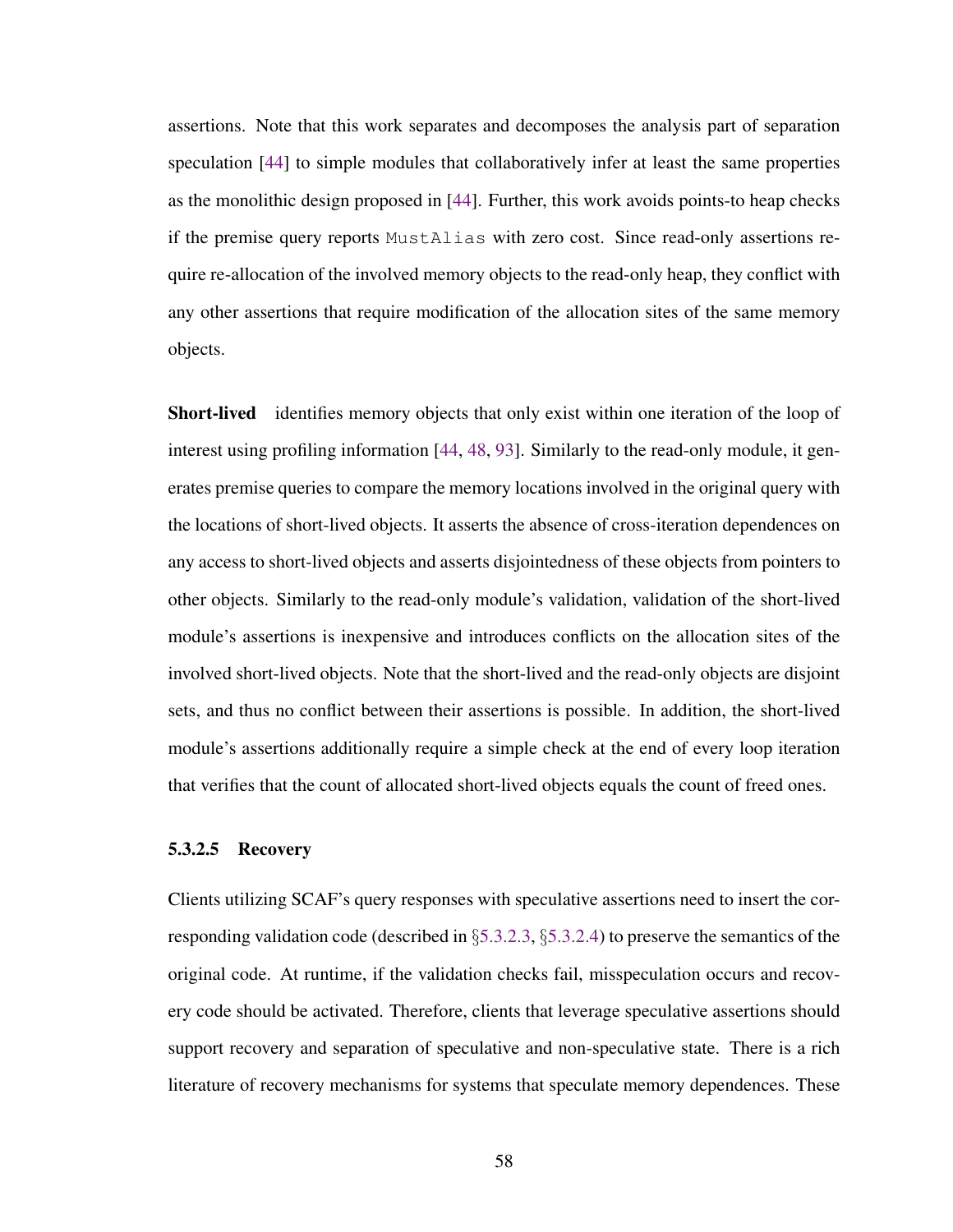assertions. Note that this work separates and decomposes the analysis part of separation speculation [44] to simple modules that collaboratively infer at least the same properties as the monolithic design proposed in [44]. Further, this work avoids points-to heap checks if the premise query reports `MustAlias` with zero cost. Since read-only assertions require re-allocation of the involved memory objects to the read-only heap, they conflict with any other assertions that require modification of the allocation sites of the same memory objects.

**Short-lived** identifies memory objects that only exist within one iteration of the loop of interest using profiling information [44, 48, 93]. Similarly to the read-only module, it generates premise queries to compare the memory locations involved in the original query with the locations of short-lived objects. It asserts the absence of cross-iteration dependences on any access to short-lived objects and asserts disjointedness of these objects from pointers to other objects. Similarly to the read-only module's validation, validation of the short-lived module's assertions is inexpensive and introduces conflicts on the allocation sites of the involved short-lived objects. Note that the short-lived and the read-only objects are disjoint sets, and thus no conflict between their assertions is possible. In addition, the short-lived module's assertions additionally require a simple check at the end of every loop iteration that verifies that the count of allocated short-lived objects equals the count of freed ones.

#### 5.3.2.5 Recovery

Clients utilizing SCAF's query responses with speculative assertions need to insert the corresponding validation code (described in §5.3.2.3, §5.3.2.4) to preserve the semantics of the original code. At runtime, if the validation checks fail, misspeculation occurs and recovery code should be activated. Therefore, clients that leverage speculative assertions should support recovery and separation of speculative and non-speculative state. There is a rich literature of recovery mechanisms for systems that speculate memory dependences. These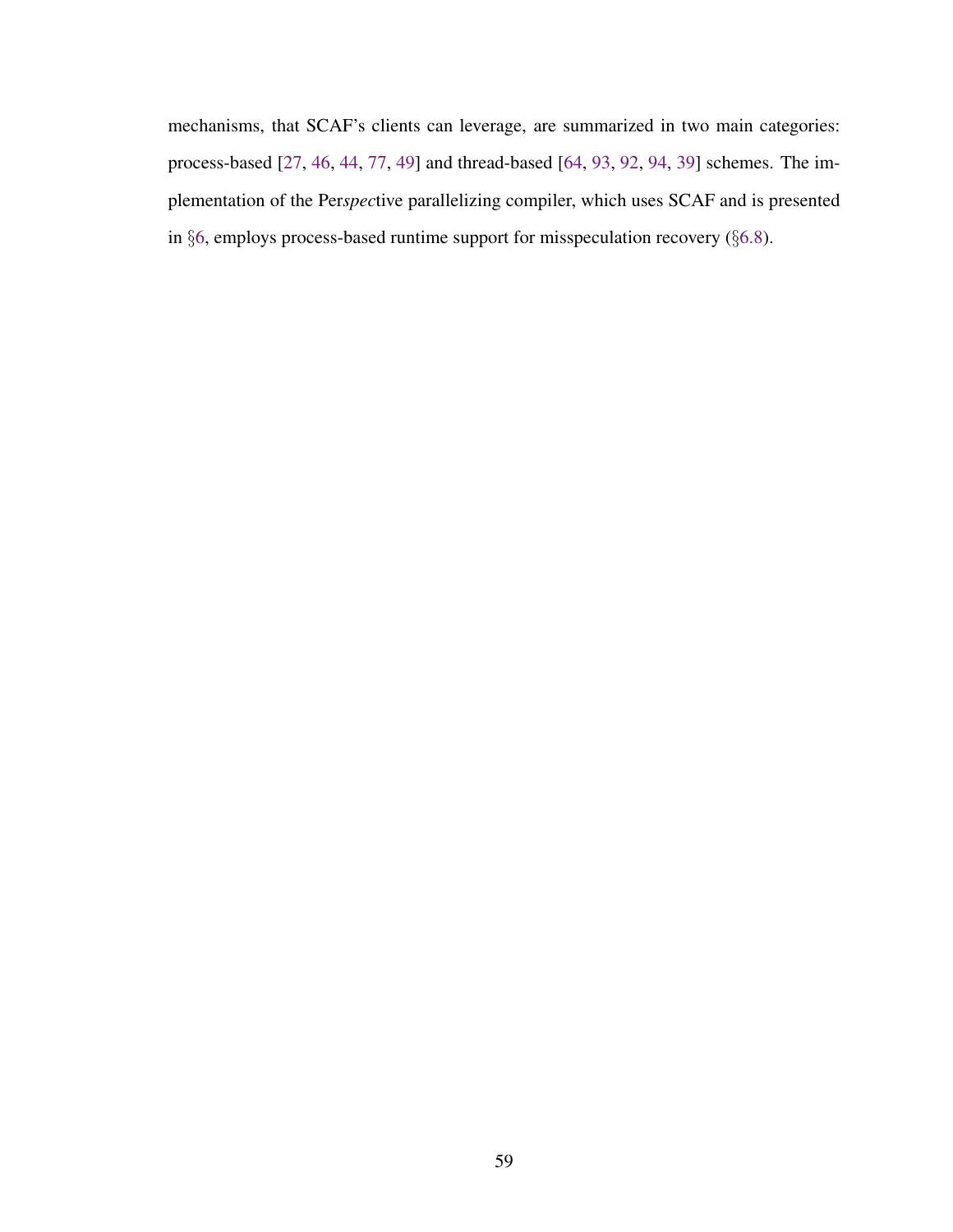mechanisms, that SCAF's clients can leverage, are summarized in two main categories: process-based [27, 46, 44, 77, 49] and thread-based [64, 93, 92, 94, 39] schemes. The implementation of the Per*spec*tive parallelizing compiler, which uses SCAF and is presented in §6, employs process-based runtime support for misspeculation recovery (§6.8).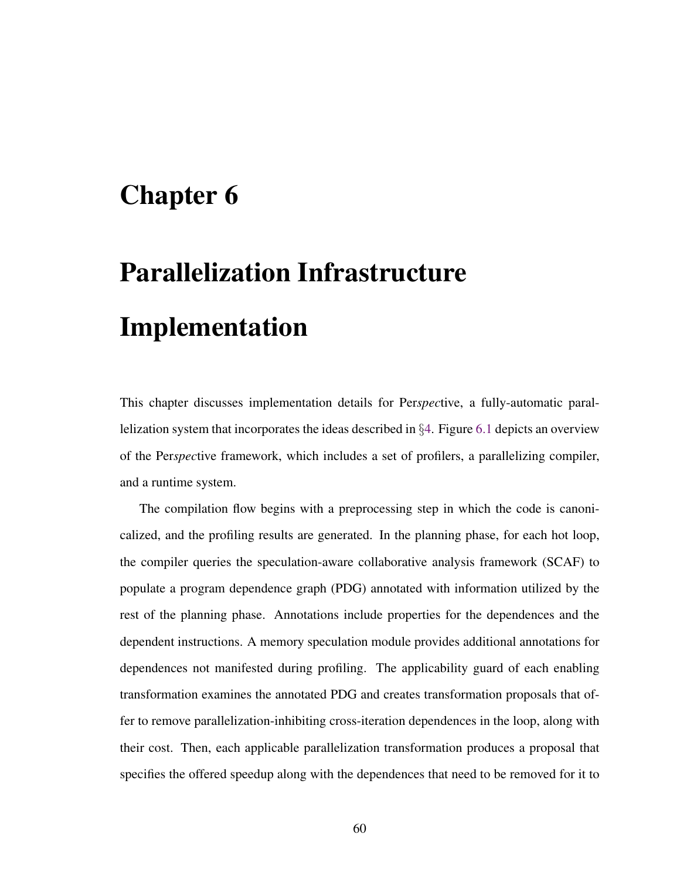# Chapter 6

# Parallelization Infrastructure Implementation

This chapter discusses implementation details for Per*spec*tive, a fully-automatic parallelization system that incorporates the ideas described in §4. Figure 6.1 depicts an overview of the Per*spec*tive framework, which includes a set of profilers, a parallelizing compiler, and a runtime system.

The compilation flow begins with a preprocessing step in which the code is canonicalized, and the profiling results are generated. In the planning phase, for each hot loop, the compiler queries the speculation-aware collaborative analysis framework (SCAF) to populate a program dependence graph (PDG) annotated with information utilized by the rest of the planning phase. Annotations include properties for the dependences and the dependent instructions. A memory speculation module provides additional annotations for dependences not manifested during profiling. The applicability guard of each enabling transformation examines the annotated PDG and creates transformation proposals that offer to remove parallelization-inhibiting cross-iteration dependences in the loop, along with their cost. Then, each applicable parallelization transformation produces a proposal that specifies the offered speedup along with the dependences that need to be removed for it to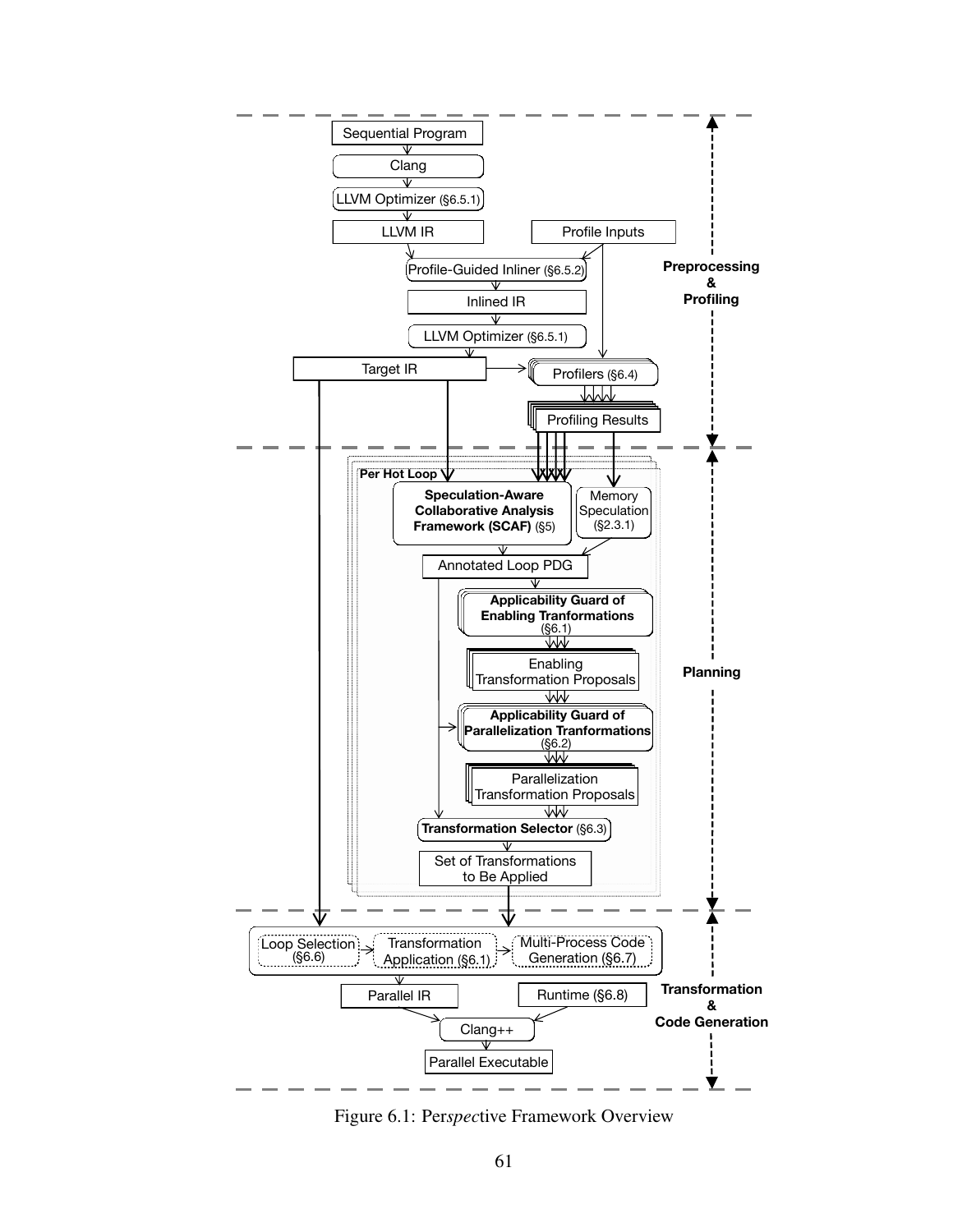Figure 6.1: Per*spec*tive Framework Overview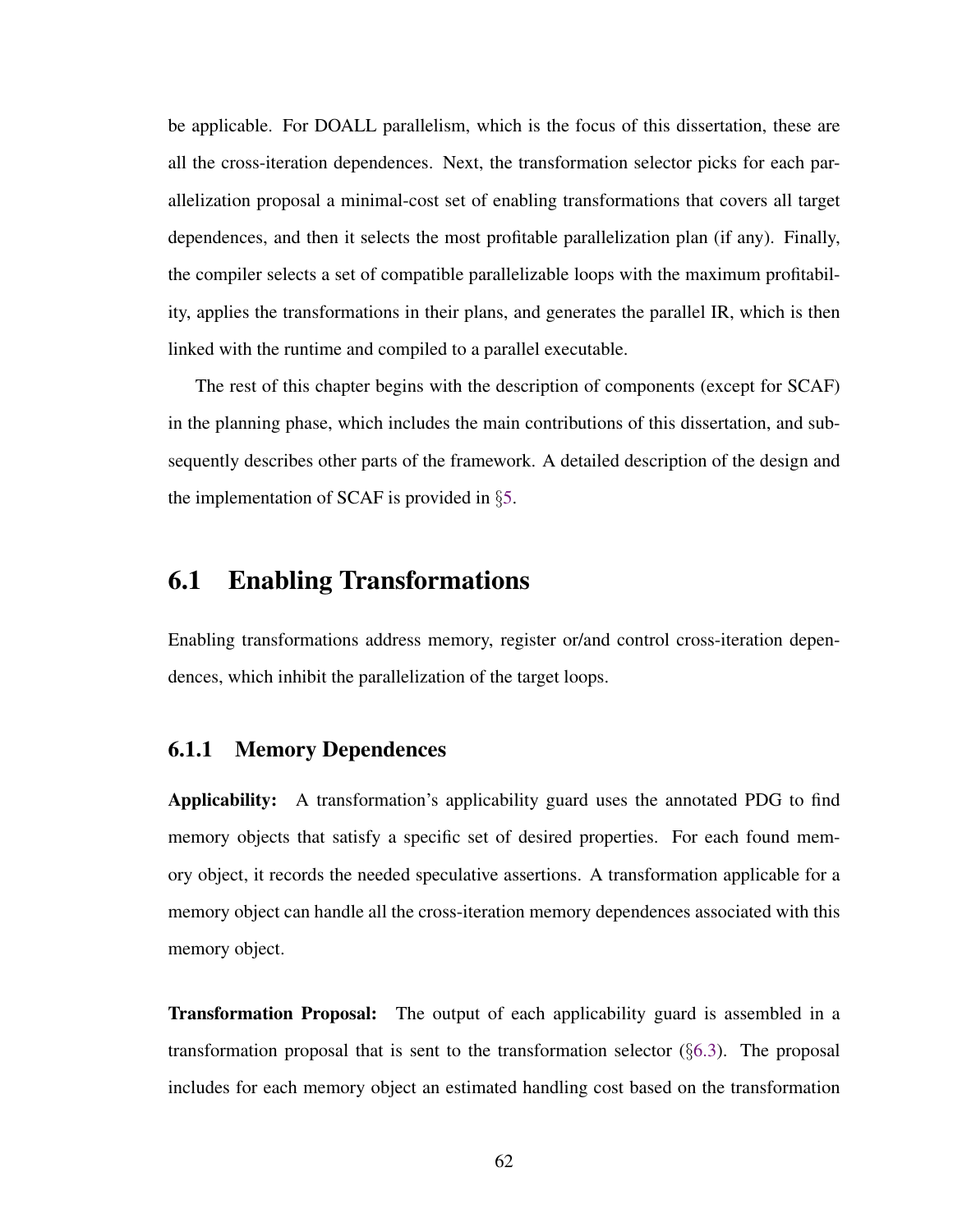be applicable. For DOALL parallelism, which is the focus of this dissertation, these are all the cross-iteration dependences. Next, the transformation selector picks for each parallelization proposal a minimal-cost set of enabling transformations that covers all target dependences, and then it selects the most profitable parallelization plan (if any). Finally, the compiler selects a set of compatible parallelizable loops with the maximum profitability, applies the transformations in their plans, and generates the parallel IR, which is then linked with the runtime and compiled to a parallel executable.

The rest of this chapter begins with the description of components (except for SCAF) in the planning phase, which includes the main contributions of this dissertation, and subsequently describes other parts of the framework. A detailed description of the design and the implementation of SCAF is provided in §5.

## 6.1 Enabling Transformations

Enabling transformations address memory, register or/and control cross-iteration dependences, which inhibit the parallelization of the target loops.

### 6.1.1 Memory Dependences

**Applicability:** A transformation's applicability guard uses the annotated PDG to find memory objects that satisfy a specific set of desired properties. For each found memory object, it records the needed speculative assertions. A transformation applicable for a memory object can handle all the cross-iteration memory dependences associated with this memory object.

**Transformation Proposal:** The output of each applicability guard is assembled in a transformation proposal that is sent to the transformation selector (§6.3). The proposal includes for each memory object an estimated handling cost based on the transformation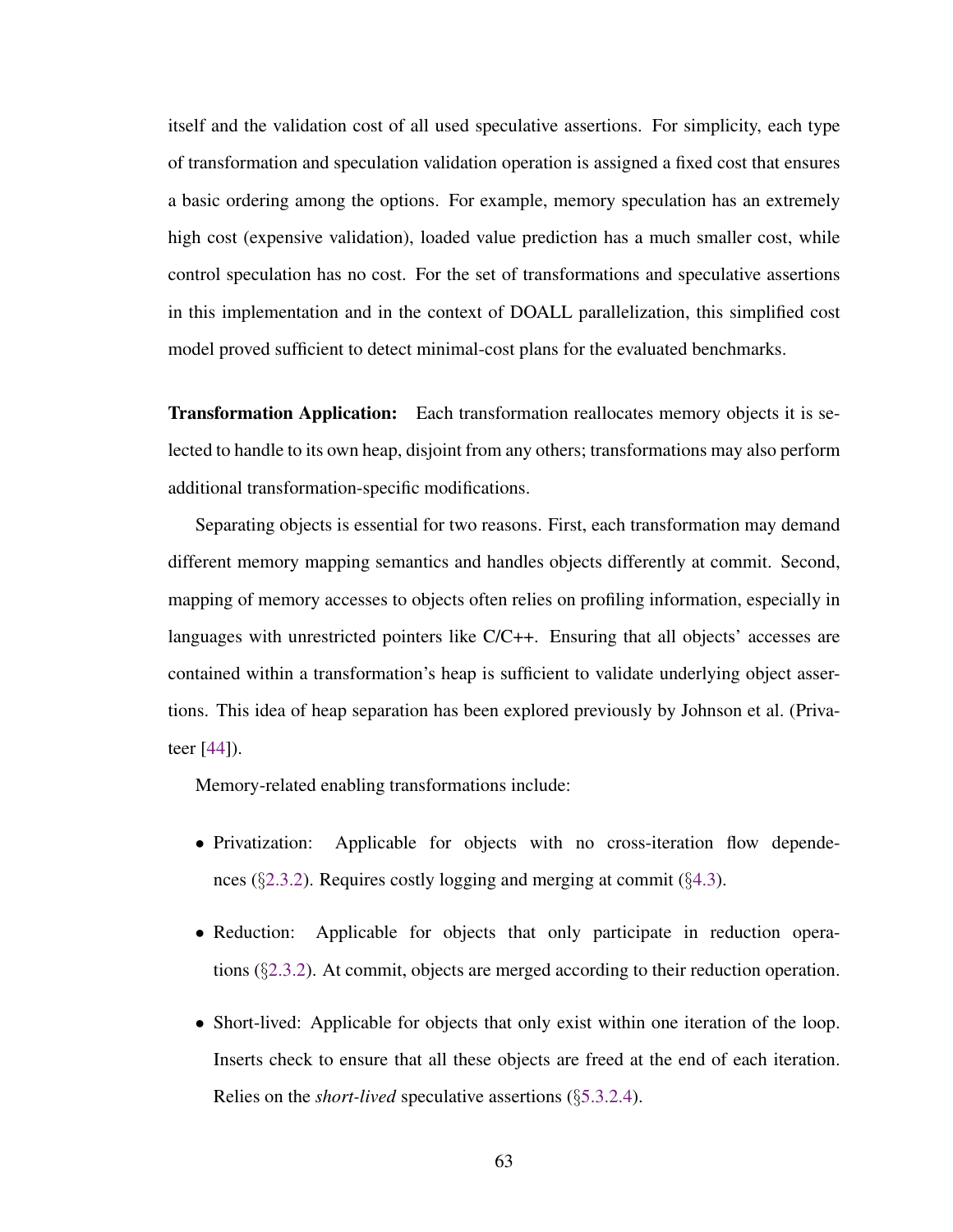itself and the validation cost of all used speculative assertions. For simplicity, each type of transformation and speculation validation operation is assigned a fixed cost that ensures a basic ordering among the options. For example, memory speculation has an extremely high cost (expensive validation), loaded value prediction has a much smaller cost, while control speculation has no cost. For the set of transformations and speculative assertions in this implementation and in the context of DOALL parallelization, this simplified cost model proved sufficient to detect minimal-cost plans for the evaluated benchmarks.

**Transformation Application:** Each transformation reallocates memory objects it is selected to handle to its own heap, disjoint from any others; transformations may also perform additional transformation-specific modifications.

Separating objects is essential for two reasons. First, each transformation may demand different memory mapping semantics and handles objects differently at commit. Second, mapping of memory accesses to objects often relies on profiling information, especially in languages with unrestricted pointers like C/C++. Ensuring that all objects' accesses are contained within a transformation's heap is sufficient to validate underlying object assertions. This idea of heap separation has been explored previously by Johnson et al. (Privateer [44]).

Memory-related enabling transformations include:

- Privatization: Applicable for objects with no cross-iteration flow dependences (§2.3.2). Requires costly logging and merging at commit (§4.3).
- Reduction: Applicable for objects that only participate in reduction operations (§2.3.2). At commit, objects are merged according to their reduction operation.
- Short-lived: Applicable for objects that only exist within one iteration of the loop. Inserts check to ensure that all these objects are freed at the end of each iteration. Relies on the *short-lived* speculative assertions (§5.3.2.4).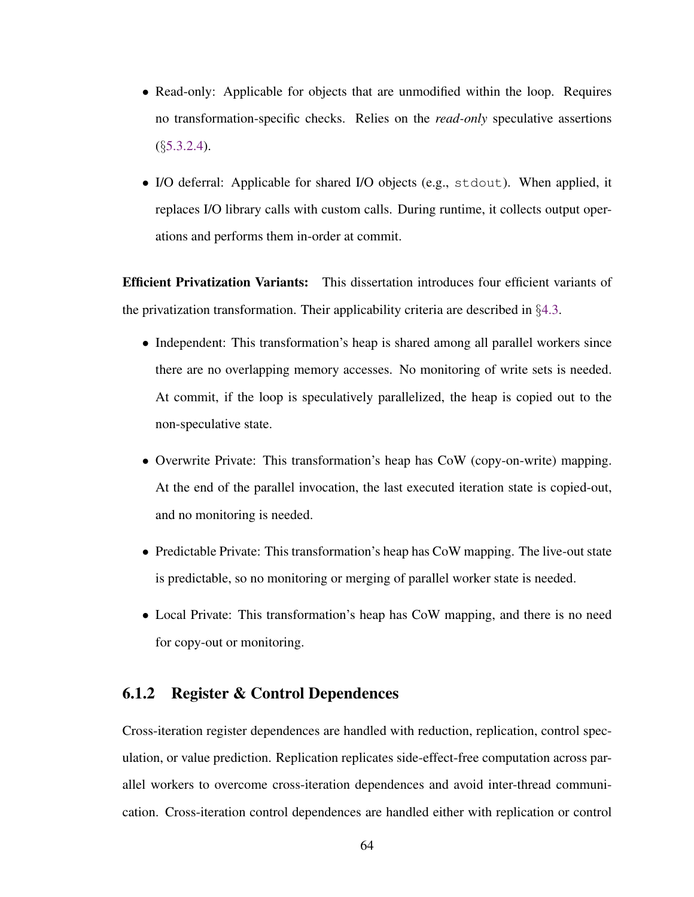- Read-only: Applicable for objects that are unmodified within the loop. Requires no transformation-specific checks. Relies on the *read-only* speculative assertions (§5.3.2.4).

- I/O deferral: Applicable for shared I/O objects (e.g., `stdout`). When applied, it replaces I/O library calls with custom calls. During runtime, it collects output operations and performs them in-order at commit.

**Efficient Privatization Variants:** This dissertation introduces four efficient variants of the privatization transformation. Their applicability criteria are described in §4.3.

- Independent: This transformation's heap is shared among all parallel workers since there are no overlapping memory accesses. No monitoring of write sets is needed. At commit, if the loop is speculatively parallelized, the heap is copied out to the non-speculative state.

- Overwrite Private: This transformation's heap has CoW (copy-on-write) mapping. At the end of the parallel invocation, the last executed iteration state is copied-out, and no monitoring is needed.

- Predictable Private: This transformation's heap has CoW mapping. The live-out state is predictable, so no monitoring or merging of parallel worker state is needed.

- Local Private: This transformation's heap has CoW mapping, and there is no need for copy-out or monitoring.

### 6.1.2 Register & Control Dependences

Cross-iteration register dependences are handled with reduction, replication, control speculation, or value prediction. Replication replicates side-effect-free computation across parallel workers to overcome cross-iteration dependences and avoid inter-thread communication. Cross-iteration control dependences are handled either with replication or control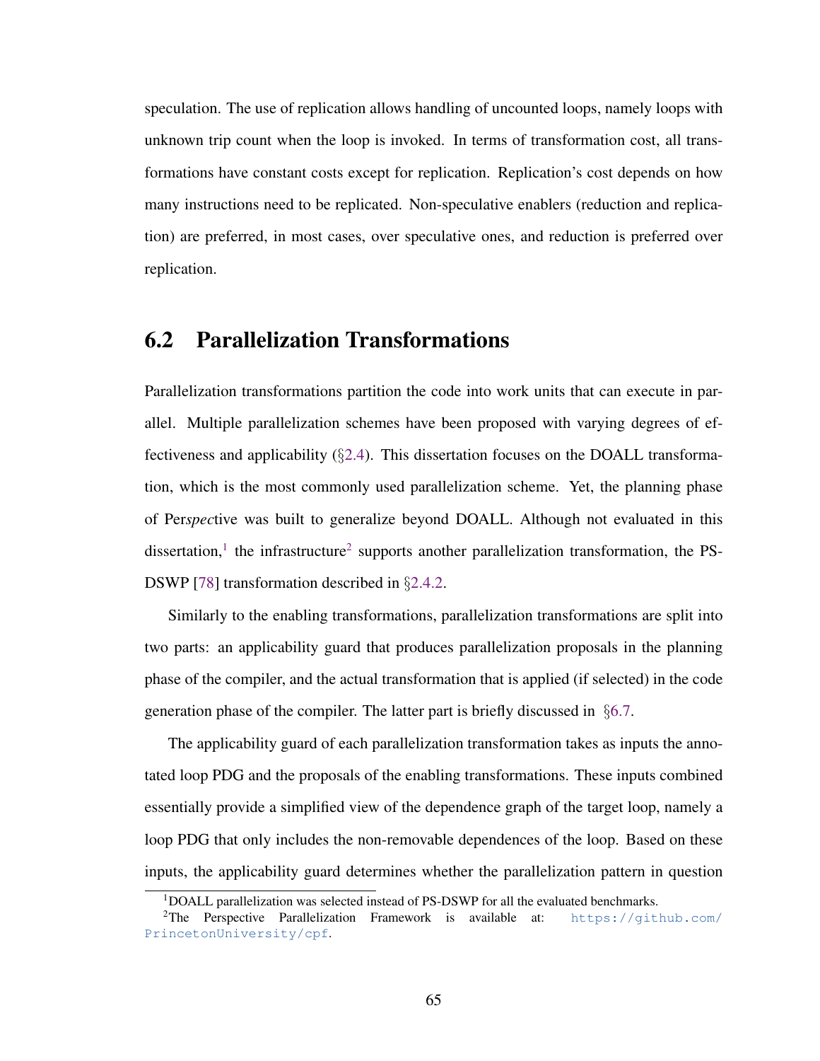speculation. The use of replication allows handling of uncounted loops, namely loops with unknown trip count when the loop is invoked. In terms of transformation cost, all transformations have constant costs except for replication. Replication's cost depends on how many instructions need to be replicated. Non-speculative enablers (reduction and replication) are preferred, in most cases, over speculative ones, and reduction is preferred over replication.

## 6.2 Parallelization Transformations

Parallelization transformations partition the code into work units that can execute in parallel. Multiple parallelization schemes have been proposed with varying degrees of effectiveness and applicability (§2.4). This dissertation focuses on the DOALL transformation, which is the most commonly used parallelization scheme. Yet, the planning phase of Per*spec*tive was built to generalize beyond DOALL. Although not evaluated in this dissertation,[1] the infrastructure[2] supports another parallelization transformation, the PS-DSWP [78] transformation described in §2.4.2.

Similarly to the enabling transformations, parallelization transformations are split into two parts: an applicability guard that produces parallelization proposals in the planning phase of the compiler, and the actual transformation that is applied (if selected) in the code generation phase of the compiler. The latter part is briefly discussed in §6.7.

The applicability guard of each parallelization transformation takes as inputs the annotated loop PDG and the proposals of the enabling transformations. These inputs combined essentially provide a simplified view of the dependence graph of the target loop, namely a loop PDG that only includes the non-removable dependences of the loop. Based on these inputs, the applicability guard determines whether the parallelization pattern in question

[1] DOALL parallelization was selected instead of PS-DSWP for all the evaluated benchmarks.

[2] The Perspective Parallelization Framework is available at: https://github.com/PrincetonUniversity/cpf.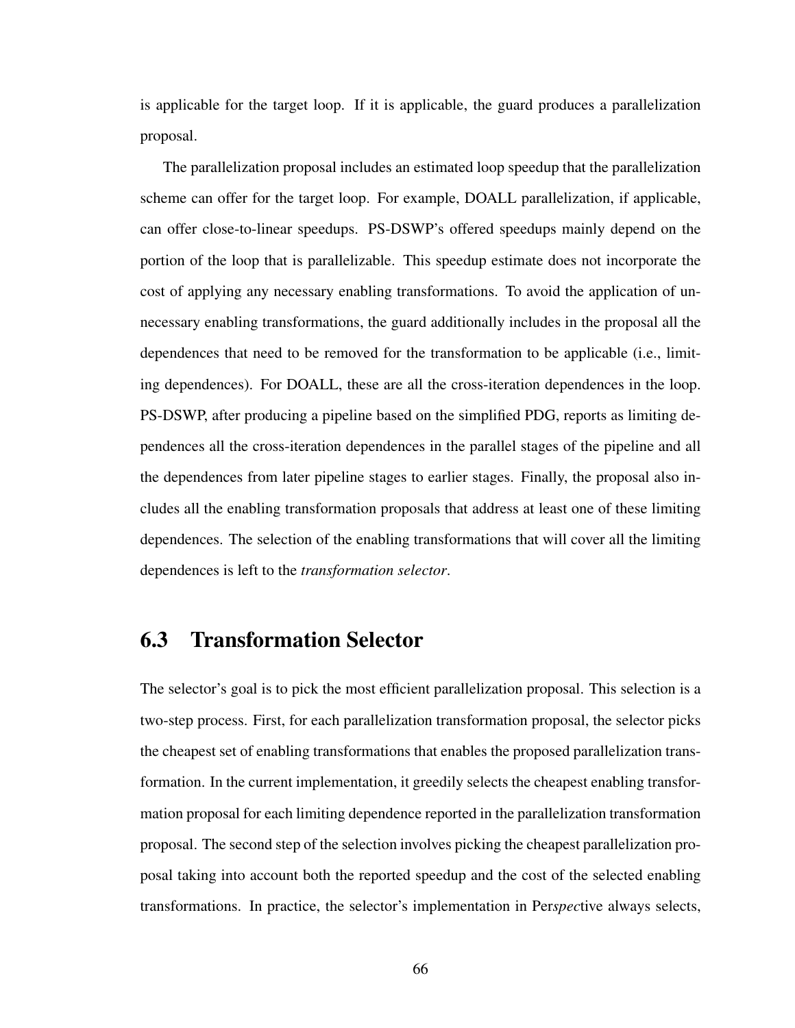is applicable for the target loop. If it is applicable, the guard produces a parallelization proposal.

The parallelization proposal includes an estimated loop speedup that the parallelization scheme can offer for the target loop. For example, DOALL parallelization, if applicable, can offer close-to-linear speedups. PS-DSWP's offered speedups mainly depend on the portion of the loop that is parallelizable. This speedup estimate does not incorporate the cost of applying any necessary enabling transformations. To avoid the application of unnecessary enabling transformations, the guard additionally includes in the proposal all the dependences that need to be removed for the transformation to be applicable (i.e., limiting dependences). For DOALL, these are all the cross-iteration dependences in the loop. PS-DSWP, after producing a pipeline based on the simplified PDG, reports as limiting dependences all the cross-iteration dependences in the parallel stages of the pipeline and all the dependences from later pipeline stages to earlier stages. Finally, the proposal also includes all the enabling transformation proposals that address at least one of these limiting dependences. The selection of the enabling transformations that will cover all the limiting dependences is left to the *transformation selector*.

## 6.3 Transformation Selector

The selector's goal is to pick the most efficient parallelization proposal. This selection is a two-step process. First, for each parallelization transformation proposal, the selector picks the cheapest set of enabling transformations that enables the proposed parallelization transformation. In the current implementation, it greedily selects the cheapest enabling transformation proposal for each limiting dependence reported in the parallelization transformation proposal. The second step of the selection involves picking the cheapest parallelization proposal taking into account both the reported speedup and the cost of the selected enabling transformations. In practice, the selector's implementation in Per*spec*tive always selects,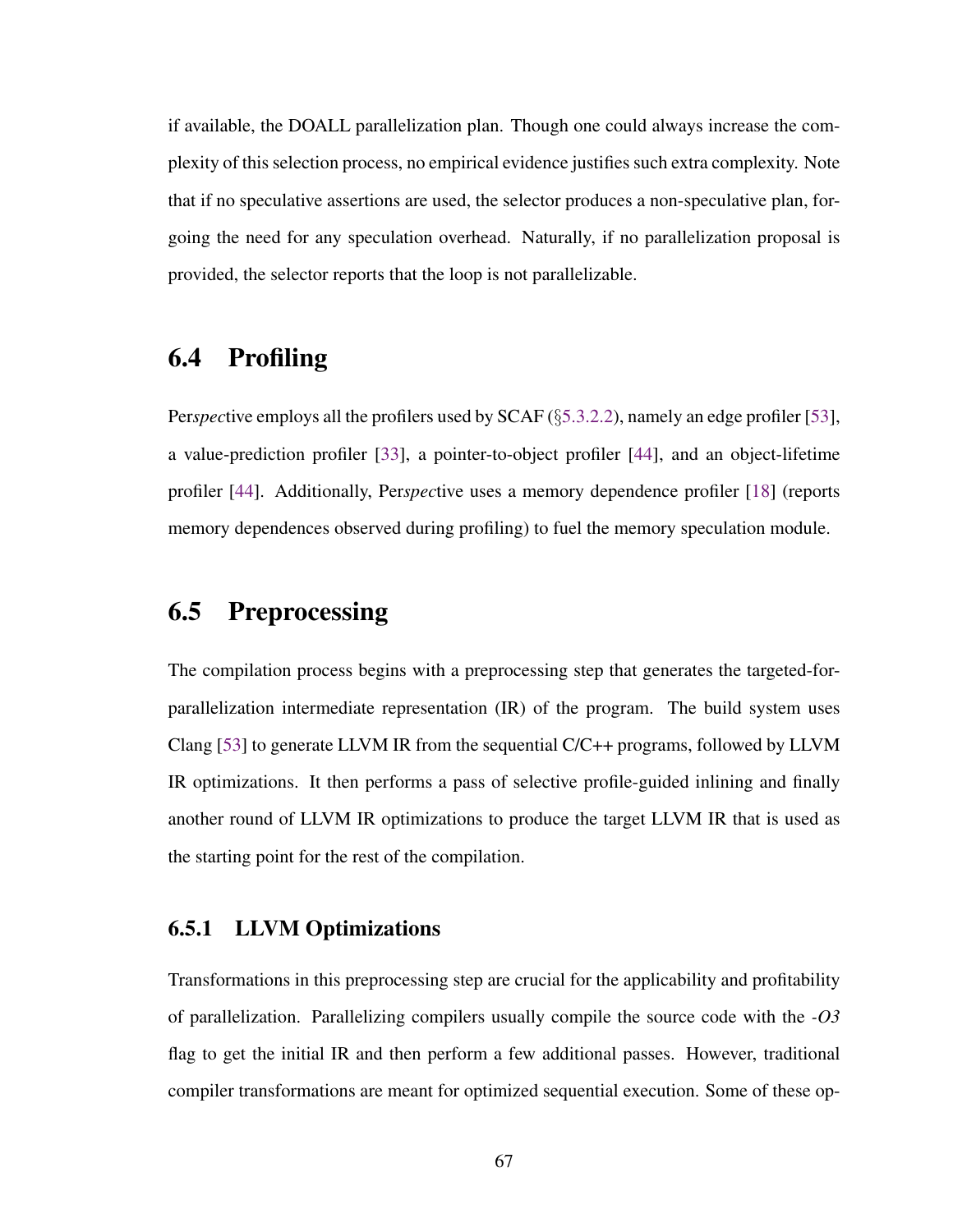if available, the DOALL parallelization plan. Though one could always increase the complexity of this selection process, no empirical evidence justifies such extra complexity. Note that if no speculative assertions are used, the selector produces a non-speculative plan, forgoing the need for any speculation overhead. Naturally, if no parallelization proposal is provided, the selector reports that the loop is not parallelizable.

## 6.4 Profiling

Per*spec*tive employs all the profilers used by SCAF (§5.3.2.2), namely an edge profiler [53], a value-prediction profiler [33], a pointer-to-object profiler [44], and an object-lifetime profiler [44]. Additionally, Per*spec*tive uses a memory dependence profiler [18] (reports memory dependences observed during profiling) to fuel the memory speculation module.

## 6.5 Preprocessing

The compilation process begins with a preprocessing step that generates the targeted-for-parallelization intermediate representation (IR) of the program. The build system uses Clang [53] to generate LLVM IR from the sequential C/C++ programs, followed by LLVM IR optimizations. It then performs a pass of selective profile-guided inlining and finally another round of LLVM IR optimizations to produce the target LLVM IR that is used as the starting point for the rest of the compilation.

### 6.5.1 LLVM Optimizations

Transformations in this preprocessing step are crucial for the applicability and profitability of parallelization. Parallelizing compilers usually compile the source code with the *-O3* flag to get the initial IR and then perform a few additional passes. However, traditional compiler transformations are meant for optimized sequential execution. Some of these op-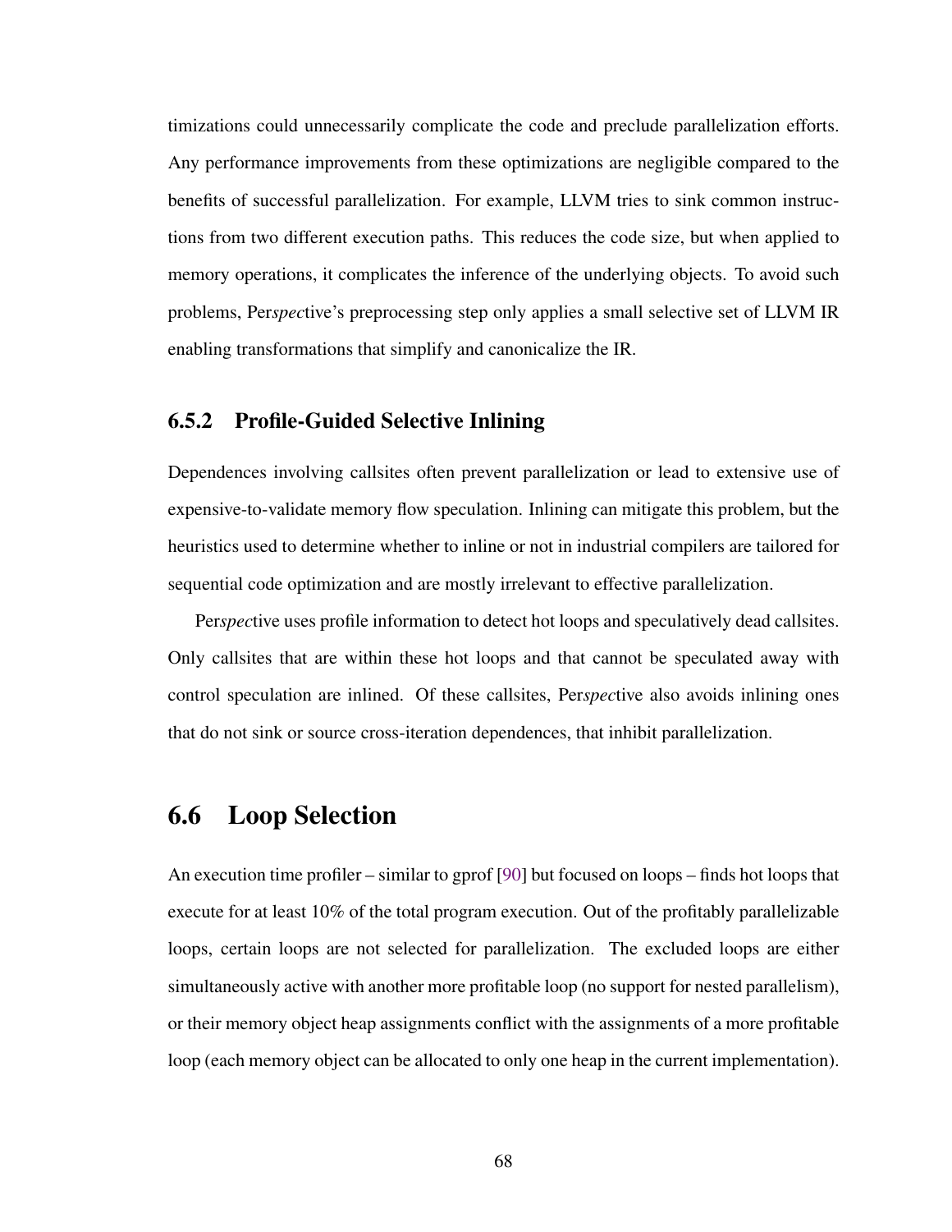timizations could unnecessarily complicate the code and preclude parallelization efforts. Any performance improvements from these optimizations are negligible compared to the benefits of successful parallelization. For example, LLVM tries to sink common instructions from two different execution paths. This reduces the code size, but when applied to memory operations, it complicates the inference of the underlying objects. To avoid such problems, Per*spec*tive's preprocessing step only applies a small selective set of LLVM IR enabling transformations that simplify and canonicalize the IR.

### 6.5.2 Profile-Guided Selective Inlining

Dependences involving callsites often prevent parallelization or lead to extensive use of expensive-to-validate memory flow speculation. Inlining can mitigate this problem, but the heuristics used to determine whether to inline or not in industrial compilers are tailored for sequential code optimization and are mostly irrelevant to effective parallelization.

Per*spec*tive uses profile information to detect hot loops and speculatively dead callsites. Only callsites that are within these hot loops and that cannot be speculated away with control speculation are inlined. Of these callsites, Per*spec*tive also avoids inlining ones that do not sink or source cross-iteration dependences, that inhibit parallelization.

## 6.6 Loop Selection

An execution time profiler – similar to gprof [90] but focused on loops – finds hot loops that execute for at least 10% of the total program execution. Out of the profitably parallelizable loops, certain loops are not selected for parallelization. The excluded loops are either simultaneously active with another more profitable loop (no support for nested parallelism), or their memory object heap assignments conflict with the assignments of a more profitable loop (each memory object can be allocated to only one heap in the current implementation).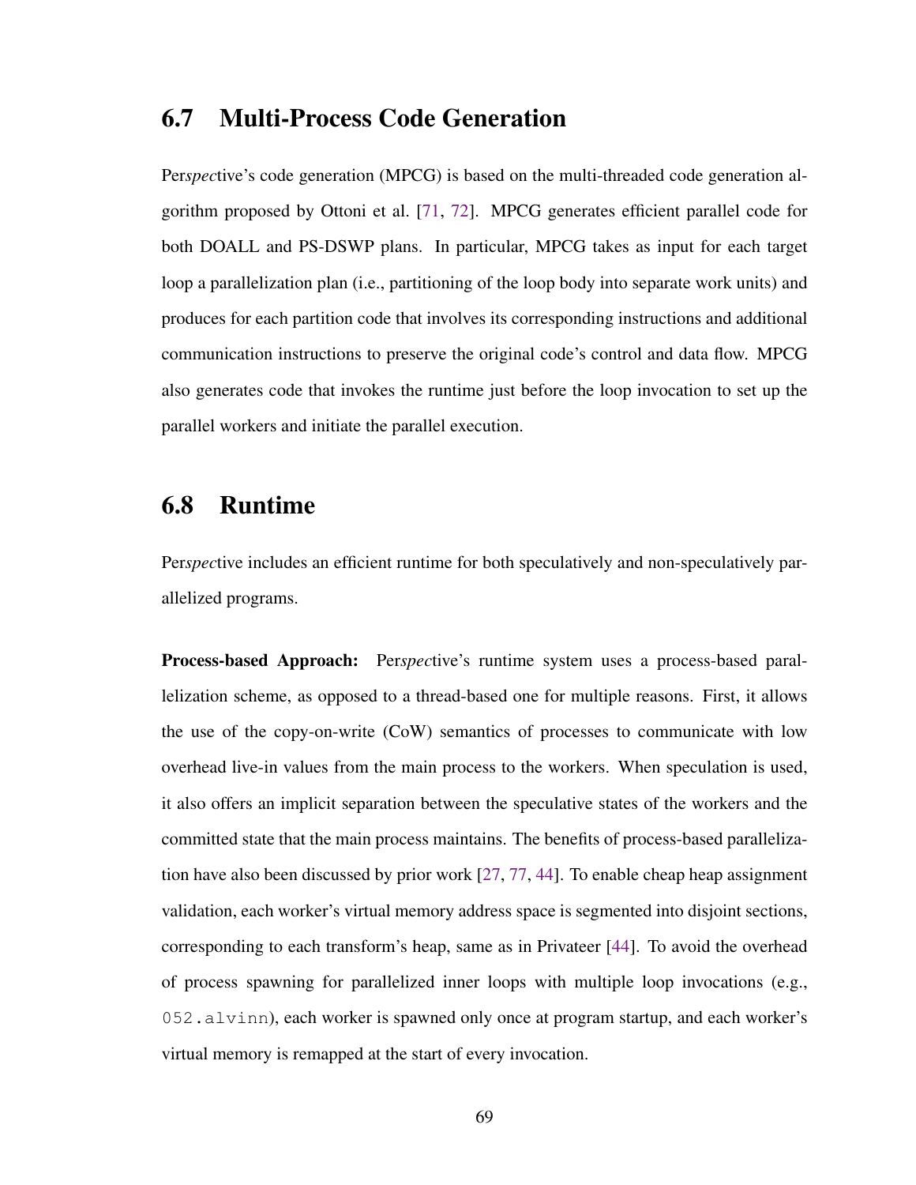## 6.7 Multi-Process Code Generation

Per*spec*tive's code generation (MPCG) is based on the multi-threaded code generation algorithm proposed by Ottoni et al. [71, 72]. MPCG generates efficient parallel code for both DOALL and PS-DSWP plans. In particular, MPCG takes as input for each target loop a parallelization plan (i.e., partitioning of the loop body into separate work units) and produces for each partition code that involves its corresponding instructions and additional communication instructions to preserve the original code's control and data flow. MPCG also generates code that invokes the runtime just before the loop invocation to set up the parallel workers and initiate the parallel execution.

## 6.8 Runtime

Per*spec*tive includes an efficient runtime for both speculatively and non-speculatively parallelized programs.

**Process-based Approach:** Per*spec*tive's runtime system uses a process-based parallelization scheme, as opposed to a thread-based one for multiple reasons. First, it allows the use of the copy-on-write (CoW) semantics of processes to communicate with low overhead live-in values from the main process to the workers. When speculation is used, it also offers an implicit separation between the speculative states of the workers and the committed state that the main process maintains. The benefits of process-based parallelization have also been discussed by prior work [27, 77, 44]. To enable cheap heap assignment validation, each worker's virtual memory address space is segmented into disjoint sections, corresponding to each transform's heap, same as in Privateer [44]. To avoid the overhead of process spawning for parallelized inner loops with multiple loop invocations (e.g., `052.alvinn`), each worker is spawned only once at program startup, and each worker's virtual memory is remapped at the start of every invocation.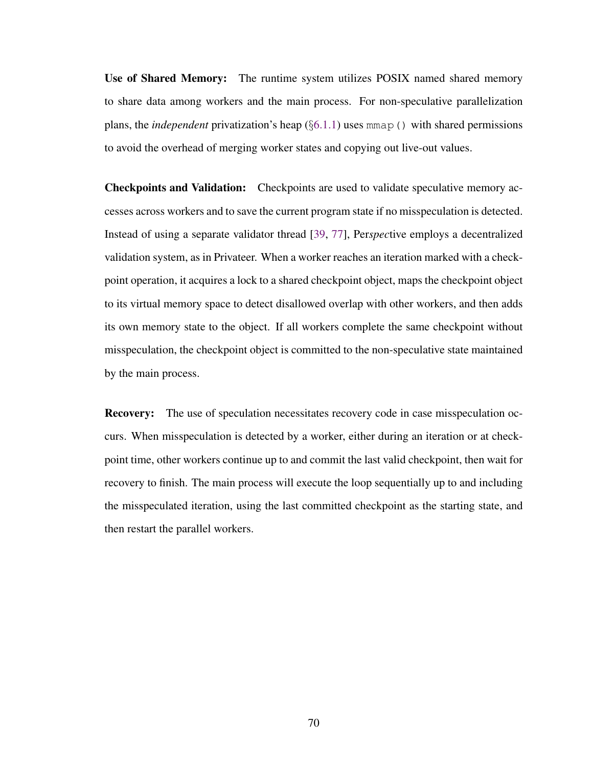**Use of Shared Memory:** The runtime system utilizes POSIX named shared memory to share data among workers and the main process. For non-speculative parallelization plans, the *independent* privatization's heap (§6.1.1) uses `mmap()` with shared permissions to avoid the overhead of merging worker states and copying out live-out values.

**Checkpoints and Validation:** Checkpoints are used to validate speculative memory accesses across workers and to save the current program state if no misspeculation is detected. Instead of using a separate validator thread [39, 77], Per*spec*tive employs a decentralized validation system, as in Privateer. When a worker reaches an iteration marked with a checkpoint operation, it acquires a lock to a shared checkpoint object, maps the checkpoint object to its virtual memory space to detect disallowed overlap with other workers, and then adds its own memory state to the object. If all workers complete the same checkpoint without misspeculation, the checkpoint object is committed to the non-speculative state maintained by the main process.

**Recovery:** The use of speculation necessitates recovery code in case misspeculation occurs. When misspeculation is detected by a worker, either during an iteration or at checkpoint time, other workers continue up to and commit the last valid checkpoint, then wait for recovery to finish. The main process will execute the loop sequentially up to and including the misspeculated iteration, using the last committed checkpoint as the starting state, and then restart the parallel workers.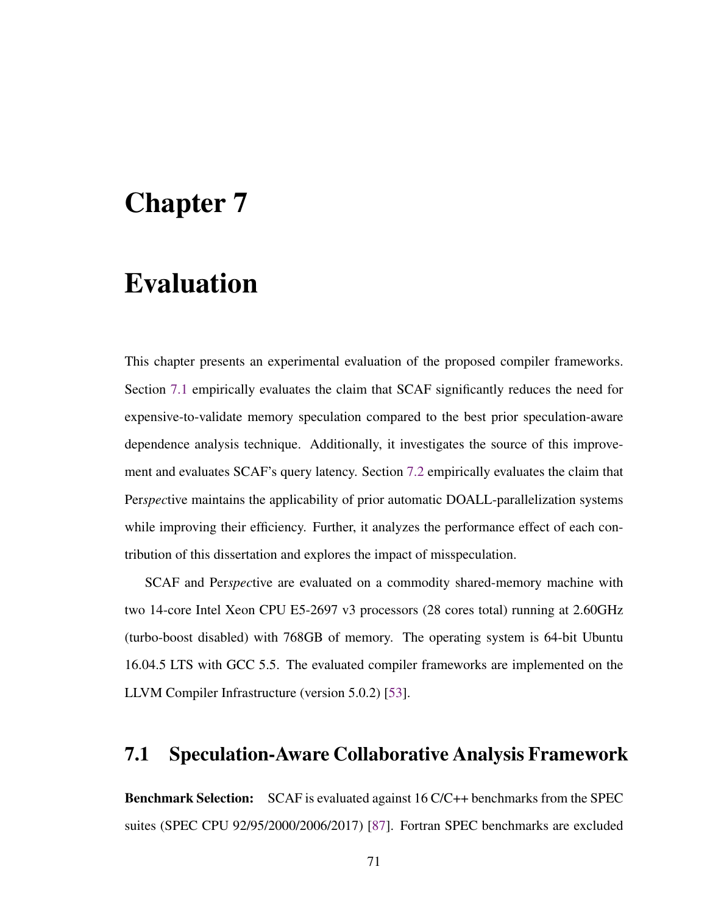# Chapter 7

# Evaluation

This chapter presents an experimental evaluation of the proposed compiler frameworks. Section 7.1 empirically evaluates the claim that SCAF significantly reduces the need for expensive-to-validate memory speculation compared to the best prior speculation-aware dependence analysis technique. Additionally, it investigates the source of this improvement and evaluates SCAF's query latency. Section 7.2 empirically evaluates the claim that Per*spec*tive maintains the applicability of prior automatic DOALL-parallelization systems while improving their efficiency. Further, it analyzes the performance effect of each contribution of this dissertation and explores the impact of misspeculation.

SCAF and Per*spec*tive are evaluated on a commodity shared-memory machine with two 14-core Intel Xeon CPU E5-2697 v3 processors (28 cores total) running at 2.60GHz (turbo-boost disabled) with 768GB of memory. The operating system is 64-bit Ubuntu 16.04.5 LTS with GCC 5.5. The evaluated compiler frameworks are implemented on the LLVM Compiler Infrastructure (version 5.0.2) [53].

## 7.1 Speculation-Aware Collaborative Analysis Framework

**Benchmark Selection:** SCAF is evaluated against 16 C/C++ benchmarks from the SPEC suites (SPEC CPU 92/95/2000/2006/2017) [87]. Fortran SPEC benchmarks are excluded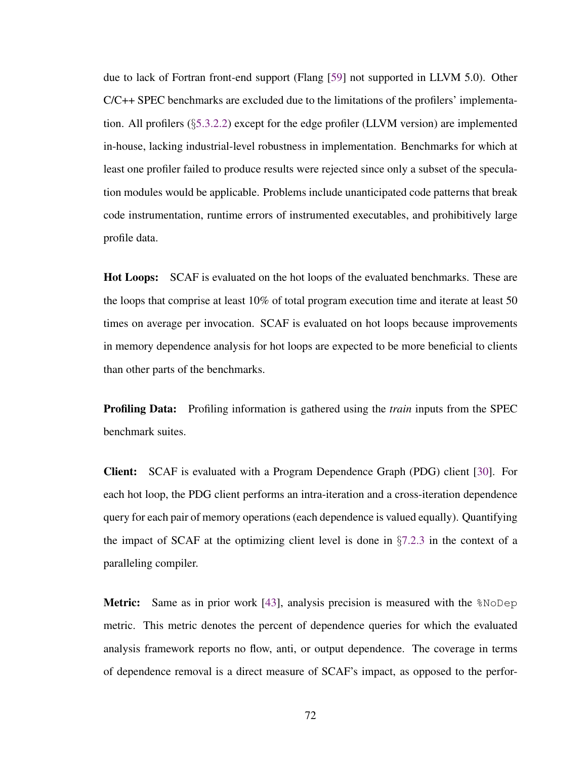due to lack of Fortran front-end support (Flang [59] not supported in LLVM 5.0). Other C/C++ SPEC benchmarks are excluded due to the limitations of the profilers' implementation. All profilers (§5.3.2.2) except for the edge profiler (LLVM version) are implemented in-house, lacking industrial-level robustness in implementation. Benchmarks for which at least one profiler failed to produce results were rejected since only a subset of the speculation modules would be applicable. Problems include unanticipated code patterns that break code instrumentation, runtime errors of instrumented executables, and prohibitively large profile data.

**Hot Loops:** SCAF is evaluated on the hot loops of the evaluated benchmarks. These are the loops that comprise at least 10% of total program execution time and iterate at least 50 times on average per invocation. SCAF is evaluated on hot loops because improvements in memory dependence analysis for hot loops are expected to be more beneficial to clients than other parts of the benchmarks.

**Profiling Data:** Profiling information is gathered using the *train* inputs from the SPEC benchmark suites.

**Client:** SCAF is evaluated with a Program Dependence Graph (PDG) client [30]. For each hot loop, the PDG client performs an intra-iteration and a cross-iteration dependence query for each pair of memory operations (each dependence is valued equally). Quantifying the impact of SCAF at the optimizing client level is done in §7.2.3 in the context of a paralleling compiler.

**Metric:** Same as in prior work [43], analysis precision is measured with the `%NoDep` metric. This metric denotes the percent of dependence queries for which the evaluated analysis framework reports no flow, anti, or output dependence. The coverage in terms of dependence removal is a direct measure of SCAF's impact, as opposed to the perfor-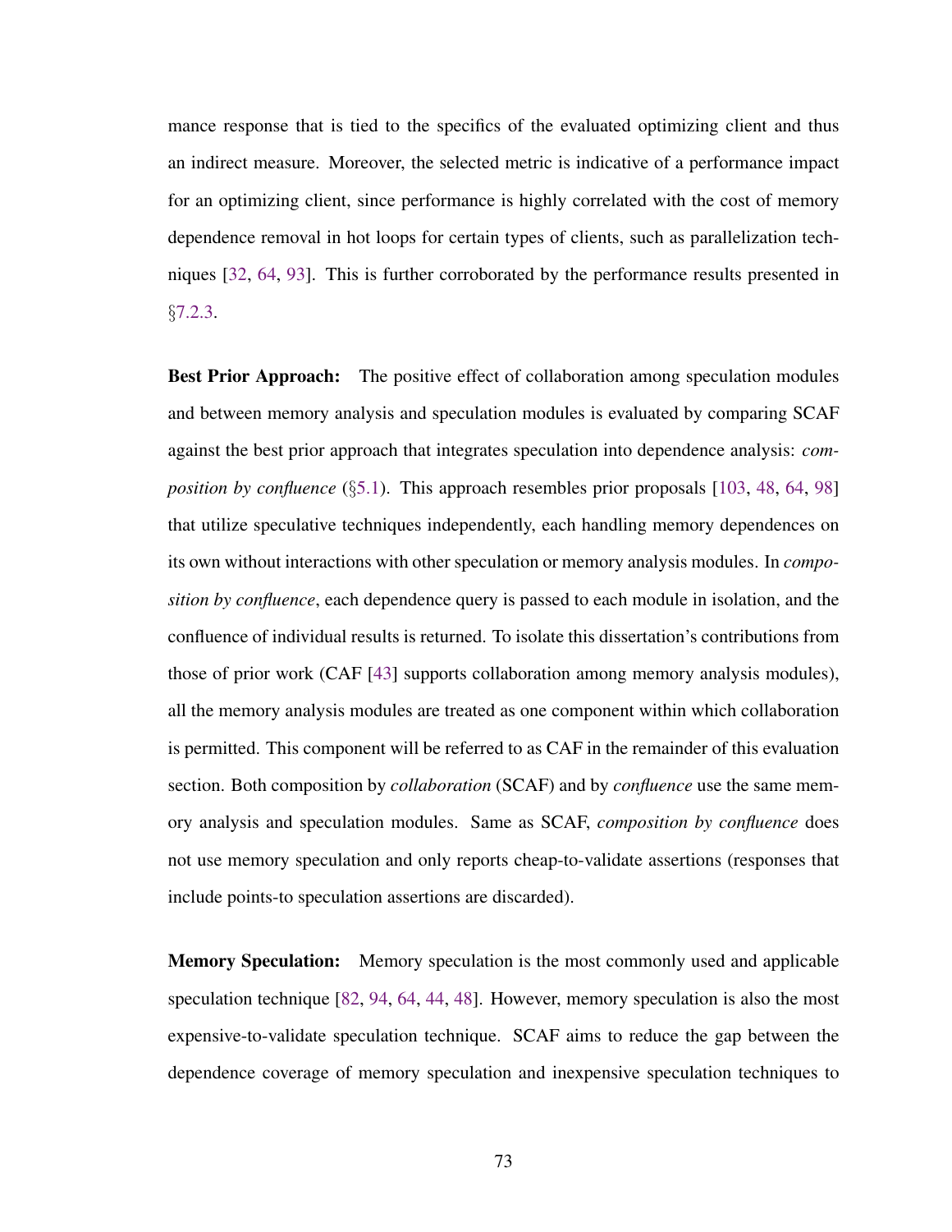mance response that is tied to the specifics of the evaluated optimizing client and thus an indirect measure. Moreover, the selected metric is indicative of a performance impact for an optimizing client, since performance is highly correlated with the cost of memory dependence removal in hot loops for certain types of clients, such as parallelization techniques [32, 64, 93]. This is further corroborated by the performance results presented in §7.2.3.

**Best Prior Approach:** The positive effect of collaboration among speculation modules and between memory analysis and speculation modules is evaluated by comparing SCAF against the best prior approach that integrates speculation into dependence analysis: *composition by confluence* (§5.1). This approach resembles prior proposals [103, 48, 64, 98] that utilize speculative techniques independently, each handling memory dependences on its own without interactions with other speculation or memory analysis modules. In *composition by confluence*, each dependence query is passed to each module in isolation, and the confluence of individual results is returned. To isolate this dissertation's contributions from those of prior work (CAF [43] supports collaboration among memory analysis modules), all the memory analysis modules are treated as one component within which collaboration is permitted. This component will be referred to as CAF in the remainder of this evaluation section. Both composition by *collaboration* (SCAF) and by *confluence* use the same memory analysis and speculation modules. Same as SCAF, *composition by confluence* does not use memory speculation and only reports cheap-to-validate assertions (responses that include points-to speculation assertions are discarded).

**Memory Speculation:** Memory speculation is the most commonly used and applicable speculation technique [82, 94, 64, 44, 48]. However, memory speculation is also the most expensive-to-validate speculation technique. SCAF aims to reduce the gap between the dependence coverage of memory speculation and inexpensive speculation techniques to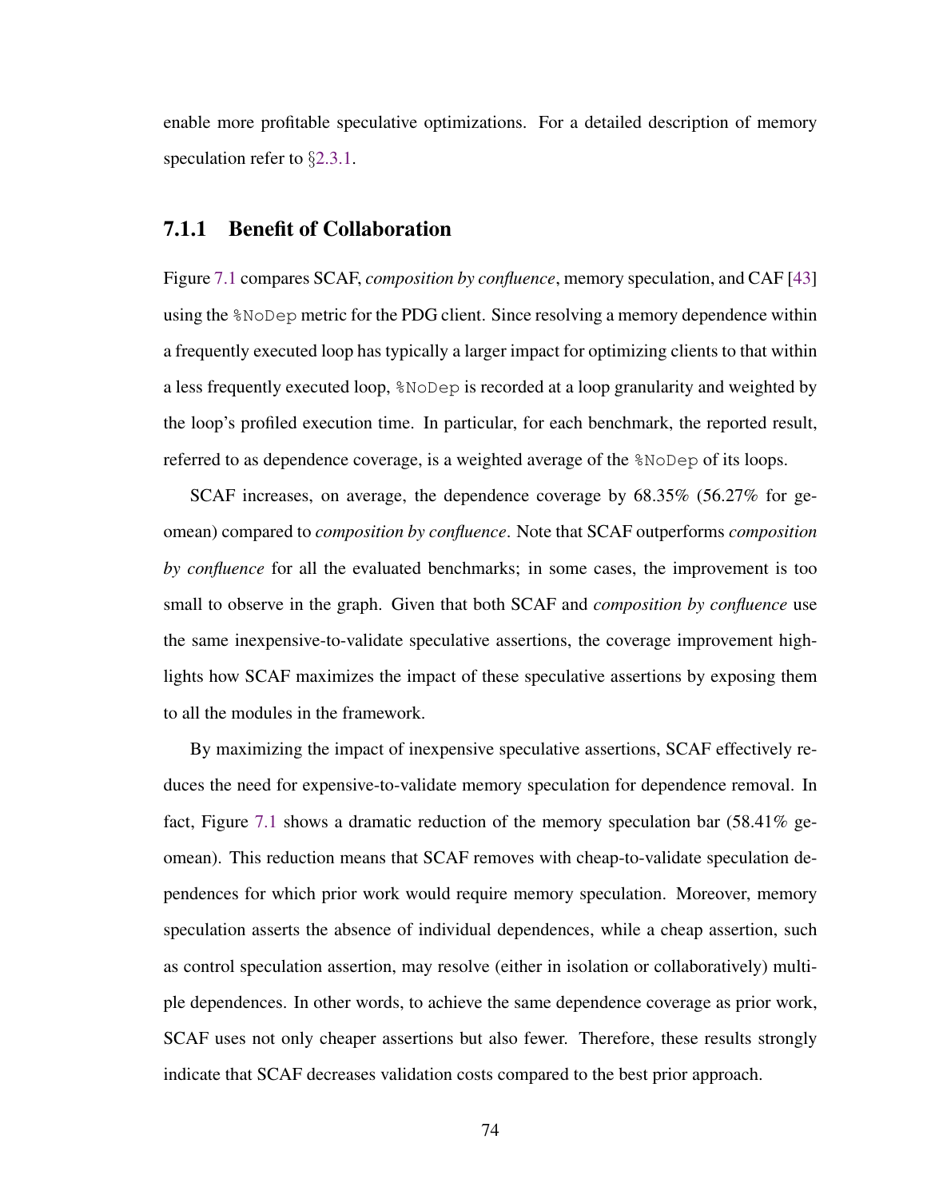enable more profitable speculative optimizations. For a detailed description of memory speculation refer to §2.3.1.

### 7.1.1 Benefit of Collaboration

Figure 7.1 compares SCAF, *composition by confluence*, memory speculation, and CAF [43] using the `%NoDep` metric for the PDG client. Since resolving a memory dependence within a frequently executed loop has typically a larger impact for optimizing clients to that within a less frequently executed loop, `%NoDep` is recorded at a loop granularity and weighted by the loop's profiled execution time. In particular, for each benchmark, the reported result, referred to as dependence coverage, is a weighted average of the `%NoDep` of its loops.

SCAF increases, on average, the dependence coverage by 68.35% (56.27% for geomean) compared to *composition by confluence*. Note that SCAF outperforms *composition by confluence* for all the evaluated benchmarks; in some cases, the improvement is too small to observe in the graph. Given that both SCAF and *composition by confluence* use the same inexpensive-to-validate speculative assertions, the coverage improvement highlights how SCAF maximizes the impact of these speculative assertions by exposing them to all the modules in the framework.

By maximizing the impact of inexpensive speculative assertions, SCAF effectively reduces the need for expensive-to-validate memory speculation for dependence removal. In fact, Figure 7.1 shows a dramatic reduction of the memory speculation bar (58.41% geomean). This reduction means that SCAF removes with cheap-to-validate speculation dependences for which prior work would require memory speculation. Moreover, memory speculation asserts the absence of individual dependences, while a cheap assertion, such as control speculation assertion, may resolve (either in isolation or collaboratively) multiple dependences. In other words, to achieve the same dependence coverage as prior work, SCAF uses not only cheaper assertions but also fewer. Therefore, these results strongly indicate that SCAF decreases validation costs compared to the best prior approach.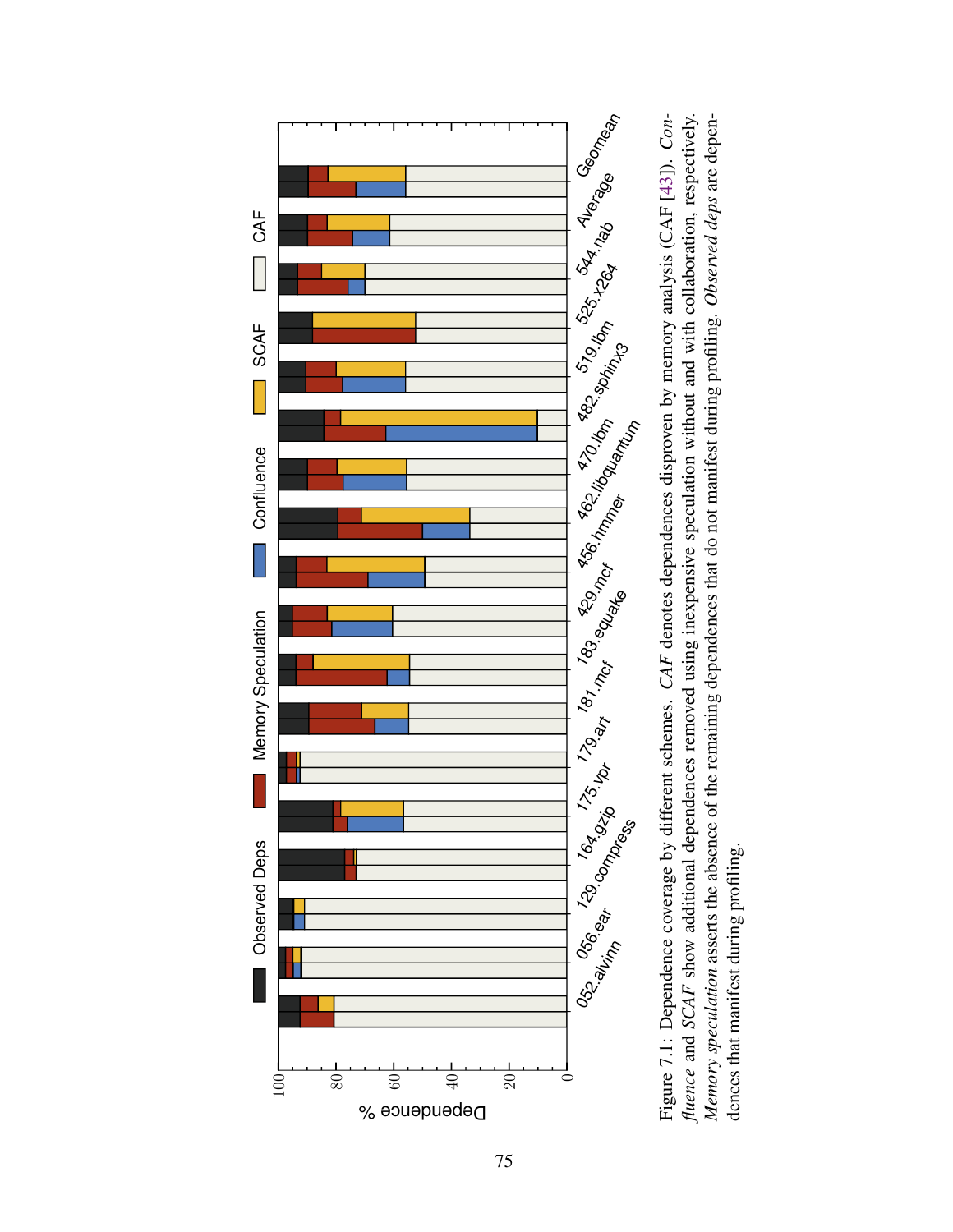Figure 7.1: Dependence coverage by different schemes. *CAF* denotes dependences disproven by memory analysis (CAF [43]). *Confluence* and *SCAF* show additional dependences removed using inexpensive speculation without and with collaboration, respectively. *Memory speculation* asserts the absence of the remaining dependences that do not manifest during profiling. *Observed deps* are dependences that manifest during profiling.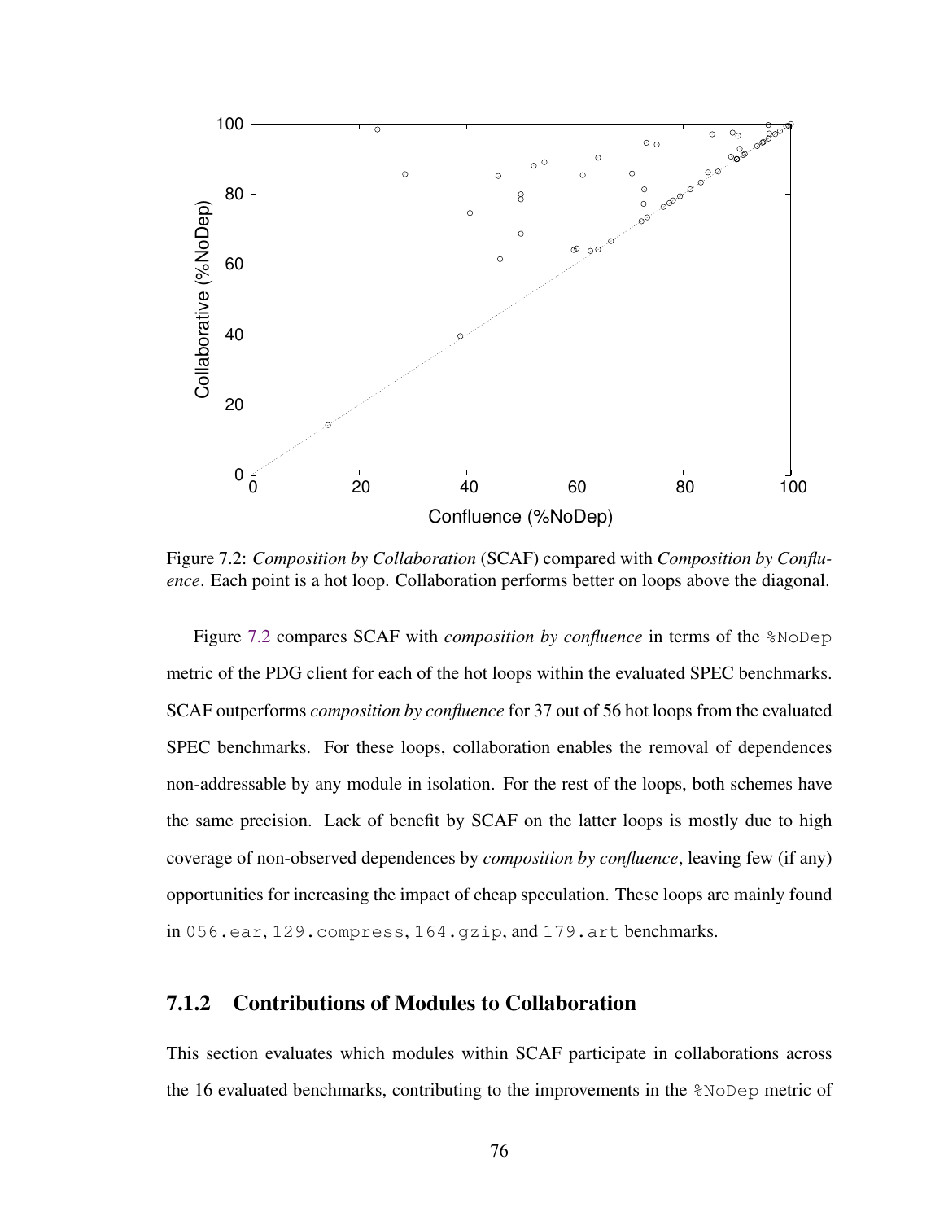Figure 7.2: *Composition by Collaboration* (SCAF) compared with *Composition by Confluence*. Each point is a hot loop. Collaboration performs better on loops above the diagonal.

Figure 7.2 compares SCAF with *composition by confluence* in terms of the %NoDep metric of the PDG client for each of the hot loops within the evaluated SPEC benchmarks. SCAF outperforms *composition by confluence* for 37 out of 56 hot loops from the evaluated SPEC benchmarks. For these loops, collaboration enables the removal of dependences non-addressable by any module in isolation. For the rest of the loops, both schemes have the same precision. Lack of benefit by SCAF on the latter loops is mostly due to high coverage of non-observed dependences by *composition by confluence*, leaving few (if any) opportunities for increasing the impact of cheap speculation. These loops are mainly found in 056.ear, 129.compress, 164.gzip, and 179.art benchmarks.

### 7.1.2 Contributions of Modules to Collaboration

This section evaluates which modules within SCAF participate in collaborations across the 16 evaluated benchmarks, contributing to the improvements in the %NoDep metric of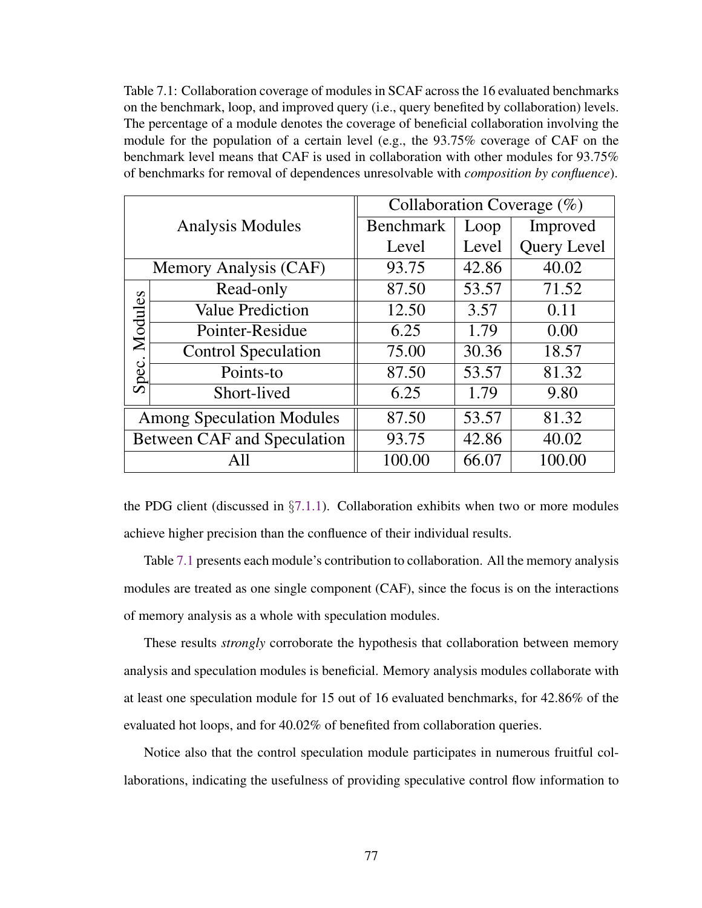Table 7.1: Collaboration coverage of modules in SCAF across the 16 evaluated benchmarks on the benchmark, loop, and improved query (i.e., query benefited by collaboration) levels. The percentage of a module denotes the coverage of beneficial collaboration involving the module for the population of a certain level (e.g., the 93.75% coverage of CAF on the benchmark level means that CAF is used in collaboration with other modules for 93.75% of benchmarks for removal of dependences unresolvable with *composition by confluence*).

| Analysis Modules | | Collaboration Coverage (%) | | |
|---|---|---|---|---|
| | | Benchmark Level | Loop Level | Improved Query Level |
| Memory Analysis (CAF) | | 93.75 | 42.86 | 40.02 |
| Spec. Modules | Read-only | 87.50 | 53.57 | 71.52 |
| | Value Prediction | 12.50 | 3.57 | 0.11 |
| | Pointer-Residue | 6.25 | 1.79 | 0.00 |
| | Control Speculation | 75.00 | 30.36 | 18.57 |
| | Points-to | 87.50 | 53.57 | 81.32 |
| | Short-lived | 6.25 | 1.79 | 9.80 |
| Among Speculation Modules | | 87.50 | 53.57 | 81.32 |
| Between CAF and Speculation | | 93.75 | 42.86 | 40.02 |
| All | | 100.00 | 66.07 | 100.00 |

the PDG client (discussed in §7.1.1). Collaboration exhibits when two or more modules achieve higher precision than the confluence of their individual results.

Table 7.1 presents each module's contribution to collaboration. All the memory analysis modules are treated as one single component (CAF), since the focus is on the interactions of memory analysis as a whole with speculation modules.

These results *strongly* corroborate the hypothesis that collaboration between memory analysis and speculation modules is beneficial. Memory analysis modules collaborate with at least one speculation module for 15 out of 16 evaluated benchmarks, for 42.86% of the evaluated hot loops, and for 40.02% of benefited from collaboration queries.

Notice also that the control speculation module participates in numerous fruitful collaborations, indicating the usefulness of providing speculative control flow information to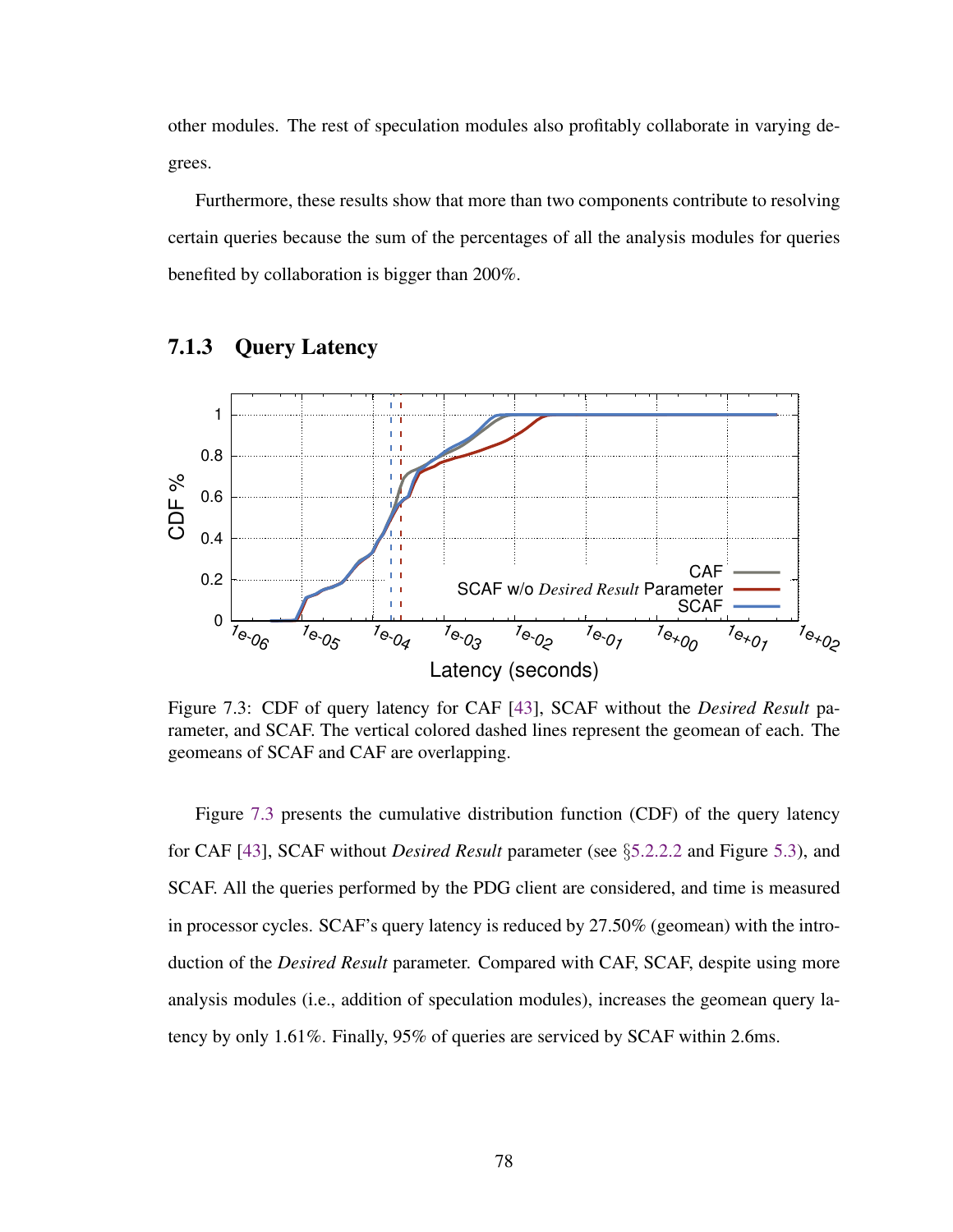other modules. The rest of speculation modules also profitably collaborate in varying degrees.

Furthermore, these results show that more than two components contribute to resolving certain queries because the sum of the percentages of all the analysis modules for queries benefited by collaboration is bigger than 200%.

### 7.1.3 Query Latency

Figure 7.3: CDF of query latency for CAF [43], SCAF without the *Desired Result* parameter, and SCAF. The vertical colored dashed lines represent the geomean of each. The geomeans of SCAF and CAF are overlapping.

Figure 7.3 presents the cumulative distribution function (CDF) of the query latency for CAF [43], SCAF without *Desired Result* parameter (see §5.2.2.2 and Figure 5.3), and SCAF. All the queries performed by the PDG client are considered, and time is measured in processor cycles. SCAF's query latency is reduced by 27.50% (geomean) with the introduction of the *Desired Result* parameter. Compared with CAF, SCAF, despite using more analysis modules (i.e., addition of speculation modules), increases the geomean query latency by only 1.61%. Finally, 95% of queries are serviced by SCAF within 2.6ms.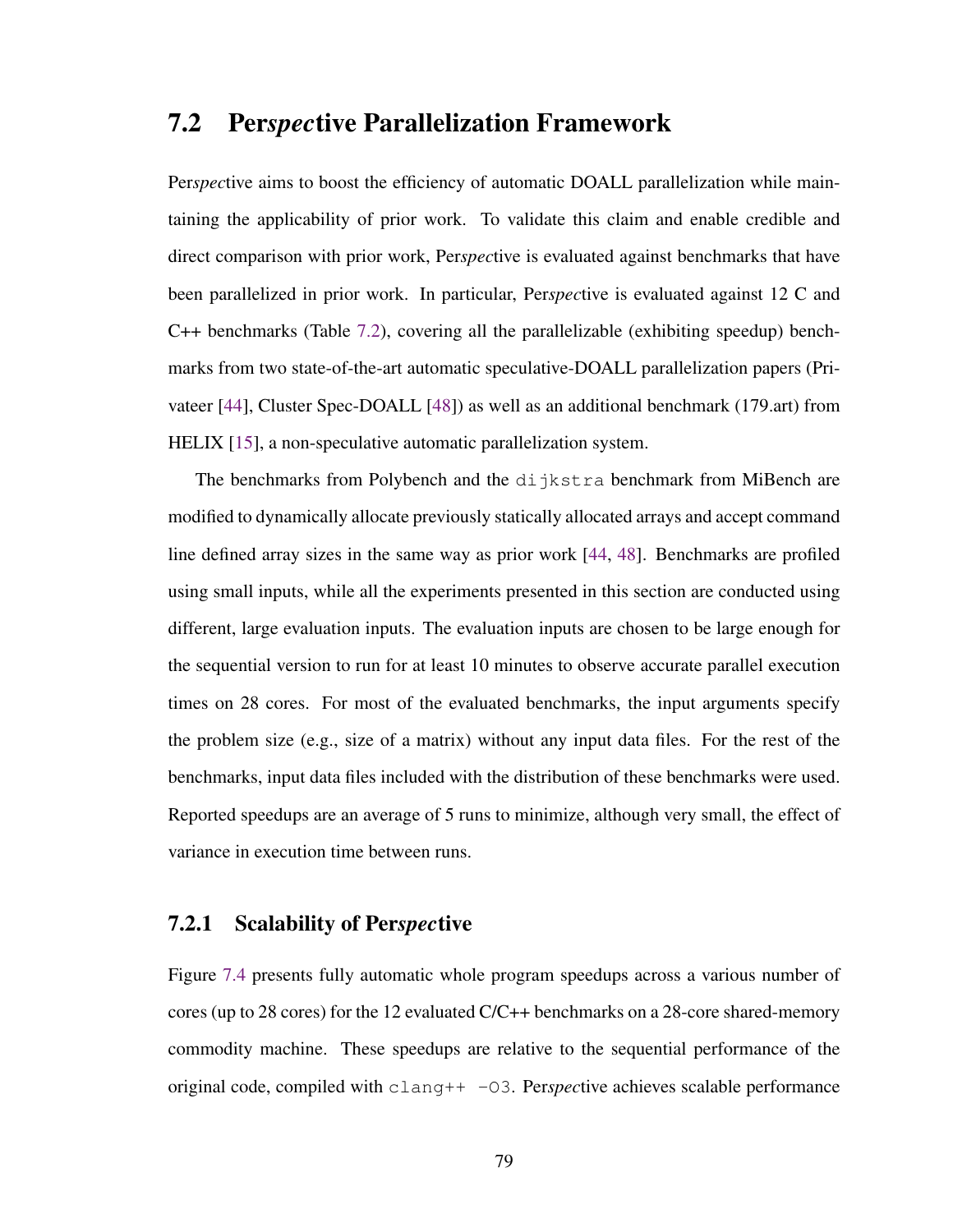## 7.2 Per*spec*tive Parallelization Framework

Per*spec*tive aims to boost the efficiency of automatic DOALL parallelization while maintaining the applicability of prior work. To validate this claim and enable credible and direct comparison with prior work, Per*spec*tive is evaluated against benchmarks that have been parallelized in prior work. In particular, Per*spec*tive is evaluated against 12 C and C++ benchmarks (Table 7.2), covering all the parallelizable (exhibiting speedup) benchmarks from two state-of-the-art automatic speculative-DOALL parallelization papers (Privateer [44], Cluster Spec-DOALL [48]) as well as an additional benchmark (179.art) from HELIX [15], a non-speculative automatic parallelization system.

The benchmarks from Polybench and the `dijkstra` benchmark from MiBench are modified to dynamically allocate previously statically allocated arrays and accept command line defined array sizes in the same way as prior work [44, 48]. Benchmarks are profiled using small inputs, while all the experiments presented in this section are conducted using different, large evaluation inputs. The evaluation inputs are chosen to be large enough for the sequential version to run for at least 10 minutes to observe accurate parallel execution times on 28 cores. For most of the evaluated benchmarks, the input arguments specify the problem size (e.g., size of a matrix) without any input data files. For the rest of the benchmarks, input data files included with the distribution of these benchmarks were used. Reported speedups are an average of 5 runs to minimize, although very small, the effect of variance in execution time between runs.

### 7.2.1 Scalability of Per*spec*tive

Figure 7.4 presents fully automatic whole program speedups across a various number of cores (up to 28 cores) for the 12 evaluated C/C++ benchmarks on a 28-core shared-memory commodity machine. These speedups are relative to the sequential performance of the original code, compiled with `clang++ -O3`. Per*spec*tive achieves scalable performance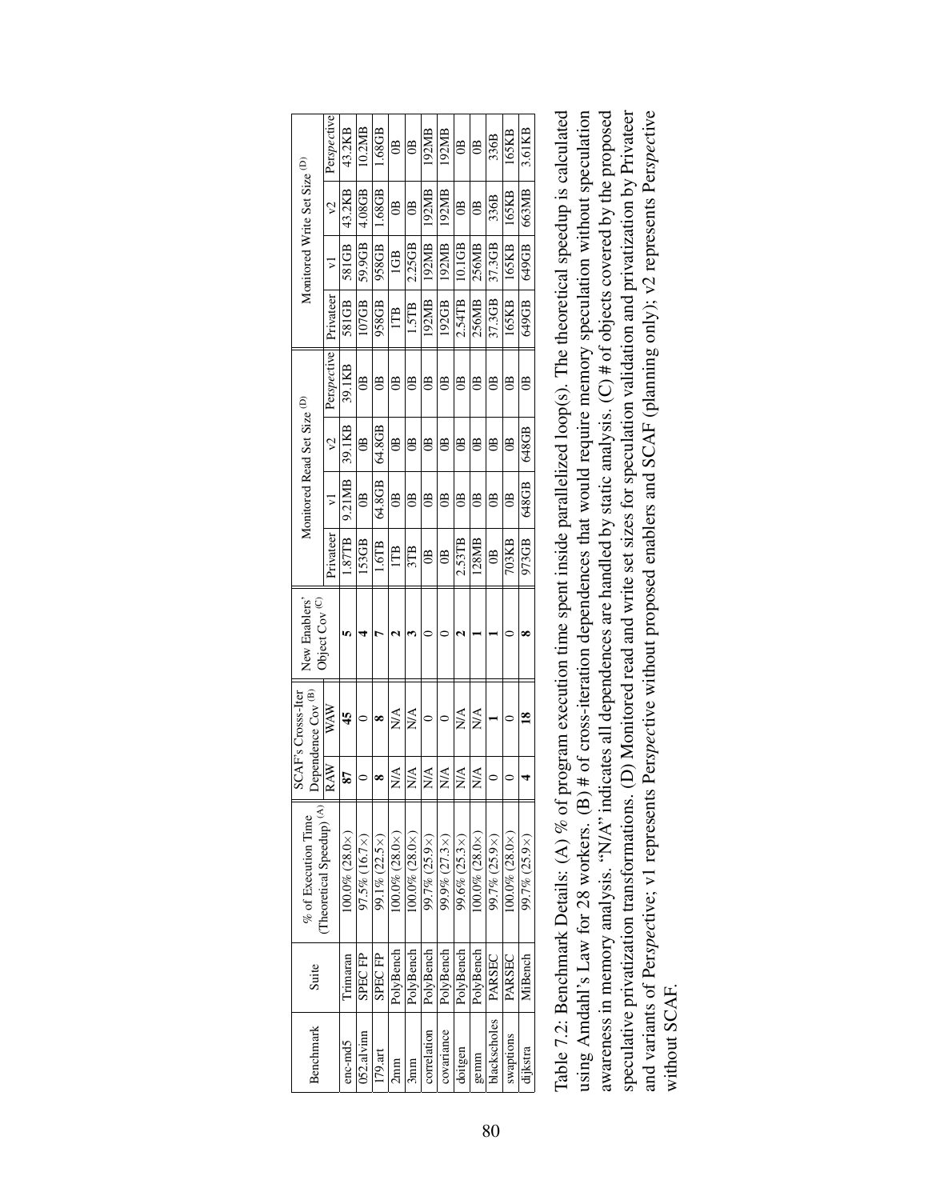| Benchmark | Suite | % of Execution Time (Theoretical Speedup) (A) | SCAF's Crosss-Iter Dependence Cov (B) | | New Enablers' Object Cov (C) | Monitored Read Set Size (D) | | | | Monitored Write Set Size (D) | | | |
|---|---|---|---|---|---|---|---|---|---|---|---|---|---|
| | | | RAW | WAW | | Privateer | v1 | v2 | *Perspective* | Privateer | v1 | v2 | *Perspective* |
| enc-md5 | Trimaran | 100.0% (28.0×) | **87** | **45** | **5** | 1.87TB | 9.21MB | 39.1KB | 39.1KB | 581GB | 581GB | 43.2KB | 43.2KB |
| 052.alvinn | SPEC FP | 97.5% (16.7×) | 0 | 0 | **4** | 153GB | 0B | 0B | 0B | 107GB | 59.9GB | 4.08GB | 10.2MB |
| 179.art | SPEC FP | 99.1% (22.5×) | **8** | **8** | **7** | 1.6TB | 64.8GB | 64.8GB | 0B | 958GB | 958GB | 1.68GB | 1.68GB |
| 2mm | PolyBench | 100.0% (28.0×) | N/A | N/A | **2** | 1TB | 0B | 0B | 0B | 1TB | 1GB | 0B | 0B |
| 3mm | PolyBench | 100.0% (28.0×) | N/A | N/A | **3** | 3TB | 0B | 0B | 0B | 1.5TB | 2.25GB | 0B | 0B |
| correlation | PolyBench | 99.7% (25.9×) | N/A | 0 | 0 | 0B | 0B | 0B | 0B | 192MB | 192MB | 192MB | 192MB |
| covariance | PolyBench | 99.9% (27.3×) | N/A | 0 | 0 | 0B | 0B | 0B | 0B | 192GB | 192MB | 192MB | 192MB |
| doitgen | PolyBench | 99.6% (25.3×) | N/A | N/A | **2** | 2.53TB | 0B | 0B | 0B | 2.54TB | 10.1GB | 0B | 0B |
| gemm | PolyBench | 100.0% (28.0×) | N/A | N/A | **1** | 128MB | 0B | 0B | 0B | 256MB | 256MB | 0B | 0B |
| blackscholes | PARSEC | 99.7% (25.9×) | 0 | **1** | **1** | 0B | 0B | 0B | 0B | 37.3GB | 37.3GB | 336B | 336B |
| swaptions | PARSEC | 100.0% (28.0×) | 0 | 0 | 0 | 703KB | 0B | 0B | 0B | 165KB | 165KB | 165KB | 165KB |
| dijkstra | MiBench | 99.7% (25.9×) | **4** | **18** | **8** | 973GB | 648GB | 648GB | 0B | 649GB | 649GB | 663MB | 3.61KB |

Table 7.2: Benchmark Details: (A) % of program execution time spent inside parallelized loop(s). The theoretical speedup is calculated using Amdahl's Law for 28 workers. (B) # of cross-iteration dependences that would require memory speculation without speculation awareness in memory analysis. "N/A" indicates all dependences are handled by static analysis. (C) # of objects covered by the proposed speculative privatization transformations. (D) Monitored read and write set sizes for speculation validation and privatization by Privateer and variants of *Perspective*; v1 represents *Perspective* without proposed enablers and SCAF (planning only); v2 represents *Perspective* without SCAF.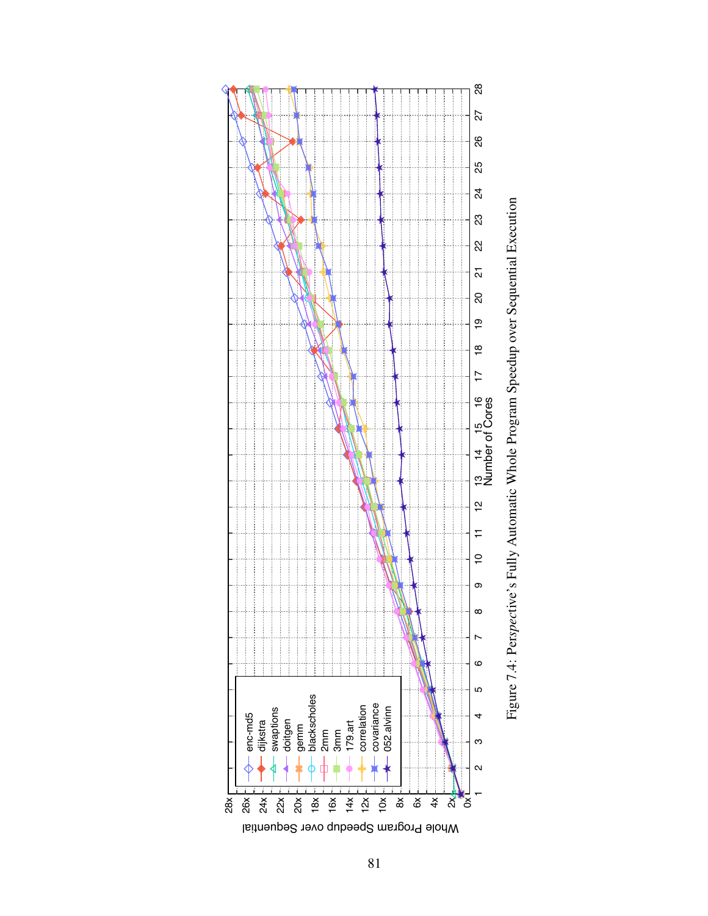Figure 7.4: *Perspective*'s Fully Automatic Whole Program Speedup over Sequential Execution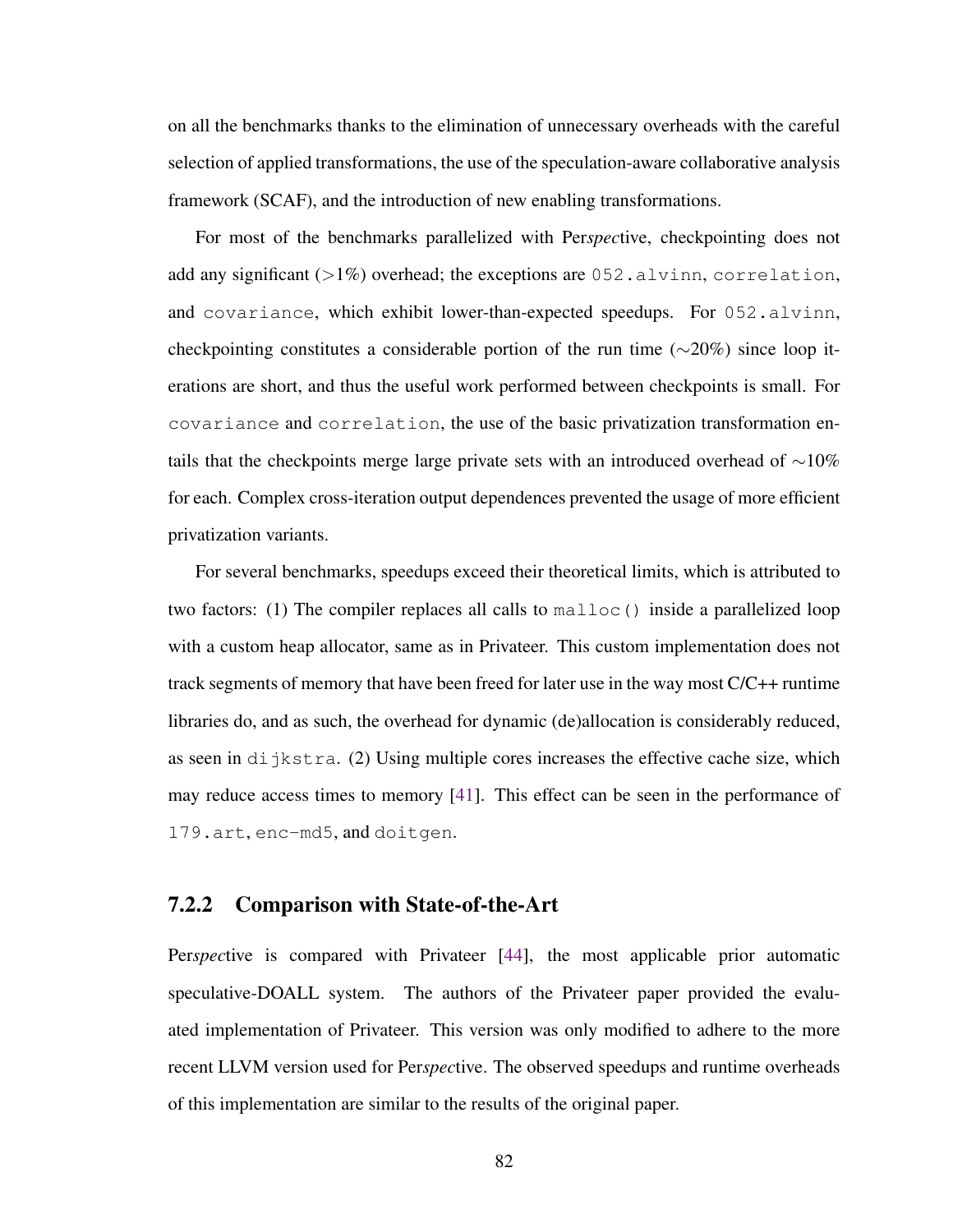on all the benchmarks thanks to the elimination of unnecessary overheads with the careful selection of applied transformations, the use of the speculation-aware collaborative analysis framework (SCAF), and the introduction of new enabling transformations.

For most of the benchmarks parallelized with Per*spec*tive, checkpointing does not add any significant (>1%) overhead; the exceptions are `052.alvinn`, `correlation`, and `covariance`, which exhibit lower-than-expected speedups. For `052.alvinn`, checkpointing constitutes a considerable portion of the run time (∼20%) since loop iterations are short, and thus the useful work performed between checkpoints is small. For `covariance` and `correlation`, the use of the basic privatization transformation entails that the checkpoints merge large private sets with an introduced overhead of ∼10% for each. Complex cross-iteration output dependences prevented the usage of more efficient privatization variants.

For several benchmarks, speedups exceed their theoretical limits, which is attributed to two factors: (1) The compiler replaces all calls to `malloc()` inside a parallelized loop with a custom heap allocator, same as in Privateer. This custom implementation does not track segments of memory that have been freed for later use in the way most C/C++ runtime libraries do, and as such, the overhead for dynamic (de)allocation is considerably reduced, as seen in `dijkstra`. (2) Using multiple cores increases the effective cache size, which may reduce access times to memory [41]. This effect can be seen in the performance of `179.art`, `enc-md5`, and `doitgen`.

### 7.2.2 Comparison with State-of-the-Art

Per*spec*tive is compared with Privateer [44], the most applicable prior automatic speculative-DOALL system. The authors of the Privateer paper provided the evaluated implementation of Privateer. This version was only modified to adhere to the more recent LLVM version used for Per*spec*tive. The observed speedups and runtime overheads of this implementation are similar to the results of the original paper.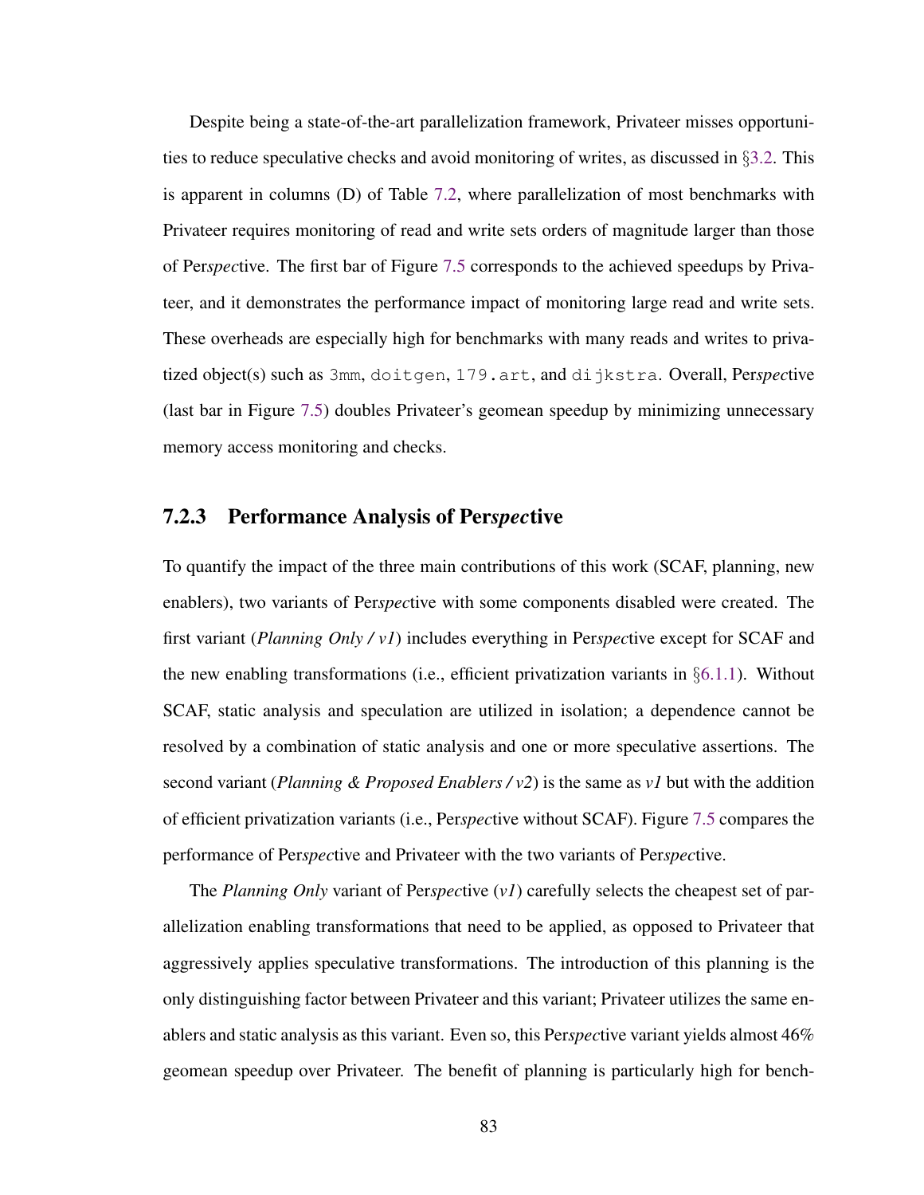Despite being a state-of-the-art parallelization framework, Privateer misses opportunities to reduce speculative checks and avoid monitoring of writes, as discussed in §3.2. This is apparent in columns (D) of Table 7.2, where parallelization of most benchmarks with Privateer requires monitoring of read and write sets orders of magnitude larger than those of Per*spec*tive. The first bar of Figure 7.5 corresponds to the achieved speedups by Privateer, and it demonstrates the performance impact of monitoring large read and write sets. These overheads are especially high for benchmarks with many reads and writes to privatized object(s) such as `3mm`, `doitgen`, `179.art`, and `dijkstra`. Overall, Per*spec*tive (last bar in Figure 7.5) doubles Privateer's geomean speedup by minimizing unnecessary memory access monitoring and checks.

### 7.2.3 Performance Analysis of Per*spec*tive

To quantify the impact of the three main contributions of this work (SCAF, planning, new enablers), two variants of Per*spec*tive with some components disabled were created. The first variant (*Planning Only / v1*) includes everything in Per*spec*tive except for SCAF and the new enabling transformations (i.e., efficient privatization variants in §6.1.1). Without SCAF, static analysis and speculation are utilized in isolation; a dependence cannot be resolved by a combination of static analysis and one or more speculative assertions. The second variant (*Planning & Proposed Enablers / v2*) is the same as *v1* but with the addition of efficient privatization variants (i.e., Per*spec*tive without SCAF). Figure 7.5 compares the performance of Per*spec*tive and Privateer with the two variants of Per*spec*tive.

The *Planning Only* variant of Per*spec*tive (*v1*) carefully selects the cheapest set of parallelization enabling transformations that need to be applied, as opposed to Privateer that aggressively applies speculative transformations. The introduction of this planning is the only distinguishing factor between Privateer and this variant; Privateer utilizes the same enablers and static analysis as this variant. Even so, this Per*spec*tive variant yields almost 46% geomean speedup over Privateer. The benefit of planning is particularly high for bench-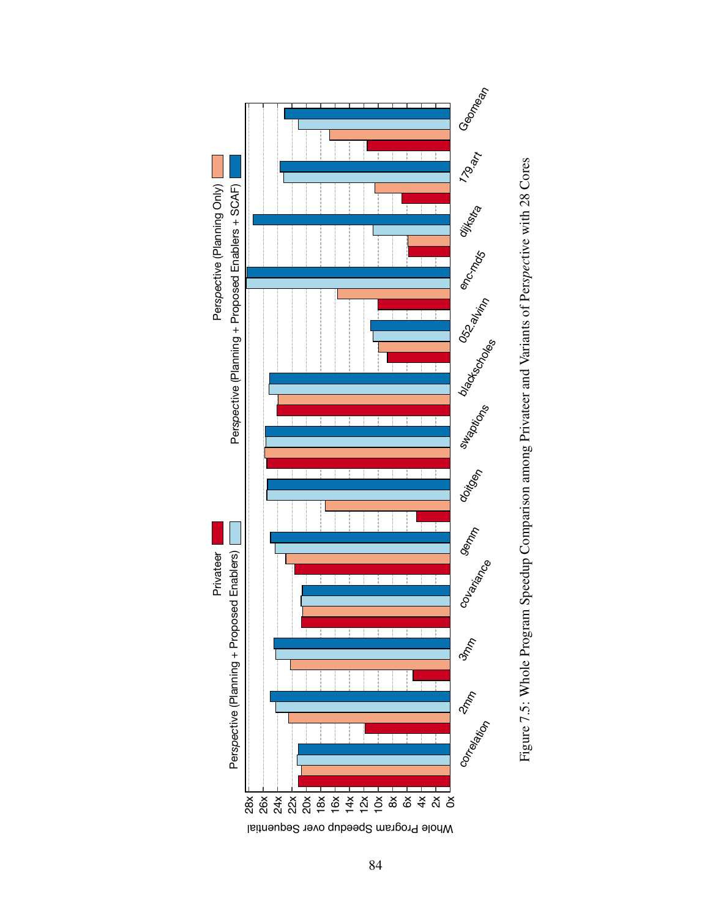Figure 7.5: Whole Program Speedup Comparison among Privateer and Variants of Perspective with 28 Cores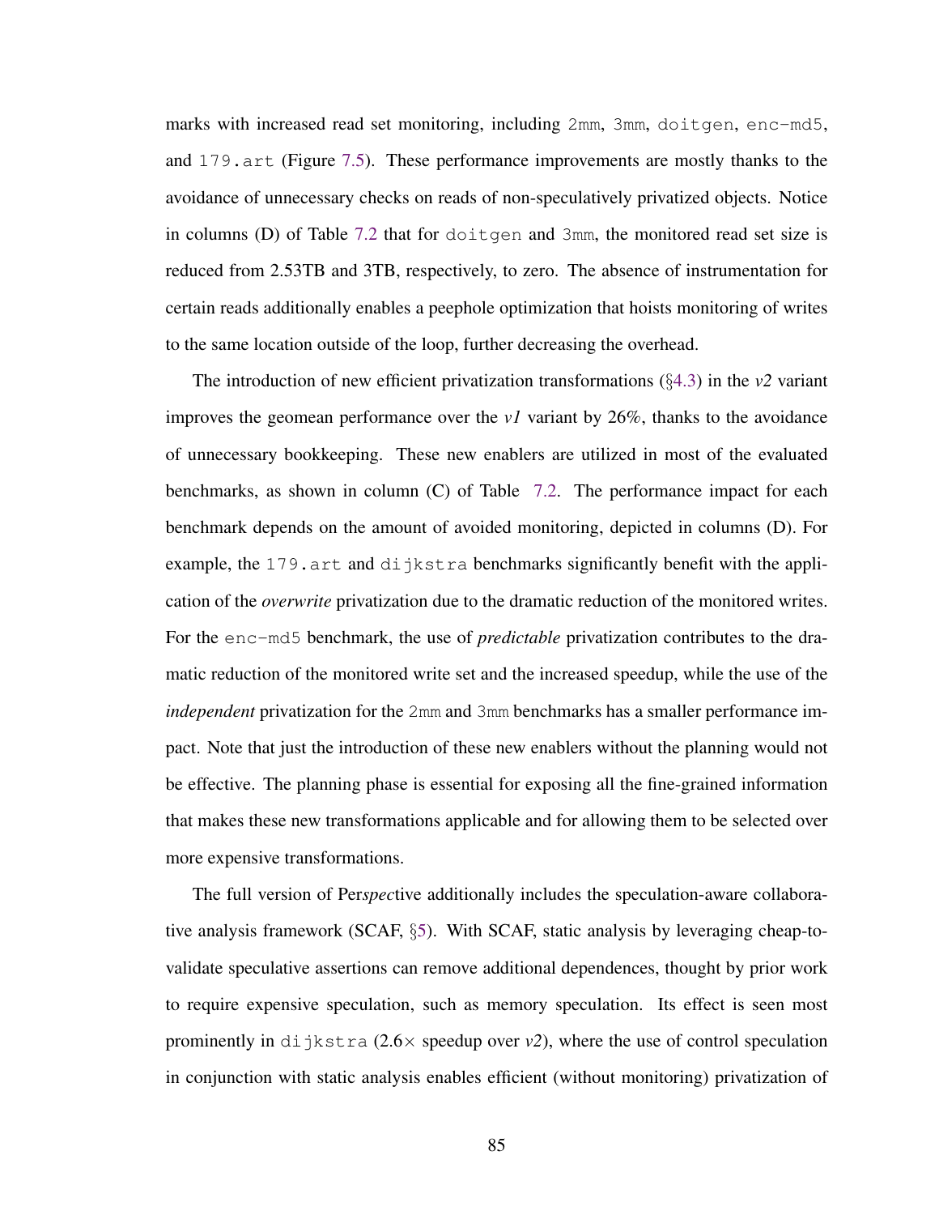marks with increased read set monitoring, including `2mm`, `3mm`, `doitgen`, `enc-md5`, and `179.art` (Figure 7.5). These performance improvements are mostly thanks to the avoidance of unnecessary checks on reads of non-speculatively privatized objects. Notice in columns (D) of Table 7.2 that for `doitgen` and `3mm`, the monitored read set size is reduced from 2.53TB and 3TB, respectively, to zero. The absence of instrumentation for certain reads additionally enables a peephole optimization that hoists monitoring of writes to the same location outside of the loop, further decreasing the overhead.

The introduction of new efficient privatization transformations (§4.3) in the *v2* variant improves the geomean performance over the *v1* variant by 26%, thanks to the avoidance of unnecessary bookkeeping. These new enablers are utilized in most of the evaluated benchmarks, as shown in column (C) of Table 7.2. The performance impact for each benchmark depends on the amount of avoided monitoring, depicted in columns (D). For example, the `179.art` and `dijkstra` benchmarks significantly benefit with the application of the *overwrite* privatization due to the dramatic reduction of the monitored writes. For the `enc-md5` benchmark, the use of *predictable* privatization contributes to the dramatic reduction of the monitored write set and the increased speedup, while the use of the *independent* privatization for the `2mm` and `3mm` benchmarks has a smaller performance impact. Note that just the introduction of these new enablers without the planning would not be effective. The planning phase is essential for exposing all the fine-grained information that makes these new transformations applicable and for allowing them to be selected over more expensive transformations.

The full version of Per*spec*tive additionally includes the speculation-aware collaborative analysis framework (SCAF, §5). With SCAF, static analysis by leveraging cheap-to-validate speculative assertions can remove additional dependences, thought by prior work to require expensive speculation, such as memory speculation. Its effect is seen most prominently in `dijkstra` (2.6× speedup over *v2*), where the use of control speculation in conjunction with static analysis enables efficient (without monitoring) privatization of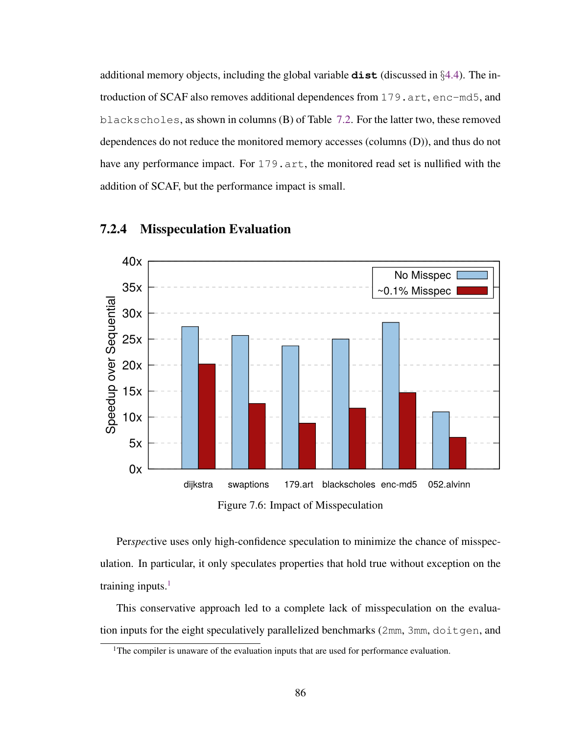additional memory objects, including the global variable **`dist`** (discussed in §4.4). The introduction of SCAF also removes additional dependences from `179.art`, `enc-md5`, and `blackscholes`, as shown in columns (B) of Table 7.2. For the latter two, these removed dependences do not reduce the monitored memory accesses (columns (D)), and thus do not have any performance impact. For `179.art`, the monitored read set is nullified with the addition of SCAF, but the performance impact is small.

### 7.2.4 Misspeculation Evaluation

Figure 7.6: Impact of Misspeculation

Per*spec*tive uses only high-confidence speculation to minimize the chance of misspeculation. In particular, it only speculates properties that hold true without exception on the training inputs.[1]

This conservative approach led to a complete lack of misspeculation on the evaluation inputs for the eight speculatively parallelized benchmarks (`2mm`, `3mm`, `doitgen`, and

[1]The compiler is unaware of the evaluation inputs that are used for performance evaluation.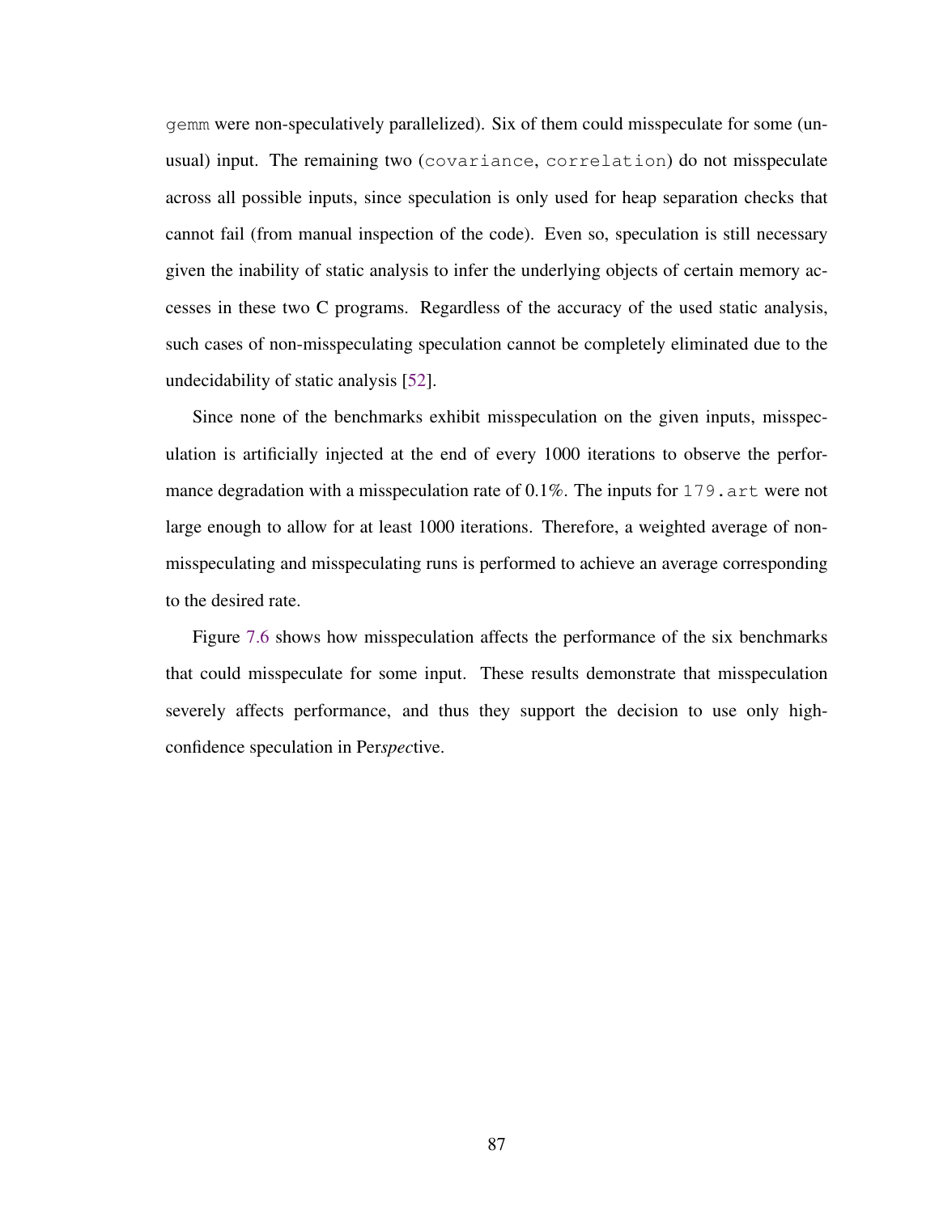gemm were non-speculatively parallelized). Six of them could misspeculate for some (unusual) input. The remaining two (covariance, correlation) do not misspeculate across all possible inputs, since speculation is only used for heap separation checks that cannot fail (from manual inspection of the code). Even so, speculation is still necessary given the inability of static analysis to infer the underlying objects of certain memory accesses in these two C programs. Regardless of the accuracy of the used static analysis, such cases of non-misspeculating speculation cannot be completely eliminated due to the undecidability of static analysis [52].

Since none of the benchmarks exhibit misspeculation on the given inputs, misspeculation is artificially injected at the end of every 1000 iterations to observe the performance degradation with a misspeculation rate of 0.1%. The inputs for 179.art were not large enough to allow for at least 1000 iterations. Therefore, a weighted average of non-misspeculating and misspeculating runs is performed to achieve an average corresponding to the desired rate.

Figure 7.6 shows how misspeculation affects the performance of the six benchmarks that could misspeculate for some input. These results demonstrate that misspeculation severely affects performance, and thus they support the decision to use only high-confidence speculation in Per*spec*tive.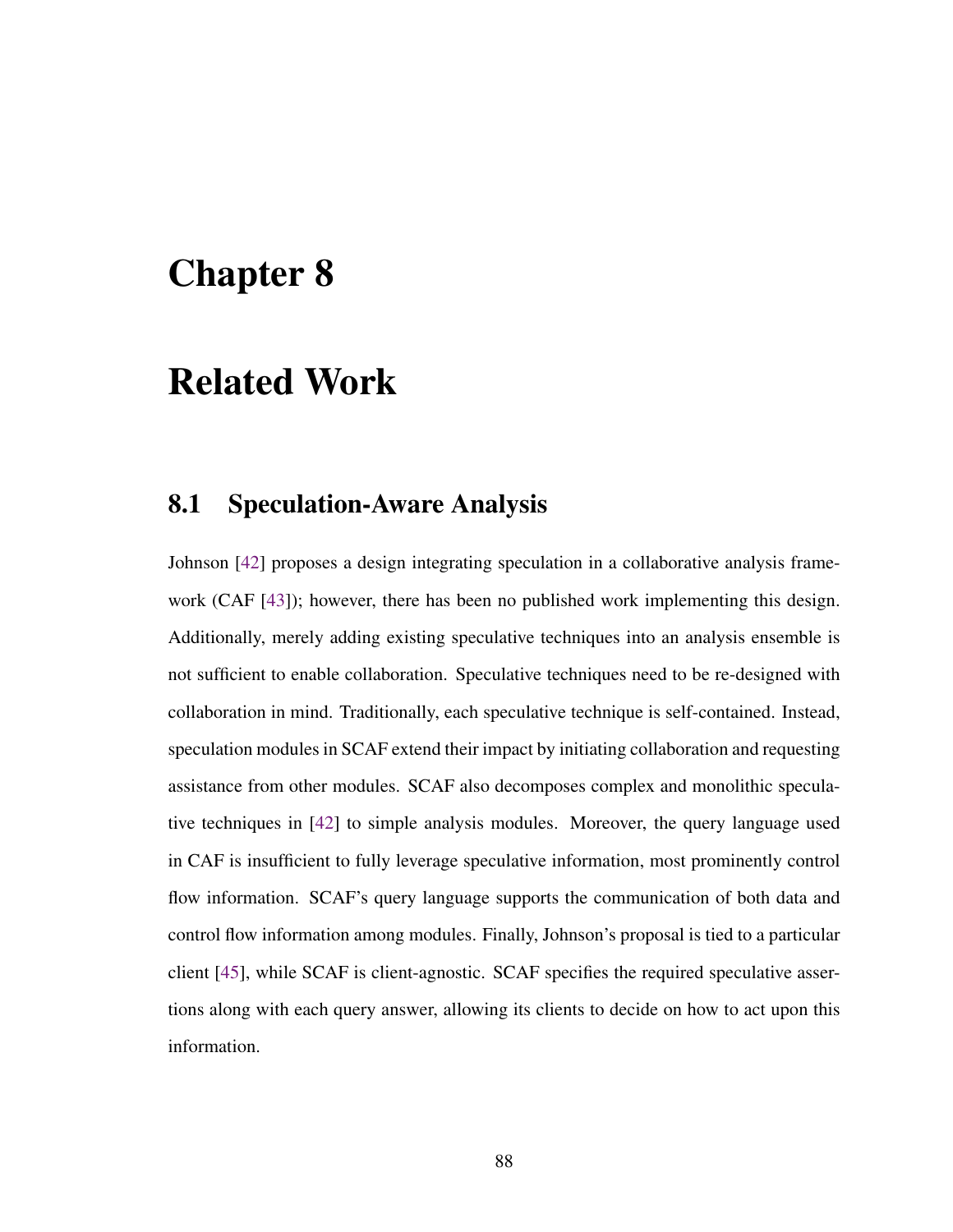# Chapter 8

# Related Work

## 8.1 Speculation-Aware Analysis

Johnson [42] proposes a design integrating speculation in a collaborative analysis framework (CAF [43]); however, there has been no published work implementing this design. Additionally, merely adding existing speculative techniques into an analysis ensemble is not sufficient to enable collaboration. Speculative techniques need to be re-designed with collaboration in mind. Traditionally, each speculative technique is self-contained. Instead, speculation modules in SCAF extend their impact by initiating collaboration and requesting assistance from other modules. SCAF also decomposes complex and monolithic speculative techniques in [42] to simple analysis modules. Moreover, the query language used in CAF is insufficient to fully leverage speculative information, most prominently control flow information. SCAF's query language supports the communication of both data and control flow information among modules. Finally, Johnson's proposal is tied to a particular client [45], while SCAF is client-agnostic. SCAF specifies the required speculative assertions along with each query answer, allowing its clients to decide on how to act upon this information.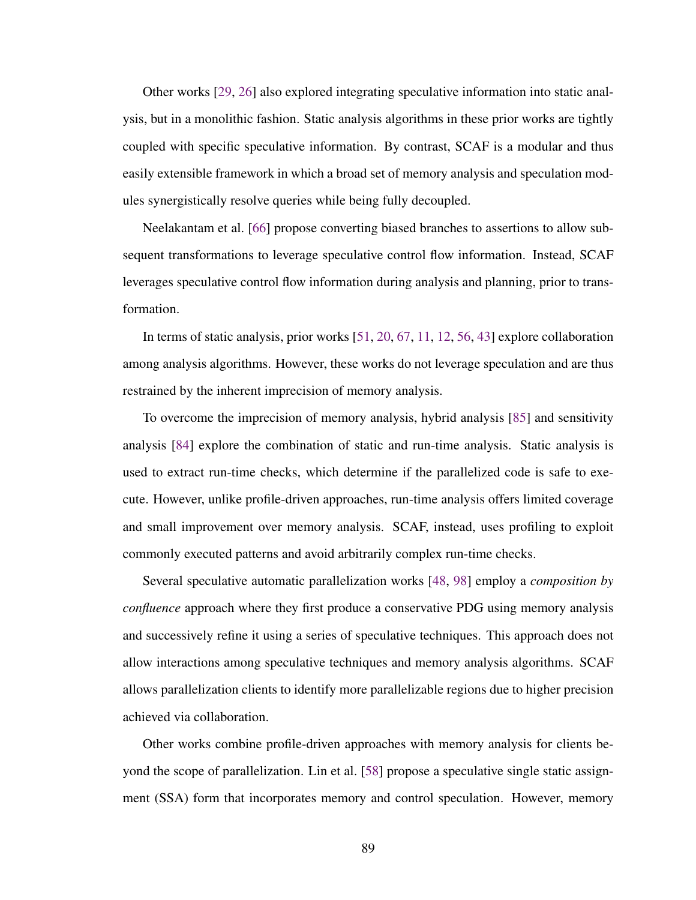Other works [29, 26] also explored integrating speculative information into static analysis, but in a monolithic fashion. Static analysis algorithms in these prior works are tightly coupled with specific speculative information. By contrast, SCAF is a modular and thus easily extensible framework in which a broad set of memory analysis and speculation modules synergistically resolve queries while being fully decoupled.

Neelakantam et al. [66] propose converting biased branches to assertions to allow subsequent transformations to leverage speculative control flow information. Instead, SCAF leverages speculative control flow information during analysis and planning, prior to transformation.

In terms of static analysis, prior works [51, 20, 67, 11, 12, 56, 43] explore collaboration among analysis algorithms. However, these works do not leverage speculation and are thus restrained by the inherent imprecision of memory analysis.

To overcome the imprecision of memory analysis, hybrid analysis [85] and sensitivity analysis [84] explore the combination of static and run-time analysis. Static analysis is used to extract run-time checks, which determine if the parallelized code is safe to execute. However, unlike profile-driven approaches, run-time analysis offers limited coverage and small improvement over memory analysis. SCAF, instead, uses profiling to exploit commonly executed patterns and avoid arbitrarily complex run-time checks.

Several speculative automatic parallelization works [48, 98] employ a *composition by confluence* approach where they first produce a conservative PDG using memory analysis and successively refine it using a series of speculative techniques. This approach does not allow interactions among speculative techniques and memory analysis algorithms. SCAF allows parallelization clients to identify more parallelizable regions due to higher precision achieved via collaboration.

Other works combine profile-driven approaches with memory analysis for clients beyond the scope of parallelization. Lin et al. [58] propose a speculative single static assignment (SSA) form that incorporates memory and control speculation. However, memory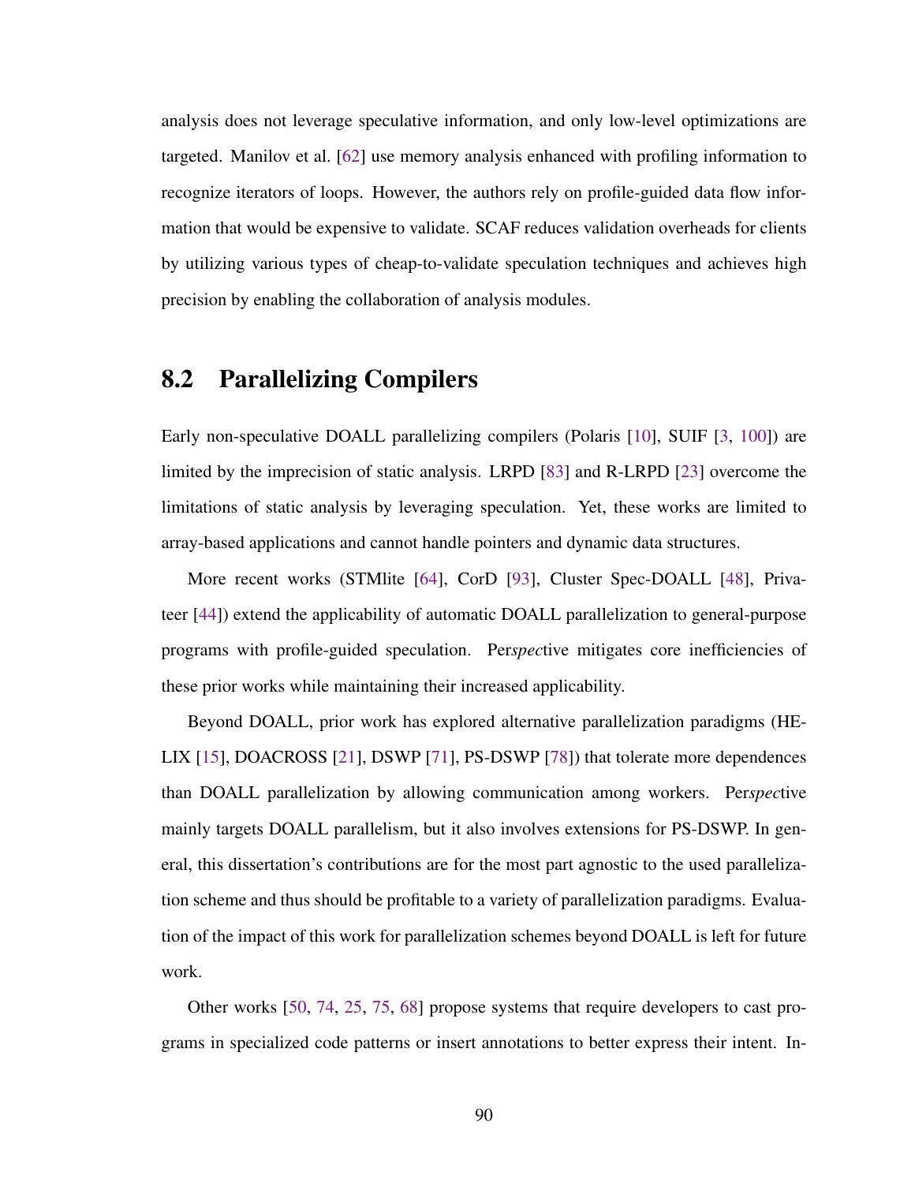analysis does not leverage speculative information, and only low-level optimizations are targeted. Manilov et al. [62] use memory analysis enhanced with profiling information to recognize iterators of loops. However, the authors rely on profile-guided data flow information that would be expensive to validate. SCAF reduces validation overheads for clients by utilizing various types of cheap-to-validate speculation techniques and achieves high precision by enabling the collaboration of analysis modules.

## 8.2 Parallelizing Compilers

Early non-speculative DOALL parallelizing compilers (Polaris [10], SUIF [3, 100]) are limited by the imprecision of static analysis. LRPD [83] and R-LRPD [23] overcome the limitations of static analysis by leveraging speculation. Yet, these works are limited to array-based applications and cannot handle pointers and dynamic data structures.

More recent works (STMlite [64], CorD [93], Cluster Spec-DOALL [48], Privateer [44]) extend the applicability of automatic DOALL parallelization to general-purpose programs with profile-guided speculation. Per*spec*tive mitigates core inefficiencies of these prior works while maintaining their increased applicability.

Beyond DOALL, prior work has explored alternative parallelization paradigms (HELIX [15], DOACROSS [21], DSWP [71], PS-DSWP [78]) that tolerate more dependences than DOALL parallelization by allowing communication among workers. Per*spec*tive mainly targets DOALL parallelism, but it also involves extensions for PS-DSWP. In general, this dissertation's contributions are for the most part agnostic to the used parallelization scheme and thus should be profitable to a variety of parallelization paradigms. Evaluation of the impact of this work for parallelization schemes beyond DOALL is left for future work.

Other works [50, 74, 25, 75, 68] propose systems that require developers to cast programs in specialized code patterns or insert annotations to better express their intent. In-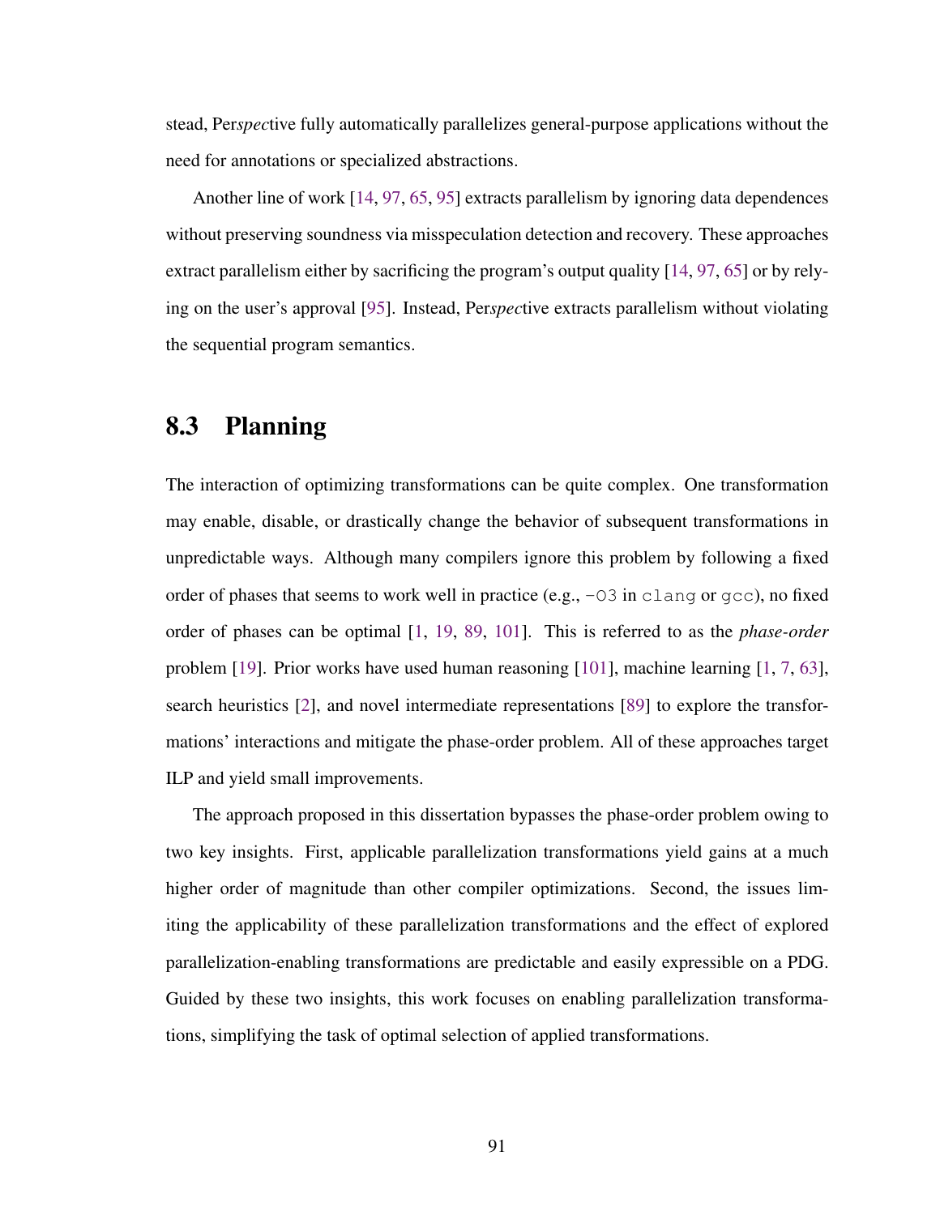stead, Per*spec*tive fully automatically parallelizes general-purpose applications without the need for annotations or specialized abstractions.

Another line of work [14, 97, 65, 95] extracts parallelism by ignoring data dependences without preserving soundness via misspeculation detection and recovery. These approaches extract parallelism either by sacrificing the program's output quality [14, 97, 65] or by relying on the user's approval [95]. Instead, Per*spec*tive extracts parallelism without violating the sequential program semantics.

## 8.3 Planning

The interaction of optimizing transformations can be quite complex. One transformation may enable, disable, or drastically change the behavior of subsequent transformations in unpredictable ways. Although many compilers ignore this problem by following a fixed order of phases that seems to work well in practice (e.g., `-O3` in `clang` or `gcc`), no fixed order of phases can be optimal [1, 19, 89, 101]. This is referred to as the *phase-order* problem [19]. Prior works have used human reasoning [101], machine learning [1, 7, 63], search heuristics [2], and novel intermediate representations [89] to explore the transformations' interactions and mitigate the phase-order problem. All of these approaches target ILP and yield small improvements.

The approach proposed in this dissertation bypasses the phase-order problem owing to two key insights. First, applicable parallelization transformations yield gains at a much higher order of magnitude than other compiler optimizations. Second, the issues limiting the applicability of these parallelization transformations and the effect of explored parallelization-enabling transformations are predictable and easily expressible on a PDG. Guided by these two insights, this work focuses on enabling parallelization transformations, simplifying the task of optimal selection of applied transformations.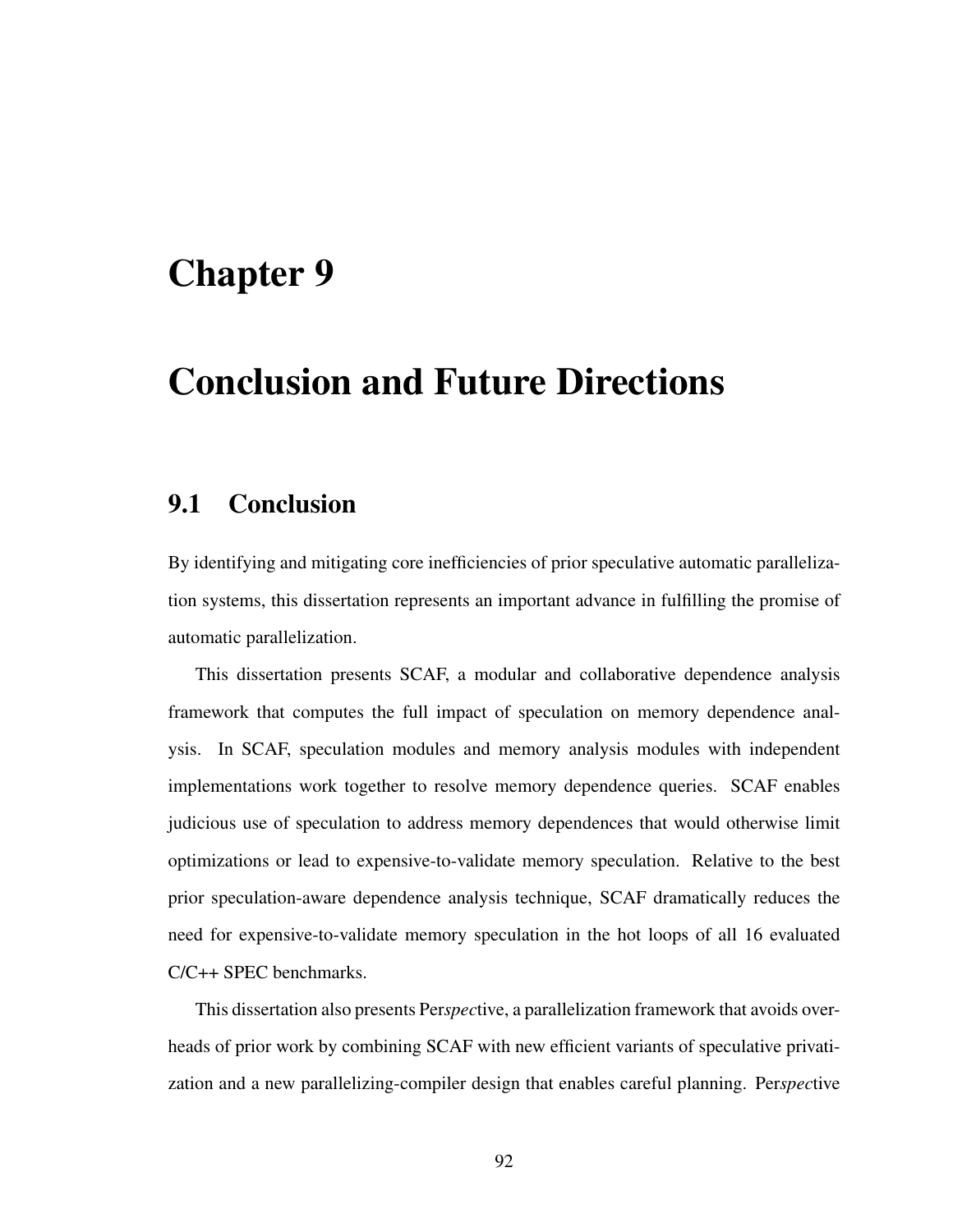# Chapter 9

# Conclusion and Future Directions

## 9.1 Conclusion

By identifying and mitigating core inefficiencies of prior speculative automatic parallelization systems, this dissertation represents an important advance in fulfilling the promise of automatic parallelization.

This dissertation presents SCAF, a modular and collaborative dependence analysis framework that computes the full impact of speculation on memory dependence analysis. In SCAF, speculation modules and memory analysis modules with independent implementations work together to resolve memory dependence queries. SCAF enables judicious use of speculation to address memory dependences that would otherwise limit optimizations or lead to expensive-to-validate memory speculation. Relative to the best prior speculation-aware dependence analysis technique, SCAF dramatically reduces the need for expensive-to-validate memory speculation in the hot loops of all 16 evaluated C/C++ SPEC benchmarks.

This dissertation also presents Per*spec*tive, a parallelization framework that avoids overheads of prior work by combining SCAF with new efficient variants of speculative privatization and a new parallelizing-compiler design that enables careful planning. Per*spec*tive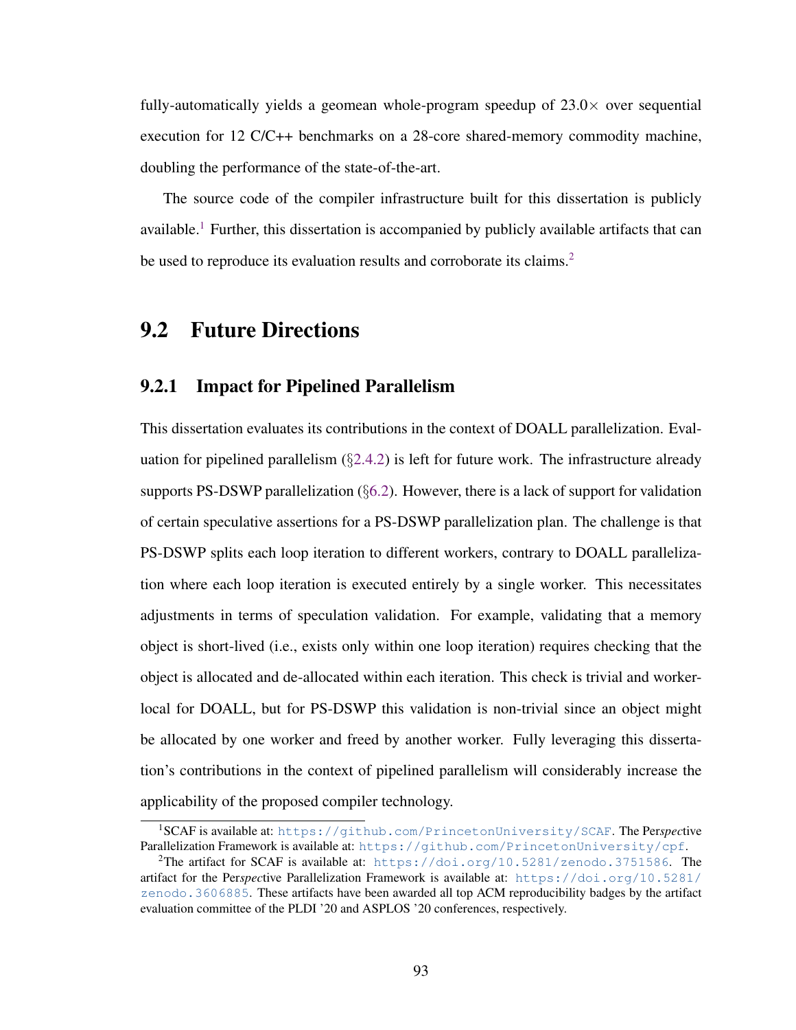fully-automatically yields a geomean whole-program speedup of 23.0× over sequential execution for 12 C/C++ benchmarks on a 28-core shared-memory commodity machine, doubling the performance of the state-of-the-art.

The source code of the compiler infrastructure built for this dissertation is publicly available.[1] Further, this dissertation is accompanied by publicly available artifacts that can be used to reproduce its evaluation results and corroborate its claims.[2]

## 9.2 Future Directions

### 9.2.1 Impact for Pipelined Parallelism

This dissertation evaluates its contributions in the context of DOALL parallelization. Evaluation for pipelined parallelism (§2.4.2) is left for future work. The infrastructure already supports PS-DSWP parallelization (§6.2). However, there is a lack of support for validation of certain speculative assertions for a PS-DSWP parallelization plan. The challenge is that PS-DSWP splits each loop iteration to different workers, contrary to DOALL parallelization where each loop iteration is executed entirely by a single worker. This necessitates adjustments in terms of speculation validation. For example, validating that a memory object is short-lived (i.e., exists only within one loop iteration) requires checking that the object is allocated and de-allocated within each iteration. This check is trivial and worker-local for DOALL, but for PS-DSWP this validation is non-trivial since an object might be allocated by one worker and freed by another worker. Fully leveraging this dissertation's contributions in the context of pipelined parallelism will considerably increase the applicability of the proposed compiler technology.

---

[1] SCAF is available at: `https://github.com/PrincetonUniversity/SCAF`. The Per*spec*tive Parallelization Framework is available at: `https://github.com/PrincetonUniversity/cpf`.

[2] The artifact for SCAF is available at: `https://doi.org/10.5281/zenodo.3751586`. The artifact for the Per*spec*tive Parallelization Framework is available at: `https://doi.org/10.5281/zenodo.3606885`. These artifacts have been awarded all top ACM reproducibility badges by the artifact evaluation committee of the PLDI '20 and ASPLOS '20 conferences, respectively.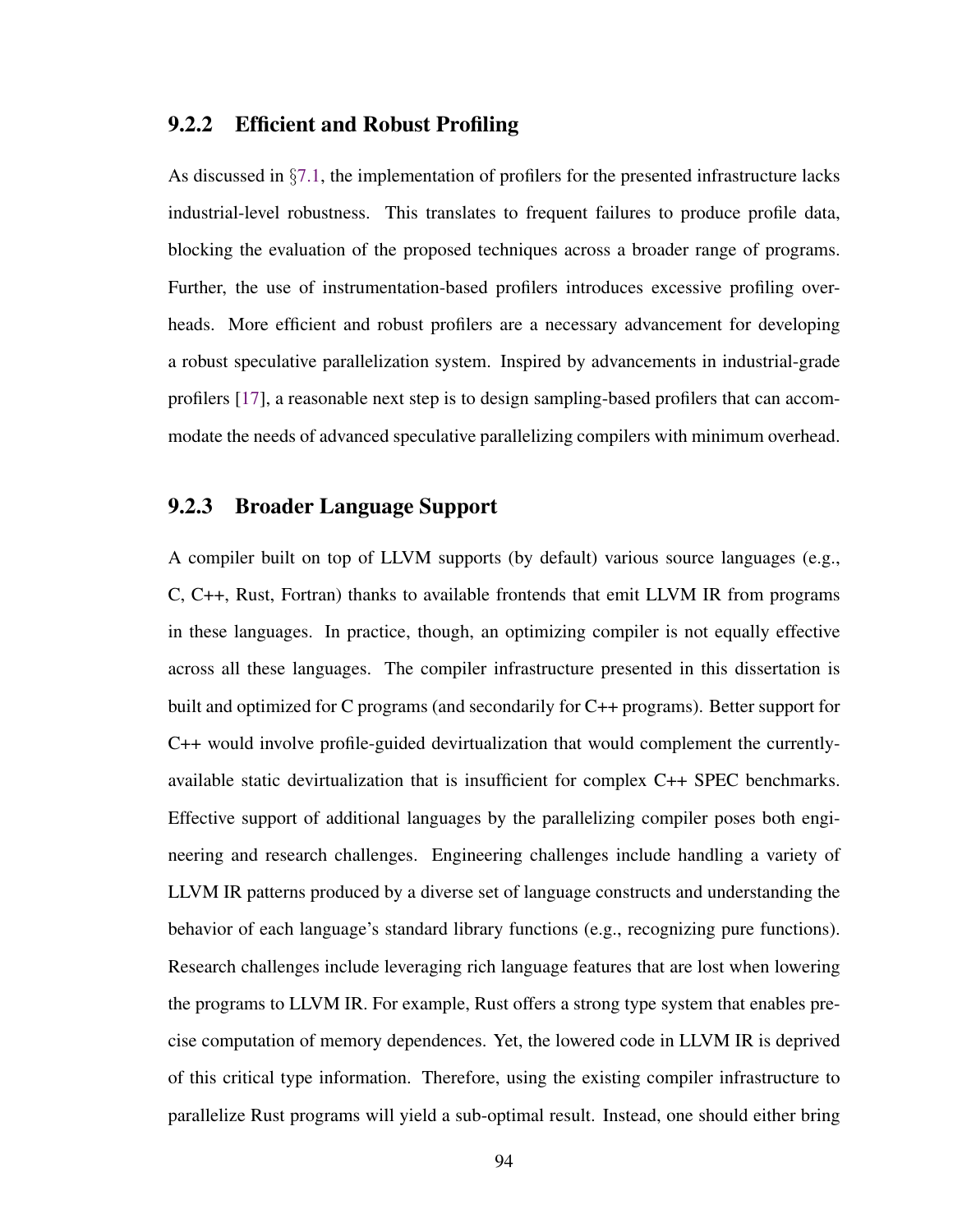### 9.2.2 Efficient and Robust Profiling

As discussed in §7.1, the implementation of profilers for the presented infrastructure lacks industrial-level robustness. This translates to frequent failures to produce profile data, blocking the evaluation of the proposed techniques across a broader range of programs. Further, the use of instrumentation-based profilers introduces excessive profiling overheads. More efficient and robust profilers are a necessary advancement for developing a robust speculative parallelization system. Inspired by advancements in industrial-grade profilers [17], a reasonable next step is to design sampling-based profilers that can accommodate the needs of advanced speculative parallelizing compilers with minimum overhead.

### 9.2.3 Broader Language Support

A compiler built on top of LLVM supports (by default) various source languages (e.g., C, C++, Rust, Fortran) thanks to available frontends that emit LLVM IR from programs in these languages. In practice, though, an optimizing compiler is not equally effective across all these languages. The compiler infrastructure presented in this dissertation is built and optimized for C programs (and secondarily for C++ programs). Better support for C++ would involve profile-guided devirtualization that would complement the currently-available static devirtualization that is insufficient for complex C++ SPEC benchmarks. Effective support of additional languages by the parallelizing compiler poses both engineering and research challenges. Engineering challenges include handling a variety of LLVM IR patterns produced by a diverse set of language constructs and understanding the behavior of each language's standard library functions (e.g., recognizing pure functions). Research challenges include leveraging rich language features that are lost when lowering the programs to LLVM IR. For example, Rust offers a strong type system that enables precise computation of memory dependences. Yet, the lowered code in LLVM IR is deprived of this critical type information. Therefore, using the existing compiler infrastructure to parallelize Rust programs will yield a sub-optimal result. Instead, one should either bring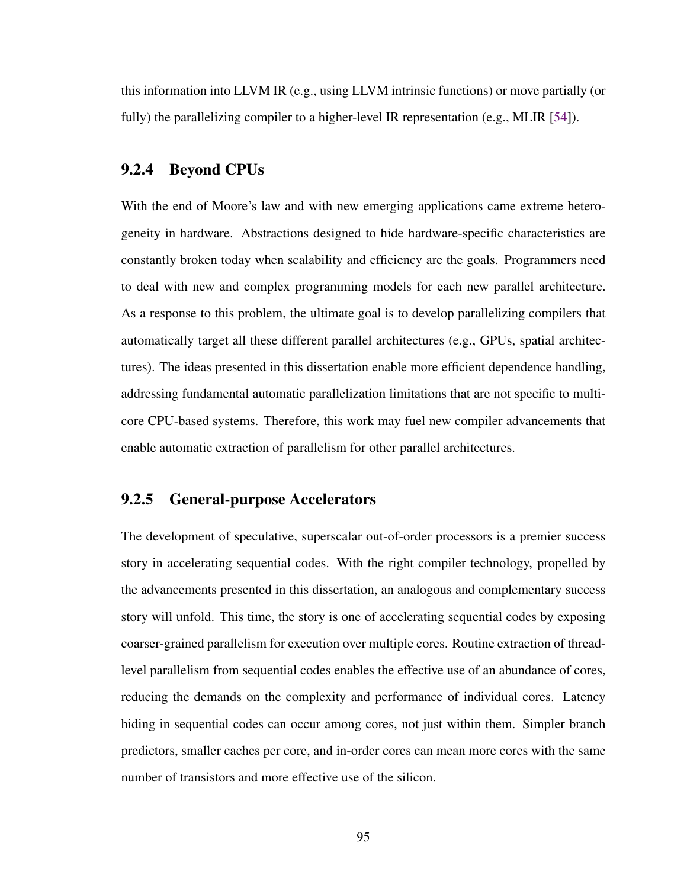this information into LLVM IR (e.g., using LLVM intrinsic functions) or move partially (or fully) the parallelizing compiler to a higher-level IR representation (e.g., MLIR [54]).

### 9.2.4 Beyond CPUs

With the end of Moore's law and with new emerging applications came extreme heterogeneity in hardware. Abstractions designed to hide hardware-specific characteristics are constantly broken today when scalability and efficiency are the goals. Programmers need to deal with new and complex programming models for each new parallel architecture. As a response to this problem, the ultimate goal is to develop parallelizing compilers that automatically target all these different parallel architectures (e.g., GPUs, spatial architectures). The ideas presented in this dissertation enable more efficient dependence handling, addressing fundamental automatic parallelization limitations that are not specific to multicore CPU-based systems. Therefore, this work may fuel new compiler advancements that enable automatic extraction of parallelism for other parallel architectures.

### 9.2.5 General-purpose Accelerators

The development of speculative, superscalar out-of-order processors is a premier success story in accelerating sequential codes. With the right compiler technology, propelled by the advancements presented in this dissertation, an analogous and complementary success story will unfold. This time, the story is one of accelerating sequential codes by exposing coarser-grained parallelism for execution over multiple cores. Routine extraction of thread-level parallelism from sequential codes enables the effective use of an abundance of cores, reducing the demands on the complexity and performance of individual cores. Latency hiding in sequential codes can occur among cores, not just within them. Simpler branch predictors, smaller caches per core, and in-order cores can mean more cores with the same number of transistors and more effective use of the silicon.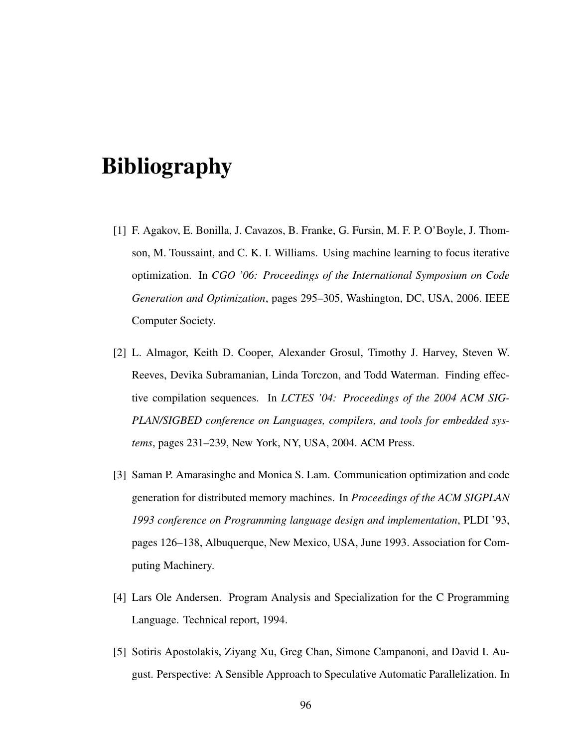# Bibliography

[1] F. Agakov, E. Bonilla, J. Cavazos, B. Franke, G. Fursin, M. F. P. O'Boyle, J. Thomson, M. Toussaint, and C. K. I. Williams. Using machine learning to focus iterative optimization. In *CGO '06: Proceedings of the International Symposium on Code Generation and Optimization*, pages 295–305, Washington, DC, USA, 2006. IEEE Computer Society.

[2] L. Almagor, Keith D. Cooper, Alexander Grosul, Timothy J. Harvey, Steven W. Reeves, Devika Subramanian, Linda Torczon, and Todd Waterman. Finding effective compilation sequences. In *LCTES '04: Proceedings of the 2004 ACM SIGPLAN/SIGBED conference on Languages, compilers, and tools for embedded systems*, pages 231–239, New York, NY, USA, 2004. ACM Press.

[3] Saman P. Amarasinghe and Monica S. Lam. Communication optimization and code generation for distributed memory machines. In *Proceedings of the ACM SIGPLAN 1993 conference on Programming language design and implementation*, PLDI '93, pages 126–138, Albuquerque, New Mexico, USA, June 1993. Association for Computing Machinery.

[4] Lars Ole Andersen. Program Analysis and Specialization for the C Programming Language. Technical report, 1994.

[5] Sotiris Apostolakis, Ziyang Xu, Greg Chan, Simone Campanoni, and David I. August. Perspective: A Sensible Approach to Speculative Automatic Parallelization. In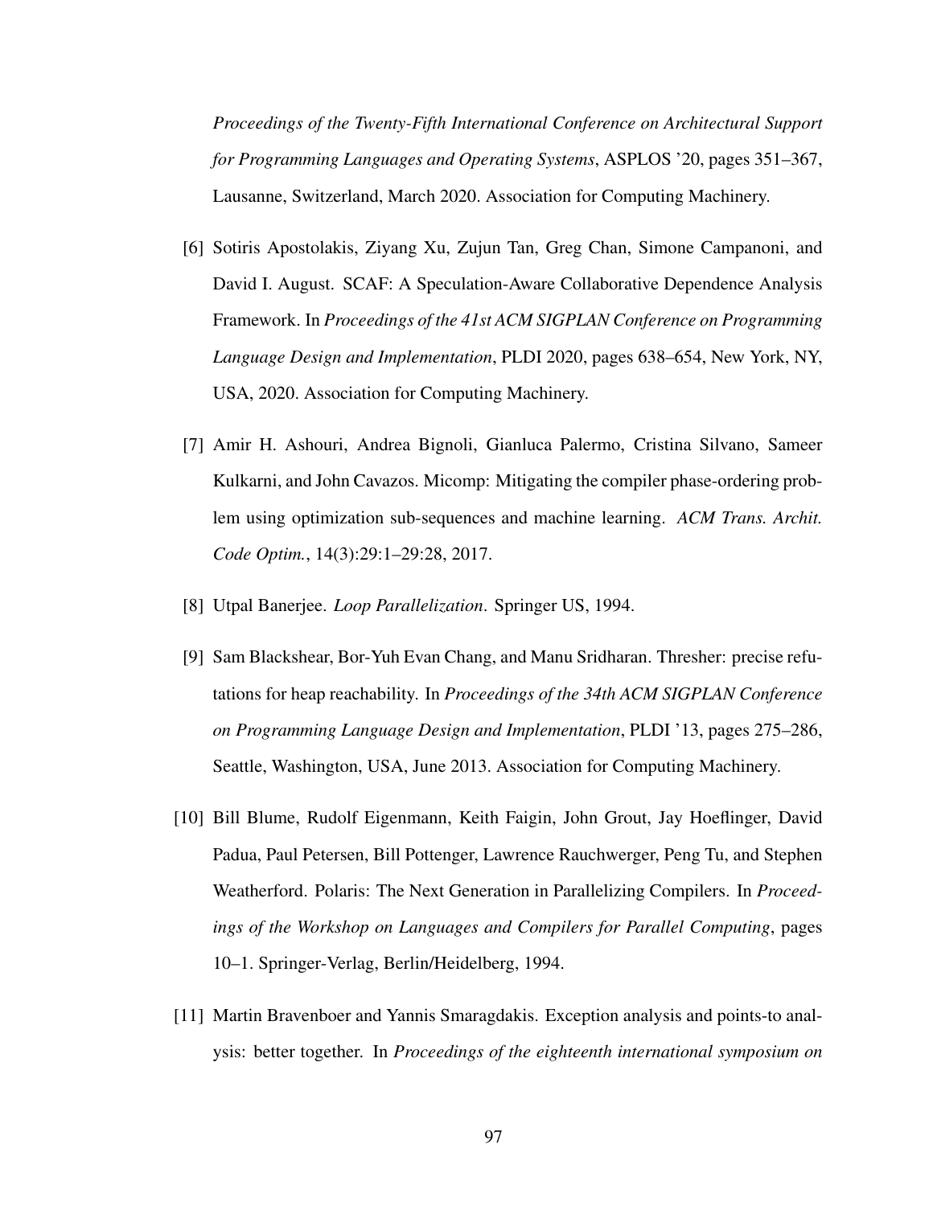*Proceedings of the Twenty-Fifth International Conference on Architectural Support for Programming Languages and Operating Systems*, ASPLOS '20, pages 351–367, Lausanne, Switzerland, March 2020. Association for Computing Machinery.

[6] Sotiris Apostolakis, Ziyang Xu, Zujun Tan, Greg Chan, Simone Campanoni, and David I. August. SCAF: A Speculation-Aware Collaborative Dependence Analysis Framework. In *Proceedings of the 41st ACM SIGPLAN Conference on Programming Language Design and Implementation*, PLDI 2020, pages 638–654, New York, NY, USA, 2020. Association for Computing Machinery.

[7] Amir H. Ashouri, Andrea Bignoli, Gianluca Palermo, Cristina Silvano, Sameer Kulkarni, and John Cavazos. Micomp: Mitigating the compiler phase-ordering problem using optimization sub-sequences and machine learning. *ACM Trans. Archit. Code Optim.*, 14(3):29:1–29:28, 2017.

[8] Utpal Banerjee. *Loop Parallelization*. Springer US, 1994.

[9] Sam Blackshear, Bor-Yuh Evan Chang, and Manu Sridharan. Thresher: precise refutations for heap reachability. In *Proceedings of the 34th ACM SIGPLAN Conference on Programming Language Design and Implementation*, PLDI '13, pages 275–286, Seattle, Washington, USA, June 2013. Association for Computing Machinery.

[10] Bill Blume, Rudolf Eigenmann, Keith Faigin, John Grout, Jay Hoeflinger, David Padua, Paul Petersen, Bill Pottenger, Lawrence Rauchwerger, Peng Tu, and Stephen Weatherford. Polaris: The Next Generation in Parallelizing Compilers. In *Proceedings of the Workshop on Languages and Compilers for Parallel Computing*, pages 10–1. Springer-Verlag, Berlin/Heidelberg, 1994.

[11] Martin Bravenboer and Yannis Smaragdakis. Exception analysis and points-to analysis: better together. In *Proceedings of the eighteenth international symposium on*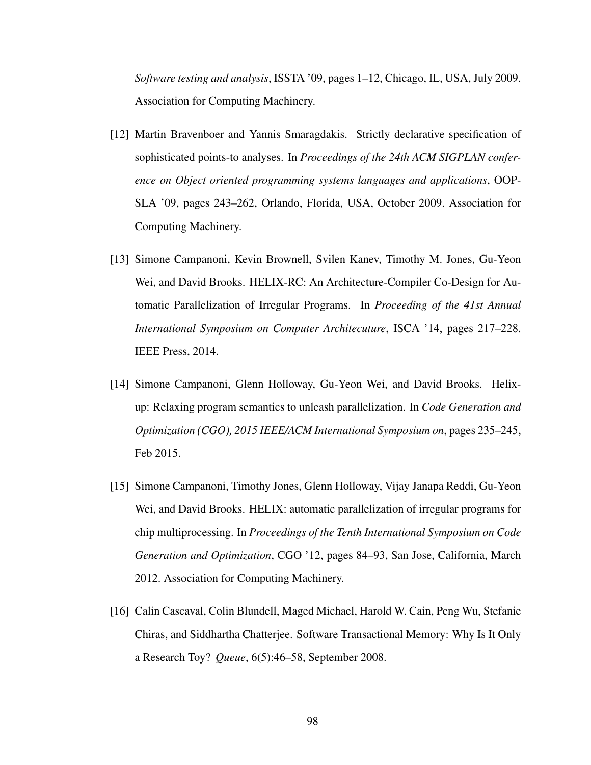*Software testing and analysis*, ISSTA '09, pages 1–12, Chicago, IL, USA, July 2009. Association for Computing Machinery.

[12] Martin Bravenboer and Yannis Smaragdakis. Strictly declarative specification of sophisticated points-to analyses. In *Proceedings of the 24th ACM SIGPLAN conference on Object oriented programming systems languages and applications*, OOPSLA '09, pages 243–262, Orlando, Florida, USA, October 2009. Association for Computing Machinery.

[13] Simone Campanoni, Kevin Brownell, Svilen Kanev, Timothy M. Jones, Gu-Yeon Wei, and David Brooks. HELIX-RC: An Architecture-Compiler Co-Design for Automatic Parallelization of Irregular Programs. In *Proceeding of the 41st Annual International Symposium on Computer Architecuture*, ISCA '14, pages 217–228. IEEE Press, 2014.

[14] Simone Campanoni, Glenn Holloway, Gu-Yeon Wei, and David Brooks. Helix-up: Relaxing program semantics to unleash parallelization. In *Code Generation and Optimization (CGO), 2015 IEEE/ACM International Symposium on*, pages 235–245, Feb 2015.

[15] Simone Campanoni, Timothy Jones, Glenn Holloway, Vijay Janapa Reddi, Gu-Yeon Wei, and David Brooks. HELIX: automatic parallelization of irregular programs for chip multiprocessing. In *Proceedings of the Tenth International Symposium on Code Generation and Optimization*, CGO '12, pages 84–93, San Jose, California, March 2012. Association for Computing Machinery.

[16] Calin Cascaval, Colin Blundell, Maged Michael, Harold W. Cain, Peng Wu, Stefanie Chiras, and Siddhartha Chatterjee. Software Transactional Memory: Why Is It Only a Research Toy? *Queue*, 6(5):46–58, September 2008.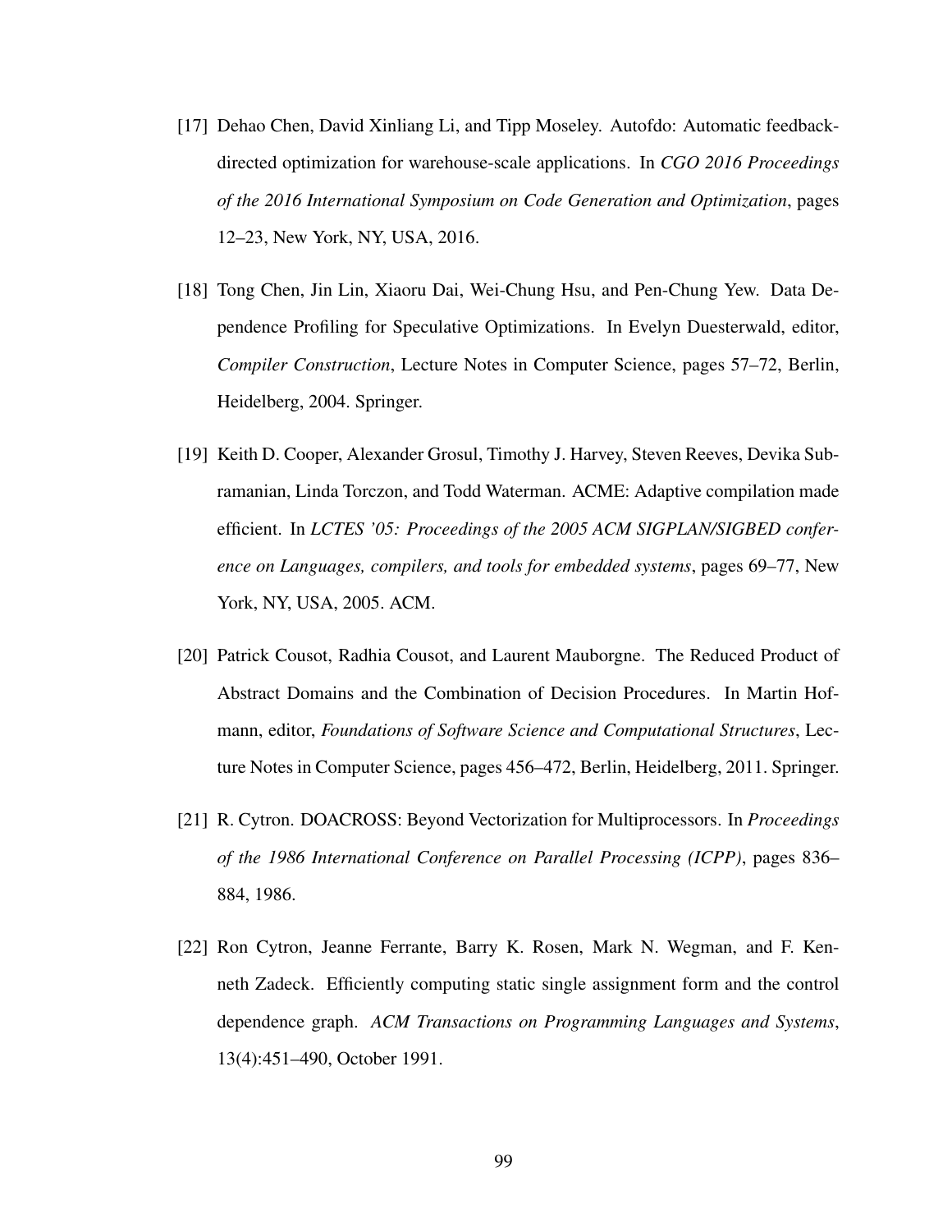[17] Dehao Chen, David Xinliang Li, and Tipp Moseley. Autofdo: Automatic feedback-directed optimization for warehouse-scale applications. In *CGO 2016 Proceedings of the 2016 International Symposium on Code Generation and Optimization*, pages 12–23, New York, NY, USA, 2016.

[18] Tong Chen, Jin Lin, Xiaoru Dai, Wei-Chung Hsu, and Pen-Chung Yew. Data Dependence Profiling for Speculative Optimizations. In Evelyn Duesterwald, editor, *Compiler Construction*, Lecture Notes in Computer Science, pages 57–72, Berlin, Heidelberg, 2004. Springer.

[19] Keith D. Cooper, Alexander Grosul, Timothy J. Harvey, Steven Reeves, Devika Subramanian, Linda Torczon, and Todd Waterman. ACME: Adaptive compilation made efficient. In *LCTES '05: Proceedings of the 2005 ACM SIGPLAN/SIGBED conference on Languages, compilers, and tools for embedded systems*, pages 69–77, New York, NY, USA, 2005. ACM.

[20] Patrick Cousot, Radhia Cousot, and Laurent Mauborgne. The Reduced Product of Abstract Domains and the Combination of Decision Procedures. In Martin Hofmann, editor, *Foundations of Software Science and Computational Structures*, Lecture Notes in Computer Science, pages 456–472, Berlin, Heidelberg, 2011. Springer.

[21] R. Cytron. DOACROSS: Beyond Vectorization for Multiprocessors. In *Proceedings of the 1986 International Conference on Parallel Processing (ICPP)*, pages 836–884, 1986.

[22] Ron Cytron, Jeanne Ferrante, Barry K. Rosen, Mark N. Wegman, and F. Kenneth Zadeck. Efficiently computing static single assignment form and the control dependence graph. *ACM Transactions on Programming Languages and Systems*, 13(4):451–490, October 1991.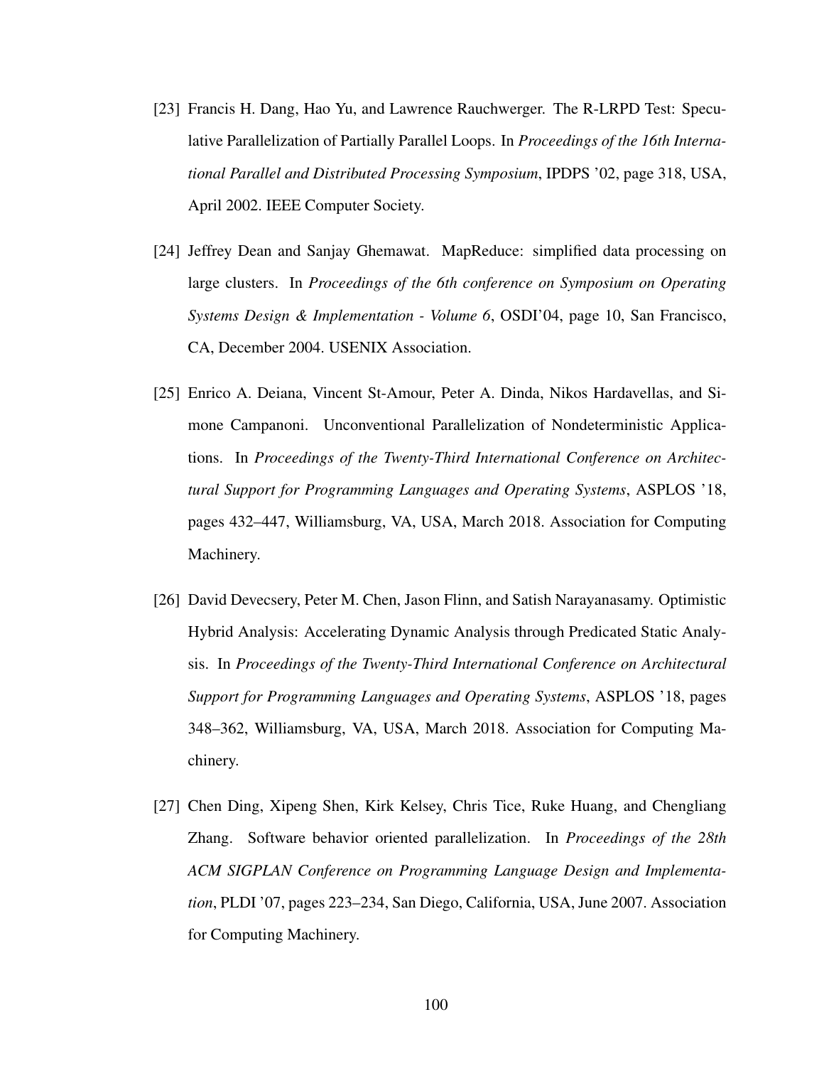[23] Francis H. Dang, Hao Yu, and Lawrence Rauchwerger. The R-LRPD Test: Speculative Parallelization of Partially Parallel Loops. In *Proceedings of the 16th International Parallel and Distributed Processing Symposium*, IPDPS '02, page 318, USA, April 2002. IEEE Computer Society.

[24] Jeffrey Dean and Sanjay Ghemawat. MapReduce: simplified data processing on large clusters. In *Proceedings of the 6th conference on Symposium on Operating Systems Design & Implementation - Volume 6*, OSDI'04, page 10, San Francisco, CA, December 2004. USENIX Association.

[25] Enrico A. Deiana, Vincent St-Amour, Peter A. Dinda, Nikos Hardavellas, and Simone Campanoni. Unconventional Parallelization of Nondeterministic Applications. In *Proceedings of the Twenty-Third International Conference on Architectural Support for Programming Languages and Operating Systems*, ASPLOS '18, pages 432–447, Williamsburg, VA, USA, March 2018. Association for Computing Machinery.

[26] David Devecsery, Peter M. Chen, Jason Flinn, and Satish Narayanasamy. Optimistic Hybrid Analysis: Accelerating Dynamic Analysis through Predicated Static Analysis. In *Proceedings of the Twenty-Third International Conference on Architectural Support for Programming Languages and Operating Systems*, ASPLOS '18, pages 348–362, Williamsburg, VA, USA, March 2018. Association for Computing Machinery.

[27] Chen Ding, Xipeng Shen, Kirk Kelsey, Chris Tice, Ruke Huang, and Chengliang Zhang. Software behavior oriented parallelization. In *Proceedings of the 28th ACM SIGPLAN Conference on Programming Language Design and Implementation*, PLDI '07, pages 223–234, San Diego, California, USA, June 2007. Association for Computing Machinery.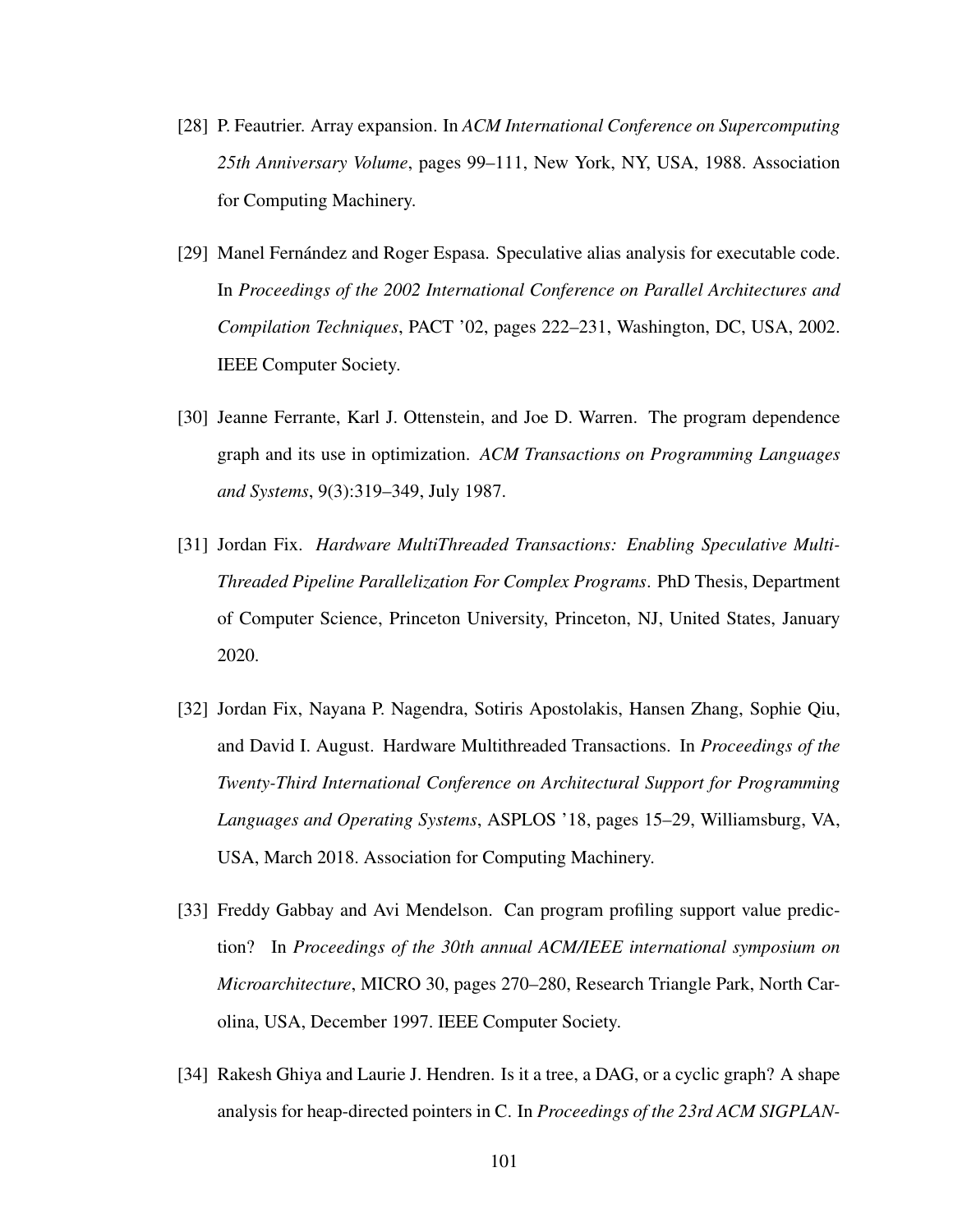[28] P. Feautrier. Array expansion. In *ACM International Conference on Supercomputing 25th Anniversary Volume*, pages 99–111, New York, NY, USA, 1988. Association for Computing Machinery.

[29] Manel Fernández and Roger Espasa. Speculative alias analysis for executable code. In *Proceedings of the 2002 International Conference on Parallel Architectures and Compilation Techniques*, PACT '02, pages 222–231, Washington, DC, USA, 2002. IEEE Computer Society.

[30] Jeanne Ferrante, Karl J. Ottenstein, and Joe D. Warren. The program dependence graph and its use in optimization. *ACM Transactions on Programming Languages and Systems*, 9(3):319–349, July 1987.

[31] Jordan Fix. *Hardware MultiThreaded Transactions: Enabling Speculative Multi-Threaded Pipeline Parallelization For Complex Programs*. PhD Thesis, Department of Computer Science, Princeton University, Princeton, NJ, United States, January 2020.

[32] Jordan Fix, Nayana P. Nagendra, Sotiris Apostolakis, Hansen Zhang, Sophie Qiu, and David I. August. Hardware Multithreaded Transactions. In *Proceedings of the Twenty-Third International Conference on Architectural Support for Programming Languages and Operating Systems*, ASPLOS '18, pages 15–29, Williamsburg, VA, USA, March 2018. Association for Computing Machinery.

[33] Freddy Gabbay and Avi Mendelson. Can program profiling support value prediction? In *Proceedings of the 30th annual ACM/IEEE international symposium on Microarchitecture*, MICRO 30, pages 270–280, Research Triangle Park, North Carolina, USA, December 1997. IEEE Computer Society.

[34] Rakesh Ghiya and Laurie J. Hendren. Is it a tree, a DAG, or a cyclic graph? A shape analysis for heap-directed pointers in C. In *Proceedings of the 23rd ACM SIGPLAN-*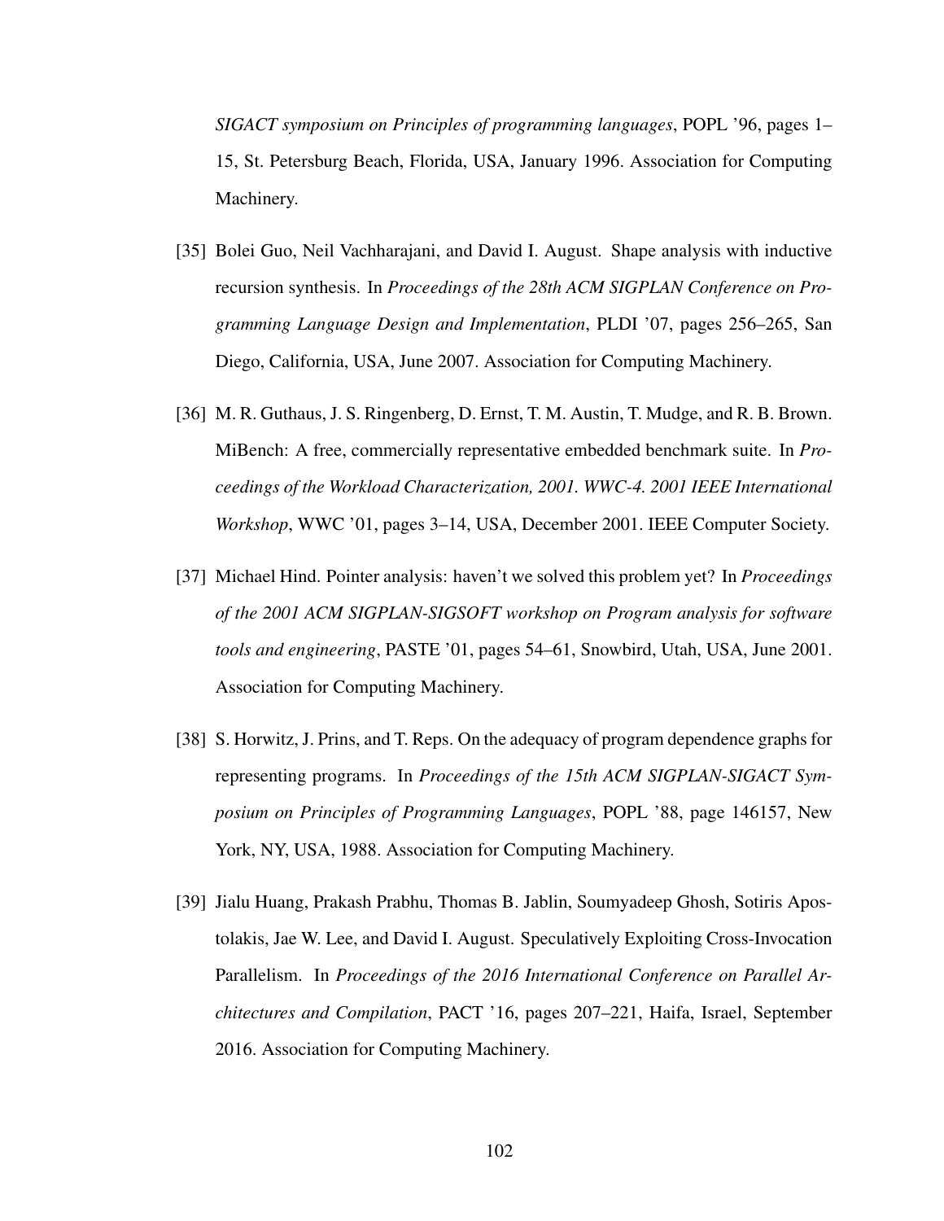*SIGACT symposium on Principles of programming languages*, POPL '96, pages 1–15, St. Petersburg Beach, Florida, USA, January 1996. Association for Computing Machinery.

[35] Bolei Guo, Neil Vachharajani, and David I. August. Shape analysis with inductive recursion synthesis. In *Proceedings of the 28th ACM SIGPLAN Conference on Programming Language Design and Implementation*, PLDI '07, pages 256–265, San Diego, California, USA, June 2007. Association for Computing Machinery.

[36] M. R. Guthaus, J. S. Ringenberg, D. Ernst, T. M. Austin, T. Mudge, and R. B. Brown. MiBench: A free, commercially representative embedded benchmark suite. In *Proceedings of the Workload Characterization, 2001. WWC-4. 2001 IEEE International Workshop*, WWC '01, pages 3–14, USA, December 2001. IEEE Computer Society.

[37] Michael Hind. Pointer analysis: haven't we solved this problem yet? In *Proceedings of the 2001 ACM SIGPLAN-SIGSOFT workshop on Program analysis for software tools and engineering*, PASTE '01, pages 54–61, Snowbird, Utah, USA, June 2001. Association for Computing Machinery.

[38] S. Horwitz, J. Prins, and T. Reps. On the adequacy of program dependence graphs for representing programs. In *Proceedings of the 15th ACM SIGPLAN-SIGACT Symposium on Principles of Programming Languages*, POPL '88, page 146157, New York, NY, USA, 1988. Association for Computing Machinery.

[39] Jialu Huang, Prakash Prabhu, Thomas B. Jablin, Soumyadeep Ghosh, Sotiris Apostolakis, Jae W. Lee, and David I. August. Speculatively Exploiting Cross-Invocation Parallelism. In *Proceedings of the 2016 International Conference on Parallel Architectures and Compilation*, PACT '16, pages 207–221, Haifa, Israel, September 2016. Association for Computing Machinery.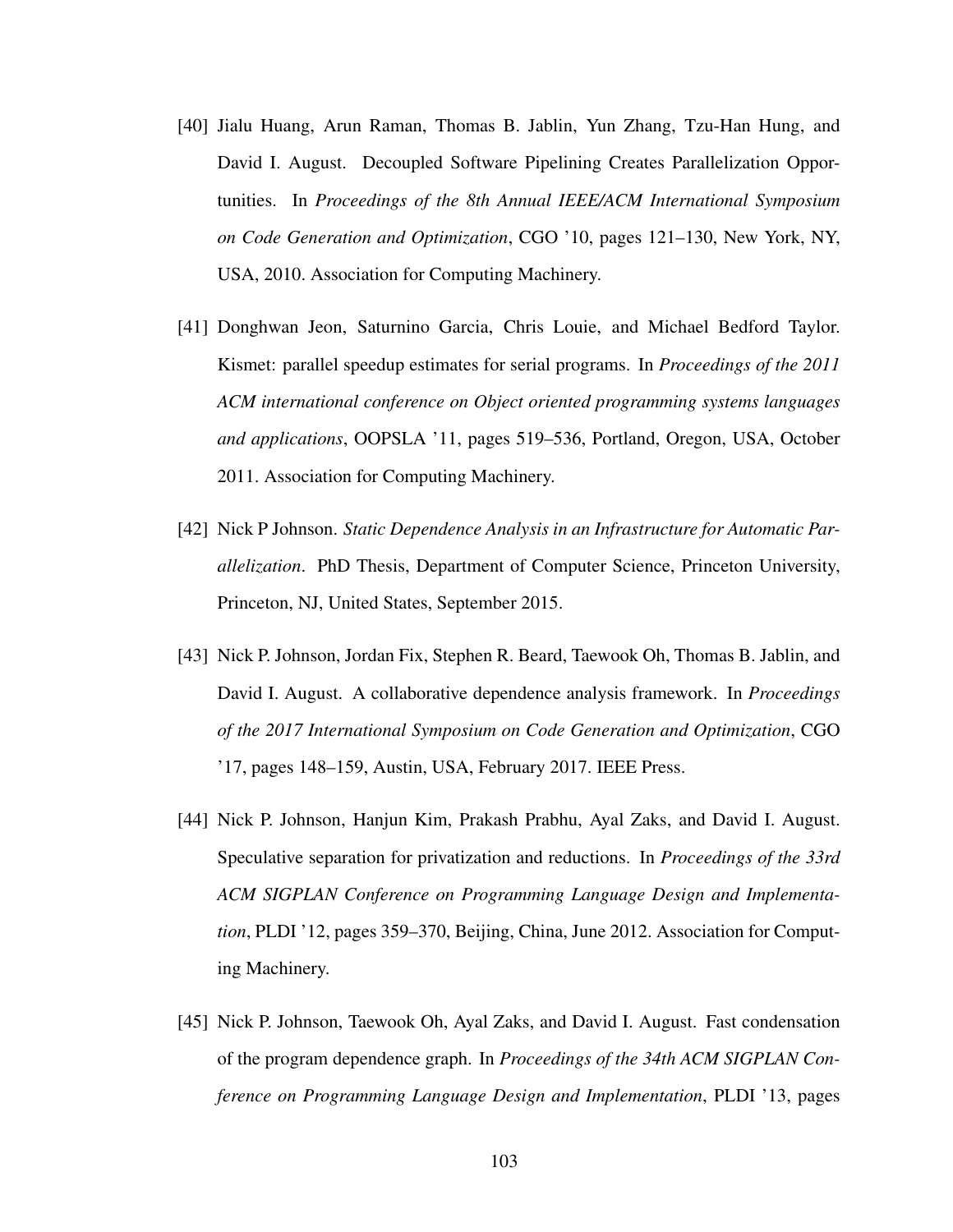[40] Jialu Huang, Arun Raman, Thomas B. Jablin, Yun Zhang, Tzu-Han Hung, and David I. August. Decoupled Software Pipelining Creates Parallelization Opportunities. In *Proceedings of the 8th Annual IEEE/ACM International Symposium on Code Generation and Optimization*, CGO '10, pages 121–130, New York, NY, USA, 2010. Association for Computing Machinery.

[41] Donghwan Jeon, Saturnino Garcia, Chris Louie, and Michael Bedford Taylor. Kismet: parallel speedup estimates for serial programs. In *Proceedings of the 2011 ACM international conference on Object oriented programming systems languages and applications*, OOPSLA '11, pages 519–536, Portland, Oregon, USA, October 2011. Association for Computing Machinery.

[42] Nick P Johnson. *Static Dependence Analysis in an Infrastructure for Automatic Parallelization*. PhD Thesis, Department of Computer Science, Princeton University, Princeton, NJ, United States, September 2015.

[43] Nick P. Johnson, Jordan Fix, Stephen R. Beard, Taewook Oh, Thomas B. Jablin, and David I. August. A collaborative dependence analysis framework. In *Proceedings of the 2017 International Symposium on Code Generation and Optimization*, CGO '17, pages 148–159, Austin, USA, February 2017. IEEE Press.

[44] Nick P. Johnson, Hanjun Kim, Prakash Prabhu, Ayal Zaks, and David I. August. Speculative separation for privatization and reductions. In *Proceedings of the 33rd ACM SIGPLAN Conference on Programming Language Design and Implementation*, PLDI '12, pages 359–370, Beijing, China, June 2012. Association for Computing Machinery.

[45] Nick P. Johnson, Taewook Oh, Ayal Zaks, and David I. August. Fast condensation of the program dependence graph. In *Proceedings of the 34th ACM SIGPLAN Conference on Programming Language Design and Implementation*, PLDI '13, pages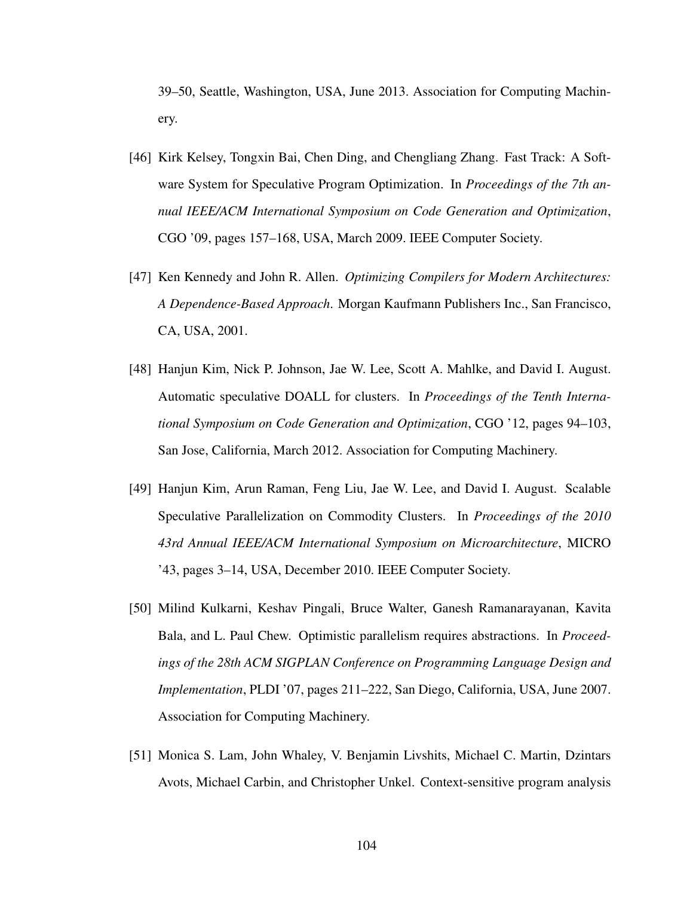39–50, Seattle, Washington, USA, June 2013. Association for Computing Machinery.

[46] Kirk Kelsey, Tongxin Bai, Chen Ding, and Chengliang Zhang. Fast Track: A Software System for Speculative Program Optimization. In *Proceedings of the 7th annual IEEE/ACM International Symposium on Code Generation and Optimization*, CGO '09, pages 157–168, USA, March 2009. IEEE Computer Society.

[47] Ken Kennedy and John R. Allen. *Optimizing Compilers for Modern Architectures: A Dependence-Based Approach*. Morgan Kaufmann Publishers Inc., San Francisco, CA, USA, 2001.

[48] Hanjun Kim, Nick P. Johnson, Jae W. Lee, Scott A. Mahlke, and David I. August. Automatic speculative DOALL for clusters. In *Proceedings of the Tenth International Symposium on Code Generation and Optimization*, CGO '12, pages 94–103, San Jose, California, March 2012. Association for Computing Machinery.

[49] Hanjun Kim, Arun Raman, Feng Liu, Jae W. Lee, and David I. August. Scalable Speculative Parallelization on Commodity Clusters. In *Proceedings of the 2010 43rd Annual IEEE/ACM International Symposium on Microarchitecture*, MICRO '43, pages 3–14, USA, December 2010. IEEE Computer Society.

[50] Milind Kulkarni, Keshav Pingali, Bruce Walter, Ganesh Ramanarayanan, Kavita Bala, and L. Paul Chew. Optimistic parallelism requires abstractions. In *Proceedings of the 28th ACM SIGPLAN Conference on Programming Language Design and Implementation*, PLDI '07, pages 211–222, San Diego, California, USA, June 2007. Association for Computing Machinery.

[51] Monica S. Lam, John Whaley, V. Benjamin Livshits, Michael C. Martin, Dzintars Avots, Michael Carbin, and Christopher Unkel. Context-sensitive program analysis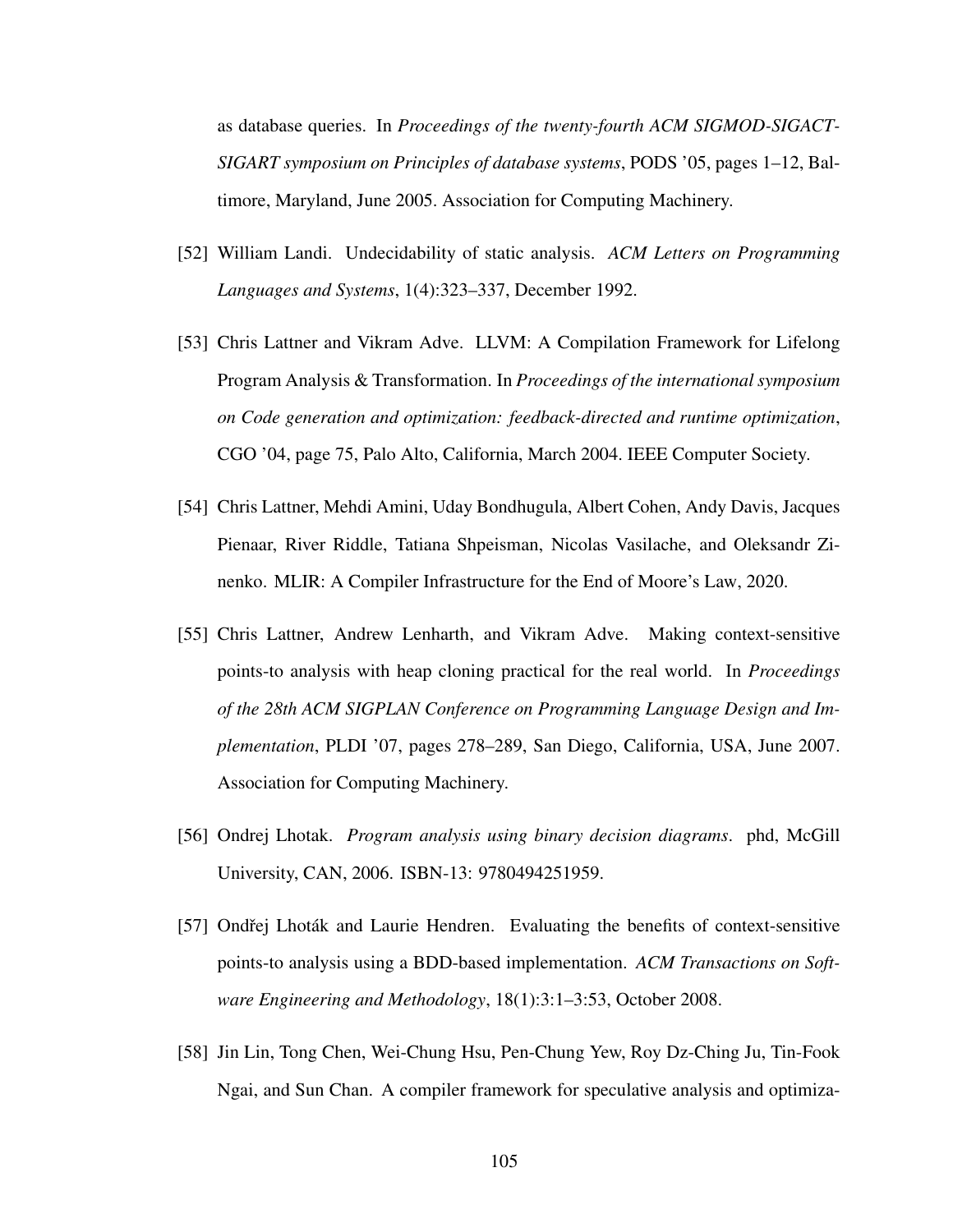as database queries. In *Proceedings of the twenty-fourth ACM SIGMOD-SIGACT-SIGART symposium on Principles of database systems*, PODS '05, pages 1–12, Baltimore, Maryland, June 2005. Association for Computing Machinery.

[52] William Landi. Undecidability of static analysis. *ACM Letters on Programming Languages and Systems*, 1(4):323–337, December 1992.

[53] Chris Lattner and Vikram Adve. LLVM: A Compilation Framework for Lifelong Program Analysis & Transformation. In *Proceedings of the international symposium on Code generation and optimization: feedback-directed and runtime optimization*, CGO '04, page 75, Palo Alto, California, March 2004. IEEE Computer Society.

[54] Chris Lattner, Mehdi Amini, Uday Bondhugula, Albert Cohen, Andy Davis, Jacques Pienaar, River Riddle, Tatiana Shpeisman, Nicolas Vasilache, and Oleksandr Zinenko. MLIR: A Compiler Infrastructure for the End of Moore's Law, 2020.

[55] Chris Lattner, Andrew Lenharth, and Vikram Adve. Making context-sensitive points-to analysis with heap cloning practical for the real world. In *Proceedings of the 28th ACM SIGPLAN Conference on Programming Language Design and Implementation*, PLDI '07, pages 278–289, San Diego, California, USA, June 2007. Association for Computing Machinery.

[56] Ondrej Lhotak. *Program analysis using binary decision diagrams*. phd, McGill University, CAN, 2006. ISBN-13: 9780494251959.

[57] Ondřej Lhoták and Laurie Hendren. Evaluating the benefits of context-sensitive points-to analysis using a BDD-based implementation. *ACM Transactions on Software Engineering and Methodology*, 18(1):3:1–3:53, October 2008.

[58] Jin Lin, Tong Chen, Wei-Chung Hsu, Pen-Chung Yew, Roy Dz-Ching Ju, Tin-Fook Ngai, and Sun Chan. A compiler framework for speculative analysis and optimiza-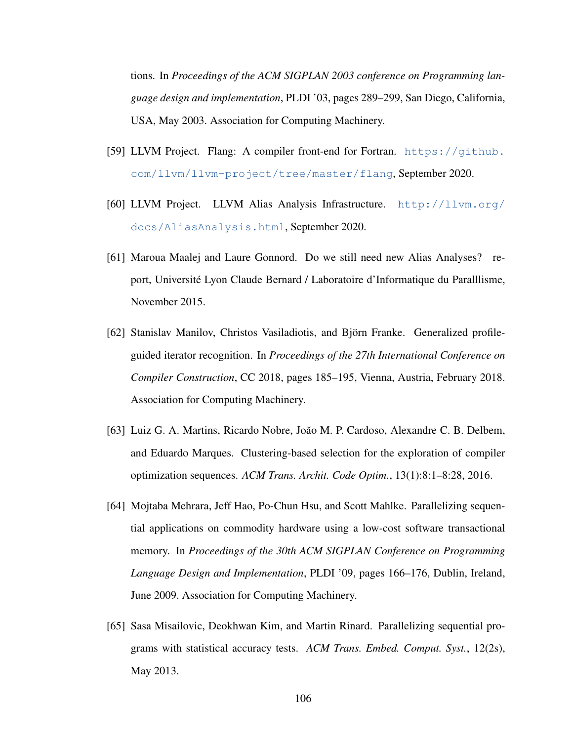tions. In *Proceedings of the ACM SIGPLAN 2003 conference on Programming language design and implementation*, PLDI '03, pages 289–299, San Diego, California, USA, May 2003. Association for Computing Machinery.

[59] LLVM Project. Flang: A compiler front-end for Fortran. https://github.com/llvm/llvm-project/tree/master/flang, September 2020.

[60] LLVM Project. LLVM Alias Analysis Infrastructure. http://llvm.org/docs/AliasAnalysis.html, September 2020.

[61] Maroua Maalej and Laure Gonnord. Do we still need new Alias Analyses? report, Université Lyon Claude Bernard / Laboratoire d'Informatique du Paralllisme, November 2015.

[62] Stanislav Manilov, Christos Vasiladiotis, and Björn Franke. Generalized profile-guided iterator recognition. In *Proceedings of the 27th International Conference on Compiler Construction*, CC 2018, pages 185–195, Vienna, Austria, February 2018. Association for Computing Machinery.

[63] Luiz G. A. Martins, Ricardo Nobre, João M. P. Cardoso, Alexandre C. B. Delbem, and Eduardo Marques. Clustering-based selection for the exploration of compiler optimization sequences. *ACM Trans. Archit. Code Optim.*, 13(1):8:1–8:28, 2016.

[64] Mojtaba Mehrara, Jeff Hao, Po-Chun Hsu, and Scott Mahlke. Parallelizing sequential applications on commodity hardware using a low-cost software transactional memory. In *Proceedings of the 30th ACM SIGPLAN Conference on Programming Language Design and Implementation*, PLDI '09, pages 166–176, Dublin, Ireland, June 2009. Association for Computing Machinery.

[65] Sasa Misailovic, Deokhwan Kim, and Martin Rinard. Parallelizing sequential programs with statistical accuracy tests. *ACM Trans. Embed. Comput. Syst.*, 12(2s), May 2013.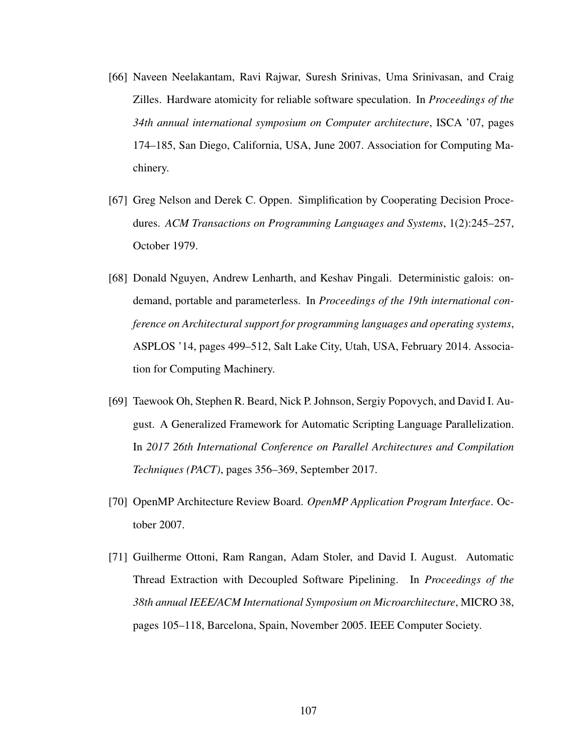[66] Naveen Neelakantam, Ravi Rajwar, Suresh Srinivas, Uma Srinivasan, and Craig Zilles. Hardware atomicity for reliable software speculation. In *Proceedings of the 34th annual international symposium on Computer architecture*, ISCA '07, pages 174–185, San Diego, California, USA, June 2007. Association for Computing Machinery.

[67] Greg Nelson and Derek C. Oppen. Simplification by Cooperating Decision Procedures. *ACM Transactions on Programming Languages and Systems*, 1(2):245–257, October 1979.

[68] Donald Nguyen, Andrew Lenharth, and Keshav Pingali. Deterministic galois: on-demand, portable and parameterless. In *Proceedings of the 19th international conference on Architectural support for programming languages and operating systems*, ASPLOS '14, pages 499–512, Salt Lake City, Utah, USA, February 2014. Association for Computing Machinery.

[69] Taewook Oh, Stephen R. Beard, Nick P. Johnson, Sergiy Popovych, and David I. August. A Generalized Framework for Automatic Scripting Language Parallelization. In *2017 26th International Conference on Parallel Architectures and Compilation Techniques (PACT)*, pages 356–369, September 2017.

[70] OpenMP Architecture Review Board. *OpenMP Application Program Interface*. October 2007.

[71] Guilherme Ottoni, Ram Rangan, Adam Stoler, and David I. August. Automatic Thread Extraction with Decoupled Software Pipelining. In *Proceedings of the 38th annual IEEE/ACM International Symposium on Microarchitecture*, MICRO 38, pages 105–118, Barcelona, Spain, November 2005. IEEE Computer Society.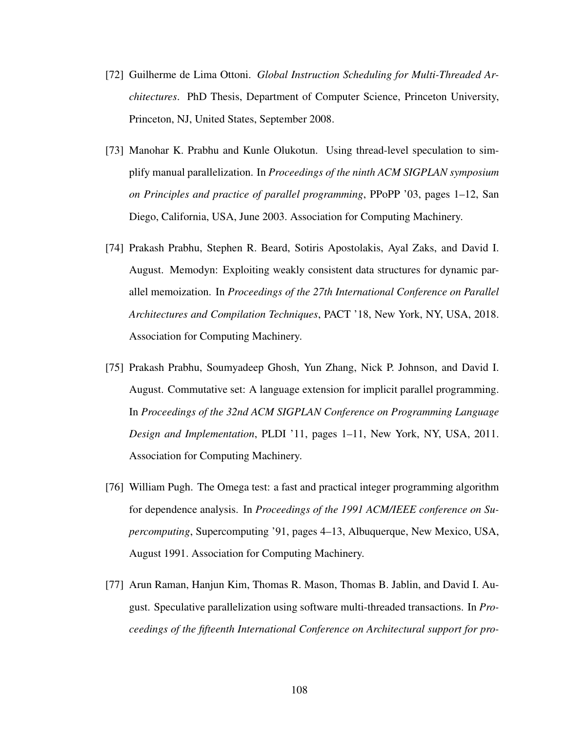[72] Guilherme de Lima Ottoni. *Global Instruction Scheduling for Multi-Threaded Architectures*. PhD Thesis, Department of Computer Science, Princeton University, Princeton, NJ, United States, September 2008.

[73] Manohar K. Prabhu and Kunle Olukotun. Using thread-level speculation to simplify manual parallelization. In *Proceedings of the ninth ACM SIGPLAN symposium on Principles and practice of parallel programming*, PPoPP '03, pages 1–12, San Diego, California, USA, June 2003. Association for Computing Machinery.

[74] Prakash Prabhu, Stephen R. Beard, Sotiris Apostolakis, Ayal Zaks, and David I. August. Memodyn: Exploiting weakly consistent data structures for dynamic parallel memoization. In *Proceedings of the 27th International Conference on Parallel Architectures and Compilation Techniques*, PACT '18, New York, NY, USA, 2018. Association for Computing Machinery.

[75] Prakash Prabhu, Soumyadeep Ghosh, Yun Zhang, Nick P. Johnson, and David I. August. Commutative set: A language extension for implicit parallel programming. In *Proceedings of the 32nd ACM SIGPLAN Conference on Programming Language Design and Implementation*, PLDI '11, pages 1–11, New York, NY, USA, 2011. Association for Computing Machinery.

[76] William Pugh. The Omega test: a fast and practical integer programming algorithm for dependence analysis. In *Proceedings of the 1991 ACM/IEEE conference on Supercomputing*, Supercomputing '91, pages 4–13, Albuquerque, New Mexico, USA, August 1991. Association for Computing Machinery.

[77] Arun Raman, Hanjun Kim, Thomas R. Mason, Thomas B. Jablin, and David I. August. Speculative parallelization using software multi-threaded transactions. In *Proceedings of the fifteenth International Conference on Architectural support for pro-*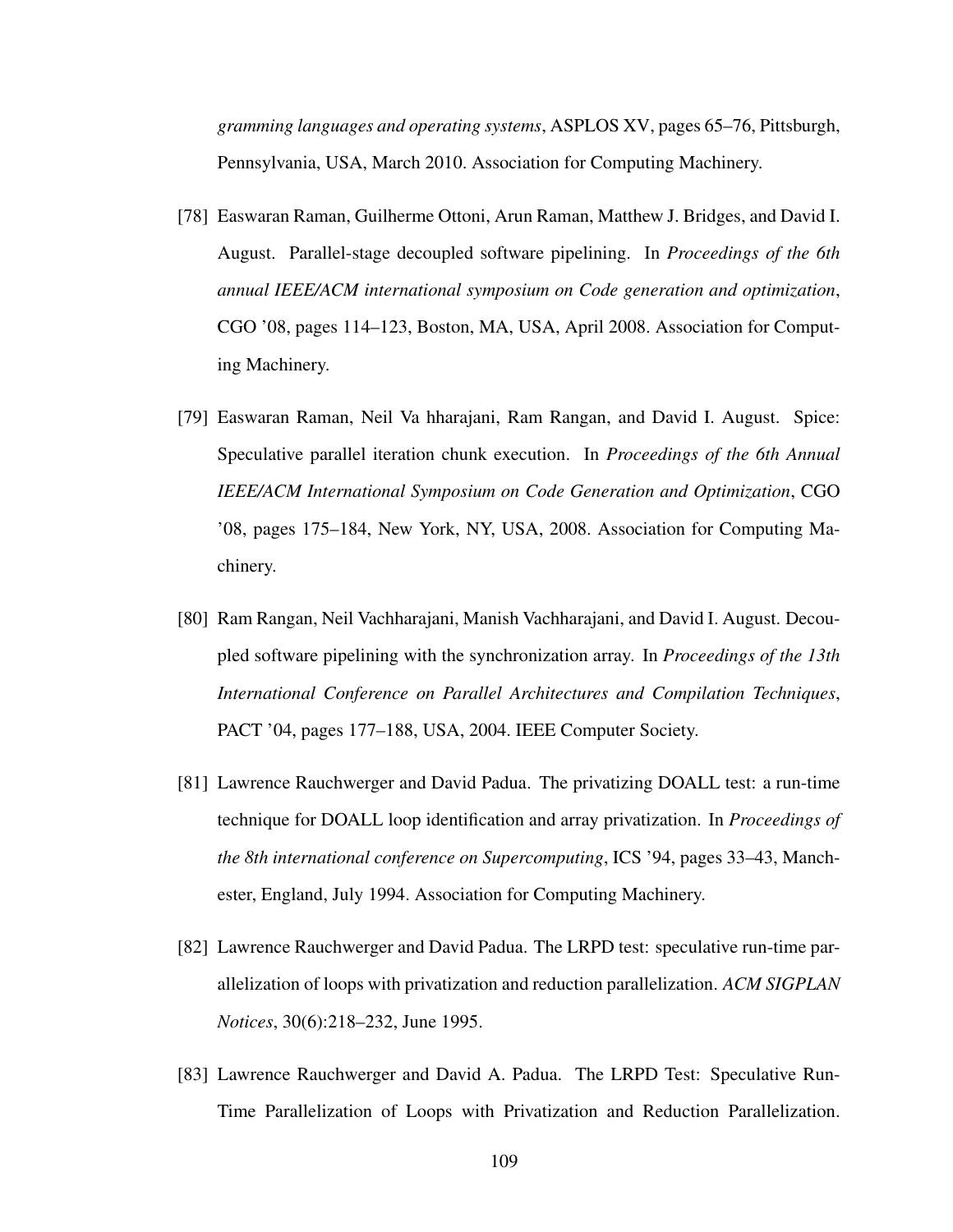*gramming languages and operating systems*, ASPLOS XV, pages 65–76, Pittsburgh, Pennsylvania, USA, March 2010. Association for Computing Machinery.

[78] Easwaran Raman, Guilherme Ottoni, Arun Raman, Matthew J. Bridges, and David I. August. Parallel-stage decoupled software pipelining. In *Proceedings of the 6th annual IEEE/ACM international symposium on Code generation and optimization*, CGO '08, pages 114–123, Boston, MA, USA, April 2008. Association for Computing Machinery.

[79] Easwaran Raman, Neil Va hharajani, Ram Rangan, and David I. August. Spice: Speculative parallel iteration chunk execution. In *Proceedings of the 6th Annual IEEE/ACM International Symposium on Code Generation and Optimization*, CGO '08, pages 175–184, New York, NY, USA, 2008. Association for Computing Machinery.

[80] Ram Rangan, Neil Vachharajani, Manish Vachharajani, and David I. August. Decoupled software pipelining with the synchronization array. In *Proceedings of the 13th International Conference on Parallel Architectures and Compilation Techniques*, PACT '04, pages 177–188, USA, 2004. IEEE Computer Society.

[81] Lawrence Rauchwerger and David Padua. The privatizing DOALL test: a run-time technique for DOALL loop identification and array privatization. In *Proceedings of the 8th international conference on Supercomputing*, ICS '94, pages 33–43, Manchester, England, July 1994. Association for Computing Machinery.

[82] Lawrence Rauchwerger and David Padua. The LRPD test: speculative run-time parallelization of loops with privatization and reduction parallelization. *ACM SIGPLAN Notices*, 30(6):218–232, June 1995.

[83] Lawrence Rauchwerger and David A. Padua. The LRPD Test: Speculative Run-Time Parallelization of Loops with Privatization and Reduction Parallelization.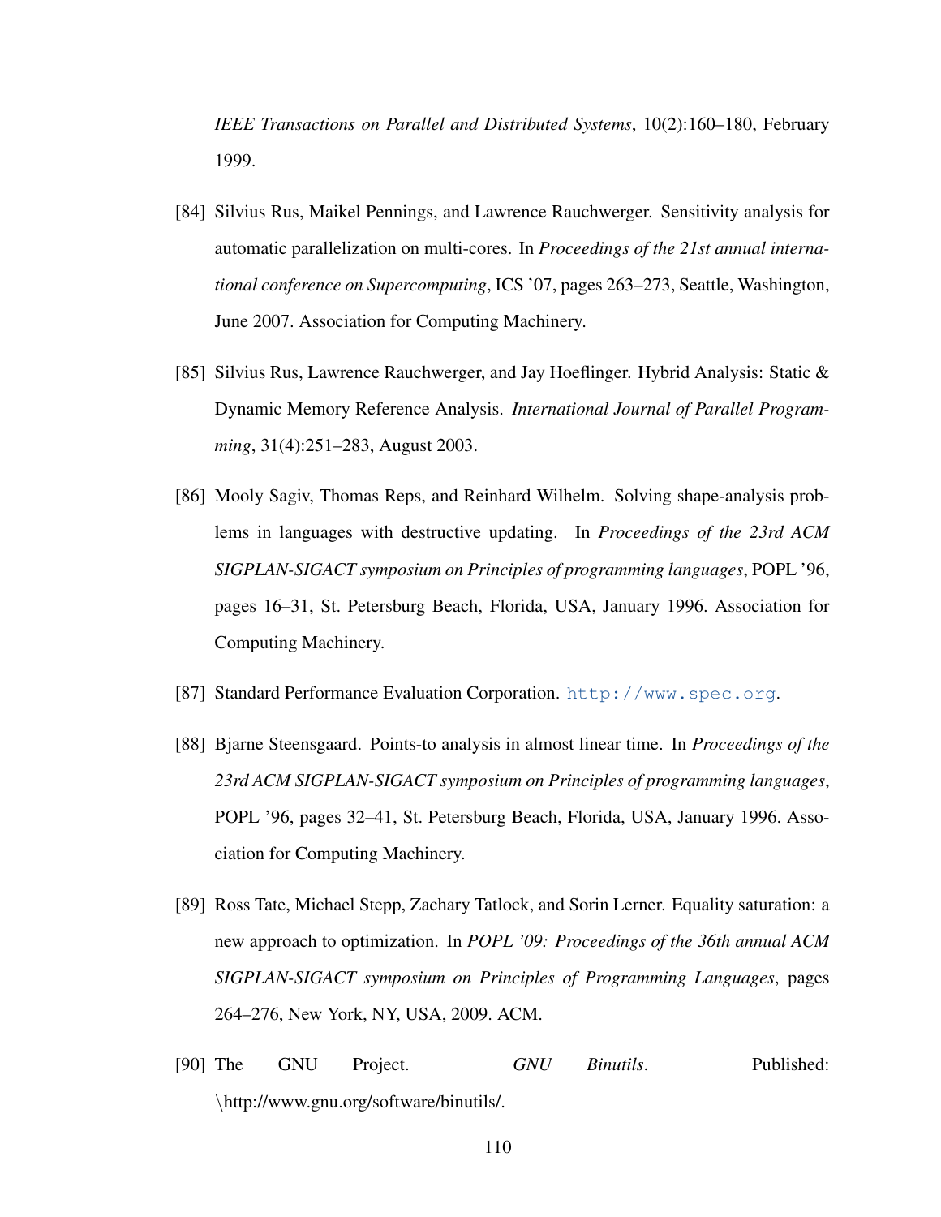*IEEE Transactions on Parallel and Distributed Systems*, 10(2):160–180, February 1999.

[84] Silvius Rus, Maikel Pennings, and Lawrence Rauchwerger. Sensitivity analysis for automatic parallelization on multi-cores. In *Proceedings of the 21st annual international conference on Supercomputing*, ICS '07, pages 263–273, Seattle, Washington, June 2007. Association for Computing Machinery.

[85] Silvius Rus, Lawrence Rauchwerger, and Jay Hoeflinger. Hybrid Analysis: Static & Dynamic Memory Reference Analysis. *International Journal of Parallel Programming*, 31(4):251–283, August 2003.

[86] Mooly Sagiv, Thomas Reps, and Reinhard Wilhelm. Solving shape-analysis problems in languages with destructive updating. In *Proceedings of the 23rd ACM SIGPLAN-SIGACT symposium on Principles of programming languages*, POPL '96, pages 16–31, St. Petersburg Beach, Florida, USA, January 1996. Association for Computing Machinery.

[87] Standard Performance Evaluation Corporation. http://www.spec.org.

[88] Bjarne Steensgaard. Points-to analysis in almost linear time. In *Proceedings of the 23rd ACM SIGPLAN-SIGACT symposium on Principles of programming languages*, POPL '96, pages 32–41, St. Petersburg Beach, Florida, USA, January 1996. Association for Computing Machinery.

[89] Ross Tate, Michael Stepp, Zachary Tatlock, and Sorin Lerner. Equality saturation: a new approach to optimization. In *POPL '09: Proceedings of the 36th annual ACM SIGPLAN-SIGACT symposium on Principles of Programming Languages*, pages 264–276, New York, NY, USA, 2009. ACM.

[90] The GNU Project. *GNU Binutils*. Published: \http://www.gnu.org/software/binutils/.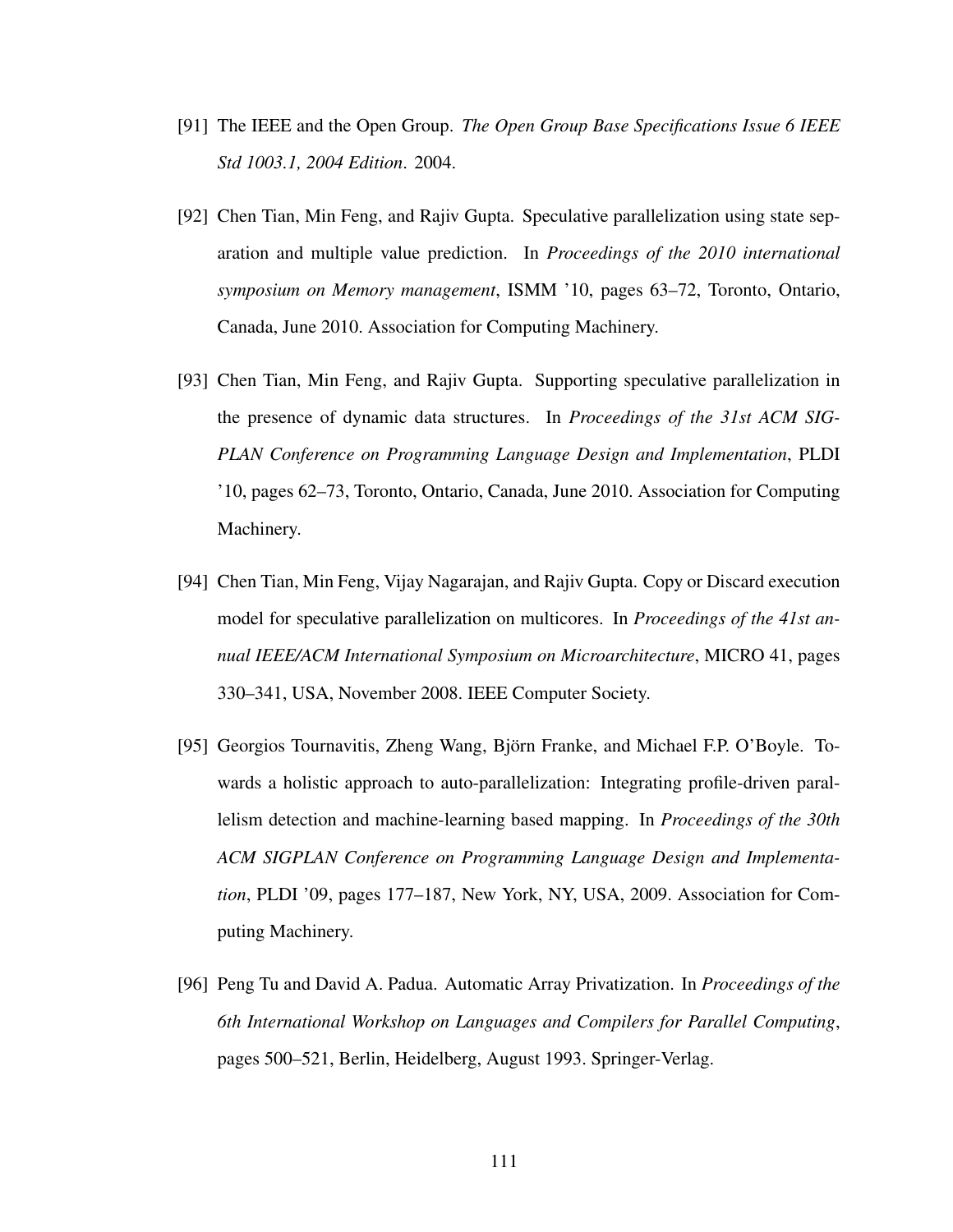[91] The IEEE and the Open Group. *The Open Group Base Specifications Issue 6 IEEE Std 1003.1, 2004 Edition*. 2004.

[92] Chen Tian, Min Feng, and Rajiv Gupta. Speculative parallelization using state separation and multiple value prediction. In *Proceedings of the 2010 international symposium on Memory management*, ISMM '10, pages 63–72, Toronto, Ontario, Canada, June 2010. Association for Computing Machinery.

[93] Chen Tian, Min Feng, and Rajiv Gupta. Supporting speculative parallelization in the presence of dynamic data structures. In *Proceedings of the 31st ACM SIGPLAN Conference on Programming Language Design and Implementation*, PLDI '10, pages 62–73, Toronto, Ontario, Canada, June 2010. Association for Computing Machinery.

[94] Chen Tian, Min Feng, Vijay Nagarajan, and Rajiv Gupta. Copy or Discard execution model for speculative parallelization on multicores. In *Proceedings of the 41st annual IEEE/ACM International Symposium on Microarchitecture*, MICRO 41, pages 330–341, USA, November 2008. IEEE Computer Society.

[95] Georgios Tournavitis, Zheng Wang, Björn Franke, and Michael F.P. O'Boyle. Towards a holistic approach to auto-parallelization: Integrating profile-driven parallelism detection and machine-learning based mapping. In *Proceedings of the 30th ACM SIGPLAN Conference on Programming Language Design and Implementation*, PLDI '09, pages 177–187, New York, NY, USA, 2009. Association for Computing Machinery.

[96] Peng Tu and David A. Padua. Automatic Array Privatization. In *Proceedings of the 6th International Workshop on Languages and Compilers for Parallel Computing*, pages 500–521, Berlin, Heidelberg, August 1993. Springer-Verlag.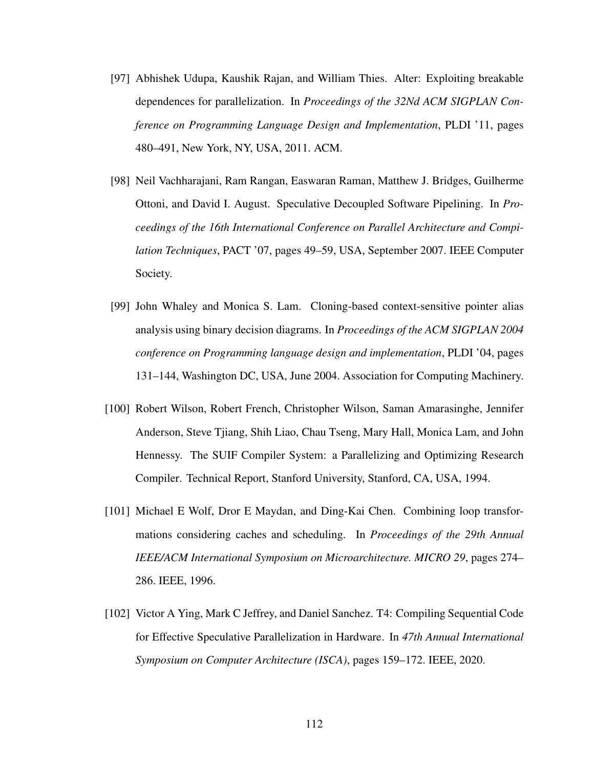[97] Abhishek Udupa, Kaushik Rajan, and William Thies. Alter: Exploiting breakable dependences for parallelization. In *Proceedings of the 32Nd ACM SIGPLAN Conference on Programming Language Design and Implementation*, PLDI '11, pages 480–491, New York, NY, USA, 2011. ACM.

[98] Neil Vachharajani, Ram Rangan, Easwaran Raman, Matthew J. Bridges, Guilherme Ottoni, and David I. August. Speculative Decoupled Software Pipelining. In *Proceedings of the 16th International Conference on Parallel Architecture and Compilation Techniques*, PACT '07, pages 49–59, USA, September 2007. IEEE Computer Society.

[99] John Whaley and Monica S. Lam. Cloning-based context-sensitive pointer alias analysis using binary decision diagrams. In *Proceedings of the ACM SIGPLAN 2004 conference on Programming language design and implementation*, PLDI '04, pages 131–144, Washington DC, USA, June 2004. Association for Computing Machinery.

[100] Robert Wilson, Robert French, Christopher Wilson, Saman Amarasinghe, Jennifer Anderson, Steve Tjiang, Shih Liao, Chau Tseng, Mary Hall, Monica Lam, and John Hennessy. The SUIF Compiler System: a Parallelizing and Optimizing Research Compiler. Technical Report, Stanford University, Stanford, CA, USA, 1994.

[101] Michael E Wolf, Dror E Maydan, and Ding-Kai Chen. Combining loop transformations considering caches and scheduling. In *Proceedings of the 29th Annual IEEE/ACM International Symposium on Microarchitecture. MICRO 29*, pages 274–286. IEEE, 1996.

[102] Victor A Ying, Mark C Jeffrey, and Daniel Sanchez. T4: Compiling Sequential Code for Effective Speculative Parallelization in Hardware. In *47th Annual International Symposium on Computer Architecture (ISCA)*, pages 159–172. IEEE, 2020.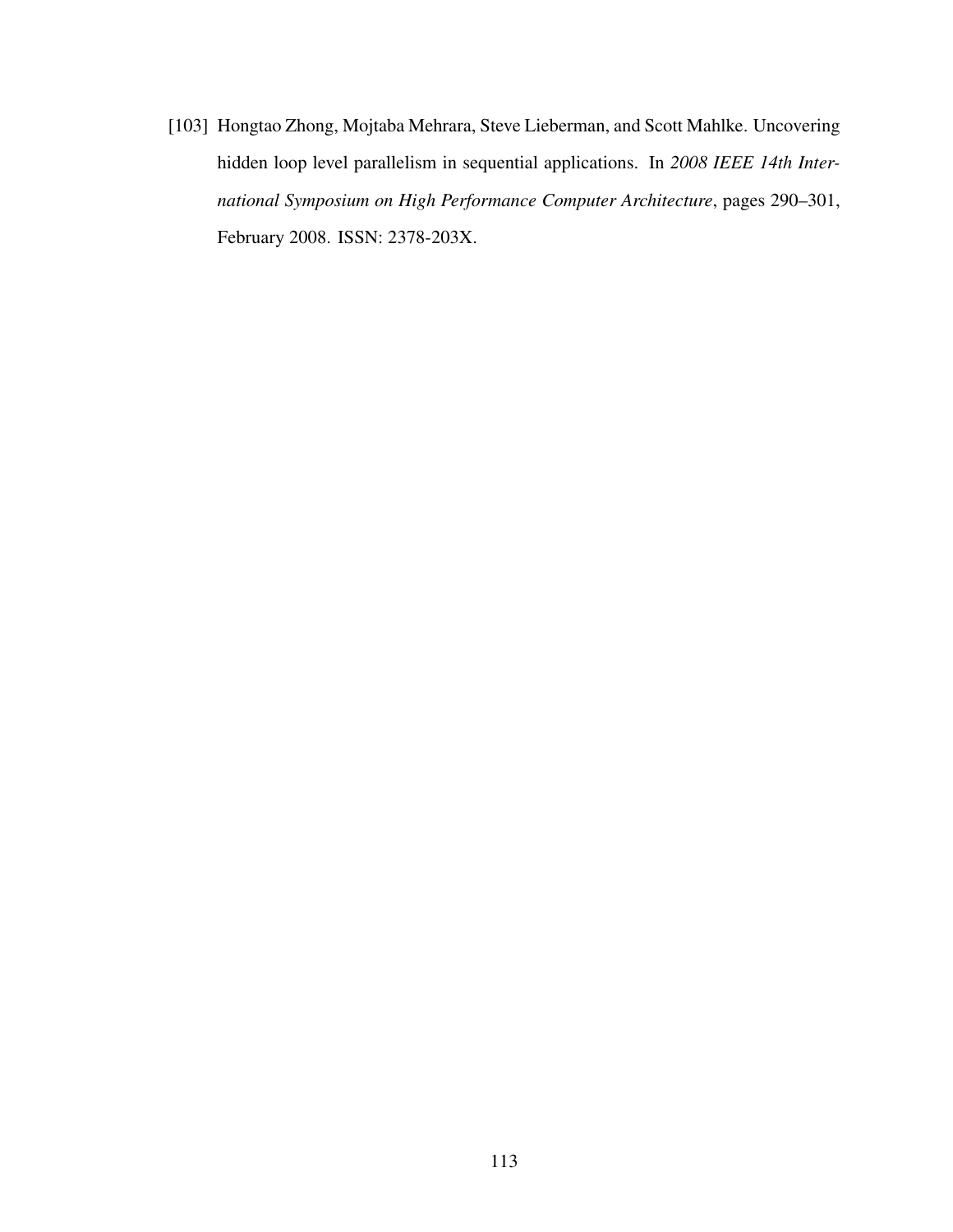[103] Hongtao Zhong, Mojtaba Mehrara, Steve Lieberman, and Scott Mahlke. Uncovering hidden loop level parallelism in sequential applications. In *2008 IEEE 14th International Symposium on High Performance Computer Architecture*, pages 290–301, February 2008. ISSN: 2378-203X.